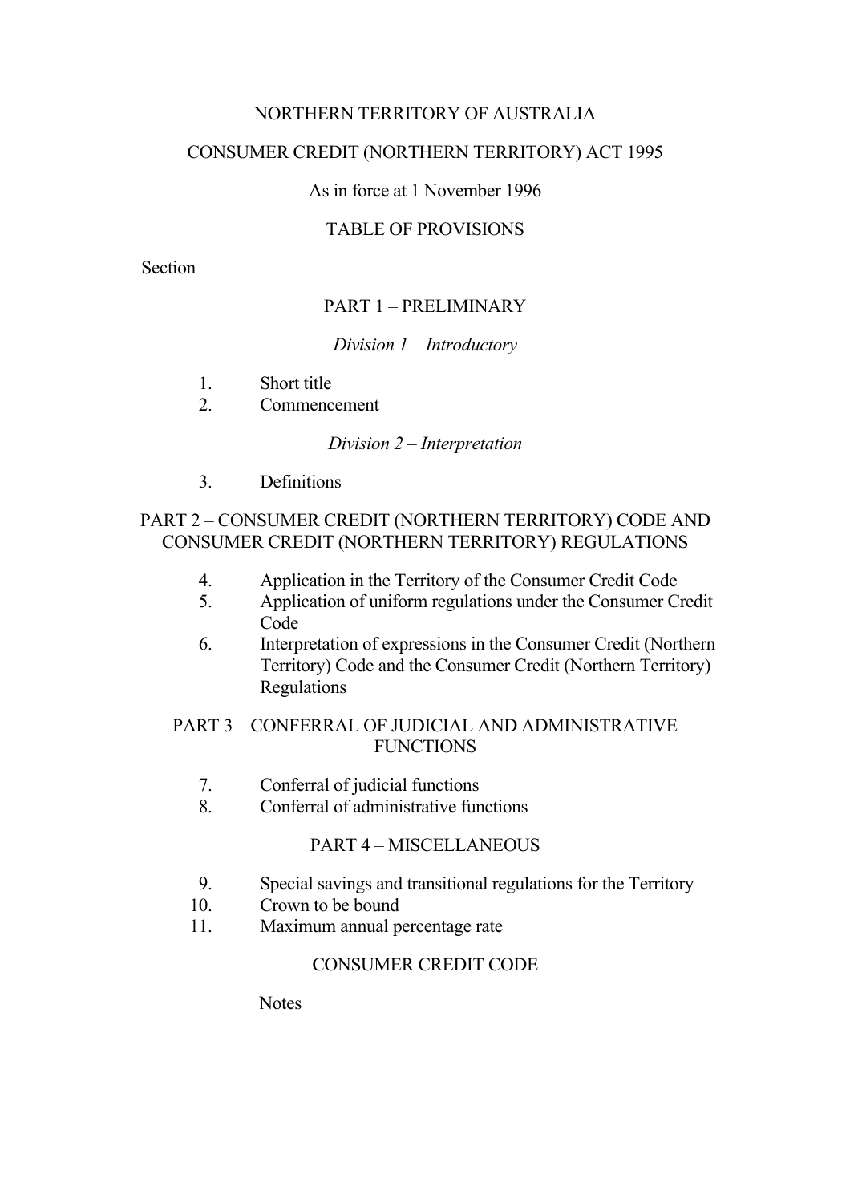# NORTHERN TERRITORY OF AUSTRALIA

## CONSUMER CREDIT (NORTHERN TERRITORY) ACT 1995

As in force at 1 November 1996

### TABLE OF PROVISIONS

Section

#### PART 1 – PRELIMINARY

*Division 1 – Introductory*

1. Short title
2. Commencement

*Division 2 – Interpretation*

3. Definitions

#### PART 2 – CONSUMER CREDIT (NORTHERN TERRITORY) CODE AND CONSUMER CREDIT (NORTHERN TERRITORY) REGULATIONS

4. Application in the Territory of the Consumer Credit Code
5. Application of uniform regulations under the Consumer Credit Code
6. Interpretation of expressions in the Consumer Credit (Northern Territory) Code and the Consumer Credit (Northern Territory) Regulations

#### PART 3 – CONFERRAL OF JUDICIAL AND ADMINISTRATIVE FUNCTIONS

7. Conferral of judicial functions
8. Conferral of administrative functions

#### PART 4 – MISCELLANEOUS

9. Special savings and transitional regulations for the Territory
10. Crown to be bound
11. Maximum annual percentage rate

#### CONSUMER CREDIT CODE

Notes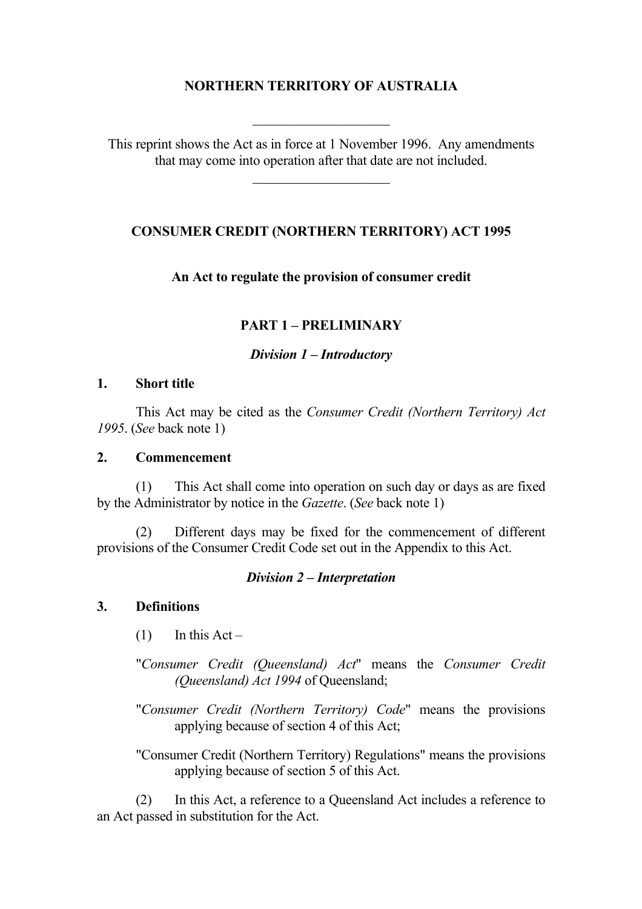# NORTHERN TERRITORY OF AUSTRALIA

---

This reprint shows the Act as in force at 1 November 1996. Any amendments that may come into operation after that date are not included.

---

## CONSUMER CREDIT (NORTHERN TERRITORY) ACT 1995

**An Act to regulate the provision of consumer credit**

## PART 1 – PRELIMINARY

### *Division 1 – Introductory*

**1. Short title**

This Act may be cited as the *Consumer Credit (Northern Territory) Act 1995*. (*See* back note 1)

**2. Commencement**

(1) This Act shall come into operation on such day or days as are fixed by the Administrator by notice in the *Gazette*. (*See* back note 1)

(2) Different days may be fixed for the commencement of different provisions of the Consumer Credit Code set out in the Appendix to this Act.

### *Division 2 – Interpretation*

**3. Definitions**

(1) In this Act –

"*Consumer Credit (Queensland) Act*" means the *Consumer Credit (Queensland) Act 1994* of Queensland;

"*Consumer Credit (Northern Territory) Code*" means the provisions applying because of section 4 of this Act;

"Consumer Credit (Northern Territory) Regulations" means the provisions applying because of section 5 of this Act.

(2) In this Act, a reference to a Queensland Act includes a reference to an Act passed in substitution for the Act.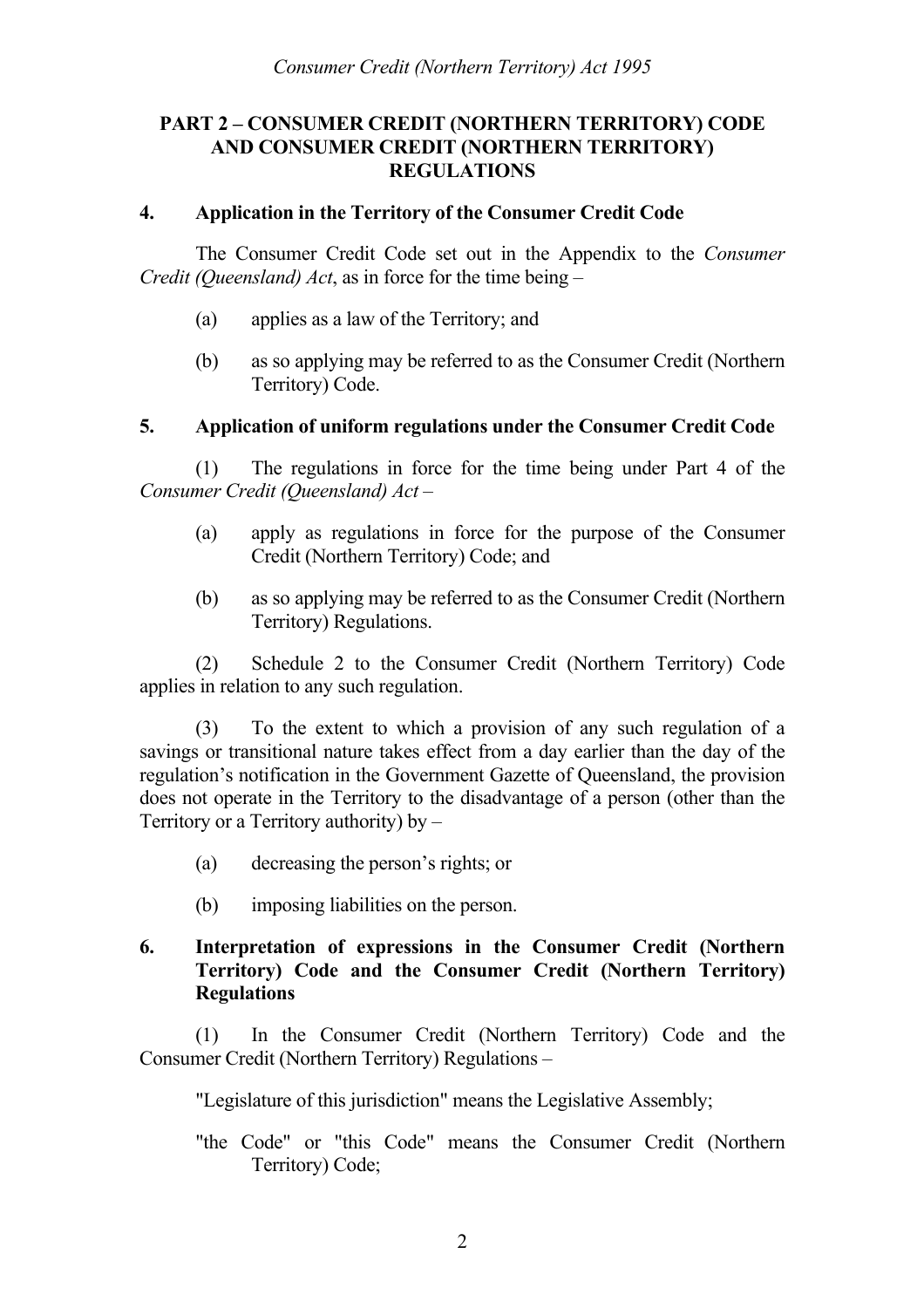## PART 2 – CONSUMER CREDIT (NORTHERN TERRITORY) CODE AND CONSUMER CREDIT (NORTHERN TERRITORY) REGULATIONS

### 4. Application in the Territory of the Consumer Credit Code

The Consumer Credit Code set out in the Appendix to the *Consumer Credit (Queensland) Act*, as in force for the time being –

(a) applies as a law of the Territory; and

(b) as so applying may be referred to as the Consumer Credit (Northern Territory) Code.

### 5. Application of uniform regulations under the Consumer Credit Code

(1) The regulations in force for the time being under Part 4 of the *Consumer Credit (Queensland) Act* –

(a) apply as regulations in force for the purpose of the Consumer Credit (Northern Territory) Code; and

(b) as so applying may be referred to as the Consumer Credit (Northern Territory) Regulations.

(2) Schedule 2 to the Consumer Credit (Northern Territory) Code applies in relation to any such regulation.

(3) To the extent to which a provision of any such regulation of a savings or transitional nature takes effect from a day earlier than the day of the regulation's notification in the Government Gazette of Queensland, the provision does not operate in the Territory to the disadvantage of a person (other than the Territory or a Territory authority) by –

(a) decreasing the person's rights; or

(b) imposing liabilities on the person.

### 6. Interpretation of expressions in the Consumer Credit (Northern Territory) Code and the Consumer Credit (Northern Territory) Regulations

(1) In the Consumer Credit (Northern Territory) Code and the Consumer Credit (Northern Territory) Regulations –

"Legislature of this jurisdiction" means the Legislative Assembly;

"the Code" or "this Code" means the Consumer Credit (Northern Territory) Code;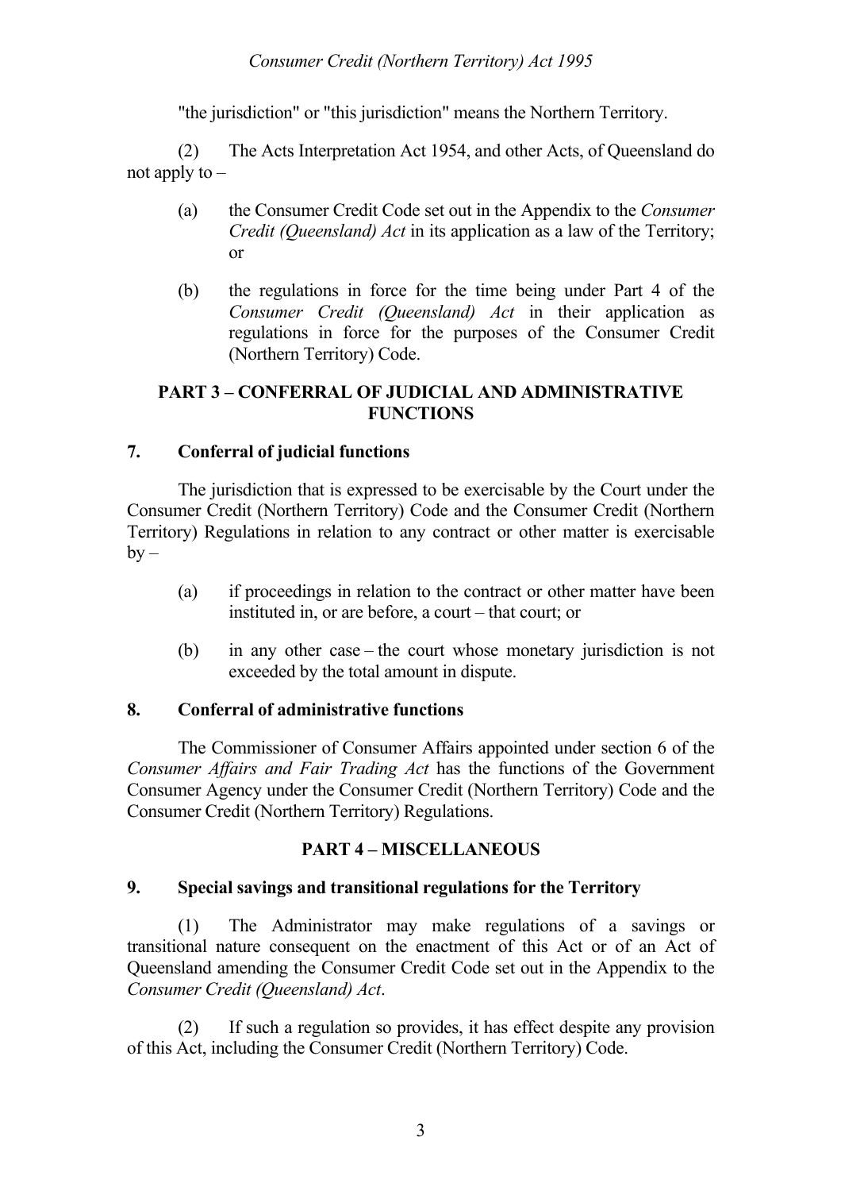"the jurisdiction" or "this jurisdiction" means the Northern Territory.

(2) The Acts Interpretation Act 1954, and other Acts, of Queensland do not apply to –

(a) the Consumer Credit Code set out in the Appendix to the *Consumer Credit (Queensland) Act* in its application as a law of the Territory; or

(b) the regulations in force for the time being under Part 4 of the *Consumer Credit (Queensland) Act* in their application as regulations in force for the purposes of the Consumer Credit (Northern Territory) Code.

## PART 3 – CONFERRAL OF JUDICIAL AND ADMINISTRATIVE FUNCTIONS

### 7. Conferral of judicial functions

The jurisdiction that is expressed to be exercisable by the Court under the Consumer Credit (Northern Territory) Code and the Consumer Credit (Northern Territory) Regulations in relation to any contract or other matter is exercisable by –

(a) if proceedings in relation to the contract or other matter have been instituted in, or are before, a court – that court; or

(b) in any other case – the court whose monetary jurisdiction is not exceeded by the total amount in dispute.

### 8. Conferral of administrative functions

The Commissioner of Consumer Affairs appointed under section 6 of the *Consumer Affairs and Fair Trading Act* has the functions of the Government Consumer Agency under the Consumer Credit (Northern Territory) Code and the Consumer Credit (Northern Territory) Regulations.

## PART 4 – MISCELLANEOUS

### 9. Special savings and transitional regulations for the Territory

(1) The Administrator may make regulations of a savings or transitional nature consequent on the enactment of this Act or of an Act of Queensland amending the Consumer Credit Code set out in the Appendix to the *Consumer Credit (Queensland) Act*.

(2) If such a regulation so provides, it has effect despite any provision of this Act, including the Consumer Credit (Northern Territory) Code.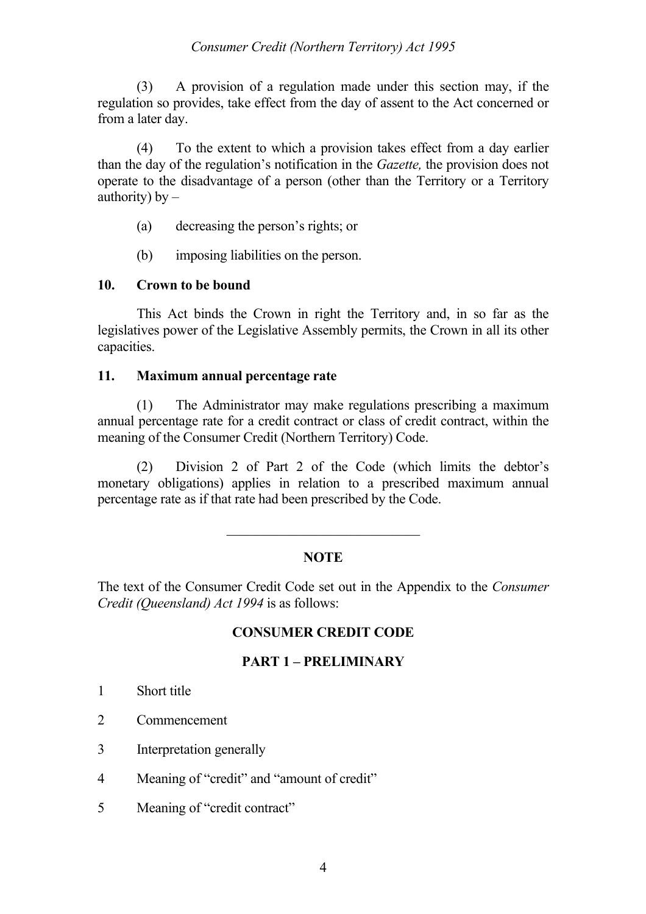(3) A provision of a regulation made under this section may, if the regulation so provides, take effect from the day of assent to the Act concerned or from a later day.

(4) To the extent to which a provision takes effect from a day earlier than the day of the regulation's notification in the *Gazette,* the provision does not operate to the disadvantage of a person (other than the Territory or a Territory authority) by –

(a) decreasing the person's rights; or

(b) imposing liabilities on the person.

**10. Crown to be bound**

This Act binds the Crown in right the Territory and, in so far as the legislatives power of the Legislative Assembly permits, the Crown in all its other capacities.

**11. Maximum annual percentage rate**

(1) The Administrator may make regulations prescribing a maximum annual percentage rate for a credit contract or class of credit contract, within the meaning of the Consumer Credit (Northern Territory) Code.

(2) Division 2 of Part 2 of the Code (which limits the debtor's monetary obligations) applies in relation to a prescribed maximum annual percentage rate as if that rate had been prescribed by the Code.

---

**NOTE**

The text of the Consumer Credit Code set out in the Appendix to the *Consumer Credit (Queensland) Act 1994* is as follows:

**CONSUMER CREDIT CODE**

**PART 1 – PRELIMINARY**

1 Short title

2 Commencement

3 Interpretation generally

4 Meaning of "credit" and "amount of credit"

5 Meaning of "credit contract"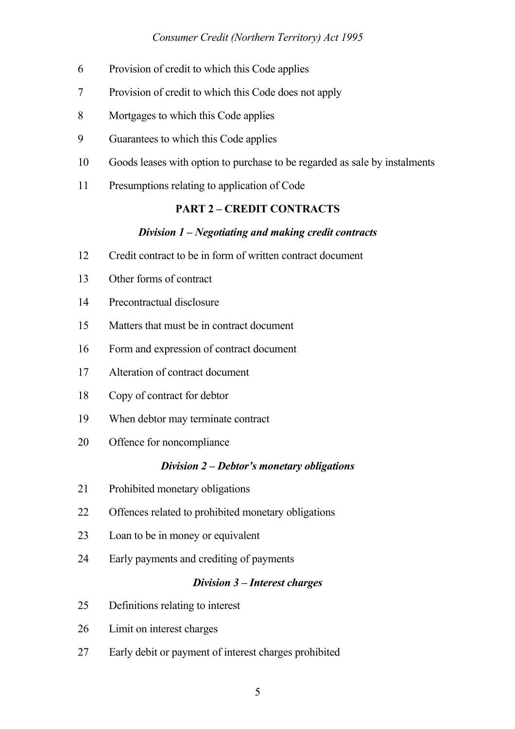6 Provision of credit to which this Code applies

7 Provision of credit to which this Code does not apply

8 Mortgages to which this Code applies

9 Guarantees to which this Code applies

10 Goods leases with option to purchase to be regarded as sale by instalments

11 Presumptions relating to application of Code

## PART 2 – CREDIT CONTRACTS

### *Division 1 – Negotiating and making credit contracts*

12 Credit contract to be in form of written contract document

13 Other forms of contract

14 Precontractual disclosure

15 Matters that must be in contract document

16 Form and expression of contract document

17 Alteration of contract document

18 Copy of contract for debtor

19 When debtor may terminate contract

20 Offence for noncompliance

### *Division 2 – Debtor's monetary obligations*

21 Prohibited monetary obligations

22 Offences related to prohibited monetary obligations

23 Loan to be in money or equivalent

24 Early payments and crediting of payments

### *Division 3 – Interest charges*

25 Definitions relating to interest

26 Limit on interest charges

27 Early debit or payment of interest charges prohibited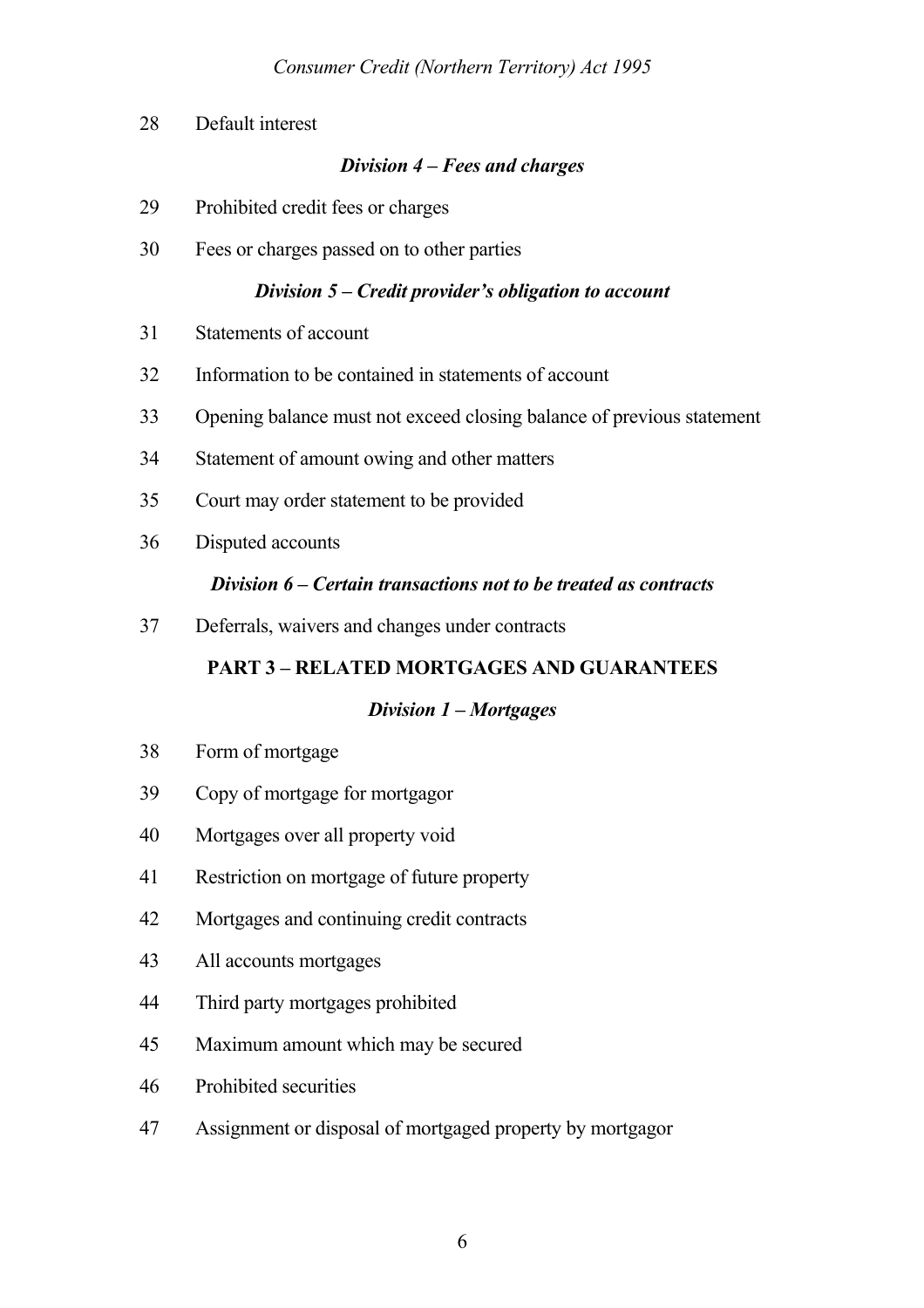28 Default interest

### *Division 4 – Fees and charges*

29 Prohibited credit fees or charges

30 Fees or charges passed on to other parties

### *Division 5 – Credit provider's obligation to account*

31 Statements of account

32 Information to be contained in statements of account

33 Opening balance must not exceed closing balance of previous statement

34 Statement of amount owing and other matters

35 Court may order statement to be provided

36 Disputed accounts

### *Division 6 – Certain transactions not to be treated as contracts*

37 Deferrals, waivers and changes under contracts

## PART 3 – RELATED MORTGAGES AND GUARANTEES

### *Division 1 – Mortgages*

38 Form of mortgage

39 Copy of mortgage for mortgagor

40 Mortgages over all property void

41 Restriction on mortgage of future property

42 Mortgages and continuing credit contracts

43 All accounts mortgages

44 Third party mortgages prohibited

45 Maximum amount which may be secured

46 Prohibited securities

47 Assignment or disposal of mortgaged property by mortgagor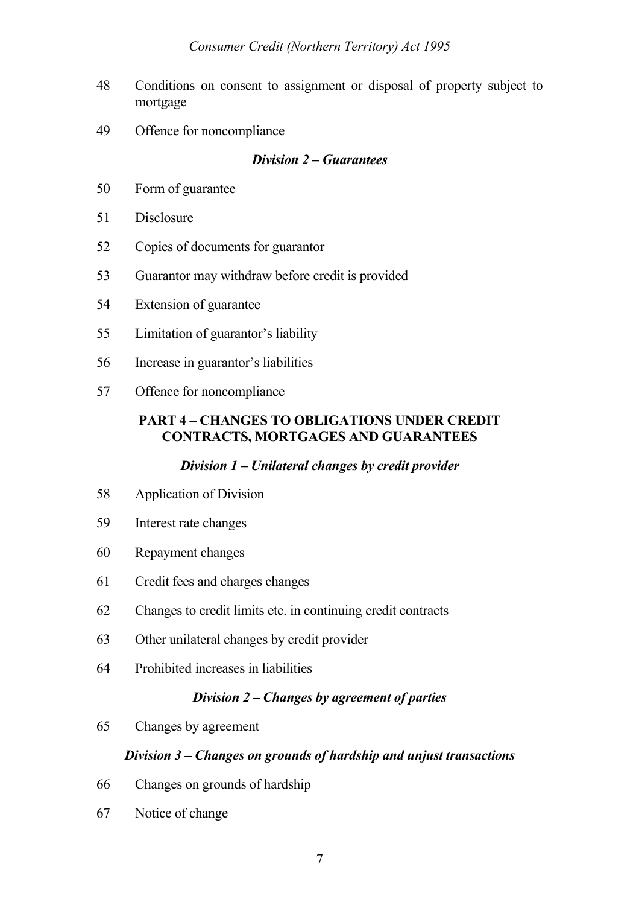48 Conditions on consent to assignment or disposal of property subject to mortgage

49 Offence for noncompliance

### *Division 2 – Guarantees*

50 Form of guarantee

51 Disclosure

52 Copies of documents for guarantor

53 Guarantor may withdraw before credit is provided

54 Extension of guarantee

55 Limitation of guarantor's liability

56 Increase in guarantor's liabilities

57 Offence for noncompliance

## PART 4 – CHANGES TO OBLIGATIONS UNDER CREDIT CONTRACTS, MORTGAGES AND GUARANTEES

### *Division 1 – Unilateral changes by credit provider*

58 Application of Division

59 Interest rate changes

60 Repayment changes

61 Credit fees and charges changes

62 Changes to credit limits etc. in continuing credit contracts

63 Other unilateral changes by credit provider

64 Prohibited increases in liabilities

### *Division 2 – Changes by agreement of parties*

65 Changes by agreement

### *Division 3 – Changes on grounds of hardship and unjust transactions*

66 Changes on grounds of hardship

67 Notice of change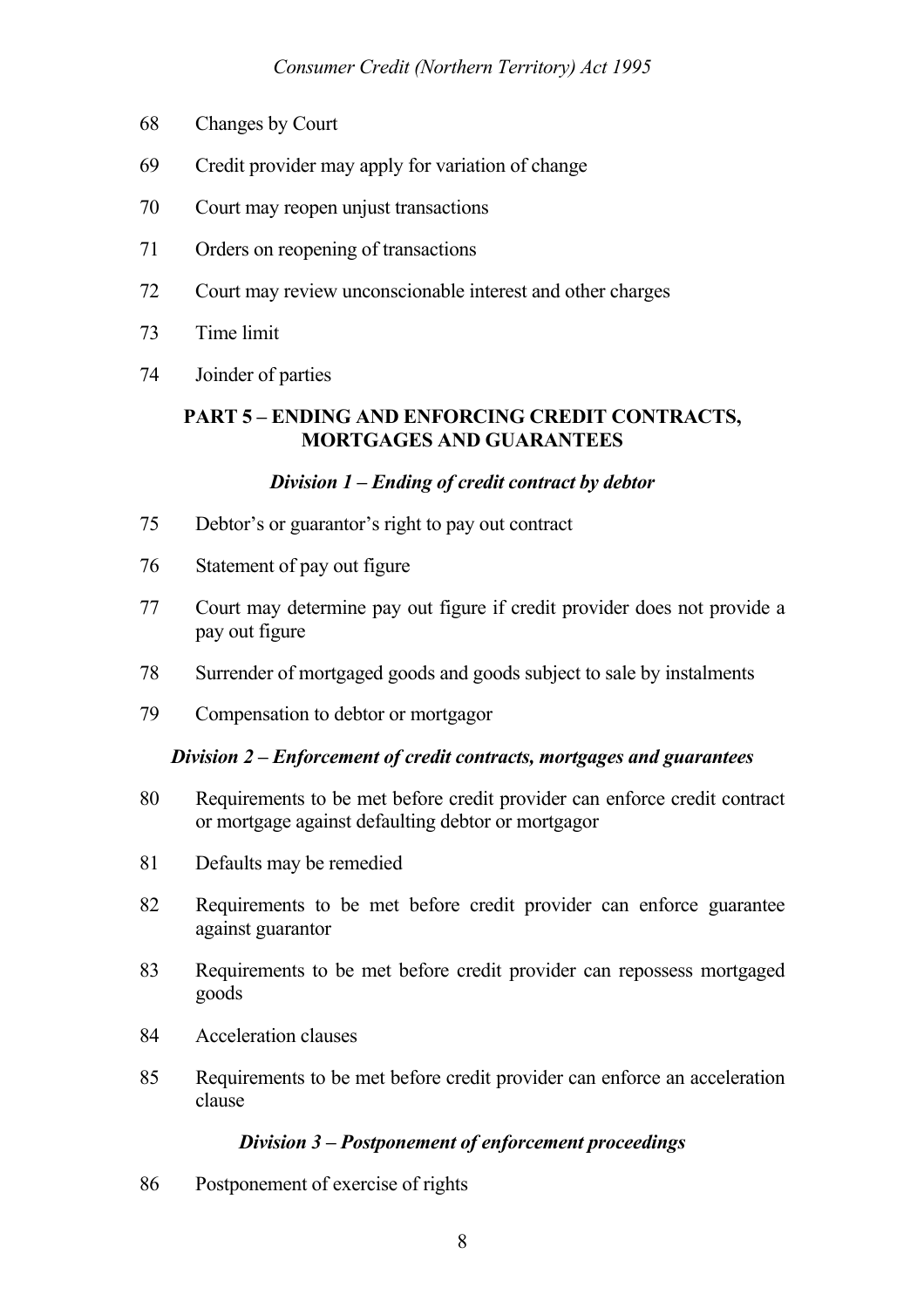68 Changes by Court

69 Credit provider may apply for variation of change

70 Court may reopen unjust transactions

71 Orders on reopening of transactions

72 Court may review unconscionable interest and other charges

73 Time limit

74 Joinder of parties

## PART 5 – ENDING AND ENFORCING CREDIT CONTRACTS, MORTGAGES AND GUARANTEES

### *Division 1 – Ending of credit contract by debtor*

75 Debtor's or guarantor's right to pay out contract

76 Statement of pay out figure

77 Court may determine pay out figure if credit provider does not provide a pay out figure

78 Surrender of mortgaged goods and goods subject to sale by instalments

79 Compensation to debtor or mortgagor

### *Division 2 – Enforcement of credit contracts, mortgages and guarantees*

80 Requirements to be met before credit provider can enforce credit contract or mortgage against defaulting debtor or mortgagor

81 Defaults may be remedied

82 Requirements to be met before credit provider can enforce guarantee against guarantor

83 Requirements to be met before credit provider can repossess mortgaged goods

84 Acceleration clauses

85 Requirements to be met before credit provider can enforce an acceleration clause

### *Division 3 – Postponement of enforcement proceedings*

86 Postponement of exercise of rights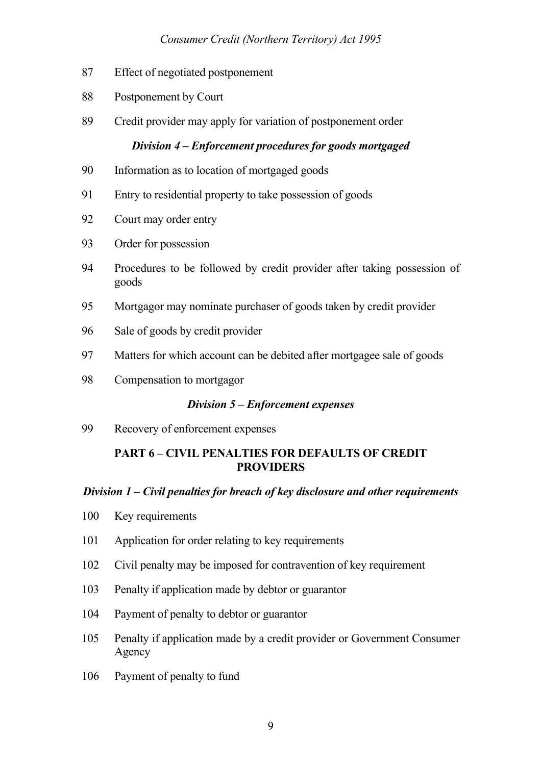87 Effect of negotiated postponement

88 Postponement by Court

89 Credit provider may apply for variation of postponement order

*Division 4 – Enforcement procedures for goods mortgaged*

90 Information as to location of mortgaged goods

91 Entry to residential property to take possession of goods

92 Court may order entry

93 Order for possession

94 Procedures to be followed by credit provider after taking possession of goods

95 Mortgagor may nominate purchaser of goods taken by credit provider

96 Sale of goods by credit provider

97 Matters for which account can be debited after mortgagee sale of goods

98 Compensation to mortgagor

*Division 5 – Enforcement expenses*

99 Recovery of enforcement expenses

**PART 6 – CIVIL PENALTIES FOR DEFAULTS OF CREDIT PROVIDERS**

*Division 1 – Civil penalties for breach of key disclosure and other requirements*

100 Key requirements

101 Application for order relating to key requirements

102 Civil penalty may be imposed for contravention of key requirement

103 Penalty if application made by debtor or guarantor

104 Payment of penalty to debtor or guarantor

105 Penalty if application made by a credit provider or Government Consumer Agency

106 Payment of penalty to fund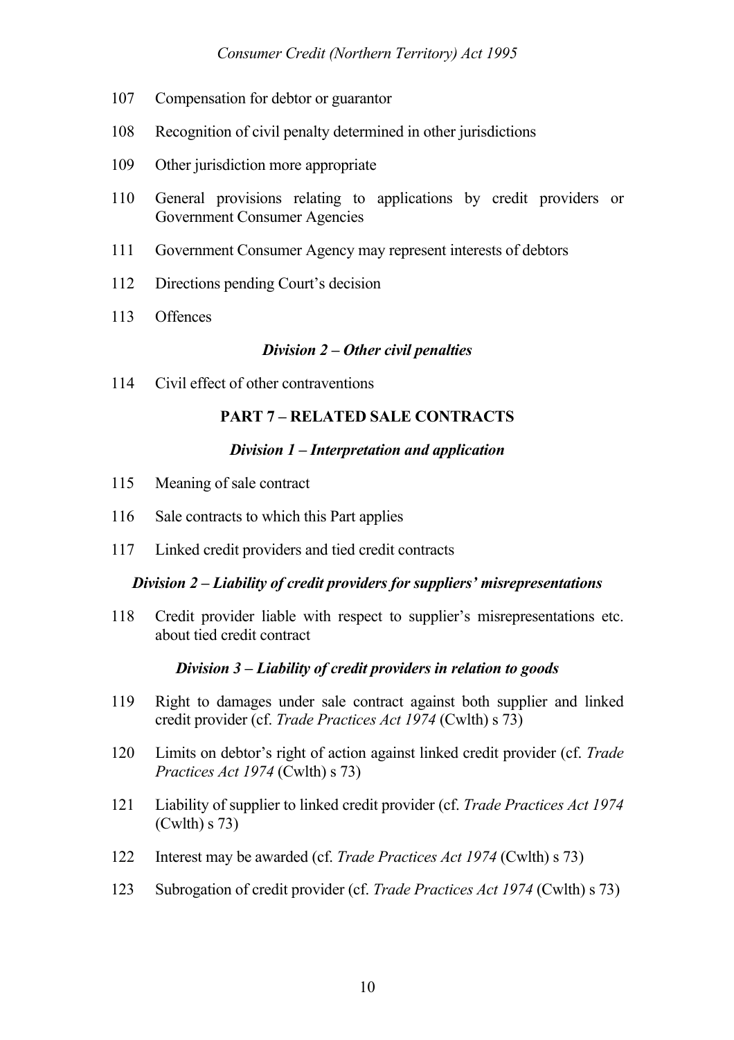107 Compensation for debtor or guarantor

108 Recognition of civil penalty determined in other jurisdictions

109 Other jurisdiction more appropriate

110 General provisions relating to applications by credit providers or Government Consumer Agencies

111 Government Consumer Agency may represent interests of debtors

112 Directions pending Court's decision

113 Offences

### *Division 2 – Other civil penalties*

114 Civil effect of other contraventions

## PART 7 – RELATED SALE CONTRACTS

### *Division 1 – Interpretation and application*

115 Meaning of sale contract

116 Sale contracts to which this Part applies

117 Linked credit providers and tied credit contracts

### *Division 2 – Liability of credit providers for suppliers' misrepresentations*

118 Credit provider liable with respect to supplier's misrepresentations etc. about tied credit contract

### *Division 3 – Liability of credit providers in relation to goods*

119 Right to damages under sale contract against both supplier and linked credit provider (cf. *Trade Practices Act 1974* (Cwlth) s 73)

120 Limits on debtor's right of action against linked credit provider (cf. *Trade Practices Act 1974* (Cwlth) s 73)

121 Liability of supplier to linked credit provider (cf. *Trade Practices Act 1974* (Cwlth) s 73)

122 Interest may be awarded (cf. *Trade Practices Act 1974* (Cwlth) s 73)

123 Subrogation of credit provider (cf. *Trade Practices Act 1974* (Cwlth) s 73)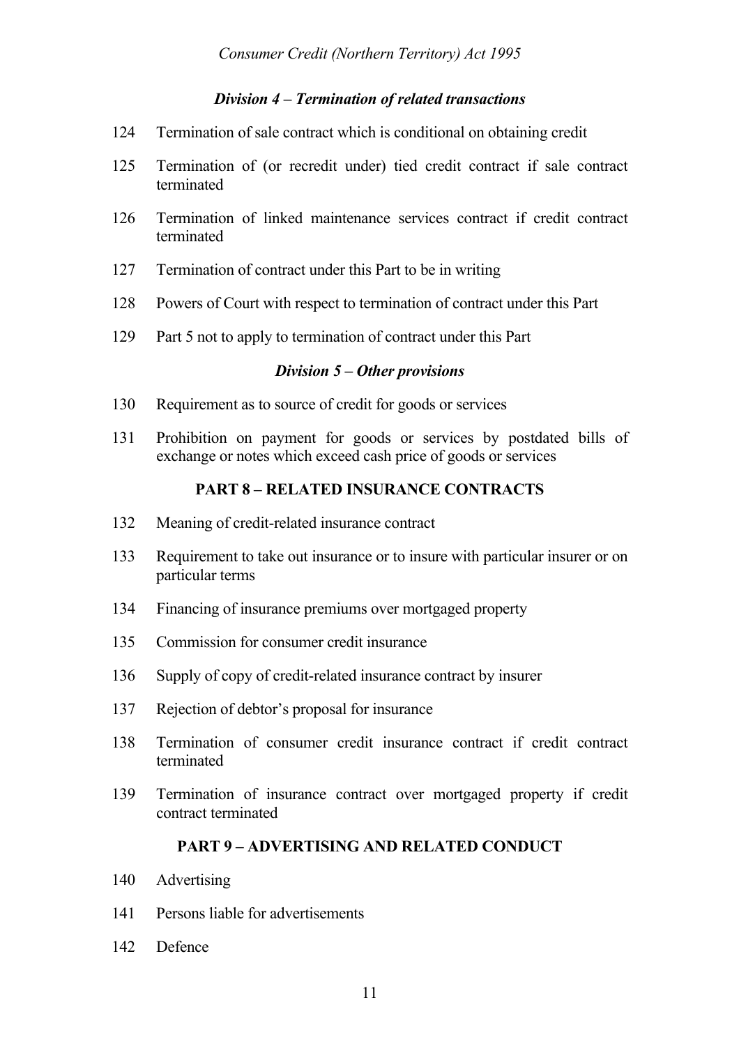### *Division 4 – Termination of related transactions*

124 Termination of sale contract which is conditional on obtaining credit

125 Termination of (or recredit under) tied credit contract if sale contract terminated

126 Termination of linked maintenance services contract if credit contract terminated

127 Termination of contract under this Part to be in writing

128 Powers of Court with respect to termination of contract under this Part

129 Part 5 not to apply to termination of contract under this Part

### *Division 5 – Other provisions*

130 Requirement as to source of credit for goods or services

131 Prohibition on payment for goods or services by postdated bills of exchange or notes which exceed cash price of goods or services

## PART 8 – RELATED INSURANCE CONTRACTS

132 Meaning of credit-related insurance contract

133 Requirement to take out insurance or to insure with particular insurer or on particular terms

134 Financing of insurance premiums over mortgaged property

135 Commission for consumer credit insurance

136 Supply of copy of credit-related insurance contract by insurer

137 Rejection of debtor's proposal for insurance

138 Termination of consumer credit insurance contract if credit contract terminated

139 Termination of insurance contract over mortgaged property if credit contract terminated

## PART 9 – ADVERTISING AND RELATED CONDUCT

140 Advertising

141 Persons liable for advertisements

142 Defence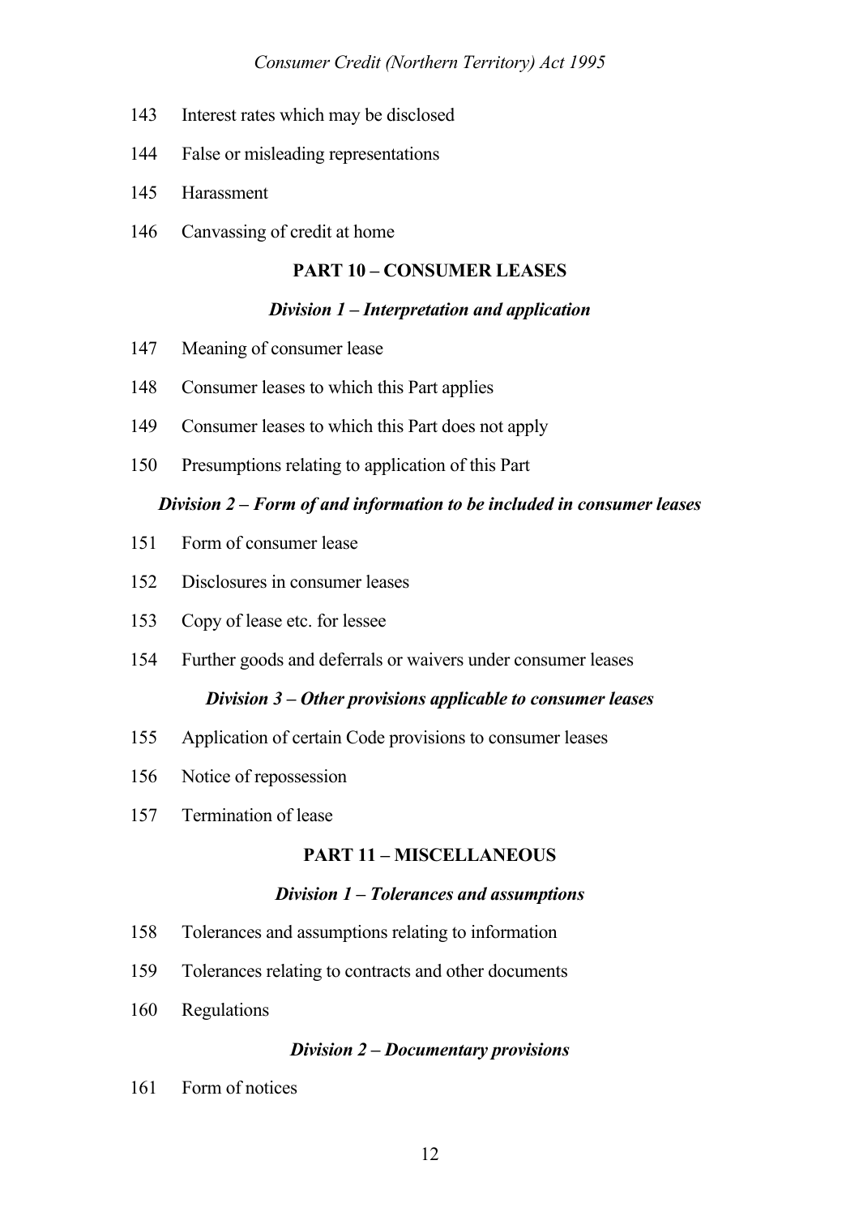143 Interest rates which may be disclosed

144 False or misleading representations

145 Harassment

146 Canvassing of credit at home

## PART 10 – CONSUMER LEASES

### *Division 1 – Interpretation and application*

147 Meaning of consumer lease

148 Consumer leases to which this Part applies

149 Consumer leases to which this Part does not apply

150 Presumptions relating to application of this Part

### *Division 2 – Form of and information to be included in consumer leases*

151 Form of consumer lease

152 Disclosures in consumer leases

153 Copy of lease etc. for lessee

154 Further goods and deferrals or waivers under consumer leases

### *Division 3 – Other provisions applicable to consumer leases*

155 Application of certain Code provisions to consumer leases

156 Notice of repossession

157 Termination of lease

## PART 11 – MISCELLANEOUS

### *Division 1 – Tolerances and assumptions*

158 Tolerances and assumptions relating to information

159 Tolerances relating to contracts and other documents

160 Regulations

### *Division 2 – Documentary provisions*

161 Form of notices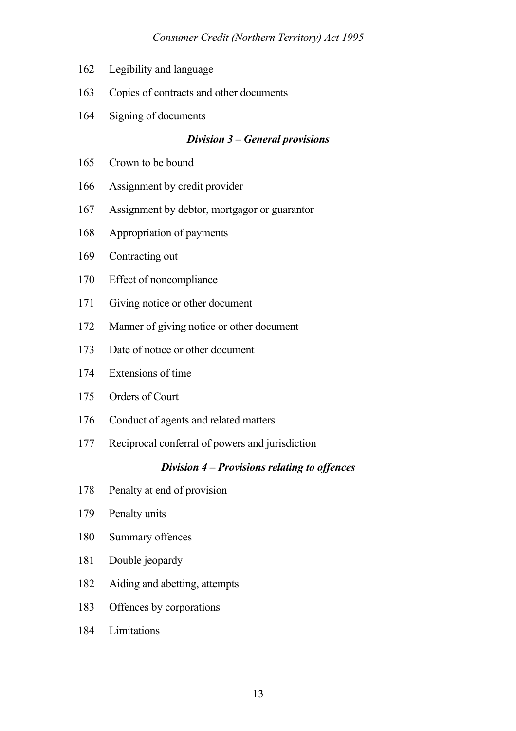162 Legibility and language

163 Copies of contracts and other documents

164 Signing of documents

### *Division 3 – General provisions*

165 Crown to be bound

166 Assignment by credit provider

167 Assignment by debtor, mortgagor or guarantor

168 Appropriation of payments

169 Contracting out

170 Effect of noncompliance

171 Giving notice or other document

172 Manner of giving notice or other document

173 Date of notice or other document

174 Extensions of time

175 Orders of Court

176 Conduct of agents and related matters

177 Reciprocal conferral of powers and jurisdiction

### *Division 4 – Provisions relating to offences*

178 Penalty at end of provision

179 Penalty units

180 Summary offences

181 Double jeopardy

182 Aiding and abetting, attempts

183 Offences by corporations

184 Limitations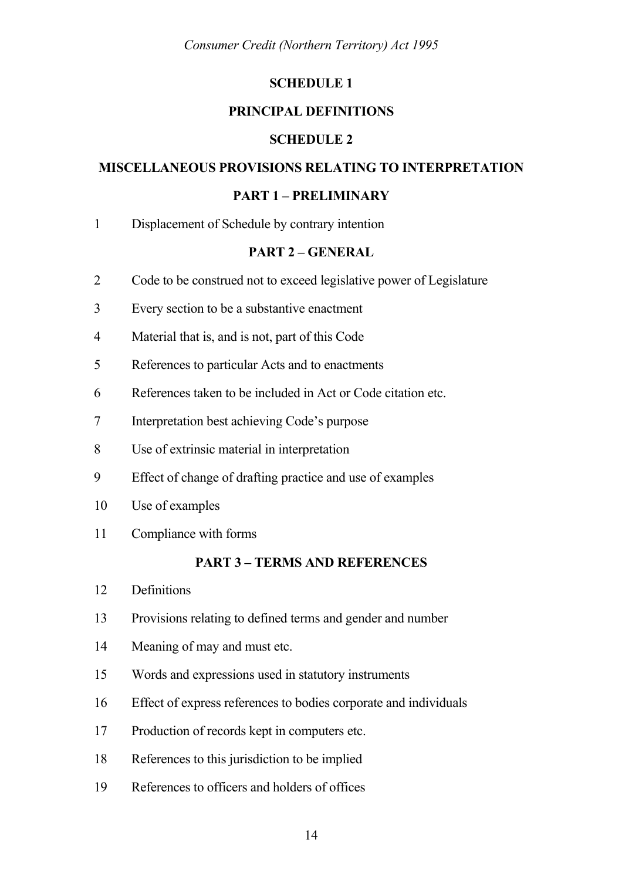## SCHEDULE 1

## PRINCIPAL DEFINITIONS

## SCHEDULE 2

## MISCELLANEOUS PROVISIONS RELATING TO INTERPRETATION

### PART 1 – PRELIMINARY

1 Displacement of Schedule by contrary intention

### PART 2 – GENERAL

2 Code to be construed not to exceed legislative power of Legislature

3 Every section to be a substantive enactment

4 Material that is, and is not, part of this Code

5 References to particular Acts and to enactments

6 References taken to be included in Act or Code citation etc.

7 Interpretation best achieving Code's purpose

8 Use of extrinsic material in interpretation

9 Effect of change of drafting practice and use of examples

10 Use of examples

11 Compliance with forms

### PART 3 – TERMS AND REFERENCES

12 Definitions

13 Provisions relating to defined terms and gender and number

14 Meaning of may and must etc.

15 Words and expressions used in statutory instruments

16 Effect of express references to bodies corporate and individuals

17 Production of records kept in computers etc.

18 References to this jurisdiction to be implied

19 References to officers and holders of offices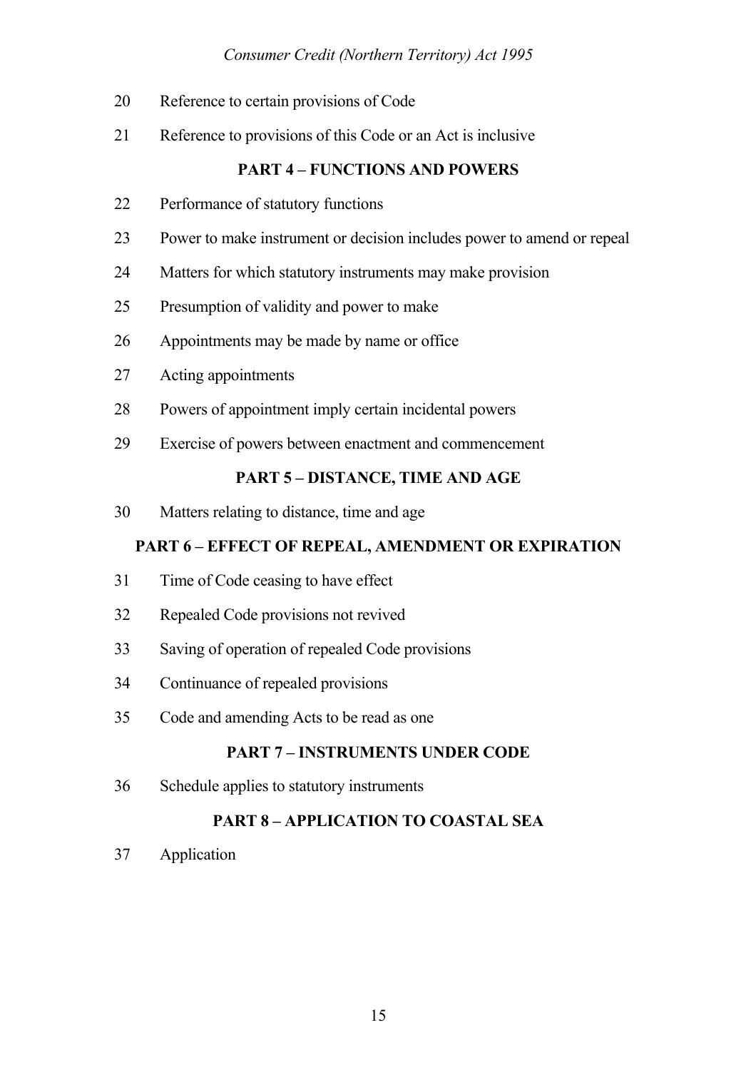20 Reference to certain provisions of Code

21 Reference to provisions of this Code or an Act is inclusive

## PART 4 – FUNCTIONS AND POWERS

22 Performance of statutory functions

23 Power to make instrument or decision includes power to amend or repeal

24 Matters for which statutory instruments may make provision

25 Presumption of validity and power to make

26 Appointments may be made by name or office

27 Acting appointments

28 Powers of appointment imply certain incidental powers

29 Exercise of powers between enactment and commencement

## PART 5 – DISTANCE, TIME AND AGE

30 Matters relating to distance, time and age

## PART 6 – EFFECT OF REPEAL, AMENDMENT OR EXPIRATION

31 Time of Code ceasing to have effect

32 Repealed Code provisions not revived

33 Saving of operation of repealed Code provisions

34 Continuance of repealed provisions

35 Code and amending Acts to be read as one

## PART 7 – INSTRUMENTS UNDER CODE

36 Schedule applies to statutory instruments

## PART 8 – APPLICATION TO COASTAL SEA

37 Application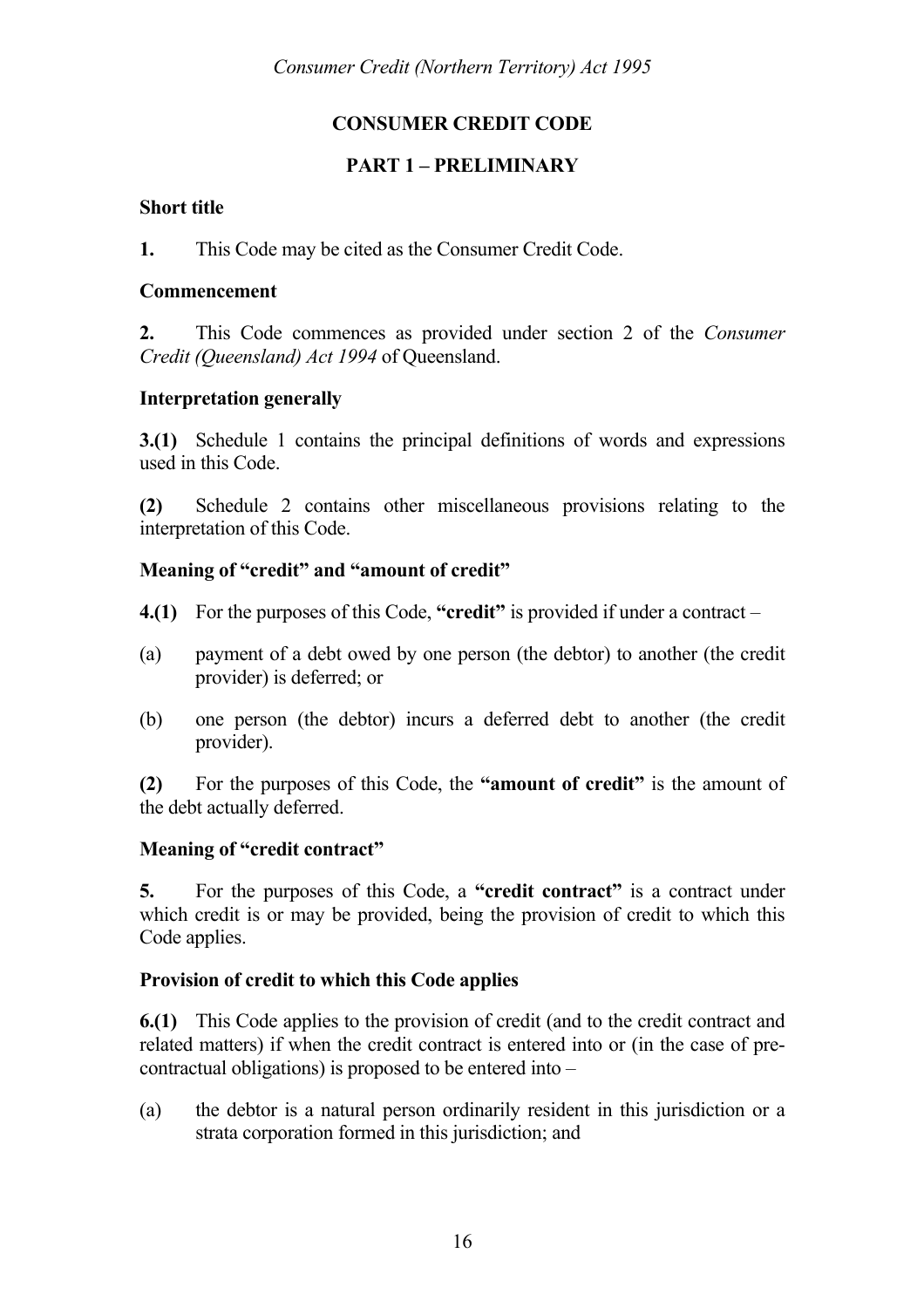# CONSUMER CREDIT CODE

## PART 1 – PRELIMINARY

### Short title

**1.** This Code may be cited as the Consumer Credit Code.

### Commencement

**2.** This Code commences as provided under section 2 of the *Consumer Credit (Queensland) Act 1994* of Queensland.

### Interpretation generally

**3.(1)** Schedule 1 contains the principal definitions of words and expressions used in this Code.

**(2)** Schedule 2 contains other miscellaneous provisions relating to the interpretation of this Code.

### Meaning of "credit" and "amount of credit"

**4.(1)** For the purposes of this Code, **"credit"** is provided if under a contract –

(a) payment of a debt owed by one person (the debtor) to another (the credit provider) is deferred; or

(b) one person (the debtor) incurs a deferred debt to another (the credit provider).

**(2)** For the purposes of this Code, the **"amount of credit"** is the amount of the debt actually deferred.

### Meaning of "credit contract"

**5.** For the purposes of this Code, a **"credit contract"** is a contract under which credit is or may be provided, being the provision of credit to which this Code applies.

### Provision of credit to which this Code applies

**6.(1)** This Code applies to the provision of credit (and to the credit contract and related matters) if when the credit contract is entered into or (in the case of pre-contractual obligations) is proposed to be entered into –

(a) the debtor is a natural person ordinarily resident in this jurisdiction or a strata corporation formed in this jurisdiction; and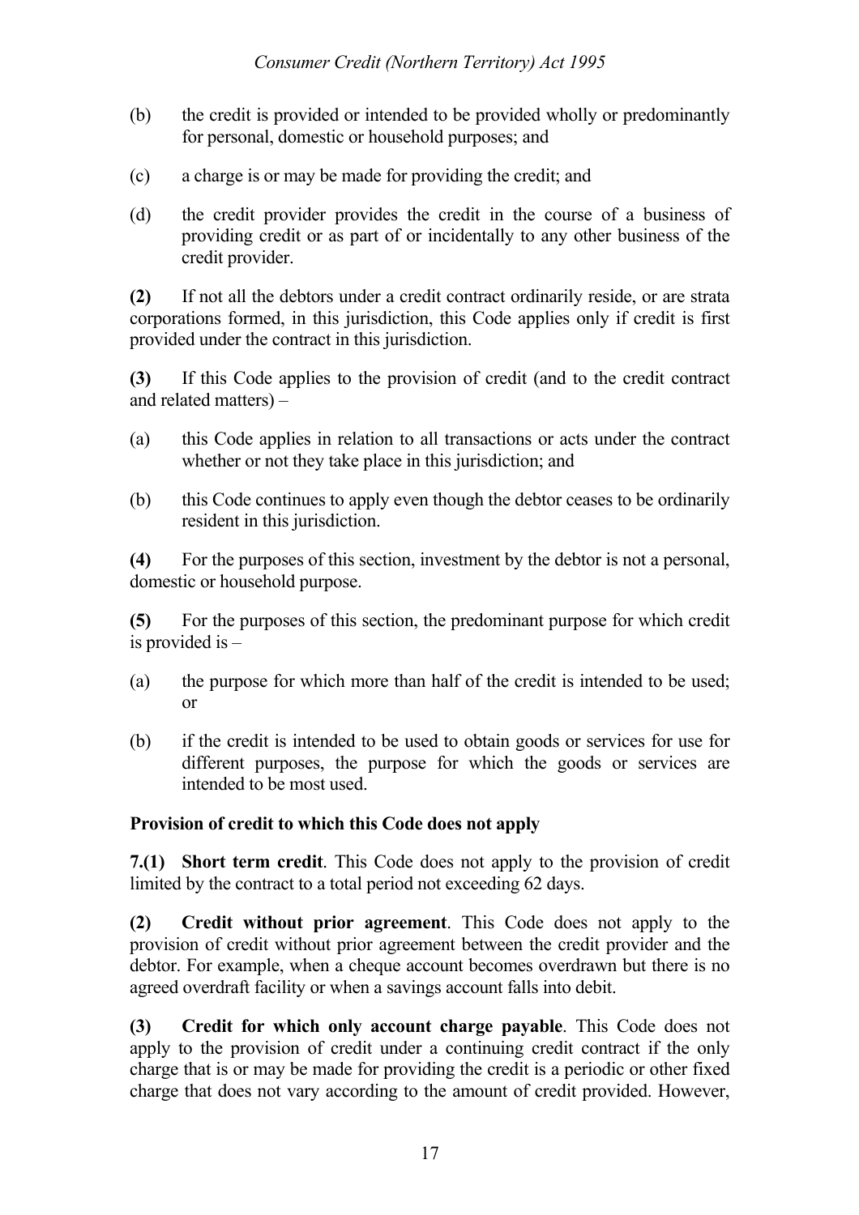(b) the credit is provided or intended to be provided wholly or predominantly for personal, domestic or household purposes; and

(c) a charge is or may be made for providing the credit; and

(d) the credit provider provides the credit in the course of a business of providing credit or as part of or incidentally to any other business of the credit provider.

**(2)** If not all the debtors under a credit contract ordinarily reside, or are strata corporations formed, in this jurisdiction, this Code applies only if credit is first provided under the contract in this jurisdiction.

**(3)** If this Code applies to the provision of credit (and to the credit contract and related matters) –

(a) this Code applies in relation to all transactions or acts under the contract whether or not they take place in this jurisdiction; and

(b) this Code continues to apply even though the debtor ceases to be ordinarily resident in this jurisdiction.

**(4)** For the purposes of this section, investment by the debtor is not a personal, domestic or household purpose.

**(5)** For the purposes of this section, the predominant purpose for which credit is provided is –

(a) the purpose for which more than half of the credit is intended to be used; or

(b) if the credit is intended to be used to obtain goods or services for use for different purposes, the purpose for which the goods or services are intended to be most used.

**Provision of credit to which this Code does not apply**

**7.(1) Short term credit**. This Code does not apply to the provision of credit limited by the contract to a total period not exceeding 62 days.

**(2) Credit without prior agreement**. This Code does not apply to the provision of credit without prior agreement between the credit provider and the debtor. For example, when a cheque account becomes overdrawn but there is no agreed overdraft facility or when a savings account falls into debit.

**(3) Credit for which only account charge payable**. This Code does not apply to the provision of credit under a continuing credit contract if the only charge that is or may be made for providing the credit is a periodic or other fixed charge that does not vary according to the amount of credit provided. However,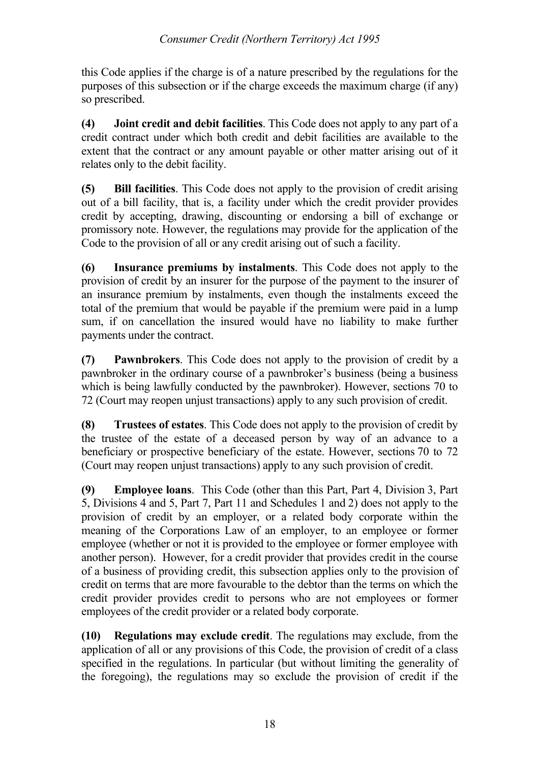this Code applies if the charge is of a nature prescribed by the regulations for the purposes of this subsection or if the charge exceeds the maximum charge (if any) so prescribed.

**(4) Joint credit and debit facilities**. This Code does not apply to any part of a credit contract under which both credit and debit facilities are available to the extent that the contract or any amount payable or other matter arising out of it relates only to the debit facility.

**(5) Bill facilities**. This Code does not apply to the provision of credit arising out of a bill facility, that is, a facility under which the credit provider provides credit by accepting, drawing, discounting or endorsing a bill of exchange or promissory note. However, the regulations may provide for the application of the Code to the provision of all or any credit arising out of such a facility.

**(6) Insurance premiums by instalments**. This Code does not apply to the provision of credit by an insurer for the purpose of the payment to the insurer of an insurance premium by instalments, even though the instalments exceed the total of the premium that would be payable if the premium were paid in a lump sum, if on cancellation the insured would have no liability to make further payments under the contract.

**(7) Pawnbrokers**. This Code does not apply to the provision of credit by a pawnbroker in the ordinary course of a pawnbroker's business (being a business which is being lawfully conducted by the pawnbroker). However, sections 70 to 72 (Court may reopen unjust transactions) apply to any such provision of credit.

**(8) Trustees of estates**. This Code does not apply to the provision of credit by the trustee of the estate of a deceased person by way of an advance to a beneficiary or prospective beneficiary of the estate. However, sections 70 to 72 (Court may reopen unjust transactions) apply to any such provision of credit.

**(9) Employee loans**. This Code (other than this Part, Part 4, Division 3, Part 5, Divisions 4 and 5, Part 7, Part 11 and Schedules 1 and 2) does not apply to the provision of credit by an employer, or a related body corporate within the meaning of the Corporations Law of an employer, to an employee or former employee (whether or not it is provided to the employee or former employee with another person). However, for a credit provider that provides credit in the course of a business of providing credit, this subsection applies only to the provision of credit on terms that are more favourable to the debtor than the terms on which the credit provider provides credit to persons who are not employees or former employees of the credit provider or a related body corporate.

**(10) Regulations may exclude credit**. The regulations may exclude, from the application of all or any provisions of this Code, the provision of credit of a class specified in the regulations. In particular (but without limiting the generality of the foregoing), the regulations may so exclude the provision of credit if the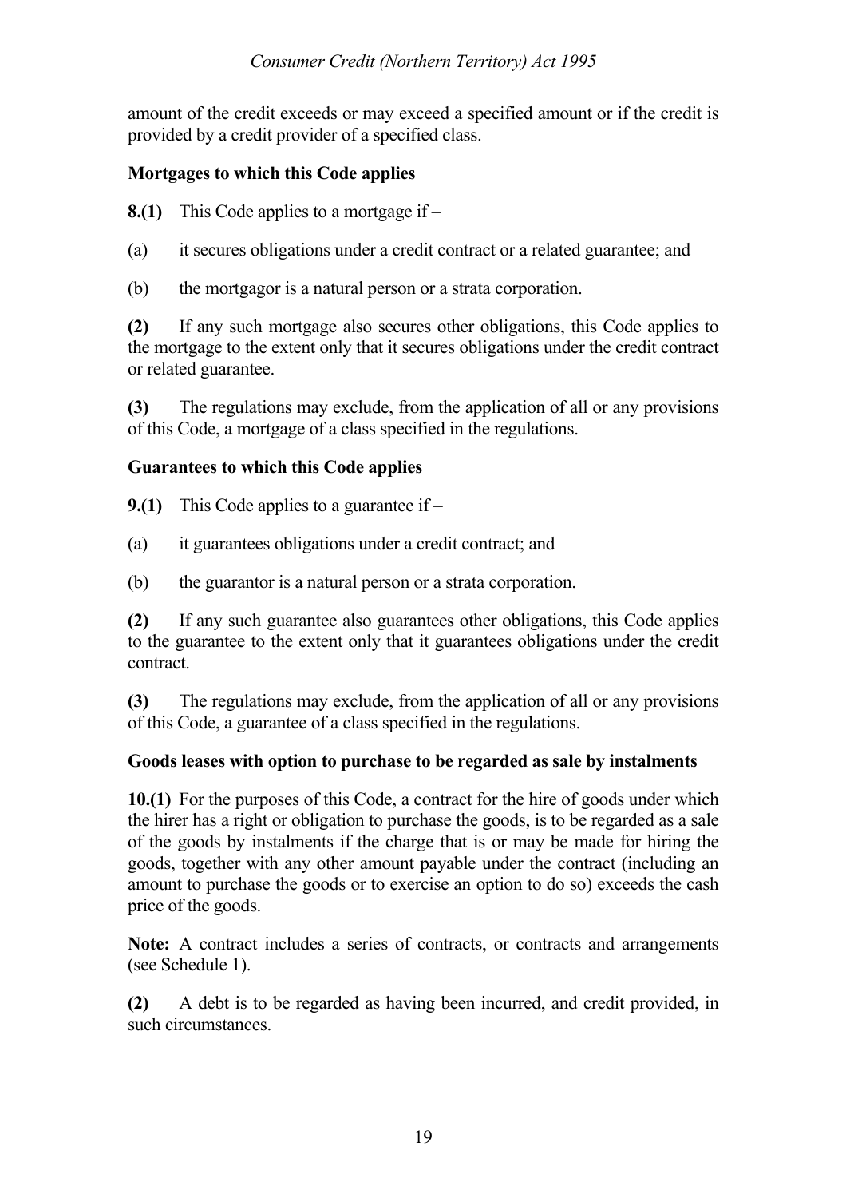amount of the credit exceeds or may exceed a specified amount or if the credit is provided by a credit provider of a specified class.

### Mortgages to which this Code applies

**8.(1)** This Code applies to a mortgage if –

(a) it secures obligations under a credit contract or a related guarantee; and

(b) the mortgagor is a natural person or a strata corporation.

**(2)** If any such mortgage also secures other obligations, this Code applies to the mortgage to the extent only that it secures obligations under the credit contract or related guarantee.

**(3)** The regulations may exclude, from the application of all or any provisions of this Code, a mortgage of a class specified in the regulations.

### Guarantees to which this Code applies

**9.(1)** This Code applies to a guarantee if –

(a) it guarantees obligations under a credit contract; and

(b) the guarantor is a natural person or a strata corporation.

**(2)** If any such guarantee also guarantees other obligations, this Code applies to the guarantee to the extent only that it guarantees obligations under the credit contract.

**(3)** The regulations may exclude, from the application of all or any provisions of this Code, a guarantee of a class specified in the regulations.

### Goods leases with option to purchase to be regarded as sale by instalments

**10.(1)** For the purposes of this Code, a contract for the hire of goods under which the hirer has a right or obligation to purchase the goods, is to be regarded as a sale of the goods by instalments if the charge that is or may be made for hiring the goods, together with any other amount payable under the contract (including an amount to purchase the goods or to exercise an option to do so) exceeds the cash price of the goods.

**Note:** A contract includes a series of contracts, or contracts and arrangements (see Schedule 1).

**(2)** A debt is to be regarded as having been incurred, and credit provided, in such circumstances.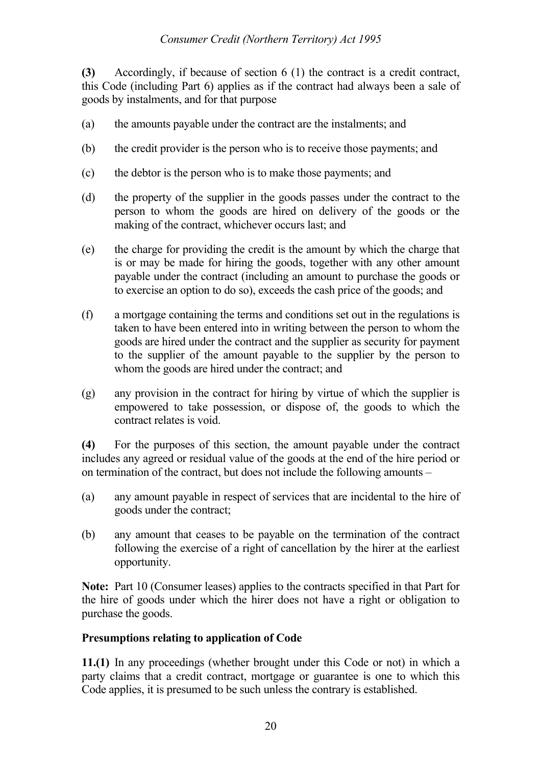**(3)** Accordingly, if because of section 6 (1) the contract is a credit contract, this Code (including Part 6) applies as if the contract had always been a sale of goods by instalments, and for that purpose

(a) the amounts payable under the contract are the instalments; and

(b) the credit provider is the person who is to receive those payments; and

(c) the debtor is the person who is to make those payments; and

(d) the property of the supplier in the goods passes under the contract to the person to whom the goods are hired on delivery of the goods or the making of the contract, whichever occurs last; and

(e) the charge for providing the credit is the amount by which the charge that is or may be made for hiring the goods, together with any other amount payable under the contract (including an amount to purchase the goods or to exercise an option to do so), exceeds the cash price of the goods; and

(f) a mortgage containing the terms and conditions set out in the regulations is taken to have been entered into in writing between the person to whom the goods are hired under the contract and the supplier as security for payment to the supplier of the amount payable to the supplier by the person to whom the goods are hired under the contract; and

(g) any provision in the contract for hiring by virtue of which the supplier is empowered to take possession, or dispose of, the goods to which the contract relates is void.

**(4)** For the purposes of this section, the amount payable under the contract includes any agreed or residual value of the goods at the end of the hire period or on termination of the contract, but does not include the following amounts –

(a) any amount payable in respect of services that are incidental to the hire of goods under the contract;

(b) any amount that ceases to be payable on the termination of the contract following the exercise of a right of cancellation by the hirer at the earliest opportunity.

**Note:** Part 10 (Consumer leases) applies to the contracts specified in that Part for the hire of goods under which the hirer does not have a right or obligation to purchase the goods.

**Presumptions relating to application of Code**

**11.(1)** In any proceedings (whether brought under this Code or not) in which a party claims that a credit contract, mortgage or guarantee is one to which this Code applies, it is presumed to be such unless the contrary is established.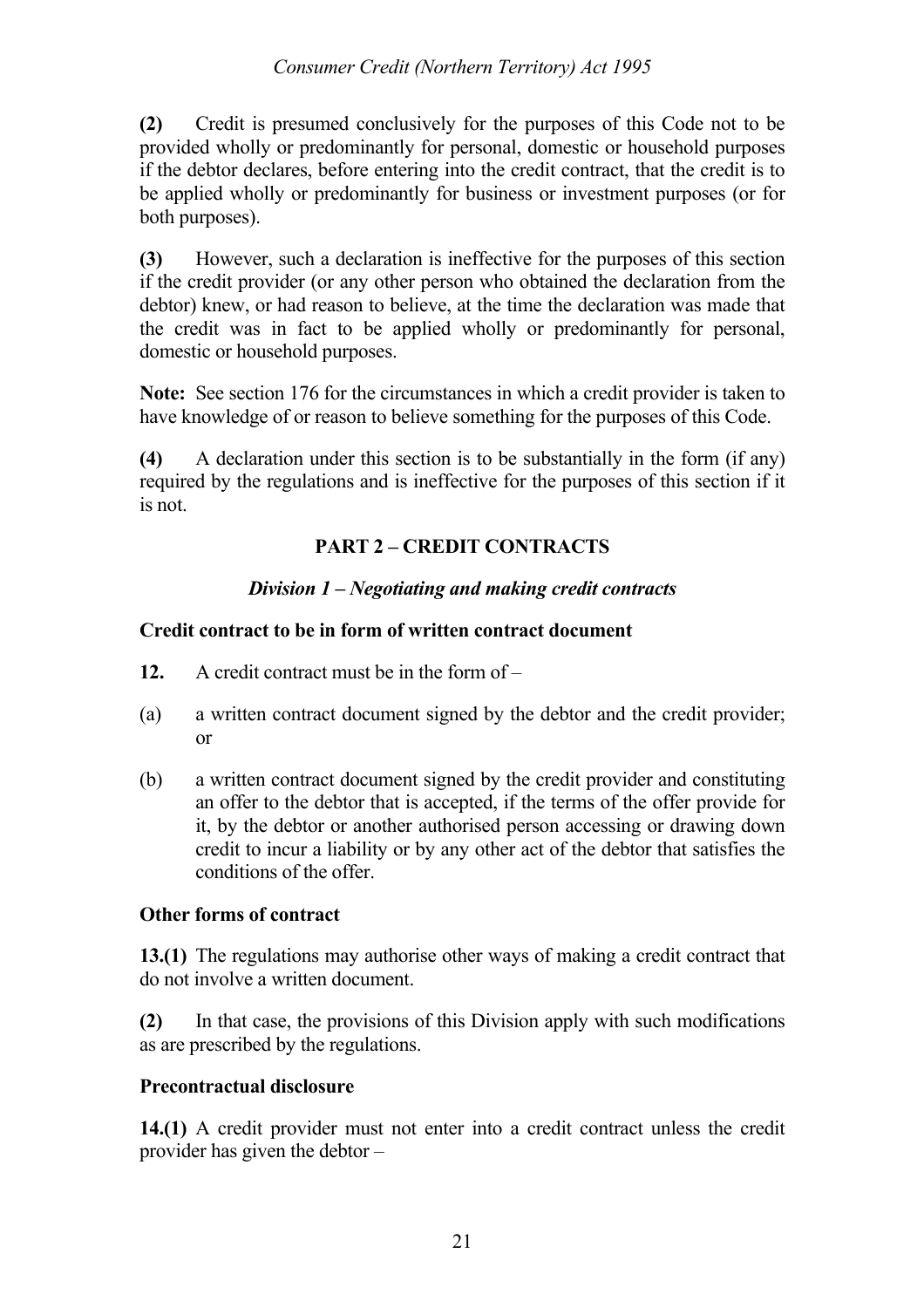**(2)** Credit is presumed conclusively for the purposes of this Code not to be provided wholly or predominantly for personal, domestic or household purposes if the debtor declares, before entering into the credit contract, that the credit is to be applied wholly or predominantly for business or investment purposes (or for both purposes).

**(3)** However, such a declaration is ineffective for the purposes of this section if the credit provider (or any other person who obtained the declaration from the debtor) knew, or had reason to believe, at the time the declaration was made that the credit was in fact to be applied wholly or predominantly for personal, domestic or household purposes.

**Note:** See section 176 for the circumstances in which a credit provider is taken to have knowledge of or reason to believe something for the purposes of this Code.

**(4)** A declaration under this section is to be substantially in the form (if any) required by the regulations and is ineffective for the purposes of this section if it is not.

## PART 2 – CREDIT CONTRACTS

### *Division 1 – Negotiating and making credit contracts*

#### Credit contract to be in form of written contract document

**12.** A credit contract must be in the form of –

(a) a written contract document signed by the debtor and the credit provider; or

(b) a written contract document signed by the credit provider and constituting an offer to the debtor that is accepted, if the terms of the offer provide for it, by the debtor or another authorised person accessing or drawing down credit to incur a liability or by any other act of the debtor that satisfies the conditions of the offer.

#### Other forms of contract

**13.(1)** The regulations may authorise other ways of making a credit contract that do not involve a written document.

**(2)** In that case, the provisions of this Division apply with such modifications as are prescribed by the regulations.

#### Precontractual disclosure

**14.(1)** A credit provider must not enter into a credit contract unless the credit provider has given the debtor –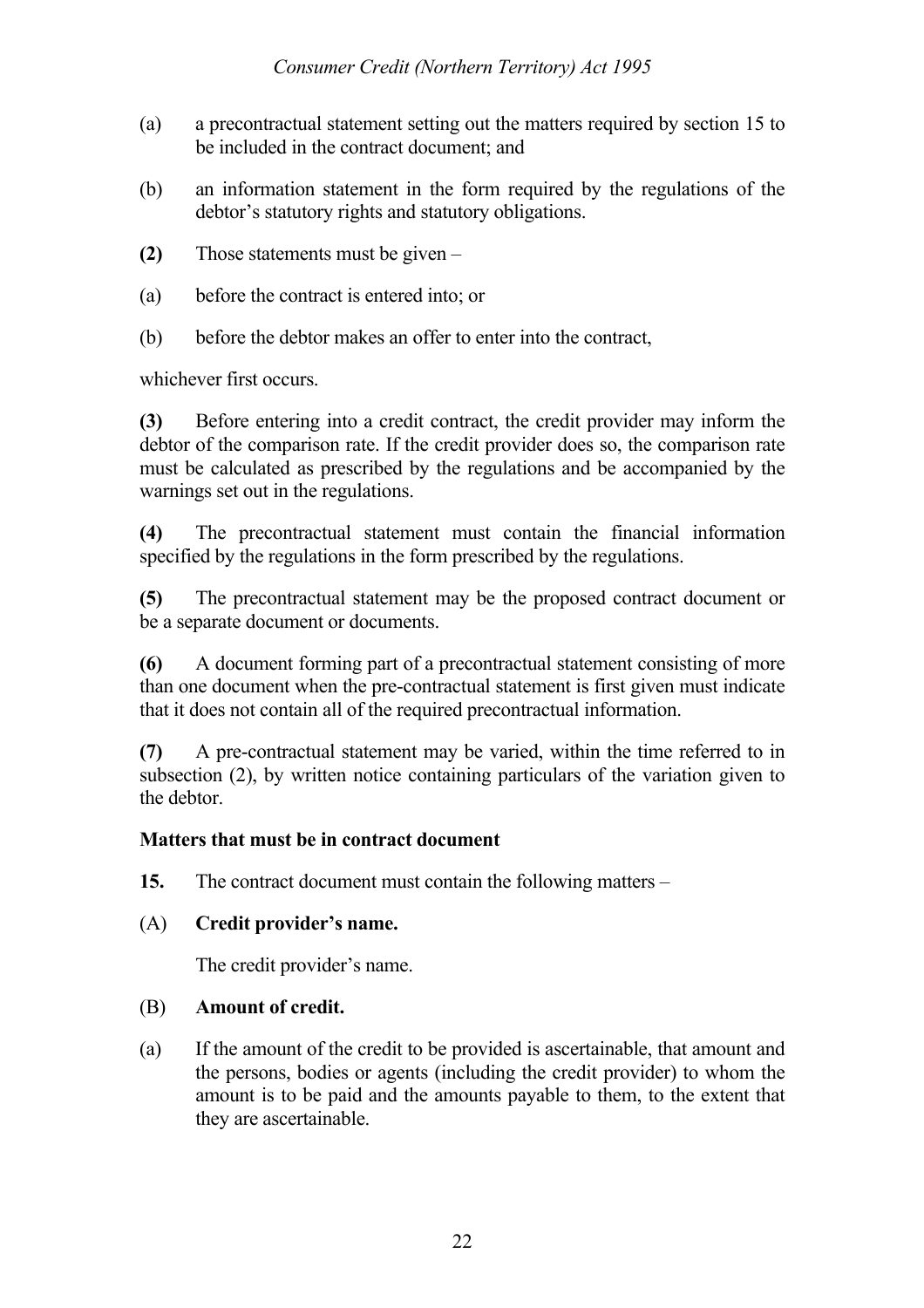(a) a precontractual statement setting out the matters required by section 15 to be included in the contract document; and

(b) an information statement in the form required by the regulations of the debtor's statutory rights and statutory obligations.

**(2)** Those statements must be given –

(a) before the contract is entered into; or

(b) before the debtor makes an offer to enter into the contract,

whichever first occurs.

**(3)** Before entering into a credit contract, the credit provider may inform the debtor of the comparison rate. If the credit provider does so, the comparison rate must be calculated as prescribed by the regulations and be accompanied by the warnings set out in the regulations.

**(4)** The precontractual statement must contain the financial information specified by the regulations in the form prescribed by the regulations.

**(5)** The precontractual statement may be the proposed contract document or be a separate document or documents.

**(6)** A document forming part of a precontractual statement consisting of more than one document when the pre-contractual statement is first given must indicate that it does not contain all of the required precontractual information.

**(7)** A pre-contractual statement may be varied, within the time referred to in subsection (2), by written notice containing particulars of the variation given to the debtor.

**Matters that must be in contract document**

**15.** The contract document must contain the following matters –

(A) **Credit provider's name.**

The credit provider's name.

(B) **Amount of credit.**

(a) If the amount of the credit to be provided is ascertainable, that amount and the persons, bodies or agents (including the credit provider) to whom the amount is to be paid and the amounts payable to them, to the extent that they are ascertainable.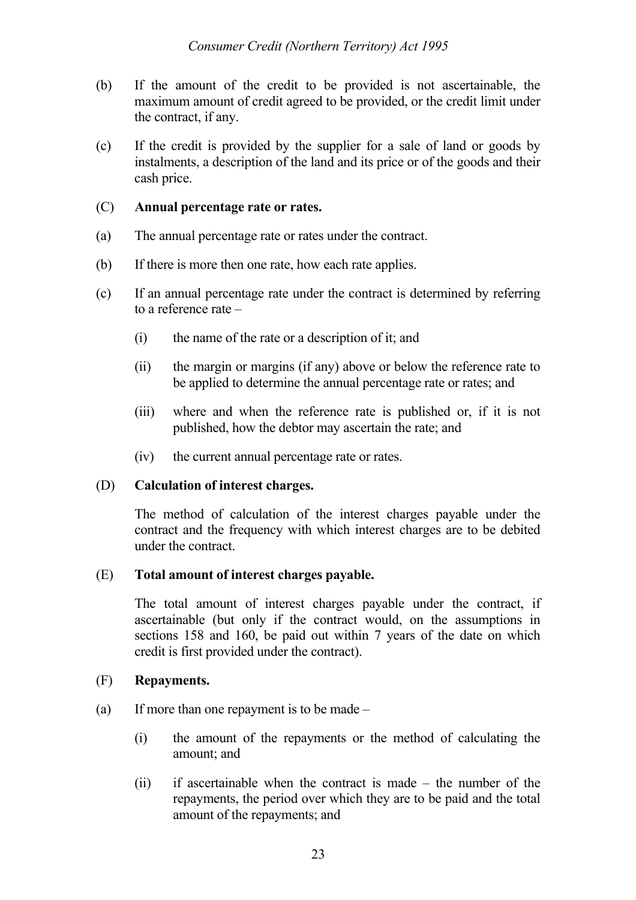(b) If the amount of the credit to be provided is not ascertainable, the maximum amount of credit agreed to be provided, or the credit limit under the contract, if any.

(c) If the credit is provided by the supplier for a sale of land or goods by instalments, a description of the land and its price or of the goods and their cash price.

(C) **Annual percentage rate or rates.**

(a) The annual percentage rate or rates under the contract.

(b) If there is more then one rate, how each rate applies.

(c) If an annual percentage rate under the contract is determined by referring to a reference rate –

(i) the name of the rate or a description of it; and

(ii) the margin or margins (if any) above or below the reference rate to be applied to determine the annual percentage rate or rates; and

(iii) where and when the reference rate is published or, if it is not published, how the debtor may ascertain the rate; and

(iv) the current annual percentage rate or rates.

(D) **Calculation of interest charges.**

The method of calculation of the interest charges payable under the contract and the frequency with which interest charges are to be debited under the contract.

(E) **Total amount of interest charges payable.**

The total amount of interest charges payable under the contract, if ascertainable (but only if the contract would, on the assumptions in sections 158 and 160, be paid out within 7 years of the date on which credit is first provided under the contract).

(F) **Repayments.**

(a) If more than one repayment is to be made –

(i) the amount of the repayments or the method of calculating the amount; and

(ii) if ascertainable when the contract is made – the number of the repayments, the period over which they are to be paid and the total amount of the repayments; and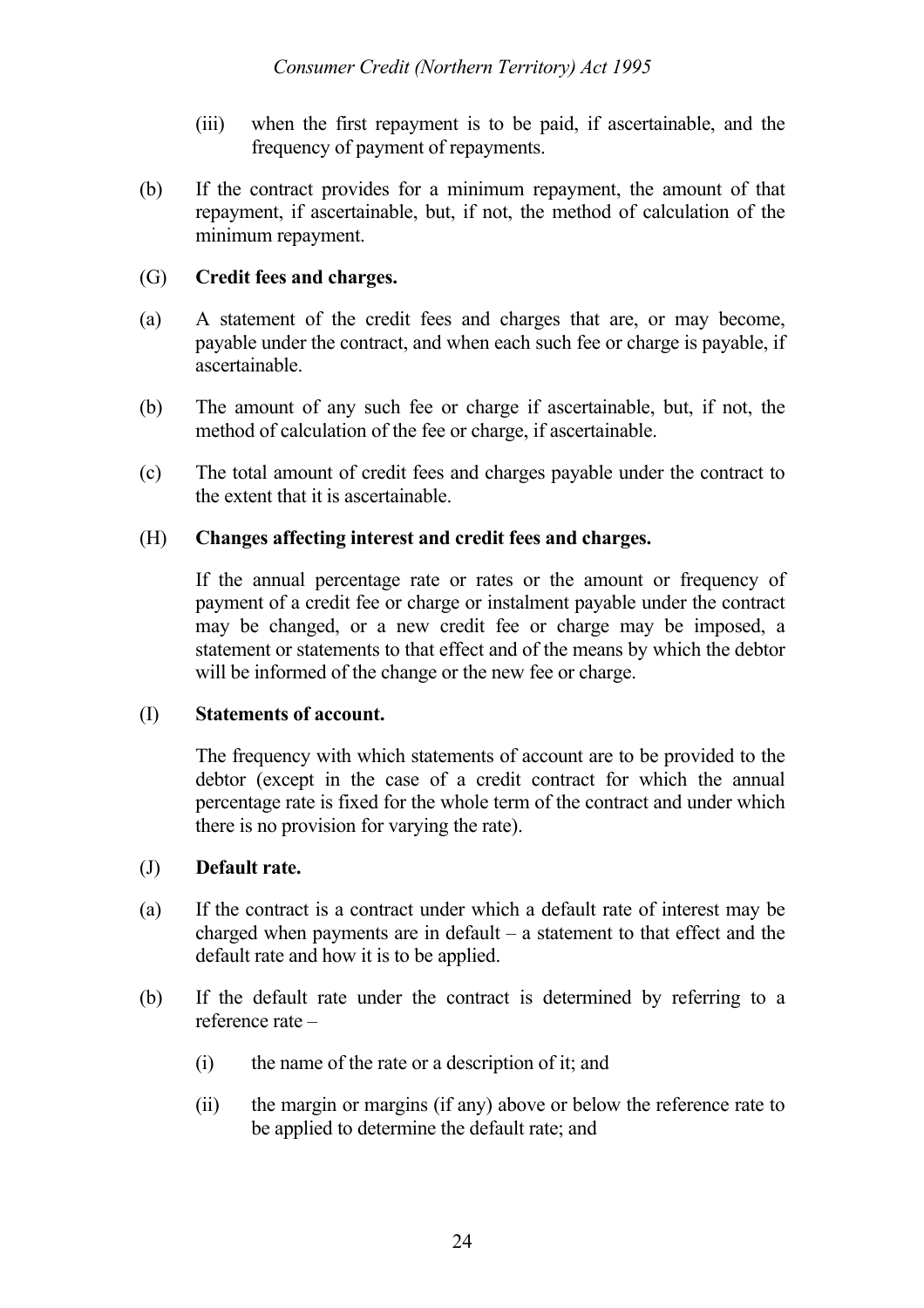(iii) when the first repayment is to be paid, if ascertainable, and the frequency of payment of repayments.

(b) If the contract provides for a minimum repayment, the amount of that repayment, if ascertainable, but, if not, the method of calculation of the minimum repayment.

(G) **Credit fees and charges.**

(a) A statement of the credit fees and charges that are, or may become, payable under the contract, and when each such fee or charge is payable, if ascertainable.

(b) The amount of any such fee or charge if ascertainable, but, if not, the method of calculation of the fee or charge, if ascertainable.

(c) The total amount of credit fees and charges payable under the contract to the extent that it is ascertainable.

(H) **Changes affecting interest and credit fees and charges.**

If the annual percentage rate or rates or the amount or frequency of payment of a credit fee or charge or instalment payable under the contract may be changed, or a new credit fee or charge may be imposed, a statement or statements to that effect and of the means by which the debtor will be informed of the change or the new fee or charge.

(I) **Statements of account.**

The frequency with which statements of account are to be provided to the debtor (except in the case of a credit contract for which the annual percentage rate is fixed for the whole term of the contract and under which there is no provision for varying the rate).

(J) **Default rate.**

(a) If the contract is a contract under which a default rate of interest may be charged when payments are in default – a statement to that effect and the default rate and how it is to be applied.

(b) If the default rate under the contract is determined by referring to a reference rate –

(i) the name of the rate or a description of it; and

(ii) the margin or margins (if any) above or below the reference rate to be applied to determine the default rate; and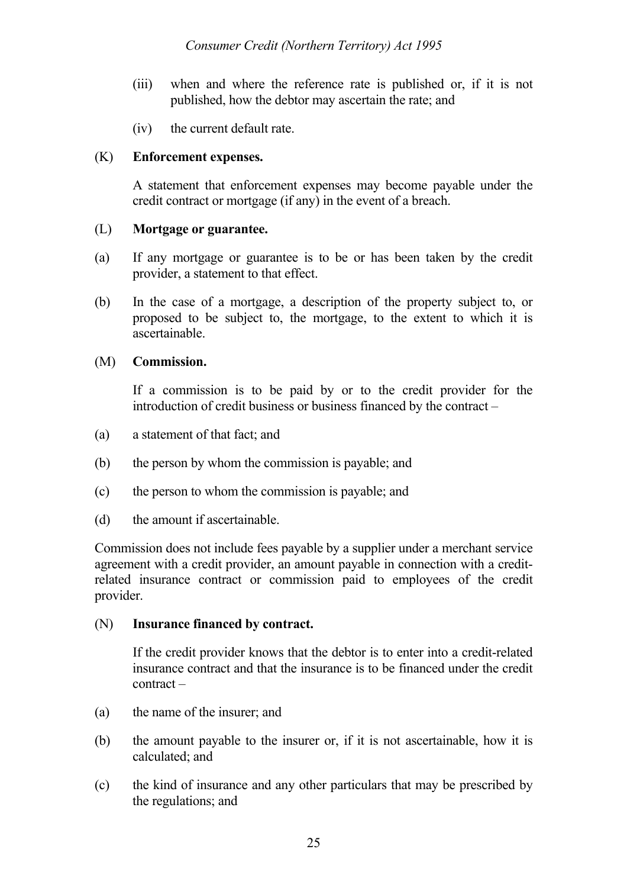(iii) when and where the reference rate is published or, if it is not published, how the debtor may ascertain the rate; and

(iv) the current default rate.

(K) **Enforcement expenses.**

A statement that enforcement expenses may become payable under the credit contract or mortgage (if any) in the event of a breach.

(L) **Mortgage or guarantee.**

(a) If any mortgage or guarantee is to be or has been taken by the credit provider, a statement to that effect.

(b) In the case of a mortgage, a description of the property subject to, or proposed to be subject to, the mortgage, to the extent to which it is ascertainable.

(M) **Commission.**

If a commission is to be paid by or to the credit provider for the introduction of credit business or business financed by the contract –

(a) a statement of that fact; and

(b) the person by whom the commission is payable; and

(c) the person to whom the commission is payable; and

(d) the amount if ascertainable.

Commission does not include fees payable by a supplier under a merchant service agreement with a credit provider, an amount payable in connection with a credit-related insurance contract or commission paid to employees of the credit provider.

(N) **Insurance financed by contract.**

If the credit provider knows that the debtor is to enter into a credit-related insurance contract and that the insurance is to be financed under the credit contract –

(a) the name of the insurer; and

(b) the amount payable to the insurer or, if it is not ascertainable, how it is calculated; and

(c) the kind of insurance and any other particulars that may be prescribed by the regulations; and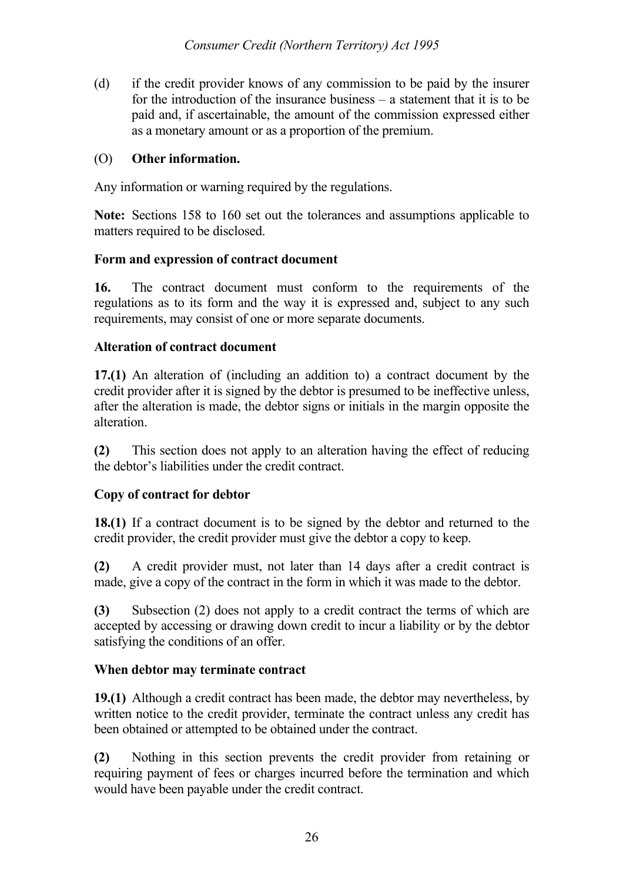(d) if the credit provider knows of any commission to be paid by the insurer for the introduction of the insurance business – a statement that it is to be paid and, if ascertainable, the amount of the commission expressed either as a monetary amount or as a proportion of the premium.

(O) **Other information.**

Any information or warning required by the regulations.

**Note:** Sections 158 to 160 set out the tolerances and assumptions applicable to matters required to be disclosed.

**Form and expression of contract document**

**16.** The contract document must conform to the requirements of the regulations as to its form and the way it is expressed and, subject to any such requirements, may consist of one or more separate documents.

**Alteration of contract document**

**17.(1)** An alteration of (including an addition to) a contract document by the credit provider after it is signed by the debtor is presumed to be ineffective unless, after the alteration is made, the debtor signs or initials in the margin opposite the alteration.

**(2)** This section does not apply to an alteration having the effect of reducing the debtor's liabilities under the credit contract.

**Copy of contract for debtor**

**18.(1)** If a contract document is to be signed by the debtor and returned to the credit provider, the credit provider must give the debtor a copy to keep.

**(2)** A credit provider must, not later than 14 days after a credit contract is made, give a copy of the contract in the form in which it was made to the debtor.

**(3)** Subsection (2) does not apply to a credit contract the terms of which are accepted by accessing or drawing down credit to incur a liability or by the debtor satisfying the conditions of an offer.

**When debtor may terminate contract**

**19.(1)** Although a credit contract has been made, the debtor may nevertheless, by written notice to the credit provider, terminate the contract unless any credit has been obtained or attempted to be obtained under the contract.

**(2)** Nothing in this section prevents the credit provider from retaining or requiring payment of fees or charges incurred before the termination and which would have been payable under the credit contract.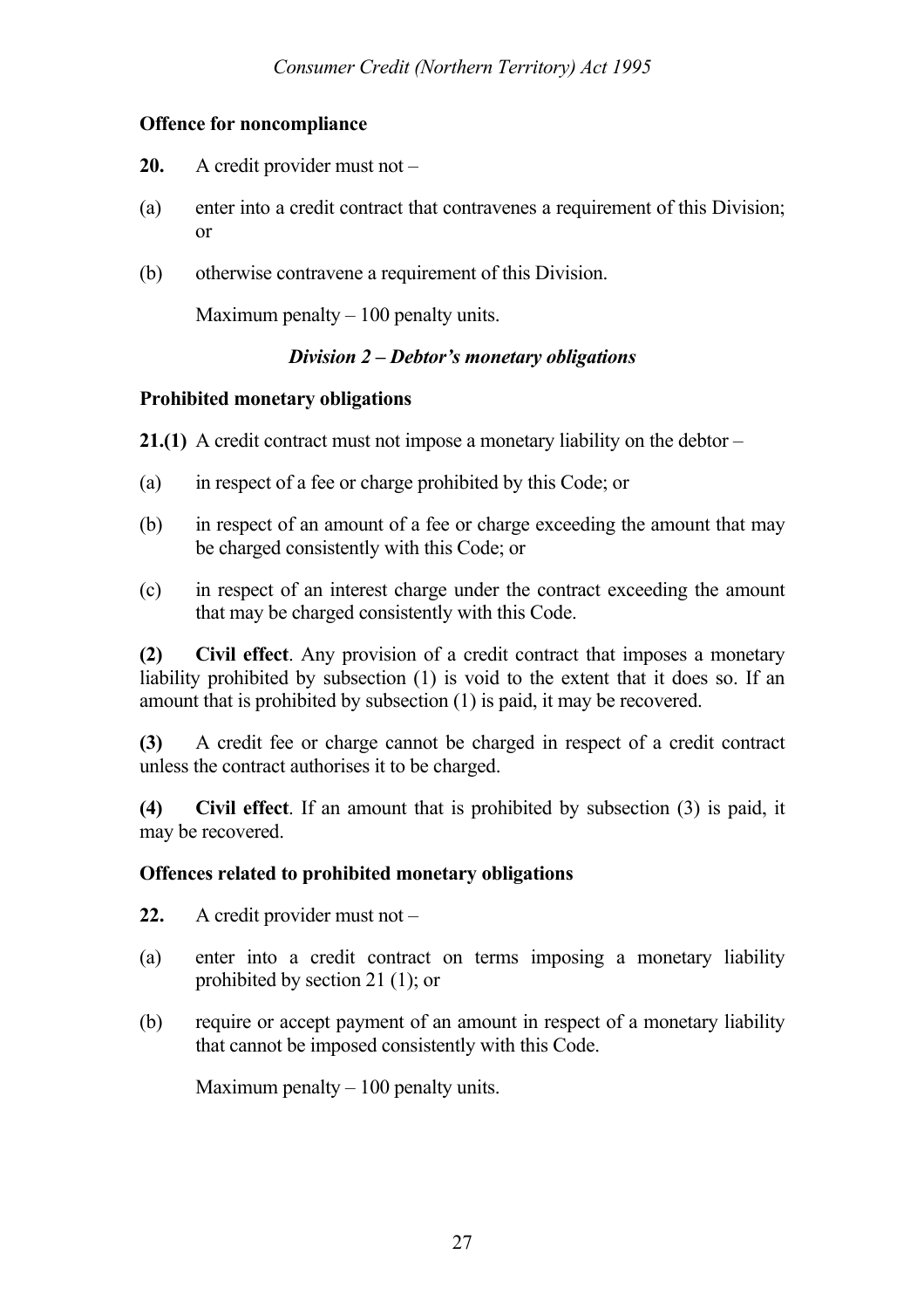**Offence for noncompliance**

**20.** A credit provider must not –

(a) enter into a credit contract that contravenes a requirement of this Division; or

(b) otherwise contravene a requirement of this Division.

Maximum penalty – 100 penalty units.

### *Division 2 – Debtor's monetary obligations*

**Prohibited monetary obligations**

**21.(1)** A credit contract must not impose a monetary liability on the debtor –

(a) in respect of a fee or charge prohibited by this Code; or

(b) in respect of an amount of a fee or charge exceeding the amount that may be charged consistently with this Code; or

(c) in respect of an interest charge under the contract exceeding the amount that may be charged consistently with this Code.

**(2) Civil effect**. Any provision of a credit contract that imposes a monetary liability prohibited by subsection (1) is void to the extent that it does so. If an amount that is prohibited by subsection (1) is paid, it may be recovered.

**(3)** A credit fee or charge cannot be charged in respect of a credit contract unless the contract authorises it to be charged.

**(4) Civil effect**. If an amount that is prohibited by subsection (3) is paid, it may be recovered.

**Offences related to prohibited monetary obligations**

**22.** A credit provider must not –

(a) enter into a credit contract on terms imposing a monetary liability prohibited by section 21 (1); or

(b) require or accept payment of an amount in respect of a monetary liability that cannot be imposed consistently with this Code.

Maximum penalty – 100 penalty units.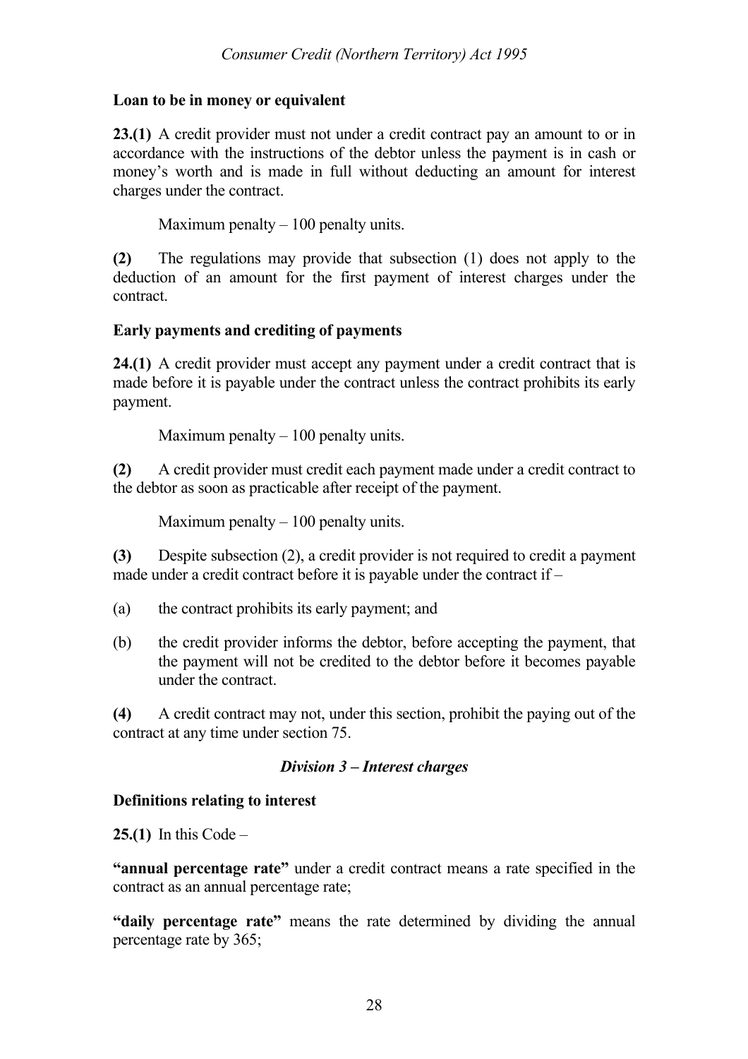**Loan to be in money or equivalent**

**23.(1)** A credit provider must not under a credit contract pay an amount to or in accordance with the instructions of the debtor unless the payment is in cash or money's worth and is made in full without deducting an amount for interest charges under the contract.

Maximum penalty – 100 penalty units.

**(2)** The regulations may provide that subsection (1) does not apply to the deduction of an amount for the first payment of interest charges under the contract.

**Early payments and crediting of payments**

**24.(1)** A credit provider must accept any payment under a credit contract that is made before it is payable under the contract unless the contract prohibits its early payment.

Maximum penalty – 100 penalty units.

**(2)** A credit provider must credit each payment made under a credit contract to the debtor as soon as practicable after receipt of the payment.

Maximum penalty – 100 penalty units.

**(3)** Despite subsection (2), a credit provider is not required to credit a payment made under a credit contract before it is payable under the contract if –

(a) the contract prohibits its early payment; and

(b) the credit provider informs the debtor, before accepting the payment, that the payment will not be credited to the debtor before it becomes payable under the contract.

**(4)** A credit contract may not, under this section, prohibit the paying out of the contract at any time under section 75.

### *Division 3 – Interest charges*

**Definitions relating to interest**

**25.(1)** In this Code –

**"annual percentage rate"** under a credit contract means a rate specified in the contract as an annual percentage rate;

**"daily percentage rate"** means the rate determined by dividing the annual percentage rate by 365;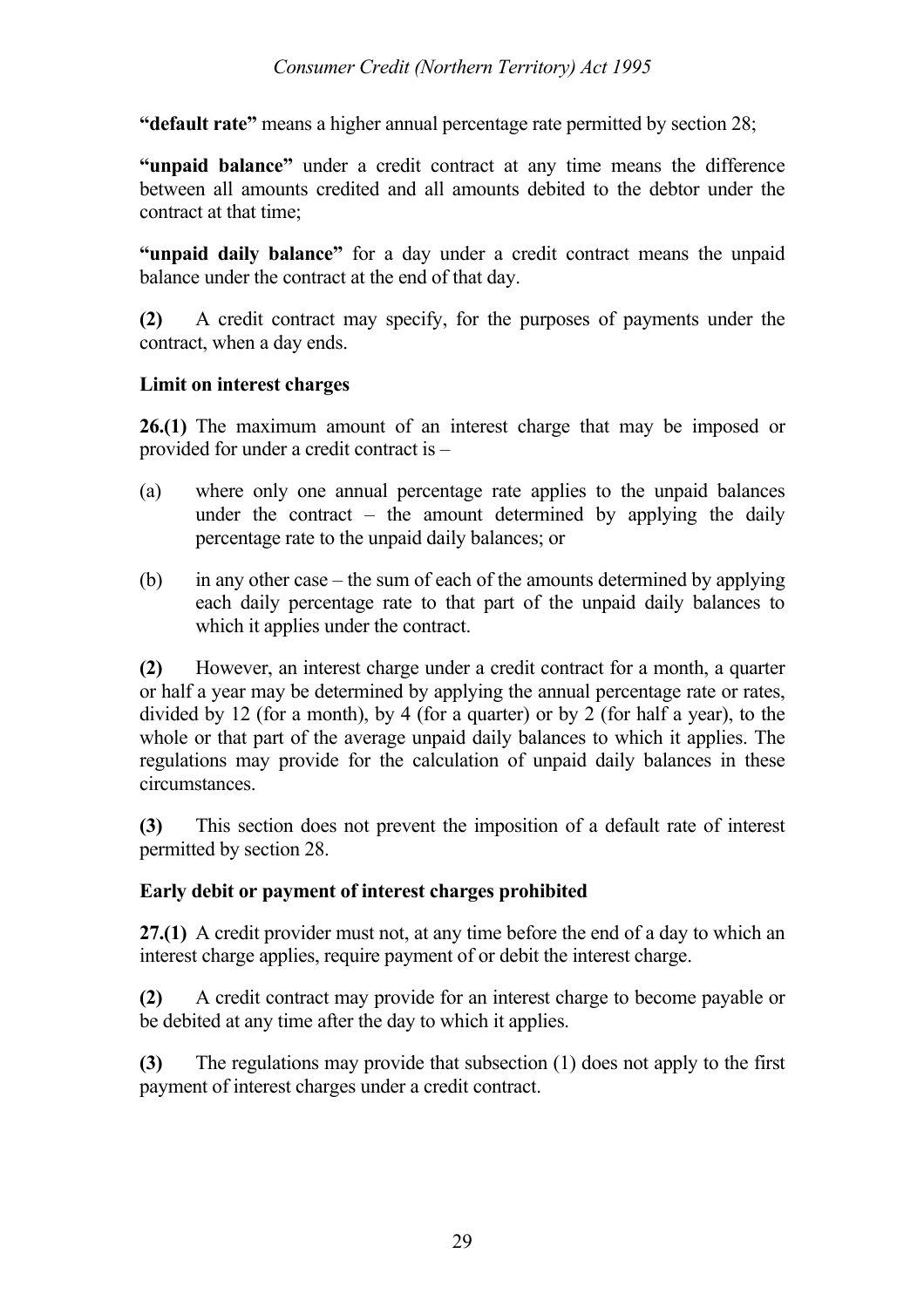**"default rate"** means a higher annual percentage rate permitted by section 28;

**"unpaid balance"** under a credit contract at any time means the difference between all amounts credited and all amounts debited to the debtor under the contract at that time;

**"unpaid daily balance"** for a day under a credit contract means the unpaid balance under the contract at the end of that day.

**(2)** A credit contract may specify, for the purposes of payments under the contract, when a day ends.

### Limit on interest charges

**26.(1)** The maximum amount of an interest charge that may be imposed or provided for under a credit contract is –

(a) where only one annual percentage rate applies to the unpaid balances under the contract – the amount determined by applying the daily percentage rate to the unpaid daily balances; or

(b) in any other case – the sum of each of the amounts determined by applying each daily percentage rate to that part of the unpaid daily balances to which it applies under the contract.

**(2)** However, an interest charge under a credit contract for a month, a quarter or half a year may be determined by applying the annual percentage rate or rates, divided by 12 (for a month), by 4 (for a quarter) or by 2 (for half a year), to the whole or that part of the average unpaid daily balances to which it applies. The regulations may provide for the calculation of unpaid daily balances in these circumstances.

**(3)** This section does not prevent the imposition of a default rate of interest permitted by section 28.

### Early debit or payment of interest charges prohibited

**27.(1)** A credit provider must not, at any time before the end of a day to which an interest charge applies, require payment of or debit the interest charge.

**(2)** A credit contract may provide for an interest charge to become payable or be debited at any time after the day to which it applies.

**(3)** The regulations may provide that subsection (1) does not apply to the first payment of interest charges under a credit contract.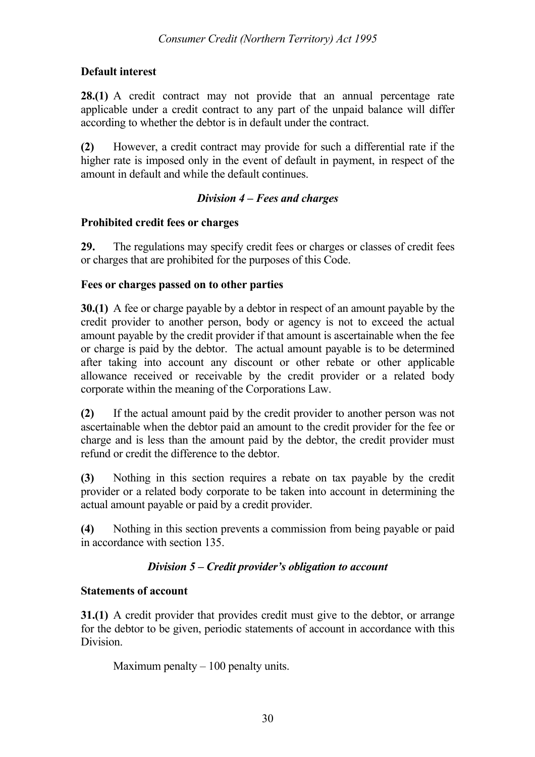**Default interest**

**28.(1)** A credit contract may not provide that an annual percentage rate applicable under a credit contract to any part of the unpaid balance will differ according to whether the debtor is in default under the contract.

**(2)** However, a credit contract may provide for such a differential rate if the higher rate is imposed only in the event of default in payment, in respect of the amount in default and while the default continues.

### *Division 4 – Fees and charges*

**Prohibited credit fees or charges**

**29.** The regulations may specify credit fees or charges or classes of credit fees or charges that are prohibited for the purposes of this Code.

**Fees or charges passed on to other parties**

**30.(1)** A fee or charge payable by a debtor in respect of an amount payable by the credit provider to another person, body or agency is not to exceed the actual amount payable by the credit provider if that amount is ascertainable when the fee or charge is paid by the debtor. The actual amount payable is to be determined after taking into account any discount or other rebate or other applicable allowance received or receivable by the credit provider or a related body corporate within the meaning of the Corporations Law.

**(2)** If the actual amount paid by the credit provider to another person was not ascertainable when the debtor paid an amount to the credit provider for the fee or charge and is less than the amount paid by the debtor, the credit provider must refund or credit the difference to the debtor.

**(3)** Nothing in this section requires a rebate on tax payable by the credit provider or a related body corporate to be taken into account in determining the actual amount payable or paid by a credit provider.

**(4)** Nothing in this section prevents a commission from being payable or paid in accordance with section 135.

### *Division 5 – Credit provider's obligation to account*

**Statements of account**

**31.(1)** A credit provider that provides credit must give to the debtor, or arrange for the debtor to be given, periodic statements of account in accordance with this Division.

Maximum penalty – 100 penalty units.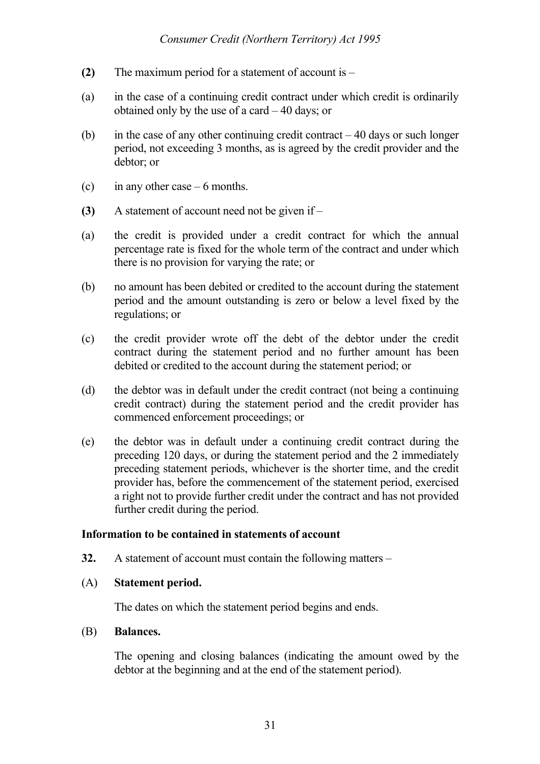**(2)** The maximum period for a statement of account is –

(a) in the case of a continuing credit contract under which credit is ordinarily obtained only by the use of a card – 40 days; or

(b) in the case of any other continuing credit contract – 40 days or such longer period, not exceeding 3 months, as is agreed by the credit provider and the debtor; or

(c) in any other case – 6 months.

**(3)** A statement of account need not be given if –

(a) the credit is provided under a credit contract for which the annual percentage rate is fixed for the whole term of the contract and under which there is no provision for varying the rate; or

(b) no amount has been debited or credited to the account during the statement period and the amount outstanding is zero or below a level fixed by the regulations; or

(c) the credit provider wrote off the debt of the debtor under the credit contract during the statement period and no further amount has been debited or credited to the account during the statement period; or

(d) the debtor was in default under the credit contract (not being a continuing credit contract) during the statement period and the credit provider has commenced enforcement proceedings; or

(e) the debtor was in default under a continuing credit contract during the preceding 120 days, or during the statement period and the 2 immediately preceding statement periods, whichever is the shorter time, and the credit provider has, before the commencement of the statement period, exercised a right not to provide further credit under the contract and has not provided further credit during the period.

### Information to be contained in statements of account

**32.** A statement of account must contain the following matters –

(A) **Statement period.**

The dates on which the statement period begins and ends.

(B) **Balances.**

The opening and closing balances (indicating the amount owed by the debtor at the beginning and at the end of the statement period).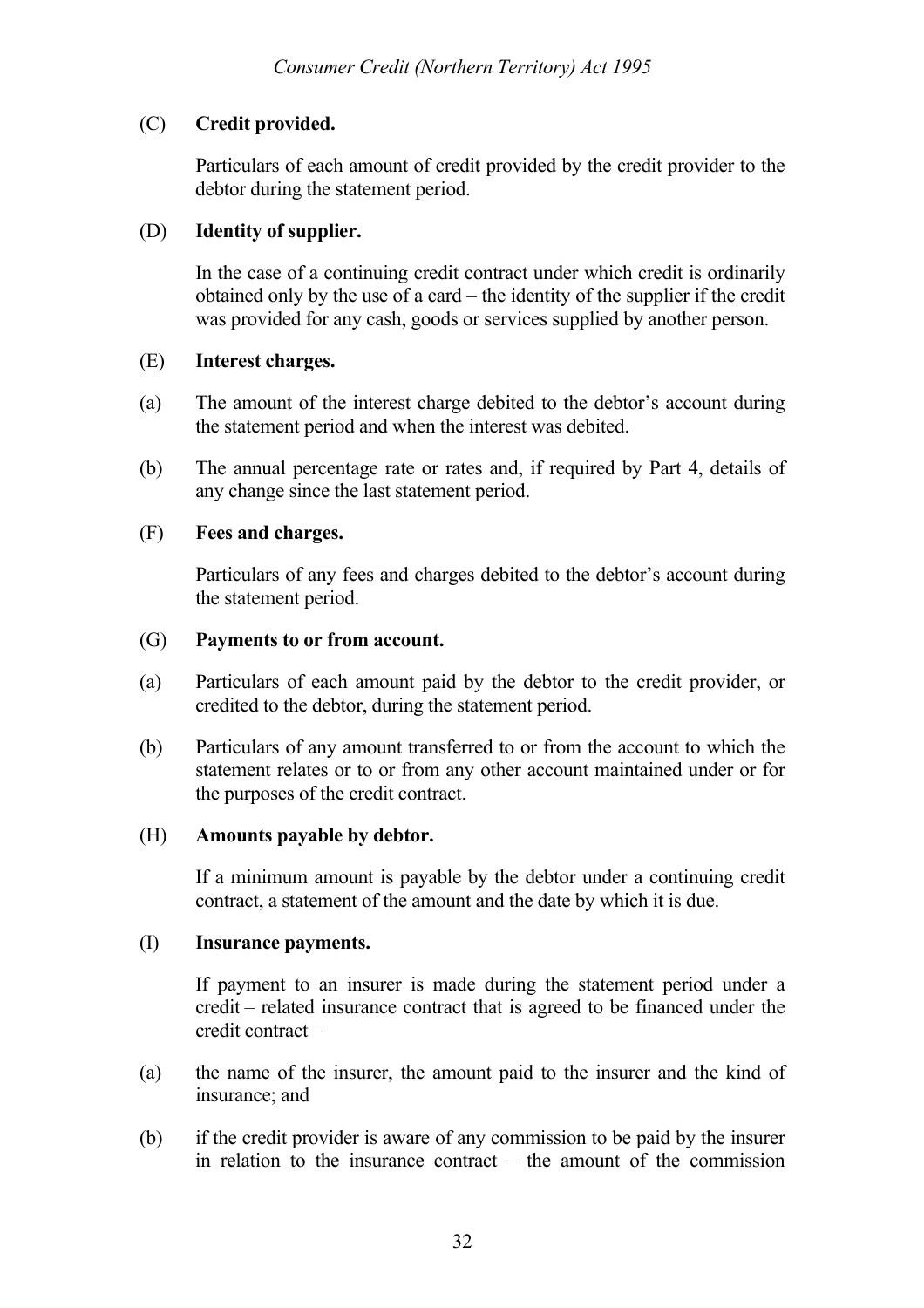(C) **Credit provided.**

Particulars of each amount of credit provided by the credit provider to the debtor during the statement period.

(D) **Identity of supplier.**

In the case of a continuing credit contract under which credit is ordinarily obtained only by the use of a card – the identity of the supplier if the credit was provided for any cash, goods or services supplied by another person.

(E) **Interest charges.**

(a) The amount of the interest charge debited to the debtor's account during the statement period and when the interest was debited.

(b) The annual percentage rate or rates and, if required by Part 4, details of any change since the last statement period.

(F) **Fees and charges.**

Particulars of any fees and charges debited to the debtor's account during the statement period.

(G) **Payments to or from account.**

(a) Particulars of each amount paid by the debtor to the credit provider, or credited to the debtor, during the statement period.

(b) Particulars of any amount transferred to or from the account to which the statement relates or to or from any other account maintained under or for the purposes of the credit contract.

(H) **Amounts payable by debtor.**

If a minimum amount is payable by the debtor under a continuing credit contract, a statement of the amount and the date by which it is due.

(I) **Insurance payments.**

If payment to an insurer is made during the statement period under a credit – related insurance contract that is agreed to be financed under the credit contract –

(a) the name of the insurer, the amount paid to the insurer and the kind of insurance; and

(b) if the credit provider is aware of any commission to be paid by the insurer in relation to the insurance contract – the amount of the commission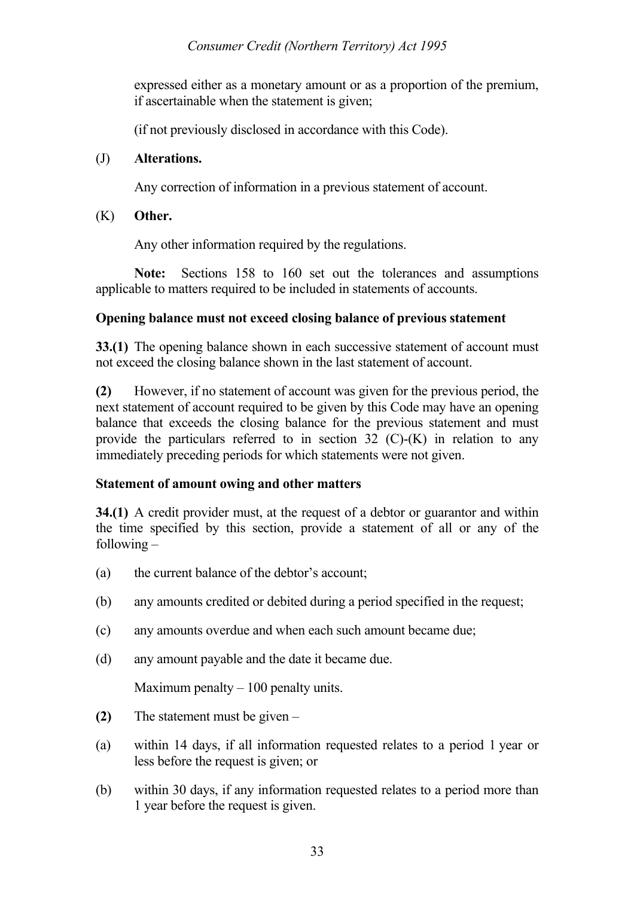expressed either as a monetary amount or as a proportion of the premium, if ascertainable when the statement is given;

(if not previously disclosed in accordance with this Code).

(J) **Alterations.**

Any correction of information in a previous statement of account.

(K) **Other.**

Any other information required by the regulations.

**Note:** Sections 158 to 160 set out the tolerances and assumptions applicable to matters required to be included in statements of accounts.

**Opening balance must not exceed closing balance of previous statement**

**33.(1)** The opening balance shown in each successive statement of account must not exceed the closing balance shown in the last statement of account.

**(2)** However, if no statement of account was given for the previous period, the next statement of account required to be given by this Code may have an opening balance that exceeds the closing balance for the previous statement and must provide the particulars referred to in section 32 (C)-(K) in relation to any immediately preceding periods for which statements were not given.

**Statement of amount owing and other matters**

**34.(1)** A credit provider must, at the request of a debtor or guarantor and within the time specified by this section, provide a statement of all or any of the following –

(a) the current balance of the debtor's account;

(b) any amounts credited or debited during a period specified in the request;

(c) any amounts overdue and when each such amount became due;

(d) any amount payable and the date it became due.

Maximum penalty – 100 penalty units.

**(2)** The statement must be given –

(a) within 14 days, if all information requested relates to a period 1 year or less before the request is given; or

(b) within 30 days, if any information requested relates to a period more than 1 year before the request is given.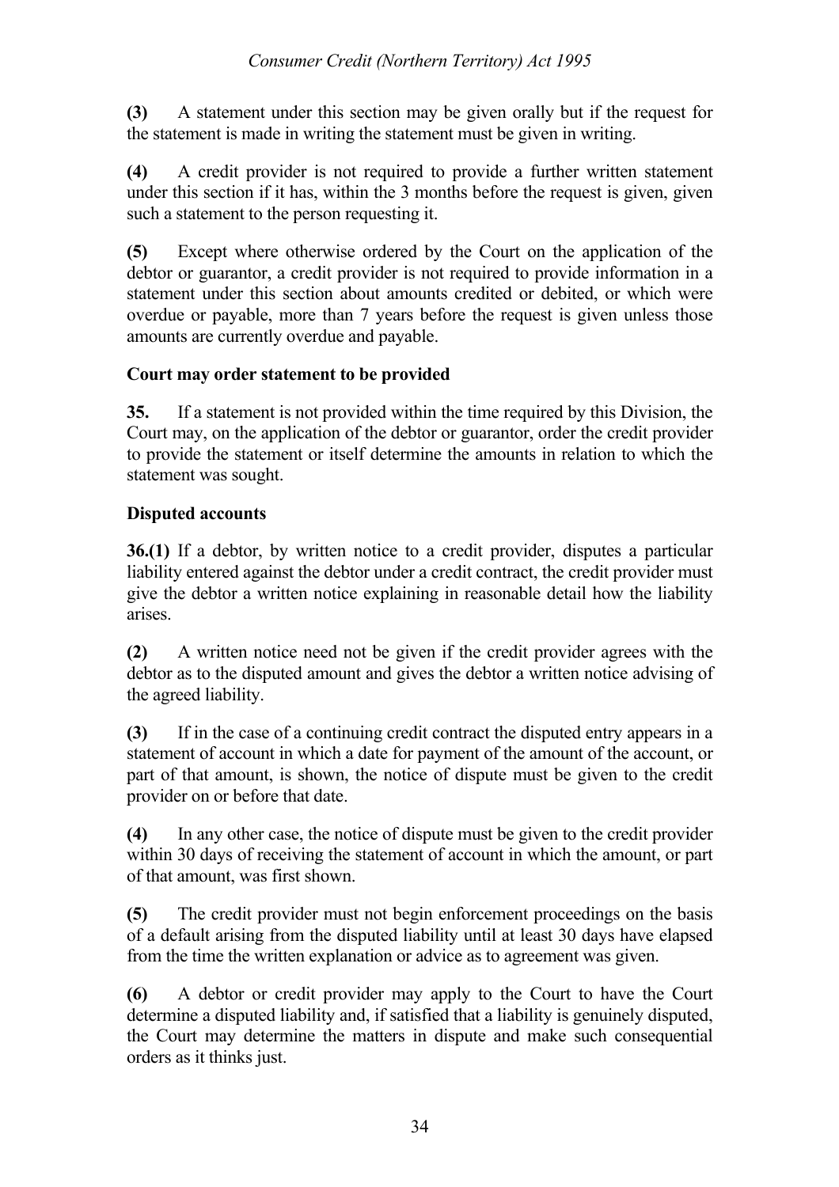**(3)** A statement under this section may be given orally but if the request for the statement is made in writing the statement must be given in writing.

**(4)** A credit provider is not required to provide a further written statement under this section if it has, within the 3 months before the request is given, given such a statement to the person requesting it.

**(5)** Except where otherwise ordered by the Court on the application of the debtor or guarantor, a credit provider is not required to provide information in a statement under this section about amounts credited or debited, or which were overdue or payable, more than 7 years before the request is given unless those amounts are currently overdue and payable.

**Court may order statement to be provided**

**35.** If a statement is not provided within the time required by this Division, the Court may, on the application of the debtor or guarantor, order the credit provider to provide the statement or itself determine the amounts in relation to which the statement was sought.

**Disputed accounts**

**36.(1)** If a debtor, by written notice to a credit provider, disputes a particular liability entered against the debtor under a credit contract, the credit provider must give the debtor a written notice explaining in reasonable detail how the liability arises.

**(2)** A written notice need not be given if the credit provider agrees with the debtor as to the disputed amount and gives the debtor a written notice advising of the agreed liability.

**(3)** If in the case of a continuing credit contract the disputed entry appears in a statement of account in which a date for payment of the amount of the account, or part of that amount, is shown, the notice of dispute must be given to the credit provider on or before that date.

**(4)** In any other case, the notice of dispute must be given to the credit provider within 30 days of receiving the statement of account in which the amount, or part of that amount, was first shown.

**(5)** The credit provider must not begin enforcement proceedings on the basis of a default arising from the disputed liability until at least 30 days have elapsed from the time the written explanation or advice as to agreement was given.

**(6)** A debtor or credit provider may apply to the Court to have the Court determine a disputed liability and, if satisfied that a liability is genuinely disputed, the Court may determine the matters in dispute and make such consequential orders as it thinks just.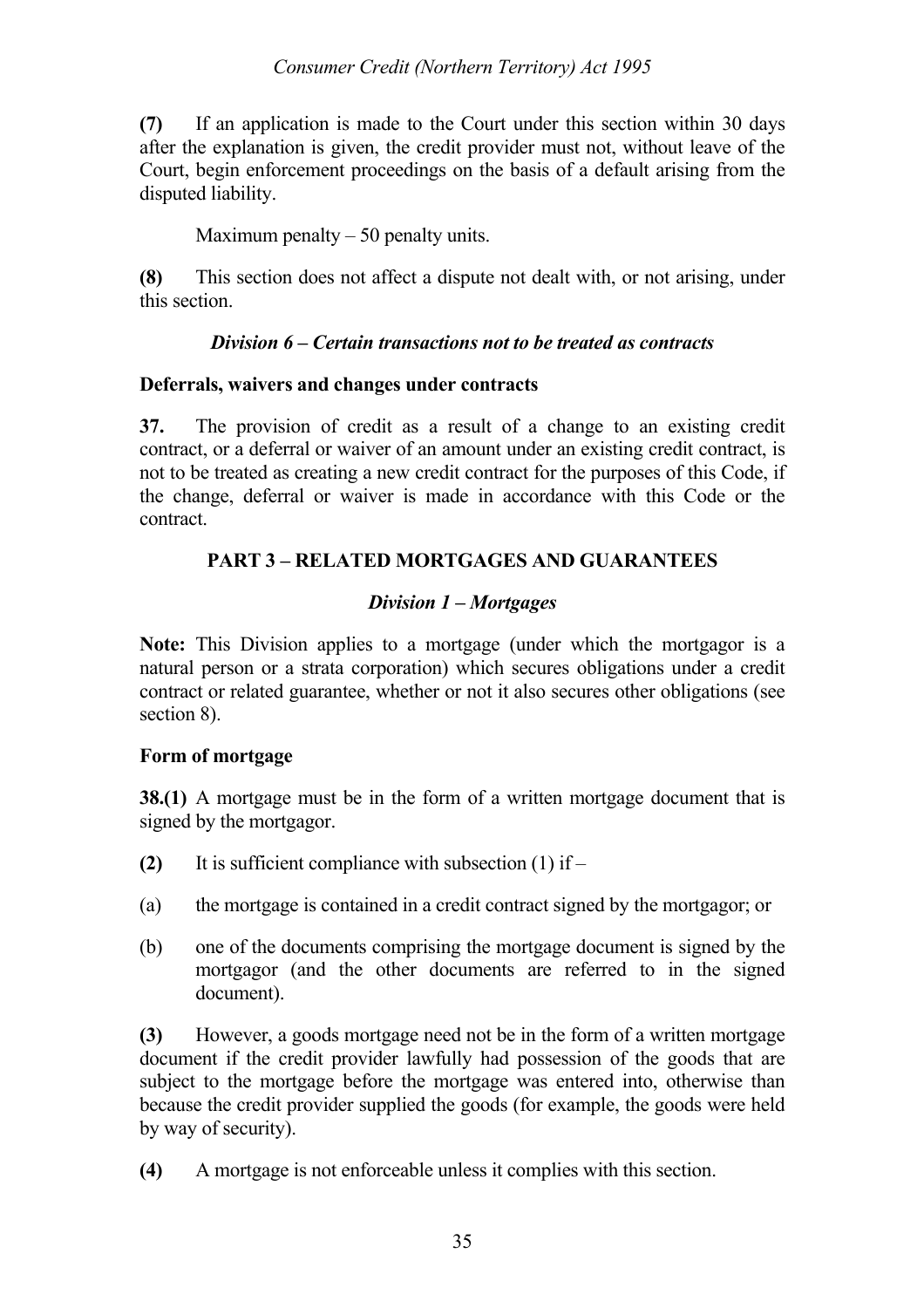**(7)** If an application is made to the Court under this section within 30 days after the explanation is given, the credit provider must not, without leave of the Court, begin enforcement proceedings on the basis of a default arising from the disputed liability.

Maximum penalty – 50 penalty units.

**(8)** This section does not affect a dispute not dealt with, or not arising, under this section.

### *Division 6 – Certain transactions not to be treated as contracts*

**Deferrals, waivers and changes under contracts**

**37.** The provision of credit as a result of a change to an existing credit contract, or a deferral or waiver of an amount under an existing credit contract, is not to be treated as creating a new credit contract for the purposes of this Code, if the change, deferral or waiver is made in accordance with this Code or the contract.

## PART 3 – RELATED MORTGAGES AND GUARANTEES

### *Division 1 – Mortgages*

**Note:** This Division applies to a mortgage (under which the mortgagor is a natural person or a strata corporation) which secures obligations under a credit contract or related guarantee, whether or not it also secures other obligations (see section 8).

**Form of mortgage**

**38.(1)** A mortgage must be in the form of a written mortgage document that is signed by the mortgagor.

**(2)** It is sufficient compliance with subsection (1) if –

(a) the mortgage is contained in a credit contract signed by the mortgagor; or

(b) one of the documents comprising the mortgage document is signed by the mortgagor (and the other documents are referred to in the signed document).

**(3)** However, a goods mortgage need not be in the form of a written mortgage document if the credit provider lawfully had possession of the goods that are subject to the mortgage before the mortgage was entered into, otherwise than because the credit provider supplied the goods (for example, the goods were held by way of security).

**(4)** A mortgage is not enforceable unless it complies with this section.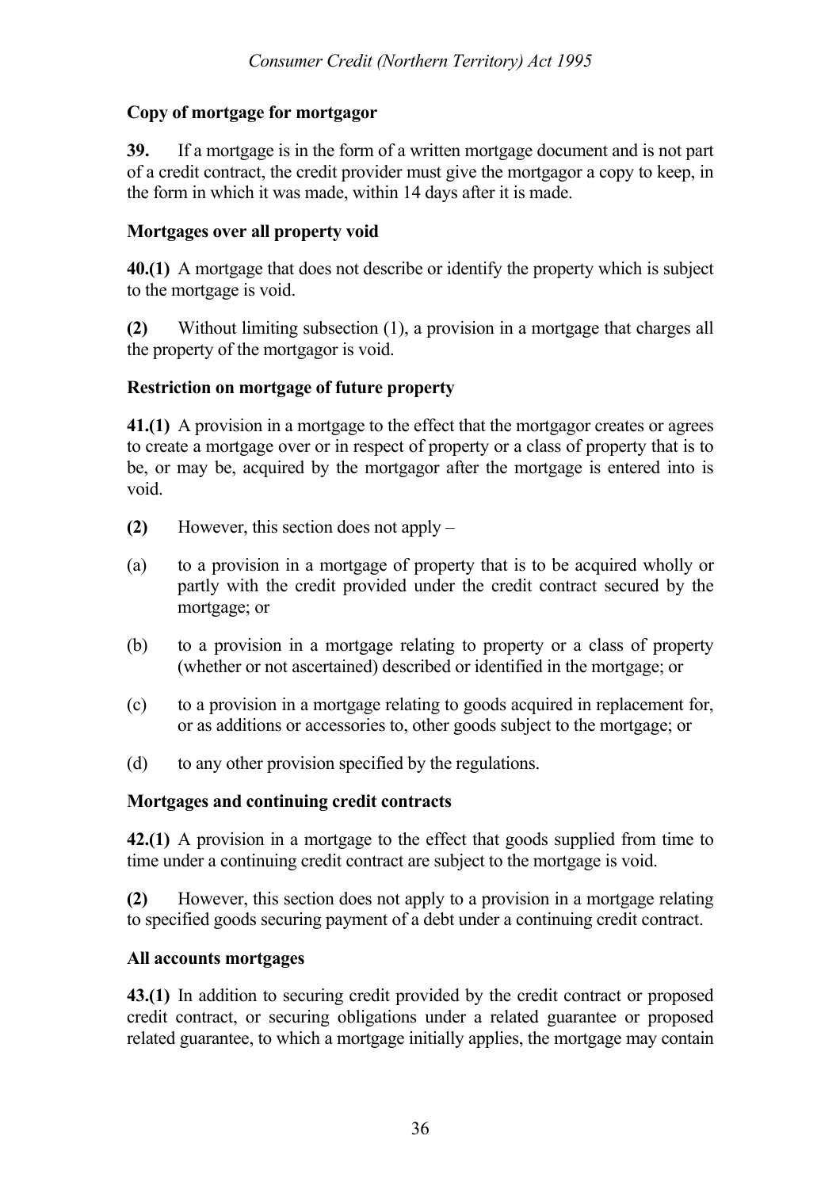**Copy of mortgage for mortgagor**

**39.** If a mortgage is in the form of a written mortgage document and is not part of a credit contract, the credit provider must give the mortgagor a copy to keep, in the form in which it was made, within 14 days after it is made.

**Mortgages over all property void**

**40.(1)** A mortgage that does not describe or identify the property which is subject to the mortgage is void.

**(2)** Without limiting subsection (1), a provision in a mortgage that charges all the property of the mortgagor is void.

**Restriction on mortgage of future property**

**41.(1)** A provision in a mortgage to the effect that the mortgagor creates or agrees to create a mortgage over or in respect of property or a class of property that is to be, or may be, acquired by the mortgagor after the mortgage is entered into is void.

**(2)** However, this section does not apply –

(a) to a provision in a mortgage of property that is to be acquired wholly or partly with the credit provided under the credit contract secured by the mortgage; or

(b) to a provision in a mortgage relating to property or a class of property (whether or not ascertained) described or identified in the mortgage; or

(c) to a provision in a mortgage relating to goods acquired in replacement for, or as additions or accessories to, other goods subject to the mortgage; or

(d) to any other provision specified by the regulations.

**Mortgages and continuing credit contracts**

**42.(1)** A provision in a mortgage to the effect that goods supplied from time to time under a continuing credit contract are subject to the mortgage is void.

**(2)** However, this section does not apply to a provision in a mortgage relating to specified goods securing payment of a debt under a continuing credit contract.

**All accounts mortgages**

**43.(1)** In addition to securing credit provided by the credit contract or proposed credit contract, or securing obligations under a related guarantee or proposed related guarantee, to which a mortgage initially applies, the mortgage may contain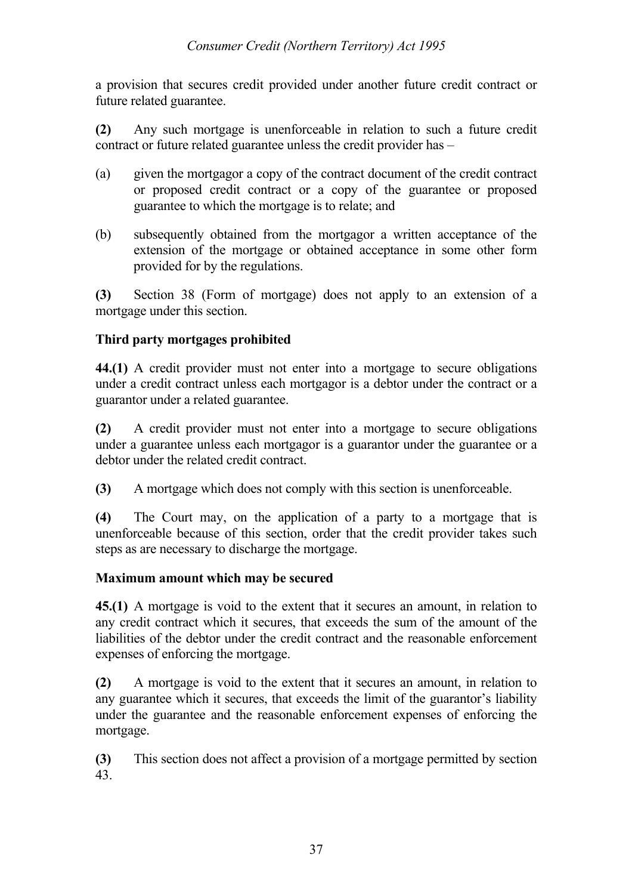a provision that secures credit provided under another future credit contract or future related guarantee.

**(2)** Any such mortgage is unenforceable in relation to such a future credit contract or future related guarantee unless the credit provider has –

(a) given the mortgagor a copy of the contract document of the credit contract or proposed credit contract or a copy of the guarantee or proposed guarantee to which the mortgage is to relate; and

(b) subsequently obtained from the mortgagor a written acceptance of the extension of the mortgage or obtained acceptance in some other form provided for by the regulations.

**(3)** Section 38 (Form of mortgage) does not apply to an extension of a mortgage under this section.

### Third party mortgages prohibited

**44.(1)** A credit provider must not enter into a mortgage to secure obligations under a credit contract unless each mortgagor is a debtor under the contract or a guarantor under a related guarantee.

**(2)** A credit provider must not enter into a mortgage to secure obligations under a guarantee unless each mortgagor is a guarantor under the guarantee or a debtor under the related credit contract.

**(3)** A mortgage which does not comply with this section is unenforceable.

**(4)** The Court may, on the application of a party to a mortgage that is unenforceable because of this section, order that the credit provider takes such steps as are necessary to discharge the mortgage.

### Maximum amount which may be secured

**45.(1)** A mortgage is void to the extent that it secures an amount, in relation to any credit contract which it secures, that exceeds the sum of the amount of the liabilities of the debtor under the credit contract and the reasonable enforcement expenses of enforcing the mortgage.

**(2)** A mortgage is void to the extent that it secures an amount, in relation to any guarantee which it secures, that exceeds the limit of the guarantor's liability under the guarantee and the reasonable enforcement expenses of enforcing the mortgage.

**(3)** This section does not affect a provision of a mortgage permitted by section 43.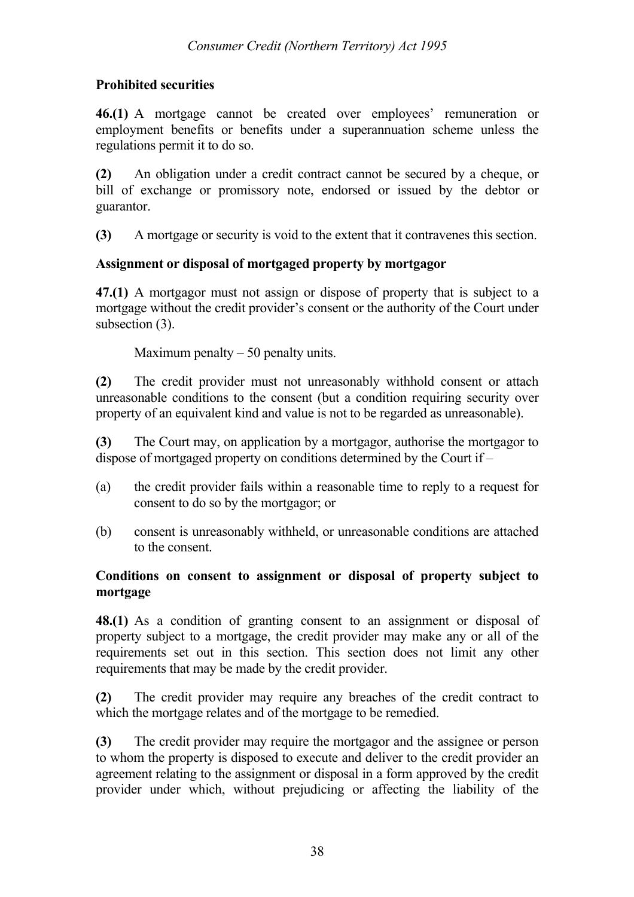**Prohibited securities**

**46.(1)** A mortgage cannot be created over employees' remuneration or employment benefits or benefits under a superannuation scheme unless the regulations permit it to do so.

**(2)** An obligation under a credit contract cannot be secured by a cheque, or bill of exchange or promissory note, endorsed or issued by the debtor or guarantor.

**(3)** A mortgage or security is void to the extent that it contravenes this section.

**Assignment or disposal of mortgaged property by mortgagor**

**47.(1)** A mortgagor must not assign or dispose of property that is subject to a mortgage without the credit provider's consent or the authority of the Court under subsection (3).

Maximum penalty – 50 penalty units.

**(2)** The credit provider must not unreasonably withhold consent or attach unreasonable conditions to the consent (but a condition requiring security over property of an equivalent kind and value is not to be regarded as unreasonable).

**(3)** The Court may, on application by a mortgagor, authorise the mortgagor to dispose of mortgaged property on conditions determined by the Court if –

(a) the credit provider fails within a reasonable time to reply to a request for consent to do so by the mortgagor; or

(b) consent is unreasonably withheld, or unreasonable conditions are attached to the consent.

**Conditions on consent to assignment or disposal of property subject to mortgage**

**48.(1)** As a condition of granting consent to an assignment or disposal of property subject to a mortgage, the credit provider may make any or all of the requirements set out in this section. This section does not limit any other requirements that may be made by the credit provider.

**(2)** The credit provider may require any breaches of the credit contract to which the mortgage relates and of the mortgage to be remedied.

**(3)** The credit provider may require the mortgagor and the assignee or person to whom the property is disposed to execute and deliver to the credit provider an agreement relating to the assignment or disposal in a form approved by the credit provider under which, without prejudicing or affecting the liability of the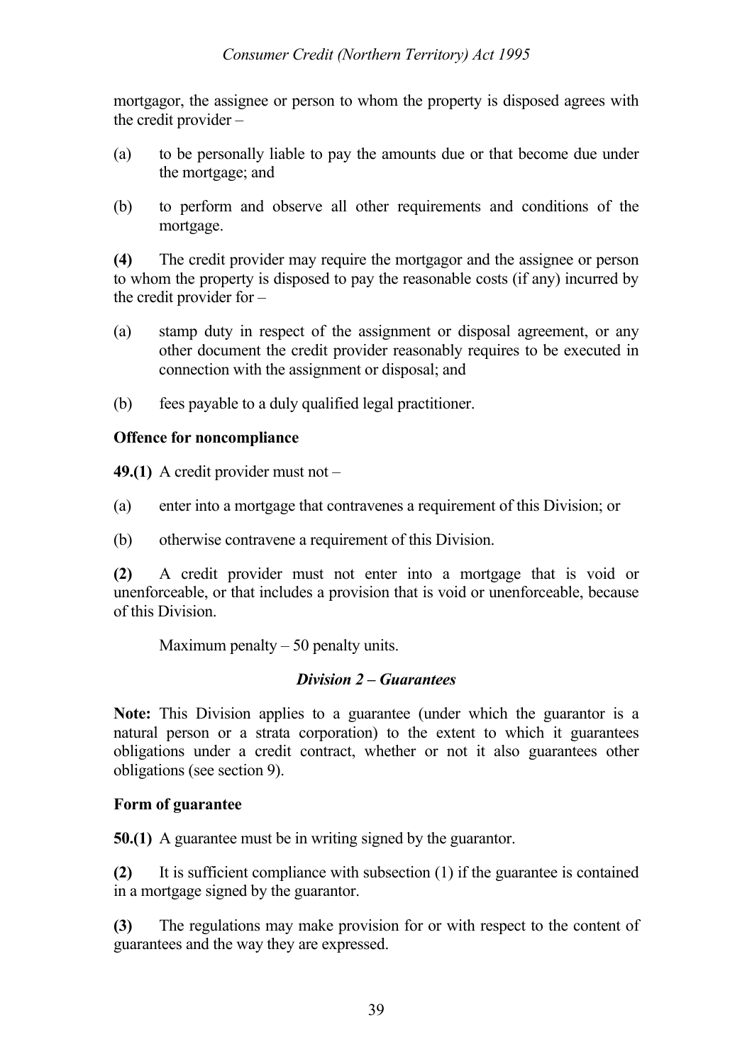mortgagor, the assignee or person to whom the property is disposed agrees with the credit provider –

(a) to be personally liable to pay the amounts due or that become due under the mortgage; and

(b) to perform and observe all other requirements and conditions of the mortgage.

**(4)** The credit provider may require the mortgagor and the assignee or person to whom the property is disposed to pay the reasonable costs (if any) incurred by the credit provider for –

(a) stamp duty in respect of the assignment or disposal agreement, or any other document the credit provider reasonably requires to be executed in connection with the assignment or disposal; and

(b) fees payable to a duly qualified legal practitioner.

**Offence for noncompliance**

**49.(1)** A credit provider must not –

(a) enter into a mortgage that contravenes a requirement of this Division; or

(b) otherwise contravene a requirement of this Division.

**(2)** A credit provider must not enter into a mortgage that is void or unenforceable, or that includes a provision that is void or unenforceable, because of this Division.

Maximum penalty – 50 penalty units.

### *Division 2 – Guarantees*

**Note:** This Division applies to a guarantee (under which the guarantor is a natural person or a strata corporation) to the extent to which it guarantees obligations under a credit contract, whether or not it also guarantees other obligations (see section 9).

**Form of guarantee**

**50.(1)** A guarantee must be in writing signed by the guarantor.

**(2)** It is sufficient compliance with subsection (1) if the guarantee is contained in a mortgage signed by the guarantor.

**(3)** The regulations may make provision for or with respect to the content of guarantees and the way they are expressed.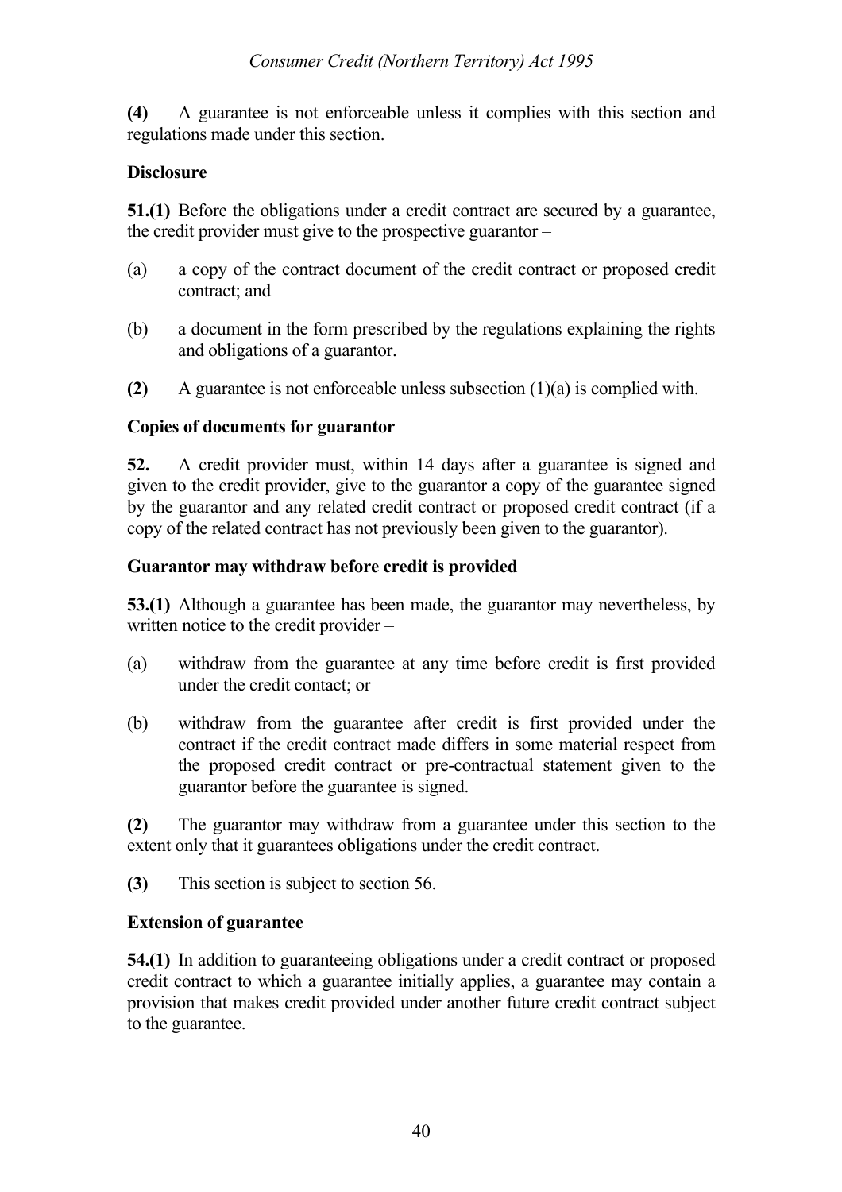**(4)** A guarantee is not enforceable unless it complies with this section and regulations made under this section.

**Disclosure**

**51.(1)** Before the obligations under a credit contract are secured by a guarantee, the credit provider must give to the prospective guarantor –

(a) a copy of the contract document of the credit contract or proposed credit contract; and

(b) a document in the form prescribed by the regulations explaining the rights and obligations of a guarantor.

**(2)** A guarantee is not enforceable unless subsection (1)(a) is complied with.

**Copies of documents for guarantor**

**52.** A credit provider must, within 14 days after a guarantee is signed and given to the credit provider, give to the guarantor a copy of the guarantee signed by the guarantor and any related credit contract or proposed credit contract (if a copy of the related contract has not previously been given to the guarantor).

**Guarantor may withdraw before credit is provided**

**53.(1)** Although a guarantee has been made, the guarantor may nevertheless, by written notice to the credit provider –

(a) withdraw from the guarantee at any time before credit is first provided under the credit contact; or

(b) withdraw from the guarantee after credit is first provided under the contract if the credit contract made differs in some material respect from the proposed credit contract or pre-contractual statement given to the guarantor before the guarantee is signed.

**(2)** The guarantor may withdraw from a guarantee under this section to the extent only that it guarantees obligations under the credit contract.

**(3)** This section is subject to section 56.

**Extension of guarantee**

**54.(1)** In addition to guaranteeing obligations under a credit contract or proposed credit contract to which a guarantee initially applies, a guarantee may contain a provision that makes credit provided under another future credit contract subject to the guarantee.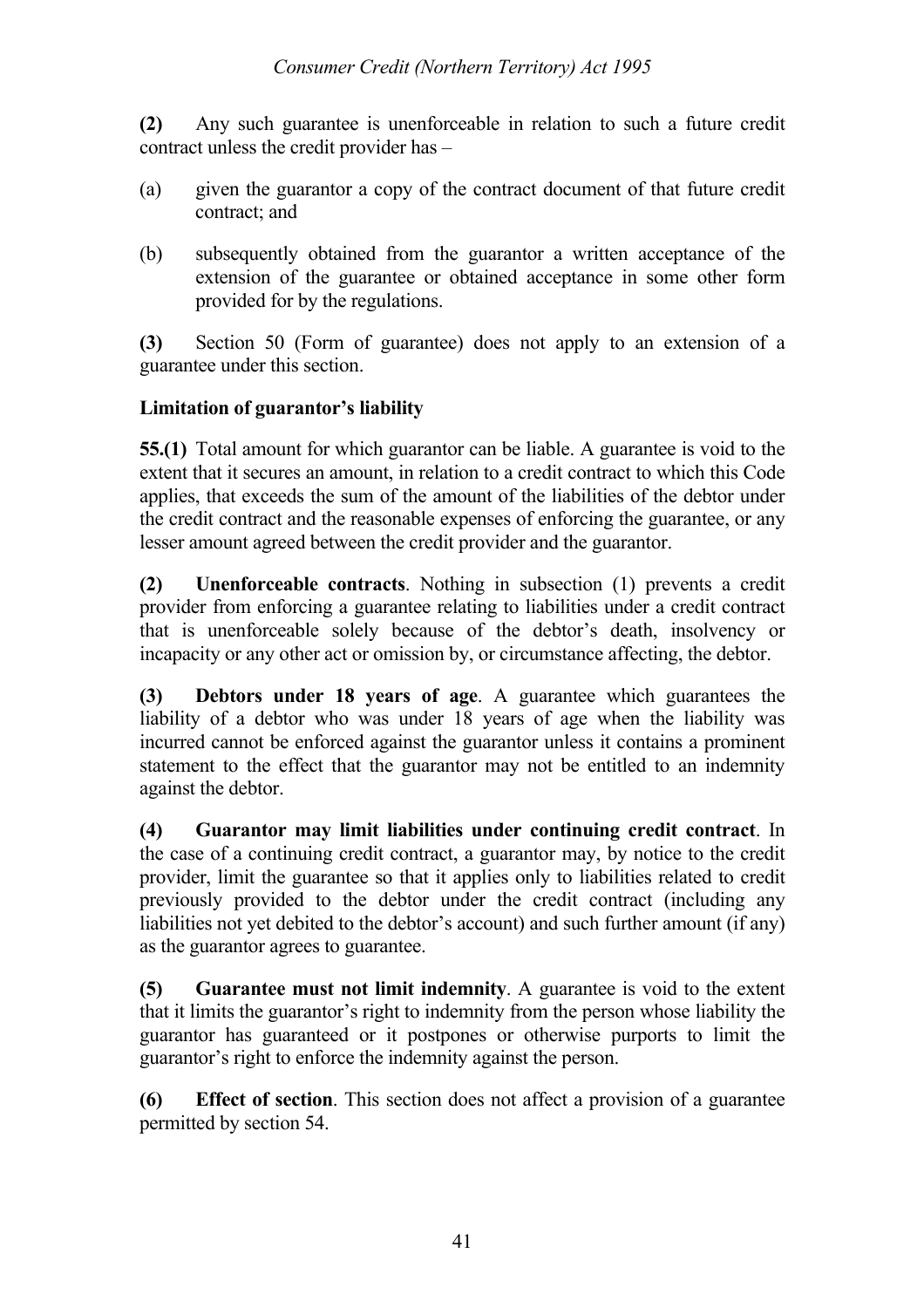**(2)** Any such guarantee is unenforceable in relation to such a future credit contract unless the credit provider has –

(a) given the guarantor a copy of the contract document of that future credit contract; and

(b) subsequently obtained from the guarantor a written acceptance of the extension of the guarantee or obtained acceptance in some other form provided for by the regulations.

**(3)** Section 50 (Form of guarantee) does not apply to an extension of a guarantee under this section.

**Limitation of guarantor's liability**

**55.(1)** Total amount for which guarantor can be liable. A guarantee is void to the extent that it secures an amount, in relation to a credit contract to which this Code applies, that exceeds the sum of the amount of the liabilities of the debtor under the credit contract and the reasonable expenses of enforcing the guarantee, or any lesser amount agreed between the credit provider and the guarantor.

**(2) Unenforceable contracts**. Nothing in subsection (1) prevents a credit provider from enforcing a guarantee relating to liabilities under a credit contract that is unenforceable solely because of the debtor's death, insolvency or incapacity or any other act or omission by, or circumstance affecting, the debtor.

**(3) Debtors under 18 years of age**. A guarantee which guarantees the liability of a debtor who was under 18 years of age when the liability was incurred cannot be enforced against the guarantor unless it contains a prominent statement to the effect that the guarantor may not be entitled to an indemnity against the debtor.

**(4) Guarantor may limit liabilities under continuing credit contract**. In the case of a continuing credit contract, a guarantor may, by notice to the credit provider, limit the guarantee so that it applies only to liabilities related to credit previously provided to the debtor under the credit contract (including any liabilities not yet debited to the debtor's account) and such further amount (if any) as the guarantor agrees to guarantee.

**(5) Guarantee must not limit indemnity**. A guarantee is void to the extent that it limits the guarantor's right to indemnity from the person whose liability the guarantor has guaranteed or it postpones or otherwise purports to limit the guarantor's right to enforce the indemnity against the person.

**(6) Effect of section**. This section does not affect a provision of a guarantee permitted by section 54.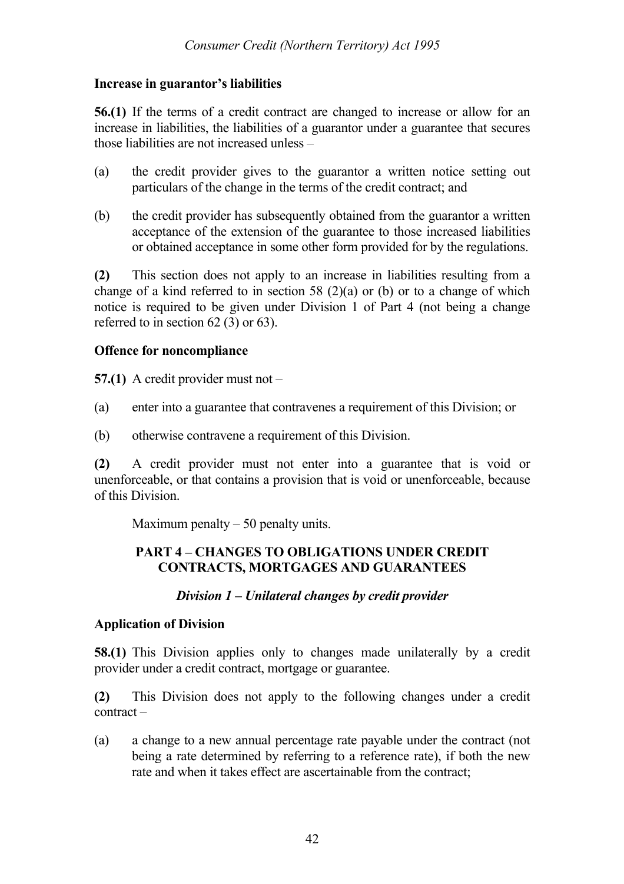**Increase in guarantor's liabilities**

**56.(1)** If the terms of a credit contract are changed to increase or allow for an increase in liabilities, the liabilities of a guarantor under a guarantee that secures those liabilities are not increased unless –

(a) the credit provider gives to the guarantor a written notice setting out particulars of the change in the terms of the credit contract; and

(b) the credit provider has subsequently obtained from the guarantor a written acceptance of the extension of the guarantee to those increased liabilities or obtained acceptance in some other form provided for by the regulations.

**(2)** This section does not apply to an increase in liabilities resulting from a change of a kind referred to in section 58 (2)(a) or (b) or to a change of which notice is required to be given under Division 1 of Part 4 (not being a change referred to in section 62 (3) or 63).

**Offence for noncompliance**

**57.(1)** A credit provider must not –

(a) enter into a guarantee that contravenes a requirement of this Division; or

(b) otherwise contravene a requirement of this Division.

**(2)** A credit provider must not enter into a guarantee that is void or unenforceable, or that contains a provision that is void or unenforceable, because of this Division.

Maximum penalty – 50 penalty units.

## PART 4 – CHANGES TO OBLIGATIONS UNDER CREDIT CONTRACTS, MORTGAGES AND GUARANTEES

### *Division 1 – Unilateral changes by credit provider*

**Application of Division**

**58.(1)** This Division applies only to changes made unilaterally by a credit provider under a credit contract, mortgage or guarantee.

**(2)** This Division does not apply to the following changes under a credit contract –

(a) a change to a new annual percentage rate payable under the contract (not being a rate determined by referring to a reference rate), if both the new rate and when it takes effect are ascertainable from the contract;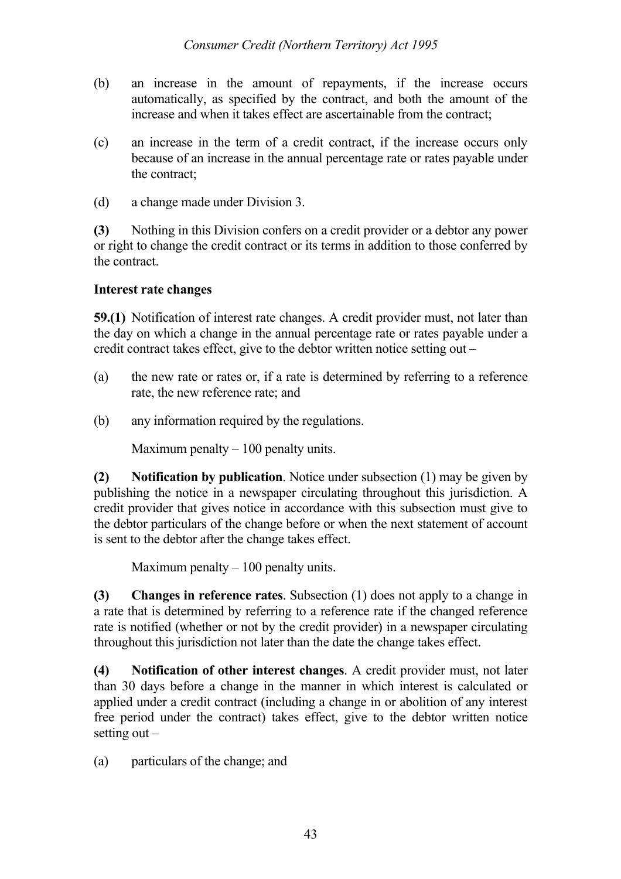(b) an increase in the amount of repayments, if the increase occurs automatically, as specified by the contract, and both the amount of the increase and when it takes effect are ascertainable from the contract;

(c) an increase in the term of a credit contract, if the increase occurs only because of an increase in the annual percentage rate or rates payable under the contract;

(d) a change made under Division 3.

**(3)** Nothing in this Division confers on a credit provider or a debtor any power or right to change the credit contract or its terms in addition to those conferred by the contract.

**Interest rate changes**

**59.(1)** Notification of interest rate changes. A credit provider must, not later than the day on which a change in the annual percentage rate or rates payable under a credit contract takes effect, give to the debtor written notice setting out –

(a) the new rate or rates or, if a rate is determined by referring to a reference rate, the new reference rate; and

(b) any information required by the regulations.

Maximum penalty – 100 penalty units.

**(2) Notification by publication**. Notice under subsection (1) may be given by publishing the notice in a newspaper circulating throughout this jurisdiction. A credit provider that gives notice in accordance with this subsection must give to the debtor particulars of the change before or when the next statement of account is sent to the debtor after the change takes effect.

Maximum penalty – 100 penalty units.

**(3) Changes in reference rates**. Subsection (1) does not apply to a change in a rate that is determined by referring to a reference rate if the changed reference rate is notified (whether or not by the credit provider) in a newspaper circulating throughout this jurisdiction not later than the date the change takes effect.

**(4) Notification of other interest changes**. A credit provider must, not later than 30 days before a change in the manner in which interest is calculated or applied under a credit contract (including a change in or abolition of any interest free period under the contract) takes effect, give to the debtor written notice setting out –

(a) particulars of the change; and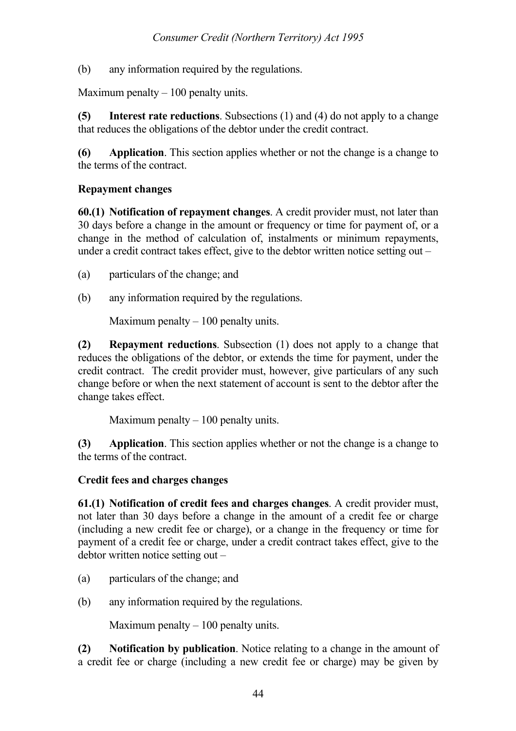(b) any information required by the regulations.

Maximum penalty – 100 penalty units.

**(5) Interest rate reductions**. Subsections (1) and (4) do not apply to a change that reduces the obligations of the debtor under the credit contract.

**(6) Application**. This section applies whether or not the change is a change to the terms of the contract.

**Repayment changes**

**60.(1) Notification of repayment changes**. A credit provider must, not later than 30 days before a change in the amount or frequency or time for payment of, or a change in the method of calculation of, instalments or minimum repayments, under a credit contract takes effect, give to the debtor written notice setting out –

(a) particulars of the change; and

(b) any information required by the regulations.

Maximum penalty – 100 penalty units.

**(2) Repayment reductions**. Subsection (1) does not apply to a change that reduces the obligations of the debtor, or extends the time for payment, under the credit contract. The credit provider must, however, give particulars of any such change before or when the next statement of account is sent to the debtor after the change takes effect.

Maximum penalty – 100 penalty units.

**(3) Application**. This section applies whether or not the change is a change to the terms of the contract.

**Credit fees and charges changes**

**61.(1) Notification of credit fees and charges changes**. A credit provider must, not later than 30 days before a change in the amount of a credit fee or charge (including a new credit fee or charge), or a change in the frequency or time for payment of a credit fee or charge, under a credit contract takes effect, give to the debtor written notice setting out –

(a) particulars of the change; and

(b) any information required by the regulations.

Maximum penalty – 100 penalty units.

**(2) Notification by publication**. Notice relating to a change in the amount of a credit fee or charge (including a new credit fee or charge) may be given by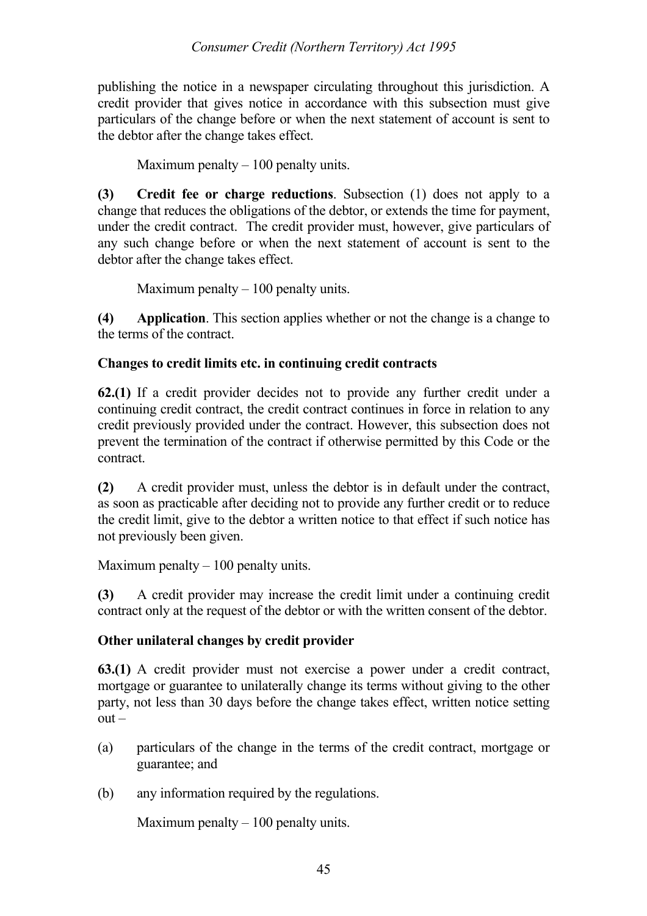publishing the notice in a newspaper circulating throughout this jurisdiction. A credit provider that gives notice in accordance with this subsection must give particulars of the change before or when the next statement of account is sent to the debtor after the change takes effect.

Maximum penalty – 100 penalty units.

**(3)** **Credit fee or charge reductions**. Subsection (1) does not apply to a change that reduces the obligations of the debtor, or extends the time for payment, under the credit contract. The credit provider must, however, give particulars of any such change before or when the next statement of account is sent to the debtor after the change takes effect.

Maximum penalty – 100 penalty units.

**(4)** **Application**. This section applies whether or not the change is a change to the terms of the contract.

**Changes to credit limits etc. in continuing credit contracts**

**62.(1)** If a credit provider decides not to provide any further credit under a continuing credit contract, the credit contract continues in force in relation to any credit previously provided under the contract. However, this subsection does not prevent the termination of the contract if otherwise permitted by this Code or the contract.

**(2)** A credit provider must, unless the debtor is in default under the contract, as soon as practicable after deciding not to provide any further credit or to reduce the credit limit, give to the debtor a written notice to that effect if such notice has not previously been given.

Maximum penalty – 100 penalty units.

**(3)** A credit provider may increase the credit limit under a continuing credit contract only at the request of the debtor or with the written consent of the debtor.

**Other unilateral changes by credit provider**

**63.(1)** A credit provider must not exercise a power under a credit contract, mortgage or guarantee to unilaterally change its terms without giving to the other party, not less than 30 days before the change takes effect, written notice setting out –

(a) particulars of the change in the terms of the credit contract, mortgage or guarantee; and

(b) any information required by the regulations.

Maximum penalty – 100 penalty units.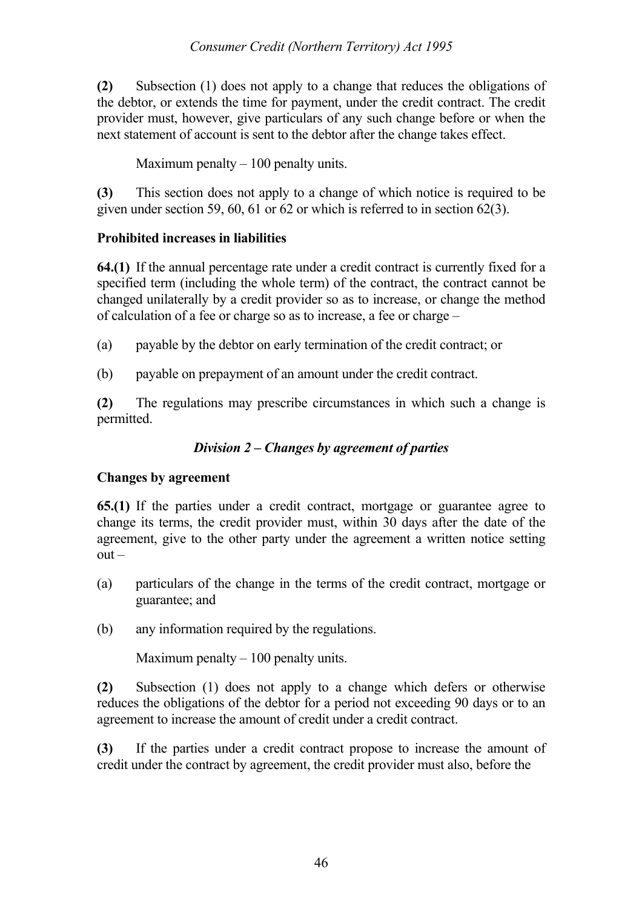**(2)** Subsection (1) does not apply to a change that reduces the obligations of the debtor, or extends the time for payment, under the credit contract. The credit provider must, however, give particulars of any such change before or when the next statement of account is sent to the debtor after the change takes effect.

Maximum penalty – 100 penalty units.

**(3)** This section does not apply to a change of which notice is required to be given under section 59, 60, 61 or 62 or which is referred to in section 62(3).

**Prohibited increases in liabilities**

**64.(1)** If the annual percentage rate under a credit contract is currently fixed for a specified term (including the whole term) of the contract, the contract cannot be changed unilaterally by a credit provider so as to increase, or change the method of calculation of a fee or charge so as to increase, a fee or charge –

(a) payable by the debtor on early termination of the credit contract; or

(b) payable on prepayment of an amount under the credit contract.

**(2)** The regulations may prescribe circumstances in which such a change is permitted.

## *Division 2 – Changes by agreement of parties*

**Changes by agreement**

**65.(1)** If the parties under a credit contract, mortgage or guarantee agree to change its terms, the credit provider must, within 30 days after the date of the agreement, give to the other party under the agreement a written notice setting out –

(a) particulars of the change in the terms of the credit contract, mortgage or guarantee; and

(b) any information required by the regulations.

Maximum penalty – 100 penalty units.

**(2)** Subsection (1) does not apply to a change which defers or otherwise reduces the obligations of the debtor for a period not exceeding 90 days or to an agreement to increase the amount of credit under a credit contract.

**(3)** If the parties under a credit contract propose to increase the amount of credit under the contract by agreement, the credit provider must also, before the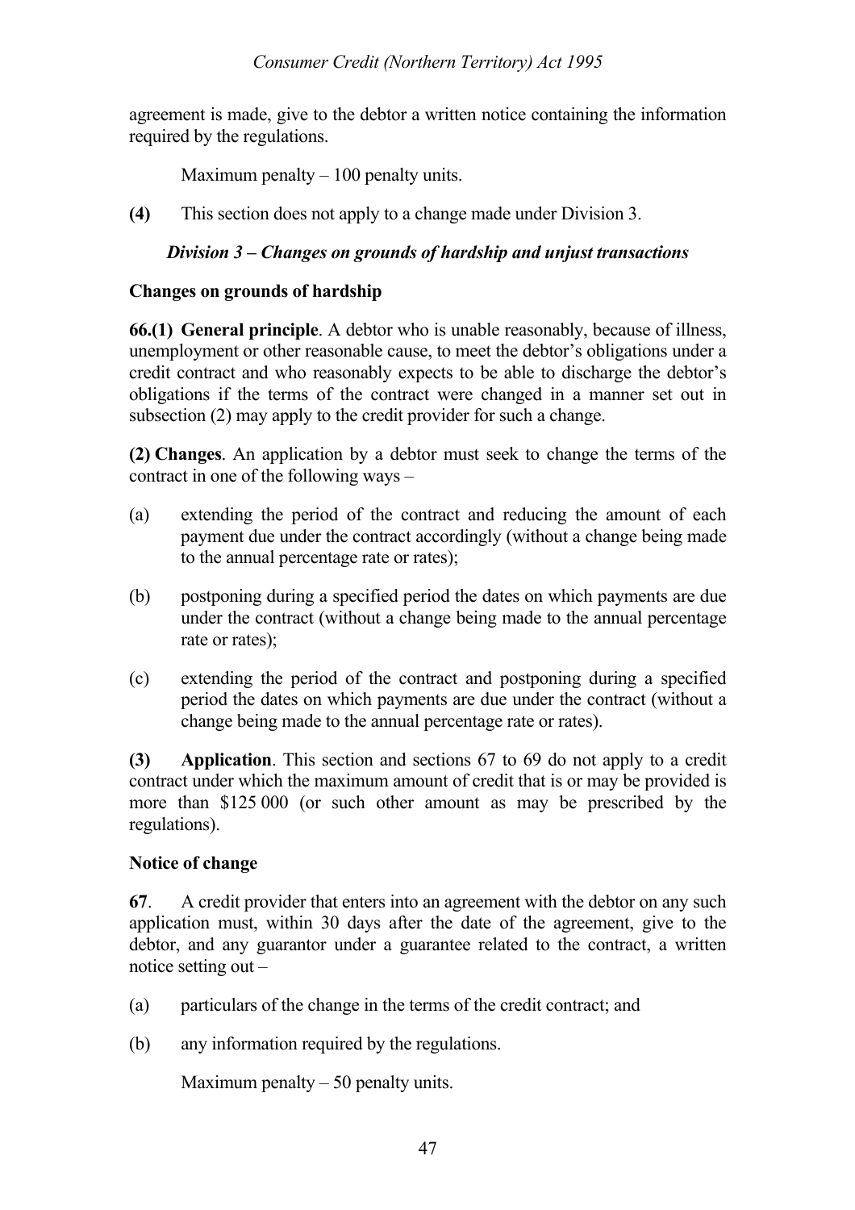agreement is made, give to the debtor a written notice containing the information required by the regulations.

Maximum penalty – 100 penalty units.

**(4)** This section does not apply to a change made under Division 3.

### *Division 3 – Changes on grounds of hardship and unjust transactions*

**Changes on grounds of hardship**

**66.(1) General principle**. A debtor who is unable reasonably, because of illness, unemployment or other reasonable cause, to meet the debtor's obligations under a credit contract and who reasonably expects to be able to discharge the debtor's obligations if the terms of the contract were changed in a manner set out in subsection (2) may apply to the credit provider for such a change.

**(2) Changes**. An application by a debtor must seek to change the terms of the contract in one of the following ways –

(a) extending the period of the contract and reducing the amount of each payment due under the contract accordingly (without a change being made to the annual percentage rate or rates);

(b) postponing during a specified period the dates on which payments are due under the contract (without a change being made to the annual percentage rate or rates);

(c) extending the period of the contract and postponing during a specified period the dates on which payments are due under the contract (without a change being made to the annual percentage rate or rates).

**(3) Application**. This section and sections 67 to 69 do not apply to a credit contract under which the maximum amount of credit that is or may be provided is more than $125 000 (or such other amount as may be prescribed by the regulations).

**Notice of change**

**67**. A credit provider that enters into an agreement with the debtor on any such application must, within 30 days after the date of the agreement, give to the debtor, and any guarantor under a guarantee related to the contract, a written notice setting out –

(a) particulars of the change in the terms of the credit contract; and

(b) any information required by the regulations.

Maximum penalty – 50 penalty units.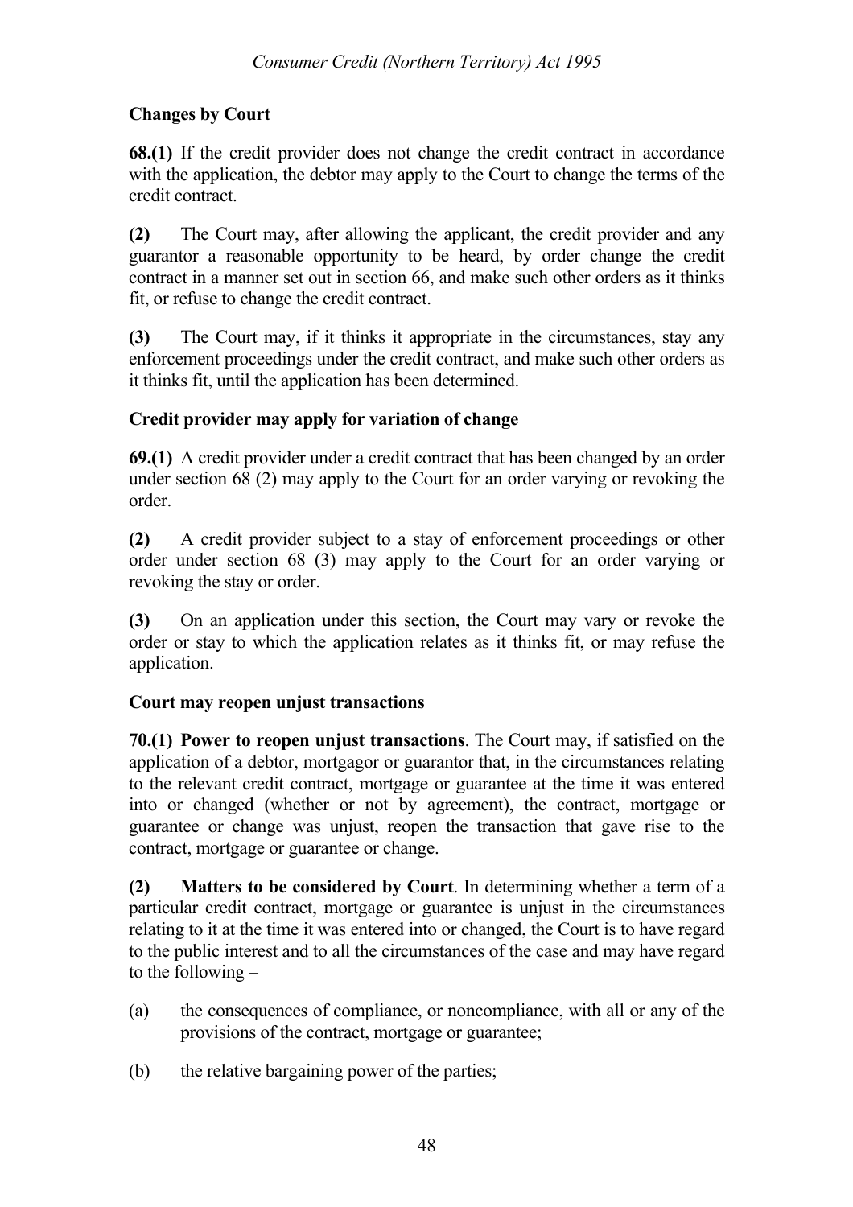**Changes by Court**

**68.(1)** If the credit provider does not change the credit contract in accordance with the application, the debtor may apply to the Court to change the terms of the credit contract.

**(2)** The Court may, after allowing the applicant, the credit provider and any guarantor a reasonable opportunity to be heard, by order change the credit contract in a manner set out in section 66, and make such other orders as it thinks fit, or refuse to change the credit contract.

**(3)** The Court may, if it thinks it appropriate in the circumstances, stay any enforcement proceedings under the credit contract, and make such other orders as it thinks fit, until the application has been determined.

**Credit provider may apply for variation of change**

**69.(1)** A credit provider under a credit contract that has been changed by an order under section 68 (2) may apply to the Court for an order varying or revoking the order.

**(2)** A credit provider subject to a stay of enforcement proceedings or other order under section 68 (3) may apply to the Court for an order varying or revoking the stay or order.

**(3)** On an application under this section, the Court may vary or revoke the order or stay to which the application relates as it thinks fit, or may refuse the application.

**Court may reopen unjust transactions**

**70.(1) Power to reopen unjust transactions**. The Court may, if satisfied on the application of a debtor, mortgagor or guarantor that, in the circumstances relating to the relevant credit contract, mortgage or guarantee at the time it was entered into or changed (whether or not by agreement), the contract, mortgage or guarantee or change was unjust, reopen the transaction that gave rise to the contract, mortgage or guarantee or change.

**(2) Matters to be considered by Court**. In determining whether a term of a particular credit contract, mortgage or guarantee is unjust in the circumstances relating to it at the time it was entered into or changed, the Court is to have regard to the public interest and to all the circumstances of the case and may have regard to the following –

(a) the consequences of compliance, or noncompliance, with all or any of the provisions of the contract, mortgage or guarantee;

(b) the relative bargaining power of the parties;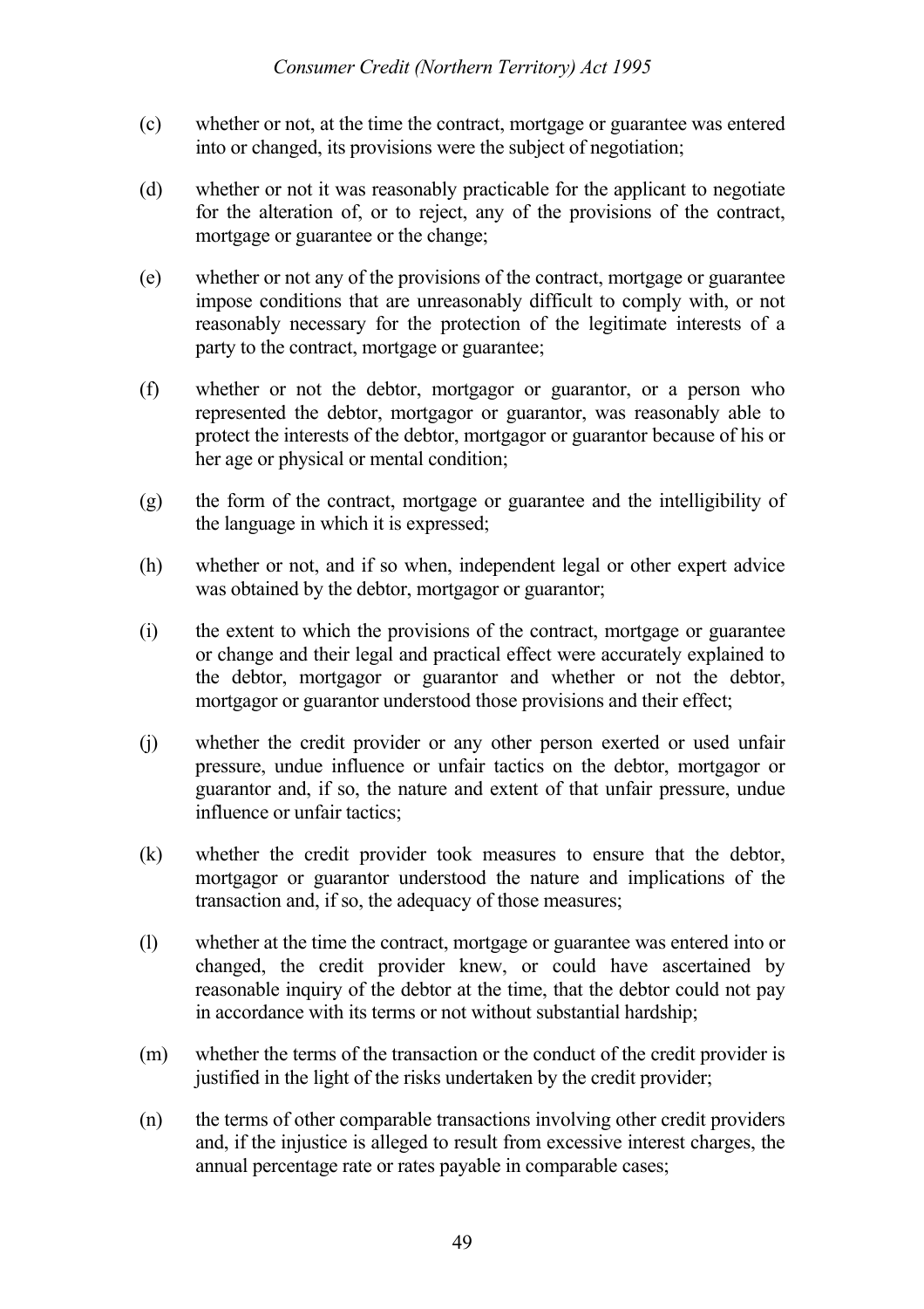(c) whether or not, at the time the contract, mortgage or guarantee was entered into or changed, its provisions were the subject of negotiation;

(d) whether or not it was reasonably practicable for the applicant to negotiate for the alteration of, or to reject, any of the provisions of the contract, mortgage or guarantee or the change;

(e) whether or not any of the provisions of the contract, mortgage or guarantee impose conditions that are unreasonably difficult to comply with, or not reasonably necessary for the protection of the legitimate interests of a party to the contract, mortgage or guarantee;

(f) whether or not the debtor, mortgagor or guarantor, or a person who represented the debtor, mortgagor or guarantor, was reasonably able to protect the interests of the debtor, mortgagor or guarantor because of his or her age or physical or mental condition;

(g) the form of the contract, mortgage or guarantee and the intelligibility of the language in which it is expressed;

(h) whether or not, and if so when, independent legal or other expert advice was obtained by the debtor, mortgagor or guarantor;

(i) the extent to which the provisions of the contract, mortgage or guarantee or change and their legal and practical effect were accurately explained to the debtor, mortgagor or guarantor and whether or not the debtor, mortgagor or guarantor understood those provisions and their effect;

(j) whether the credit provider or any other person exerted or used unfair pressure, undue influence or unfair tactics on the debtor, mortgagor or guarantor and, if so, the nature and extent of that unfair pressure, undue influence or unfair tactics;

(k) whether the credit provider took measures to ensure that the debtor, mortgagor or guarantor understood the nature and implications of the transaction and, if so, the adequacy of those measures;

(l) whether at the time the contract, mortgage or guarantee was entered into or changed, the credit provider knew, or could have ascertained by reasonable inquiry of the debtor at the time, that the debtor could not pay in accordance with its terms or not without substantial hardship;

(m) whether the terms of the transaction or the conduct of the credit provider is justified in the light of the risks undertaken by the credit provider;

(n) the terms of other comparable transactions involving other credit providers and, if the injustice is alleged to result from excessive interest charges, the annual percentage rate or rates payable in comparable cases;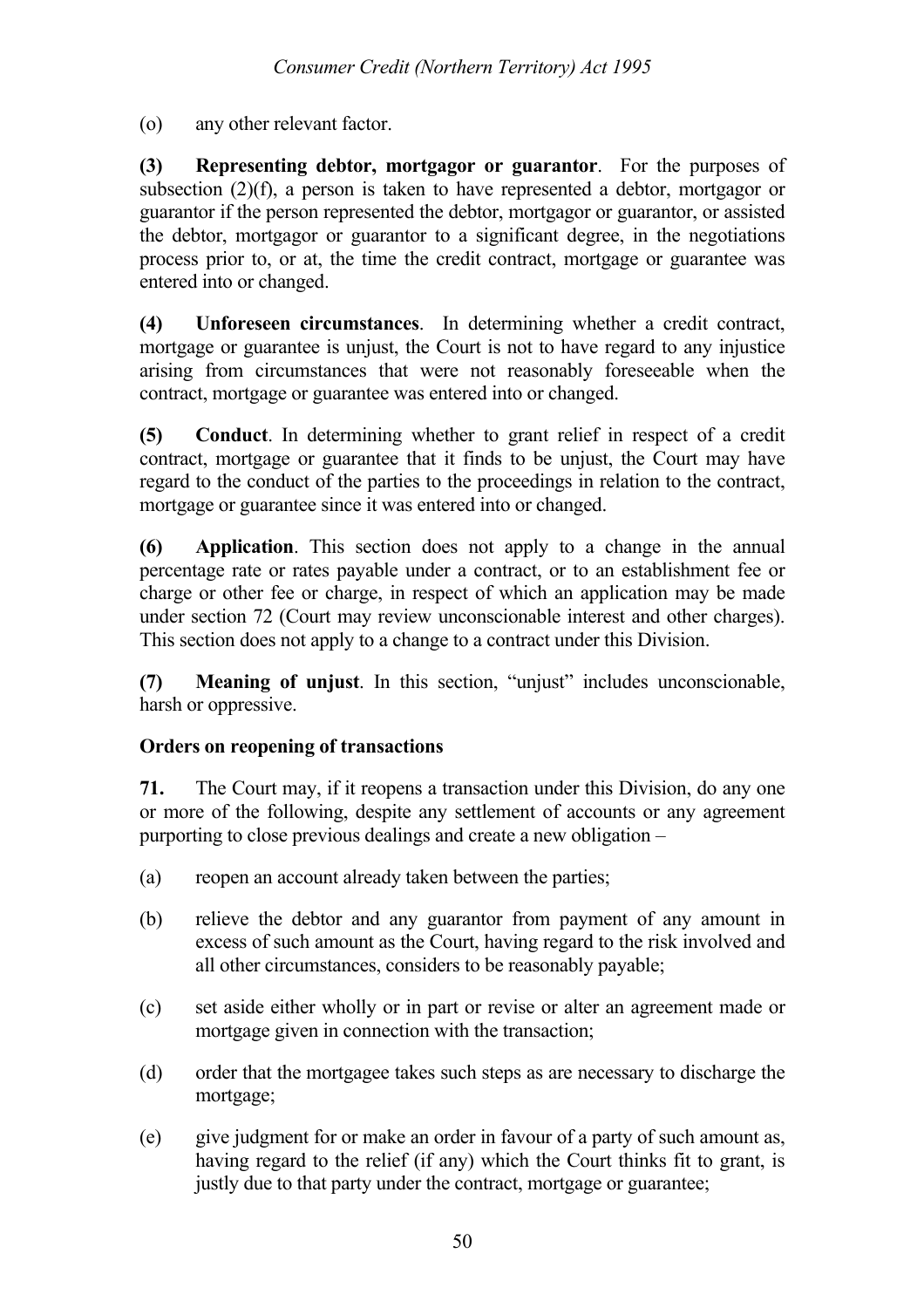(o) any other relevant factor.

**(3) Representing debtor, mortgagor or guarantor**. For the purposes of subsection (2)(f), a person is taken to have represented a debtor, mortgagor or guarantor if the person represented the debtor, mortgagor or guarantor, or assisted the debtor, mortgagor or guarantor to a significant degree, in the negotiations process prior to, or at, the time the credit contract, mortgage or guarantee was entered into or changed.

**(4) Unforeseen circumstances**. In determining whether a credit contract, mortgage or guarantee is unjust, the Court is not to have regard to any injustice arising from circumstances that were not reasonably foreseeable when the contract, mortgage or guarantee was entered into or changed.

**(5) Conduct**. In determining whether to grant relief in respect of a credit contract, mortgage or guarantee that it finds to be unjust, the Court may have regard to the conduct of the parties to the proceedings in relation to the contract, mortgage or guarantee since it was entered into or changed.

**(6) Application**. This section does not apply to a change in the annual percentage rate or rates payable under a contract, or to an establishment fee or charge or other fee or charge, in respect of which an application may be made under section 72 (Court may review unconscionable interest and other charges). This section does not apply to a change to a contract under this Division.

**(7) Meaning of unjust**. In this section, "unjust" includes unconscionable, harsh or oppressive.

**Orders on reopening of transactions**

**71.** The Court may, if it reopens a transaction under this Division, do any one or more of the following, despite any settlement of accounts or any agreement purporting to close previous dealings and create a new obligation –

(a) reopen an account already taken between the parties;

(b) relieve the debtor and any guarantor from payment of any amount in excess of such amount as the Court, having regard to the risk involved and all other circumstances, considers to be reasonably payable;

(c) set aside either wholly or in part or revise or alter an agreement made or mortgage given in connection with the transaction;

(d) order that the mortgagee takes such steps as are necessary to discharge the mortgage;

(e) give judgment for or make an order in favour of a party of such amount as, having regard to the relief (if any) which the Court thinks fit to grant, is justly due to that party under the contract, mortgage or guarantee;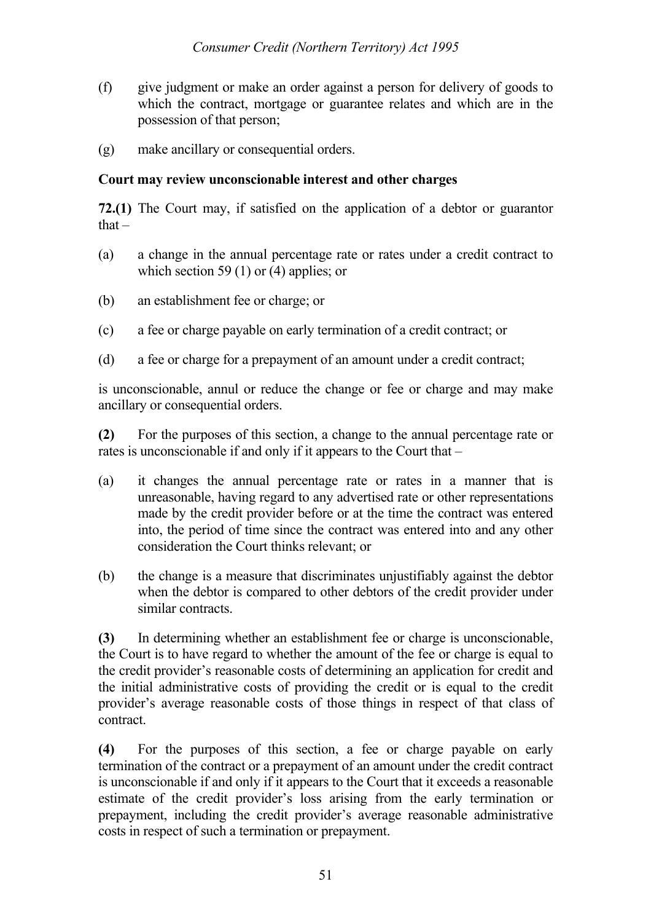(f) give judgment or make an order against a person for delivery of goods to which the contract, mortgage or guarantee relates and which are in the possession of that person;

(g) make ancillary or consequential orders.

**Court may review unconscionable interest and other charges**

**72.(1)** The Court may, if satisfied on the application of a debtor or guarantor that –

(a) a change in the annual percentage rate or rates under a credit contract to which section 59 (1) or (4) applies; or

(b) an establishment fee or charge; or

(c) a fee or charge payable on early termination of a credit contract; or

(d) a fee or charge for a prepayment of an amount under a credit contract;

is unconscionable, annul or reduce the change or fee or charge and may make ancillary or consequential orders.

**(2)** For the purposes of this section, a change to the annual percentage rate or rates is unconscionable if and only if it appears to the Court that –

(a) it changes the annual percentage rate or rates in a manner that is unreasonable, having regard to any advertised rate or other representations made by the credit provider before or at the time the contract was entered into, the period of time since the contract was entered into and any other consideration the Court thinks relevant; or

(b) the change is a measure that discriminates unjustifiably against the debtor when the debtor is compared to other debtors of the credit provider under similar contracts.

**(3)** In determining whether an establishment fee or charge is unconscionable, the Court is to have regard to whether the amount of the fee or charge is equal to the credit provider's reasonable costs of determining an application for credit and the initial administrative costs of providing the credit or is equal to the credit provider's average reasonable costs of those things in respect of that class of contract.

**(4)** For the purposes of this section, a fee or charge payable on early termination of the contract or a prepayment of an amount under the credit contract is unconscionable if and only if it appears to the Court that it exceeds a reasonable estimate of the credit provider's loss arising from the early termination or prepayment, including the credit provider's average reasonable administrative costs in respect of such a termination or prepayment.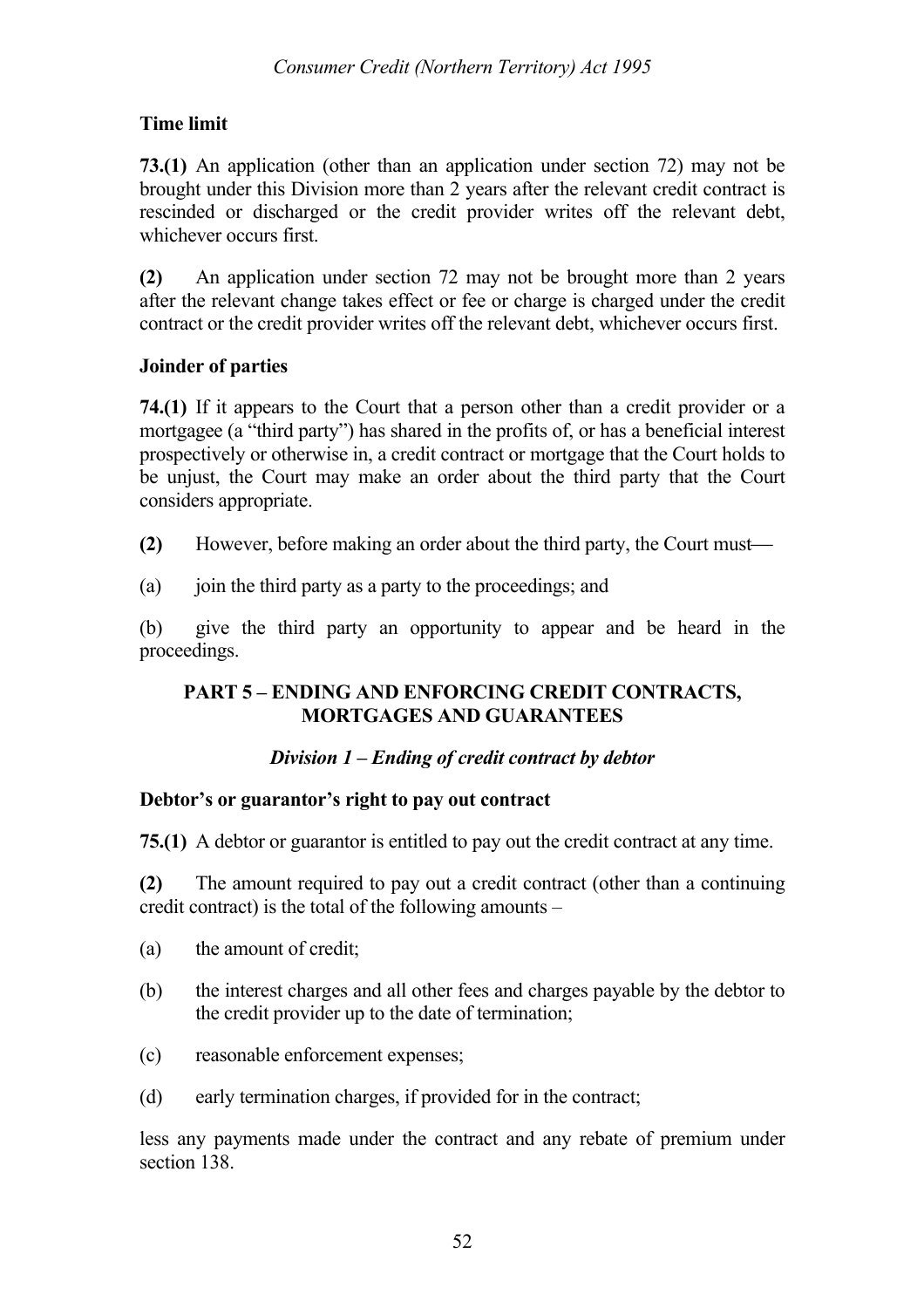**Time limit**

**73.(1)** An application (other than an application under section 72) may not be brought under this Division more than 2 years after the relevant credit contract is rescinded or discharged or the credit provider writes off the relevant debt, whichever occurs first.

**(2)** An application under section 72 may not be brought more than 2 years after the relevant change takes effect or fee or charge is charged under the credit contract or the credit provider writes off the relevant debt, whichever occurs first.

**Joinder of parties**

**74.(1)** If it appears to the Court that a person other than a credit provider or a mortgagee (a "third party") has shared in the profits of, or has a beneficial interest prospectively or otherwise in, a credit contract or mortgage that the Court holds to be unjust, the Court may make an order about the third party that the Court considers appropriate.

**(2)** However, before making an order about the third party, the Court must—

(a) join the third party as a party to the proceedings; and

(b) give the third party an opportunity to appear and be heard in the proceedings.

## PART 5 – ENDING AND ENFORCING CREDIT CONTRACTS, MORTGAGES AND GUARANTEES

### *Division 1 – Ending of credit contract by debtor*

**Debtor's or guarantor's right to pay out contract**

**75.(1)** A debtor or guarantor is entitled to pay out the credit contract at any time.

**(2)** The amount required to pay out a credit contract (other than a continuing credit contract) is the total of the following amounts –

(a) the amount of credit;

(b) the interest charges and all other fees and charges payable by the debtor to the credit provider up to the date of termination;

(c) reasonable enforcement expenses;

(d) early termination charges, if provided for in the contract;

less any payments made under the contract and any rebate of premium under section 138.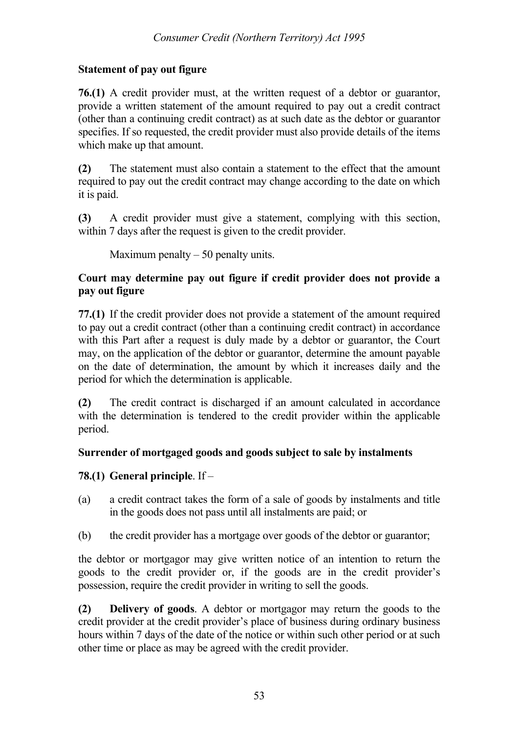**Statement of pay out figure**

**76.(1)** A credit provider must, at the written request of a debtor or guarantor, provide a written statement of the amount required to pay out a credit contract (other than a continuing credit contract) as at such date as the debtor or guarantor specifies. If so requested, the credit provider must also provide details of the items which make up that amount.

**(2)** The statement must also contain a statement to the effect that the amount required to pay out the credit contract may change according to the date on which it is paid.

**(3)** A credit provider must give a statement, complying with this section, within 7 days after the request is given to the credit provider.

Maximum penalty – 50 penalty units.

**Court may determine pay out figure if credit provider does not provide a pay out figure**

**77.(1)** If the credit provider does not provide a statement of the amount required to pay out a credit contract (other than a continuing credit contract) in accordance with this Part after a request is duly made by a debtor or guarantor, the Court may, on the application of the debtor or guarantor, determine the amount payable on the date of determination, the amount by which it increases daily and the period for which the determination is applicable.

**(2)** The credit contract is discharged if an amount calculated in accordance with the determination is tendered to the credit provider within the applicable period.

**Surrender of mortgaged goods and goods subject to sale by instalments**

**78.(1) General principle**. If –

(a) a credit contract takes the form of a sale of goods by instalments and title in the goods does not pass until all instalments are paid; or

(b) the credit provider has a mortgage over goods of the debtor or guarantor;

the debtor or mortgagor may give written notice of an intention to return the goods to the credit provider or, if the goods are in the credit provider's possession, require the credit provider in writing to sell the goods.

**(2) Delivery of goods**. A debtor or mortgagor may return the goods to the credit provider at the credit provider's place of business during ordinary business hours within 7 days of the date of the notice or within such other period or at such other time or place as may be agreed with the credit provider.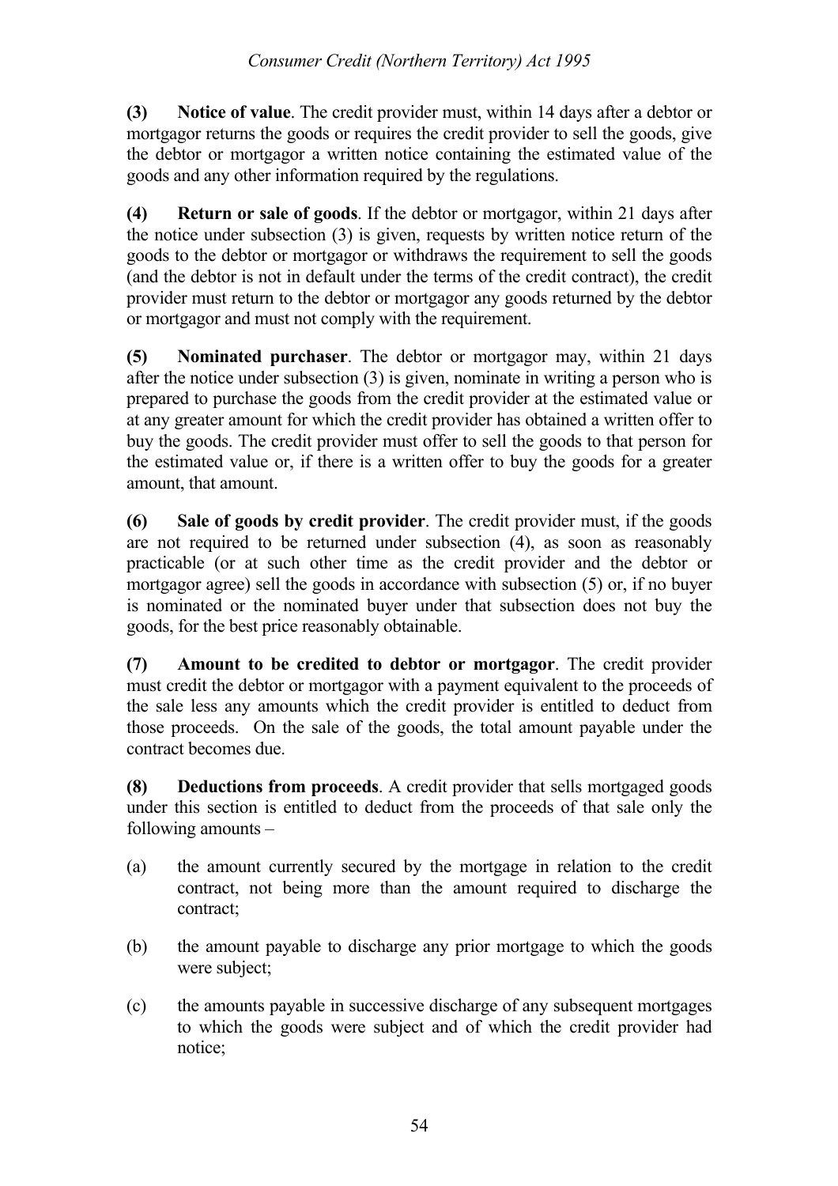**(3) Notice of value**. The credit provider must, within 14 days after a debtor or mortgagor returns the goods or requires the credit provider to sell the goods, give the debtor or mortgagor a written notice containing the estimated value of the goods and any other information required by the regulations.

**(4) Return or sale of goods**. If the debtor or mortgagor, within 21 days after the notice under subsection (3) is given, requests by written notice return of the goods to the debtor or mortgagor or withdraws the requirement to sell the goods (and the debtor is not in default under the terms of the credit contract), the credit provider must return to the debtor or mortgagor any goods returned by the debtor or mortgagor and must not comply with the requirement.

**(5) Nominated purchaser**. The debtor or mortgagor may, within 21 days after the notice under subsection (3) is given, nominate in writing a person who is prepared to purchase the goods from the credit provider at the estimated value or at any greater amount for which the credit provider has obtained a written offer to buy the goods. The credit provider must offer to sell the goods to that person for the estimated value or, if there is a written offer to buy the goods for a greater amount, that amount.

**(6) Sale of goods by credit provider**. The credit provider must, if the goods are not required to be returned under subsection (4), as soon as reasonably practicable (or at such other time as the credit provider and the debtor or mortgagor agree) sell the goods in accordance with subsection (5) or, if no buyer is nominated or the nominated buyer under that subsection does not buy the goods, for the best price reasonably obtainable.

**(7) Amount to be credited to debtor or mortgagor**. The credit provider must credit the debtor or mortgagor with a payment equivalent to the proceeds of the sale less any amounts which the credit provider is entitled to deduct from those proceeds. On the sale of the goods, the total amount payable under the contract becomes due.

**(8) Deductions from proceeds**. A credit provider that sells mortgaged goods under this section is entitled to deduct from the proceeds of that sale only the following amounts –

(a) the amount currently secured by the mortgage in relation to the credit contract, not being more than the amount required to discharge the contract;

(b) the amount payable to discharge any prior mortgage to which the goods were subject;

(c) the amounts payable in successive discharge of any subsequent mortgages to which the goods were subject and of which the credit provider had notice;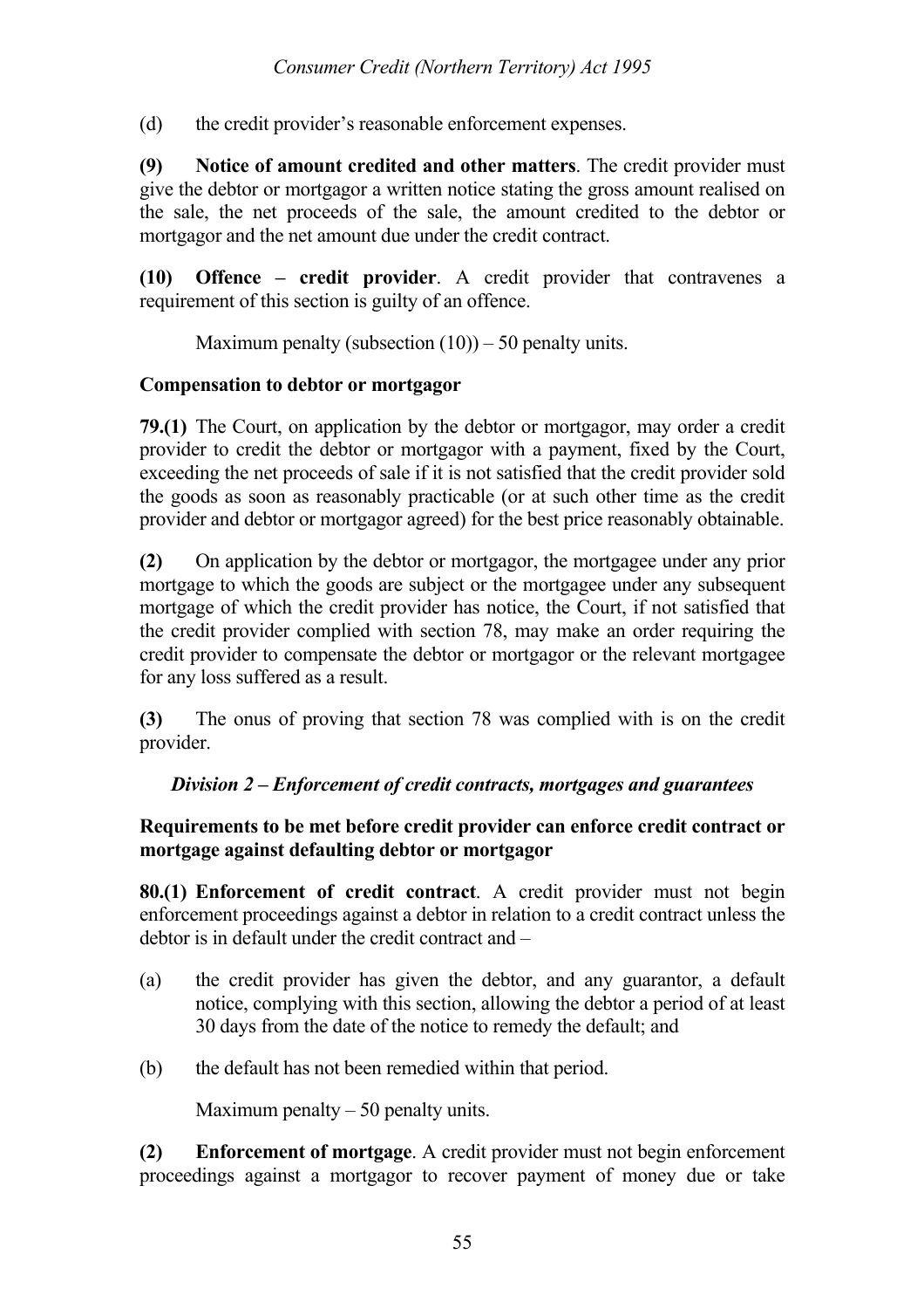(d) the credit provider's reasonable enforcement expenses.

**(9) Notice of amount credited and other matters**. The credit provider must give the debtor or mortgagor a written notice stating the gross amount realised on the sale, the net proceeds of the sale, the amount credited to the debtor or mortgagor and the net amount due under the credit contract.

**(10) Offence – credit provider**. A credit provider that contravenes a requirement of this section is guilty of an offence.

Maximum penalty (subsection (10)) – 50 penalty units.

**Compensation to debtor or mortgagor**

**79.(1)** The Court, on application by the debtor or mortgagor, may order a credit provider to credit the debtor or mortgagor with a payment, fixed by the Court, exceeding the net proceeds of sale if it is not satisfied that the credit provider sold the goods as soon as reasonably practicable (or at such other time as the credit provider and debtor or mortgagor agreed) for the best price reasonably obtainable.

**(2)** On application by the debtor or mortgagor, the mortgagee under any prior mortgage to which the goods are subject or the mortgagee under any subsequent mortgage of which the credit provider has notice, the Court, if not satisfied that the credit provider complied with section 78, may make an order requiring the credit provider to compensate the debtor or mortgagor or the relevant mortgagee for any loss suffered as a result.

**(3)** The onus of proving that section 78 was complied with is on the credit provider.

***Division 2 – Enforcement of credit contracts, mortgages and guarantees***

**Requirements to be met before credit provider can enforce credit contract or mortgage against defaulting debtor or mortgagor**

**80.(1) Enforcement of credit contract**. A credit provider must not begin enforcement proceedings against a debtor in relation to a credit contract unless the debtor is in default under the credit contract and –

(a) the credit provider has given the debtor, and any guarantor, a default notice, complying with this section, allowing the debtor a period of at least 30 days from the date of the notice to remedy the default; and

(b) the default has not been remedied within that period.

Maximum penalty – 50 penalty units.

**(2) Enforcement of mortgage**. A credit provider must not begin enforcement proceedings against a mortgagor to recover payment of money due or take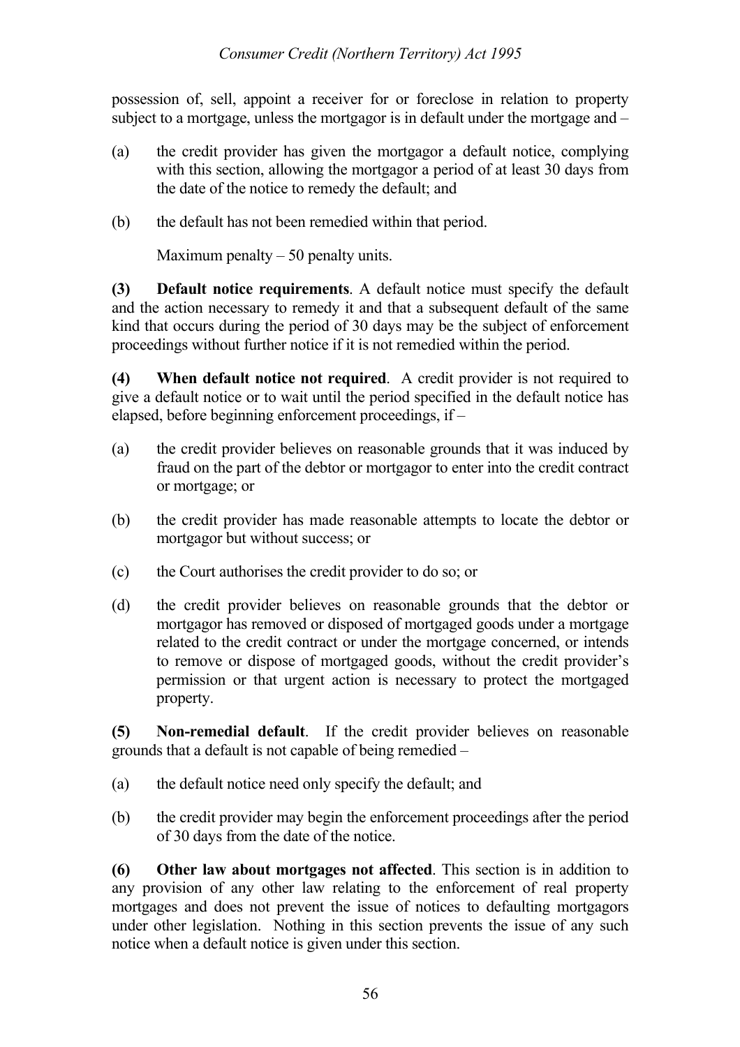possession of, sell, appoint a receiver for or foreclose in relation to property subject to a mortgage, unless the mortgagor is in default under the mortgage and –

(a) the credit provider has given the mortgagor a default notice, complying with this section, allowing the mortgagor a period of at least 30 days from the date of the notice to remedy the default; and

(b) the default has not been remedied within that period.

Maximum penalty – 50 penalty units.

**(3) Default notice requirements**. A default notice must specify the default and the action necessary to remedy it and that a subsequent default of the same kind that occurs during the period of 30 days may be the subject of enforcement proceedings without further notice if it is not remedied within the period.

**(4) When default notice not required**. A credit provider is not required to give a default notice or to wait until the period specified in the default notice has elapsed, before beginning enforcement proceedings, if –

(a) the credit provider believes on reasonable grounds that it was induced by fraud on the part of the debtor or mortgagor to enter into the credit contract or mortgage; or

(b) the credit provider has made reasonable attempts to locate the debtor or mortgagor but without success; or

(c) the Court authorises the credit provider to do so; or

(d) the credit provider believes on reasonable grounds that the debtor or mortgagor has removed or disposed of mortgaged goods under a mortgage related to the credit contract or under the mortgage concerned, or intends to remove or dispose of mortgaged goods, without the credit provider's permission or that urgent action is necessary to protect the mortgaged property.

**(5) Non-remedial default**. If the credit provider believes on reasonable grounds that a default is not capable of being remedied –

(a) the default notice need only specify the default; and

(b) the credit provider may begin the enforcement proceedings after the period of 30 days from the date of the notice.

**(6) Other law about mortgages not affected**. This section is in addition to any provision of any other law relating to the enforcement of real property mortgages and does not prevent the issue of notices to defaulting mortgagors under other legislation. Nothing in this section prevents the issue of any such notice when a default notice is given under this section.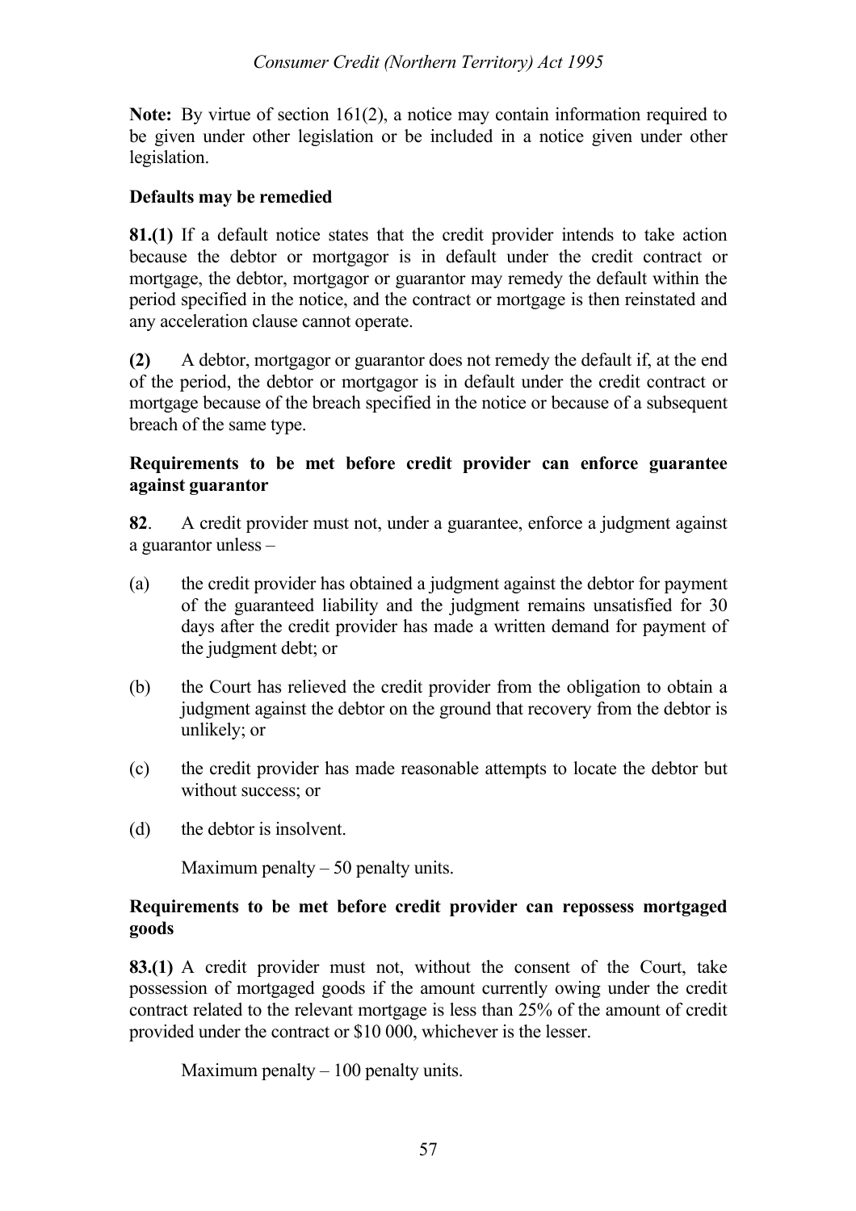**Note:** By virtue of section 161(2), a notice may contain information required to be given under other legislation or be included in a notice given under other legislation.

### Defaults may be remedied

**81.(1)** If a default notice states that the credit provider intends to take action because the debtor or mortgagor is in default under the credit contract or mortgage, the debtor, mortgagor or guarantor may remedy the default within the period specified in the notice, and the contract or mortgage is then reinstated and any acceleration clause cannot operate.

**(2)** A debtor, mortgagor or guarantor does not remedy the default if, at the end of the period, the debtor or mortgagor is in default under the credit contract or mortgage because of the breach specified in the notice or because of a subsequent breach of the same type.

### Requirements to be met before credit provider can enforce guarantee against guarantor

**82**. A credit provider must not, under a guarantee, enforce a judgment against a guarantor unless –

(a) the credit provider has obtained a judgment against the debtor for payment of the guaranteed liability and the judgment remains unsatisfied for 30 days after the credit provider has made a written demand for payment of the judgment debt; or

(b) the Court has relieved the credit provider from the obligation to obtain a judgment against the debtor on the ground that recovery from the debtor is unlikely; or

(c) the credit provider has made reasonable attempts to locate the debtor but without success; or

(d) the debtor is insolvent.

Maximum penalty – 50 penalty units.

### Requirements to be met before credit provider can repossess mortgaged goods

**83.(1)** A credit provider must not, without the consent of the Court, take possession of mortgaged goods if the amount currently owing under the credit contract related to the relevant mortgage is less than 25% of the amount of credit provided under the contract or $10 000, whichever is the lesser.

Maximum penalty – 100 penalty units.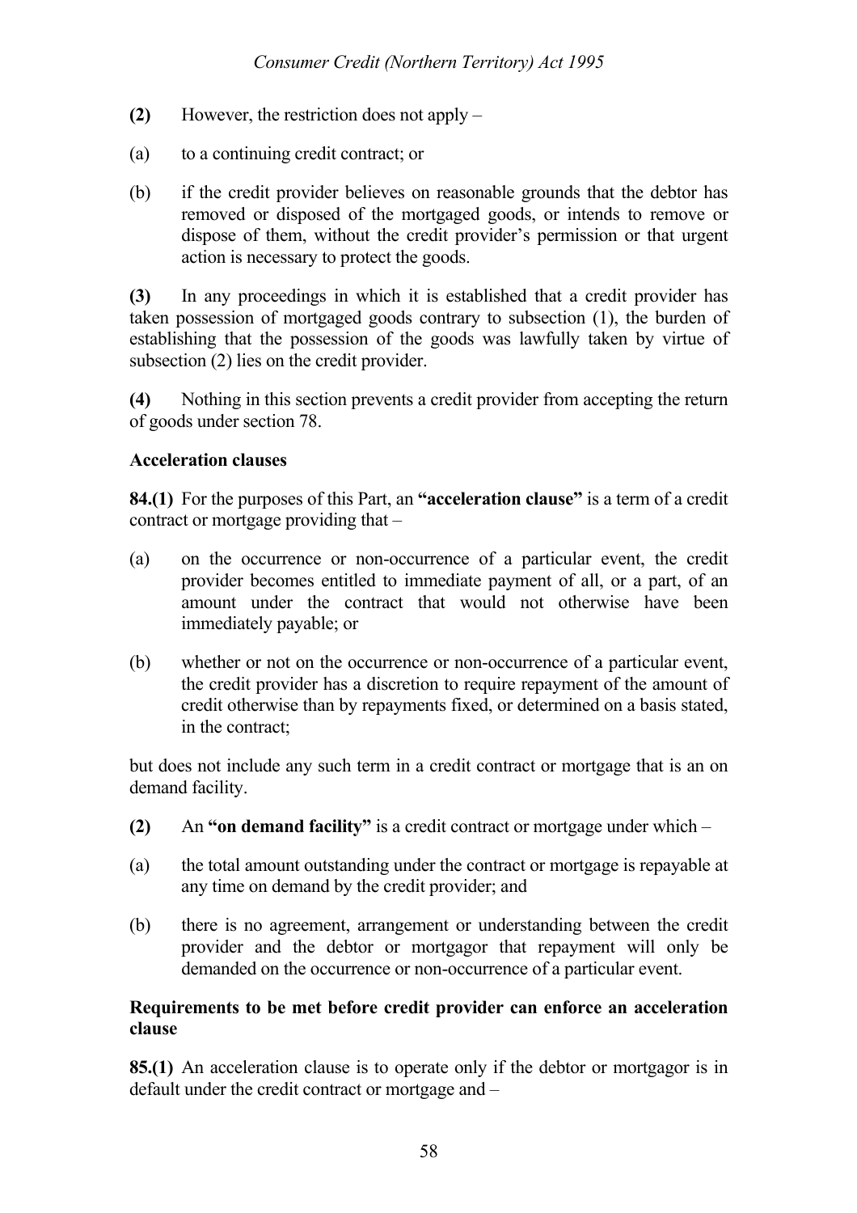**(2)** However, the restriction does not apply –

(a) to a continuing credit contract; or

(b) if the credit provider believes on reasonable grounds that the debtor has removed or disposed of the mortgaged goods, or intends to remove or dispose of them, without the credit provider's permission or that urgent action is necessary to protect the goods.

**(3)** In any proceedings in which it is established that a credit provider has taken possession of mortgaged goods contrary to subsection (1), the burden of establishing that the possession of the goods was lawfully taken by virtue of subsection (2) lies on the credit provider.

**(4)** Nothing in this section prevents a credit provider from accepting the return of goods under section 78.

**Acceleration clauses**

**84.(1)** For the purposes of this Part, an **"acceleration clause"** is a term of a credit contract or mortgage providing that –

(a) on the occurrence or non-occurrence of a particular event, the credit provider becomes entitled to immediate payment of all, or a part, of an amount under the contract that would not otherwise have been immediately payable; or

(b) whether or not on the occurrence or non-occurrence of a particular event, the credit provider has a discretion to require repayment of the amount of credit otherwise than by repayments fixed, or determined on a basis stated, in the contract;

but does not include any such term in a credit contract or mortgage that is an on demand facility.

**(2)** An **"on demand facility"** is a credit contract or mortgage under which –

(a) the total amount outstanding under the contract or mortgage is repayable at any time on demand by the credit provider; and

(b) there is no agreement, arrangement or understanding between the credit provider and the debtor or mortgagor that repayment will only be demanded on the occurrence or non-occurrence of a particular event.

**Requirements to be met before credit provider can enforce an acceleration clause**

**85.(1)** An acceleration clause is to operate only if the debtor or mortgagor is in default under the credit contract or mortgage and –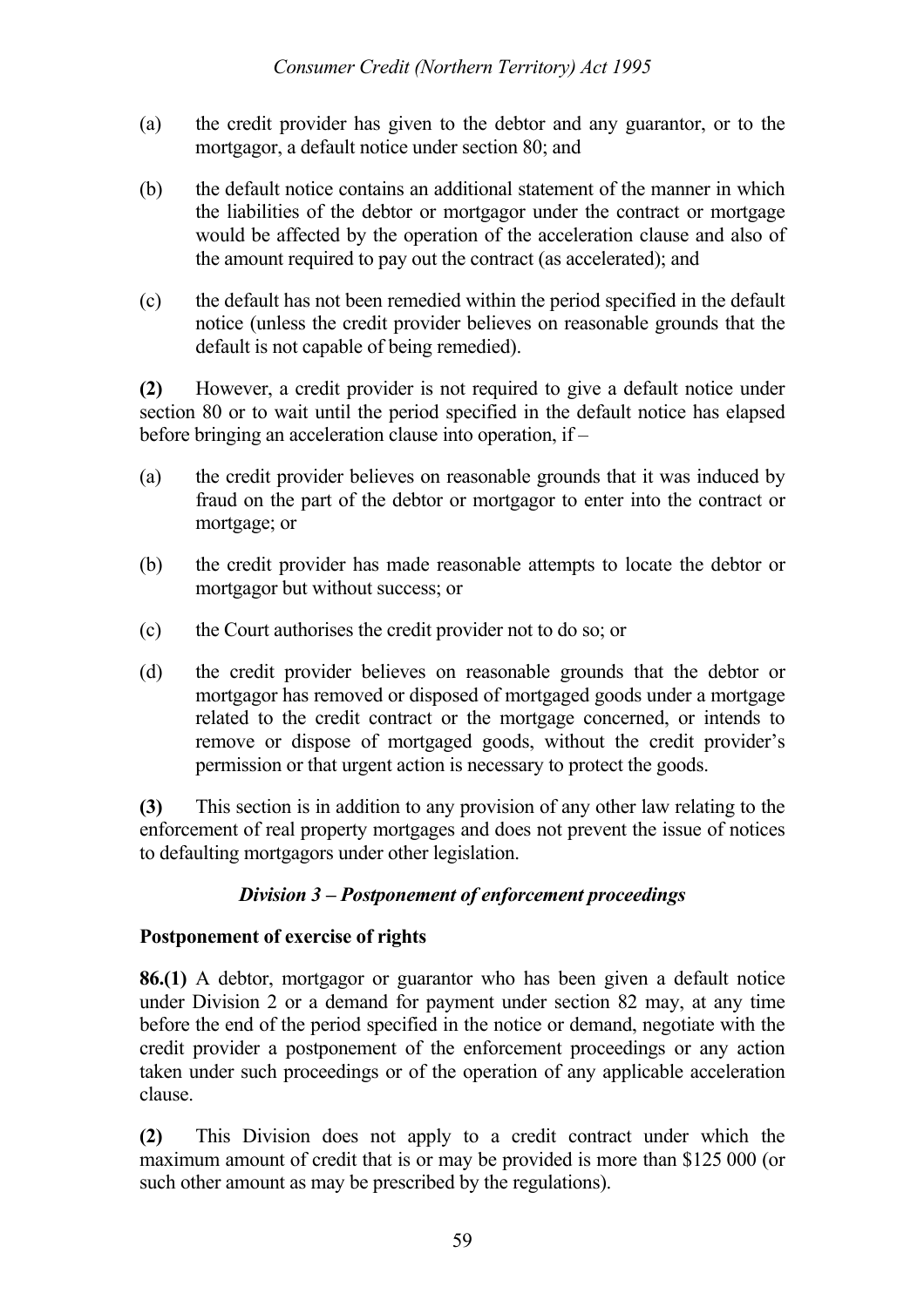(a) the credit provider has given to the debtor and any guarantor, or to the mortgagor, a default notice under section 80; and

(b) the default notice contains an additional statement of the manner in which the liabilities of the debtor or mortgagor under the contract or mortgage would be affected by the operation of the acceleration clause and also of the amount required to pay out the contract (as accelerated); and

(c) the default has not been remedied within the period specified in the default notice (unless the credit provider believes on reasonable grounds that the default is not capable of being remedied).

**(2)** However, a credit provider is not required to give a default notice under section 80 or to wait until the period specified in the default notice has elapsed before bringing an acceleration clause into operation, if –

(a) the credit provider believes on reasonable grounds that it was induced by fraud on the part of the debtor or mortgagor to enter into the contract or mortgage; or

(b) the credit provider has made reasonable attempts to locate the debtor or mortgagor but without success; or

(c) the Court authorises the credit provider not to do so; or

(d) the credit provider believes on reasonable grounds that the debtor or mortgagor has removed or disposed of mortgaged goods under a mortgage related to the credit contract or the mortgage concerned, or intends to remove or dispose of mortgaged goods, without the credit provider's permission or that urgent action is necessary to protect the goods.

**(3)** This section is in addition to any provision of any other law relating to the enforcement of real property mortgages and does not prevent the issue of notices to defaulting mortgagors under other legislation.

### *Division 3 – Postponement of enforcement proceedings*

**Postponement of exercise of rights**

**86.(1)** A debtor, mortgagor or guarantor who has been given a default notice under Division 2 or a demand for payment under section 82 may, at any time before the end of the period specified in the notice or demand, negotiate with the credit provider a postponement of the enforcement proceedings or any action taken under such proceedings or of the operation of any applicable acceleration clause.

**(2)** This Division does not apply to a credit contract under which the maximum amount of credit that is or may be provided is more than \$125 000 (or such other amount as may be prescribed by the regulations).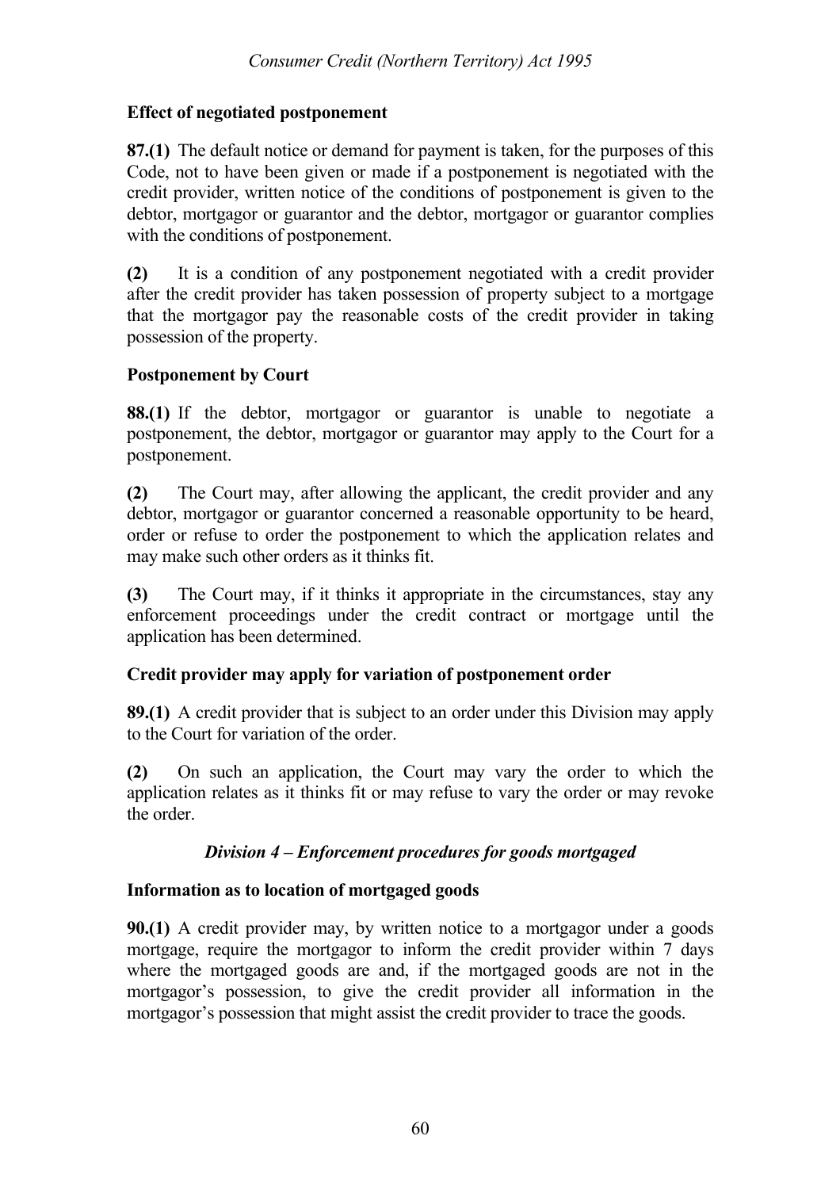**Effect of negotiated postponement**

**87.(1)** The default notice or demand for payment is taken, for the purposes of this Code, not to have been given or made if a postponement is negotiated with the credit provider, written notice of the conditions of postponement is given to the debtor, mortgagor or guarantor and the debtor, mortgagor or guarantor complies with the conditions of postponement.

**(2)** It is a condition of any postponement negotiated with a credit provider after the credit provider has taken possession of property subject to a mortgage that the mortgagor pay the reasonable costs of the credit provider in taking possession of the property.

**Postponement by Court**

**88.(1)** If the debtor, mortgagor or guarantor is unable to negotiate a postponement, the debtor, mortgagor or guarantor may apply to the Court for a postponement.

**(2)** The Court may, after allowing the applicant, the credit provider and any debtor, mortgagor or guarantor concerned a reasonable opportunity to be heard, order or refuse to order the postponement to which the application relates and may make such other orders as it thinks fit.

**(3)** The Court may, if it thinks it appropriate in the circumstances, stay any enforcement proceedings under the credit contract or mortgage until the application has been determined.

**Credit provider may apply for variation of postponement order**

**89.(1)** A credit provider that is subject to an order under this Division may apply to the Court for variation of the order.

**(2)** On such an application, the Court may vary the order to which the application relates as it thinks fit or may refuse to vary the order or may revoke the order.

## *Division 4 – Enforcement procedures for goods mortgaged*

**Information as to location of mortgaged goods**

**90.(1)** A credit provider may, by written notice to a mortgagor under a goods mortgage, require the mortgagor to inform the credit provider within 7 days where the mortgaged goods are and, if the mortgaged goods are not in the mortgagor's possession, to give the credit provider all information in the mortgagor's possession that might assist the credit provider to trace the goods.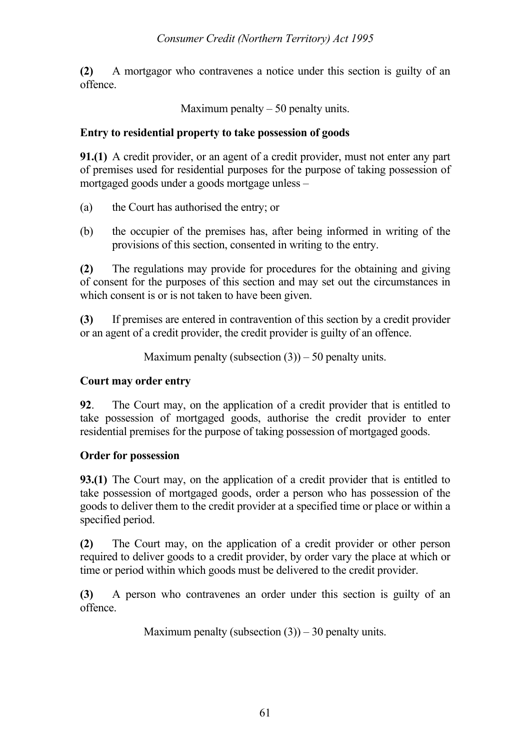**(2)** A mortgagor who contravenes a notice under this section is guilty of an offence.

Maximum penalty – 50 penalty units.

**Entry to residential property to take possession of goods**

**91.(1)** A credit provider, or an agent of a credit provider, must not enter any part of premises used for residential purposes for the purpose of taking possession of mortgaged goods under a goods mortgage unless –

(a) the Court has authorised the entry; or

(b) the occupier of the premises has, after being informed in writing of the provisions of this section, consented in writing to the entry.

**(2)** The regulations may provide for procedures for the obtaining and giving of consent for the purposes of this section and may set out the circumstances in which consent is or is not taken to have been given.

**(3)** If premises are entered in contravention of this section by a credit provider or an agent of a credit provider, the credit provider is guilty of an offence.

Maximum penalty (subsection (3)) – 50 penalty units.

**Court may order entry**

**92**. The Court may, on the application of a credit provider that is entitled to take possession of mortgaged goods, authorise the credit provider to enter residential premises for the purpose of taking possession of mortgaged goods.

**Order for possession**

**93.(1)** The Court may, on the application of a credit provider that is entitled to take possession of mortgaged goods, order a person who has possession of the goods to deliver them to the credit provider at a specified time or place or within a specified period.

**(2)** The Court may, on the application of a credit provider or other person required to deliver goods to a credit provider, by order vary the place at which or time or period within which goods must be delivered to the credit provider.

**(3)** A person who contravenes an order under this section is guilty of an offence.

Maximum penalty (subsection (3)) – 30 penalty units.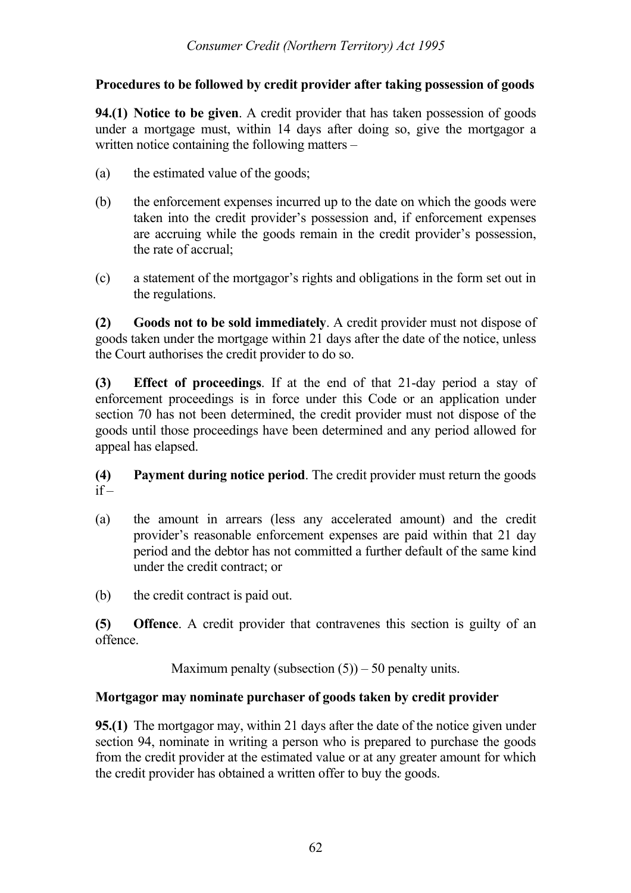### Procedures to be followed by credit provider after taking possession of goods

**94.(1) Notice to be given**. A credit provider that has taken possession of goods under a mortgage must, within 14 days after doing so, give the mortgagor a written notice containing the following matters –

(a) the estimated value of the goods;

(b) the enforcement expenses incurred up to the date on which the goods were taken into the credit provider's possession and, if enforcement expenses are accruing while the goods remain in the credit provider's possession, the rate of accrual;

(c) a statement of the mortgagor's rights and obligations in the form set out in the regulations.

**(2) Goods not to be sold immediately**. A credit provider must not dispose of goods taken under the mortgage within 21 days after the date of the notice, unless the Court authorises the credit provider to do so.

**(3) Effect of proceedings**. If at the end of that 21-day period a stay of enforcement proceedings is in force under this Code or an application under section 70 has not been determined, the credit provider must not dispose of the goods until those proceedings have been determined and any period allowed for appeal has elapsed.

**(4) Payment during notice period**. The credit provider must return the goods if –

(a) the amount in arrears (less any accelerated amount) and the credit provider's reasonable enforcement expenses are paid within that 21 day period and the debtor has not committed a further default of the same kind under the credit contract; or

(b) the credit contract is paid out.

**(5) Offence**. A credit provider that contravenes this section is guilty of an offence.

Maximum penalty (subsection (5)) – 50 penalty units.

### Mortgagor may nominate purchaser of goods taken by credit provider

**95.(1)** The mortgagor may, within 21 days after the date of the notice given under section 94, nominate in writing a person who is prepared to purchase the goods from the credit provider at the estimated value or at any greater amount for which the credit provider has obtained a written offer to buy the goods.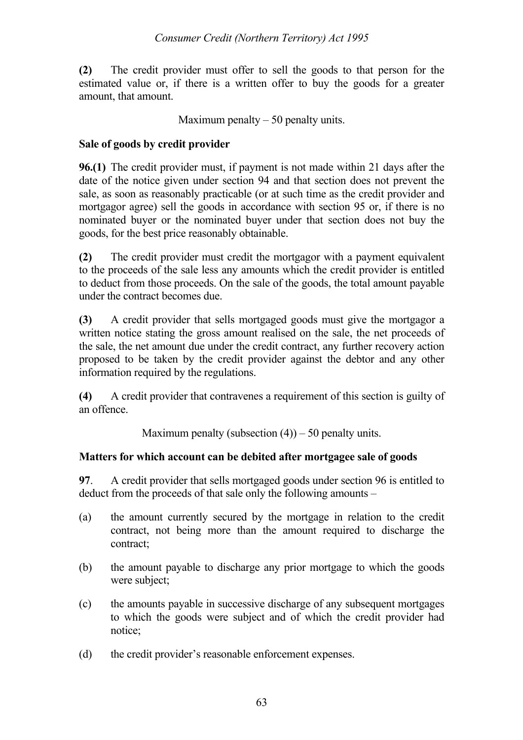**(2)** The credit provider must offer to sell the goods to that person for the estimated value or, if there is a written offer to buy the goods for a greater amount, that amount.

Maximum penalty – 50 penalty units.

**Sale of goods by credit provider**

**96.(1)** The credit provider must, if payment is not made within 21 days after the date of the notice given under section 94 and that section does not prevent the sale, as soon as reasonably practicable (or at such time as the credit provider and mortgagor agree) sell the goods in accordance with section 95 or, if there is no nominated buyer or the nominated buyer under that section does not buy the goods, for the best price reasonably obtainable.

**(2)** The credit provider must credit the mortgagor with a payment equivalent to the proceeds of the sale less any amounts which the credit provider is entitled to deduct from those proceeds. On the sale of the goods, the total amount payable under the contract becomes due.

**(3)** A credit provider that sells mortgaged goods must give the mortgagor a written notice stating the gross amount realised on the sale, the net proceeds of the sale, the net amount due under the credit contract, any further recovery action proposed to be taken by the credit provider against the debtor and any other information required by the regulations.

**(4)** A credit provider that contravenes a requirement of this section is guilty of an offence.

Maximum penalty (subsection (4)) – 50 penalty units.

**Matters for which account can be debited after mortgagee sale of goods**

**97**. A credit provider that sells mortgaged goods under section 96 is entitled to deduct from the proceeds of that sale only the following amounts –

(a) the amount currently secured by the mortgage in relation to the credit contract, not being more than the amount required to discharge the contract;

(b) the amount payable to discharge any prior mortgage to which the goods were subject;

(c) the amounts payable in successive discharge of any subsequent mortgages to which the goods were subject and of which the credit provider had notice;

(d) the credit provider's reasonable enforcement expenses.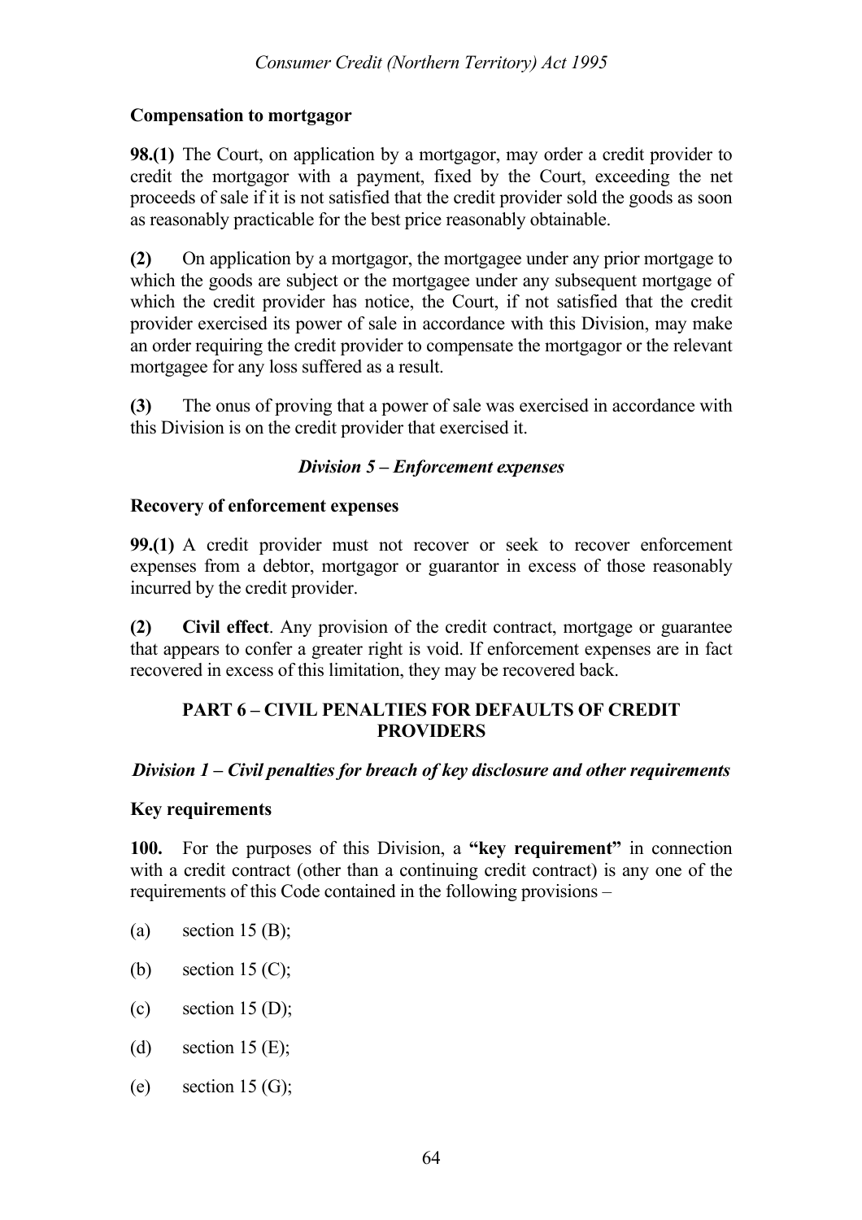**Compensation to mortgagor**

**98.(1)** The Court, on application by a mortgagor, may order a credit provider to credit the mortgagor with a payment, fixed by the Court, exceeding the net proceeds of sale if it is not satisfied that the credit provider sold the goods as soon as reasonably practicable for the best price reasonably obtainable.

**(2)** On application by a mortgagor, the mortgagee under any prior mortgage to which the goods are subject or the mortgagee under any subsequent mortgage of which the credit provider has notice, the Court, if not satisfied that the credit provider exercised its power of sale in accordance with this Division, may make an order requiring the credit provider to compensate the mortgagor or the relevant mortgagee for any loss suffered as a result.

**(3)** The onus of proving that a power of sale was exercised in accordance with this Division is on the credit provider that exercised it.

### *Division 5 – Enforcement expenses*

**Recovery of enforcement expenses**

**99.(1)** A credit provider must not recover or seek to recover enforcement expenses from a debtor, mortgagor or guarantor in excess of those reasonably incurred by the credit provider.

**(2)** **Civil effect**. Any provision of the credit contract, mortgage or guarantee that appears to confer a greater right is void. If enforcement expenses are in fact recovered in excess of this limitation, they may be recovered back.

## PART 6 – CIVIL PENALTIES FOR DEFAULTS OF CREDIT PROVIDERS

### *Division 1 – Civil penalties for breach of key disclosure and other requirements*

**Key requirements**

**100.** For the purposes of this Division, a **"key requirement"** in connection with a credit contract (other than a continuing credit contract) is any one of the requirements of this Code contained in the following provisions –

(a) section 15 (B);

(b) section 15 (C);

(c) section 15 (D);

(d) section 15 (E);

(e) section 15 (G);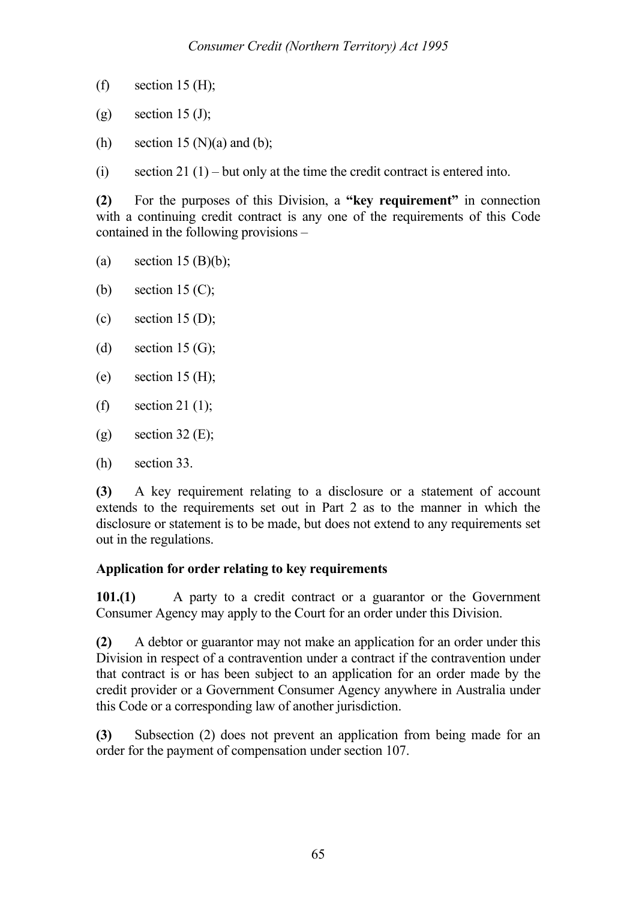(f) section 15 (H);

(g) section 15 (J);

(h) section 15 (N)(a) and (b);

(i) section 21 (1) – but only at the time the credit contract is entered into.

**(2)** For the purposes of this Division, a **"key requirement"** in connection with a continuing credit contract is any one of the requirements of this Code contained in the following provisions –

(a) section 15 (B)(b);

(b) section 15 (C);

(c) section 15 (D);

(d) section 15 (G);

(e) section 15 (H);

(f) section 21 (1);

(g) section 32 (E);

(h) section 33.

**(3)** A key requirement relating to a disclosure or a statement of account extends to the requirements set out in Part 2 as to the manner in which the disclosure or statement is to be made, but does not extend to any requirements set out in the regulations.

**Application for order relating to key requirements**

**101.(1)** A party to a credit contract or a guarantor or the Government Consumer Agency may apply to the Court for an order under this Division.

**(2)** A debtor or guarantor may not make an application for an order under this Division in respect of a contravention under a contract if the contravention under that contract is or has been subject to an application for an order made by the credit provider or a Government Consumer Agency anywhere in Australia under this Code or a corresponding law of another jurisdiction.

**(3)** Subsection (2) does not prevent an application from being made for an order for the payment of compensation under section 107.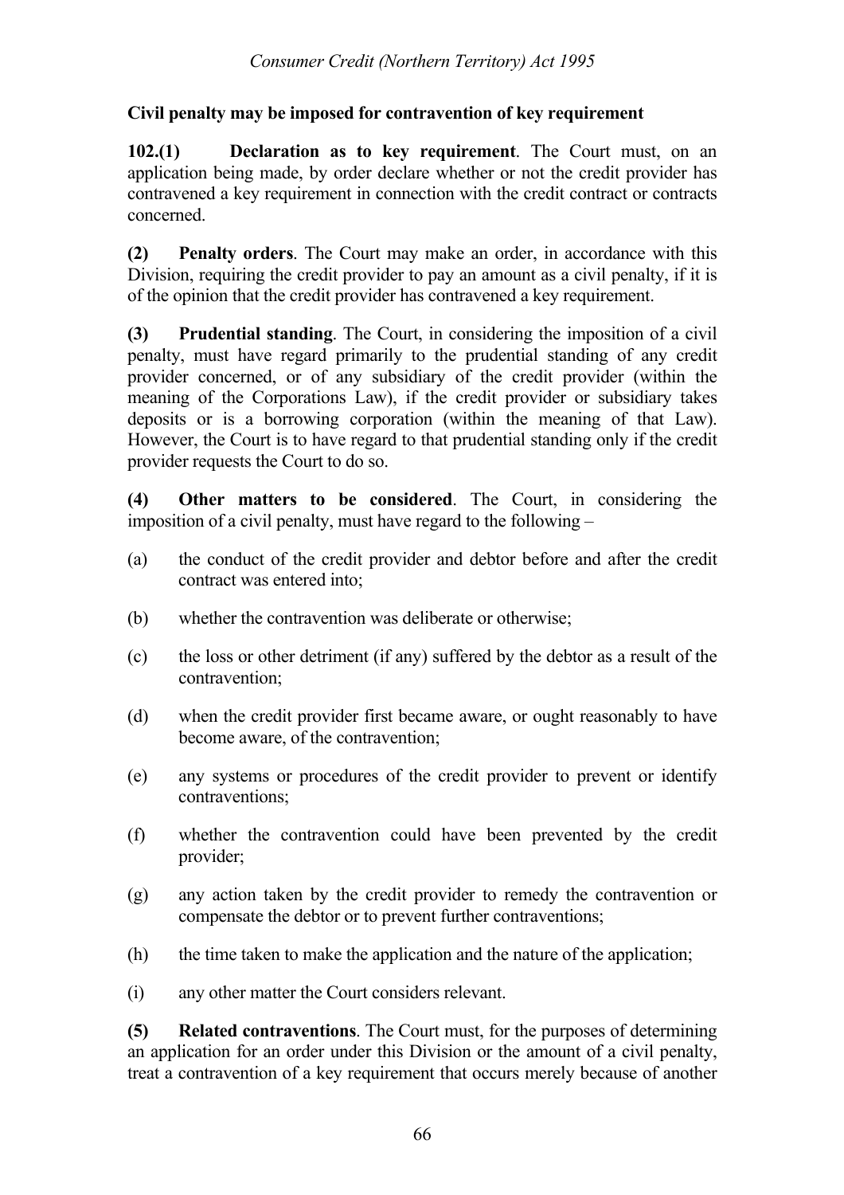**Civil penalty may be imposed for contravention of key requirement**

**102.(1) Declaration as to key requirement**. The Court must, on an application being made, by order declare whether or not the credit provider has contravened a key requirement in connection with the credit contract or contracts concerned.

**(2) Penalty orders**. The Court may make an order, in accordance with this Division, requiring the credit provider to pay an amount as a civil penalty, if it is of the opinion that the credit provider has contravened a key requirement.

**(3) Prudential standing**. The Court, in considering the imposition of a civil penalty, must have regard primarily to the prudential standing of any credit provider concerned, or of any subsidiary of the credit provider (within the meaning of the Corporations Law), if the credit provider or subsidiary takes deposits or is a borrowing corporation (within the meaning of that Law). However, the Court is to have regard to that prudential standing only if the credit provider requests the Court to do so.

**(4) Other matters to be considered**. The Court, in considering the imposition of a civil penalty, must have regard to the following –

(a) the conduct of the credit provider and debtor before and after the credit contract was entered into;

(b) whether the contravention was deliberate or otherwise;

(c) the loss or other detriment (if any) suffered by the debtor as a result of the contravention;

(d) when the credit provider first became aware, or ought reasonably to have become aware, of the contravention;

(e) any systems or procedures of the credit provider to prevent or identify contraventions;

(f) whether the contravention could have been prevented by the credit provider;

(g) any action taken by the credit provider to remedy the contravention or compensate the debtor or to prevent further contraventions;

(h) the time taken to make the application and the nature of the application;

(i) any other matter the Court considers relevant.

**(5) Related contraventions**. The Court must, for the purposes of determining an application for an order under this Division or the amount of a civil penalty, treat a contravention of a key requirement that occurs merely because of another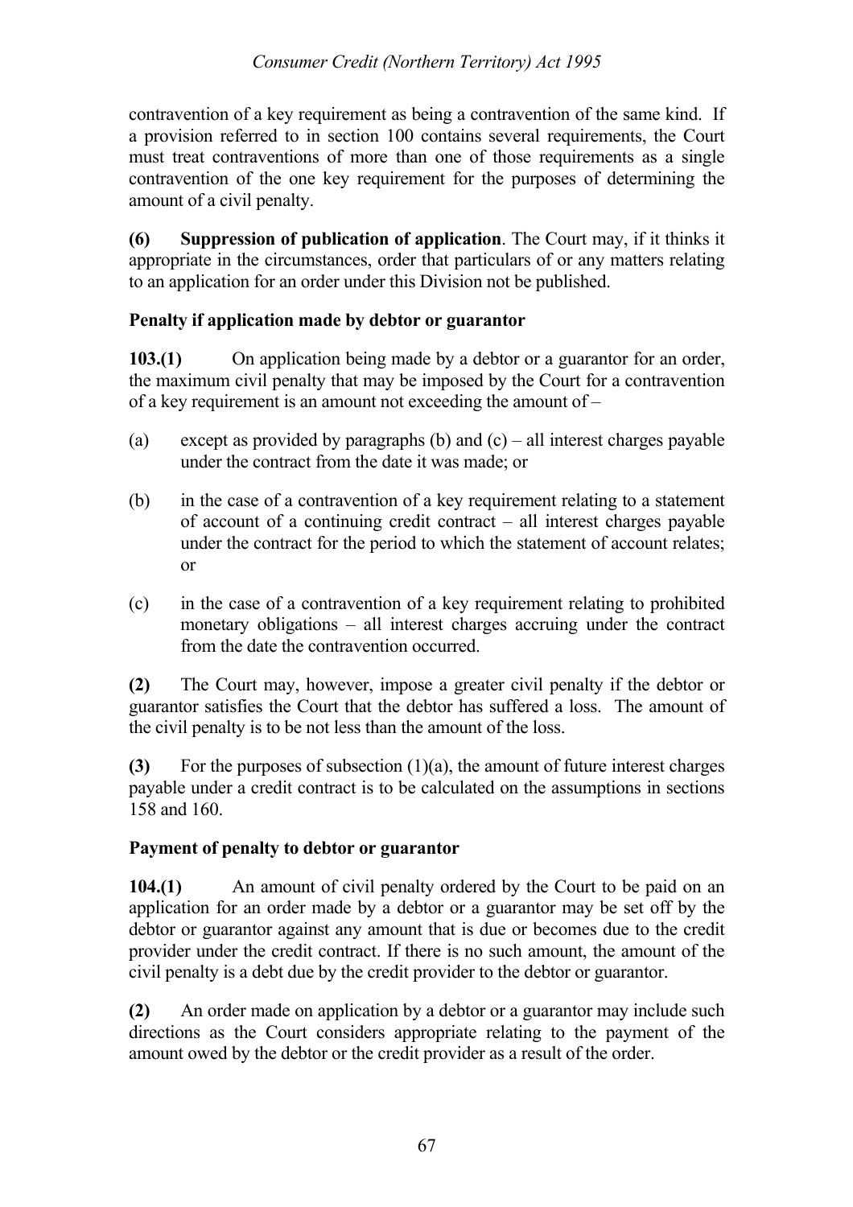contravention of a key requirement as being a contravention of the same kind. If a provision referred to in section 100 contains several requirements, the Court must treat contraventions of more than one of those requirements as a single contravention of the one key requirement for the purposes of determining the amount of a civil penalty.

**(6) Suppression of publication of application**. The Court may, if it thinks it appropriate in the circumstances, order that particulars of or any matters relating to an application for an order under this Division not be published.

### Penalty if application made by debtor or guarantor

**103.(1)** On application being made by a debtor or a guarantor for an order, the maximum civil penalty that may be imposed by the Court for a contravention of a key requirement is an amount not exceeding the amount of –

(a) except as provided by paragraphs (b) and (c) – all interest charges payable under the contract from the date it was made; or

(b) in the case of a contravention of a key requirement relating to a statement of account of a continuing credit contract – all interest charges payable under the contract for the period to which the statement of account relates; or

(c) in the case of a contravention of a key requirement relating to prohibited monetary obligations – all interest charges accruing under the contract from the date the contravention occurred.

**(2)** The Court may, however, impose a greater civil penalty if the debtor or guarantor satisfies the Court that the debtor has suffered a loss. The amount of the civil penalty is to be not less than the amount of the loss.

**(3)** For the purposes of subsection (1)(a), the amount of future interest charges payable under a credit contract is to be calculated on the assumptions in sections 158 and 160.

### Payment of penalty to debtor or guarantor

**104.(1)** An amount of civil penalty ordered by the Court to be paid on an application for an order made by a debtor or a guarantor may be set off by the debtor or guarantor against any amount that is due or becomes due to the credit provider under the credit contract. If there is no such amount, the amount of the civil penalty is a debt due by the credit provider to the debtor or guarantor.

**(2)** An order made on application by a debtor or a guarantor may include such directions as the Court considers appropriate relating to the payment of the amount owed by the debtor or the credit provider as a result of the order.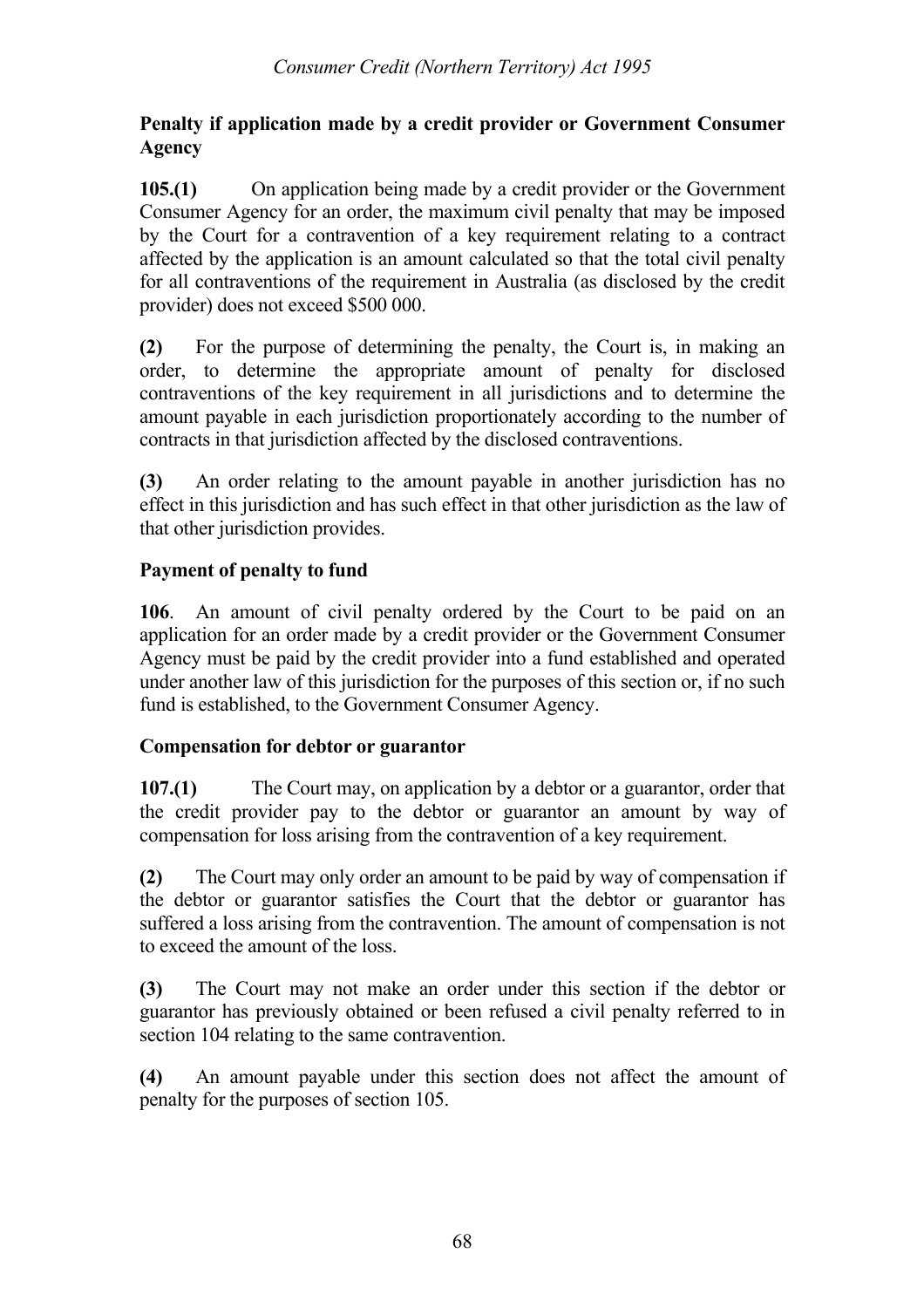**Penalty if application made by a credit provider or Government Consumer Agency**

**105.(1)** On application being made by a credit provider or the Government Consumer Agency for an order, the maximum civil penalty that may be imposed by the Court for a contravention of a key requirement relating to a contract affected by the application is an amount calculated so that the total civil penalty for all contraventions of the requirement in Australia (as disclosed by the credit provider) does not exceed \$500 000.

**(2)** For the purpose of determining the penalty, the Court is, in making an order, to determine the appropriate amount of penalty for disclosed contraventions of the key requirement in all jurisdictions and to determine the amount payable in each jurisdiction proportionately according to the number of contracts in that jurisdiction affected by the disclosed contraventions.

**(3)** An order relating to the amount payable in another jurisdiction has no effect in this jurisdiction and has such effect in that other jurisdiction as the law of that other jurisdiction provides.

**Payment of penalty to fund**

**106**. An amount of civil penalty ordered by the Court to be paid on an application for an order made by a credit provider or the Government Consumer Agency must be paid by the credit provider into a fund established and operated under another law of this jurisdiction for the purposes of this section or, if no such fund is established, to the Government Consumer Agency.

**Compensation for debtor or guarantor**

**107.(1)** The Court may, on application by a debtor or a guarantor, order that the credit provider pay to the debtor or guarantor an amount by way of compensation for loss arising from the contravention of a key requirement.

**(2)** The Court may only order an amount to be paid by way of compensation if the debtor or guarantor satisfies the Court that the debtor or guarantor has suffered a loss arising from the contravention. The amount of compensation is not to exceed the amount of the loss.

**(3)** The Court may not make an order under this section if the debtor or guarantor has previously obtained or been refused a civil penalty referred to in section 104 relating to the same contravention.

**(4)** An amount payable under this section does not affect the amount of penalty for the purposes of section 105.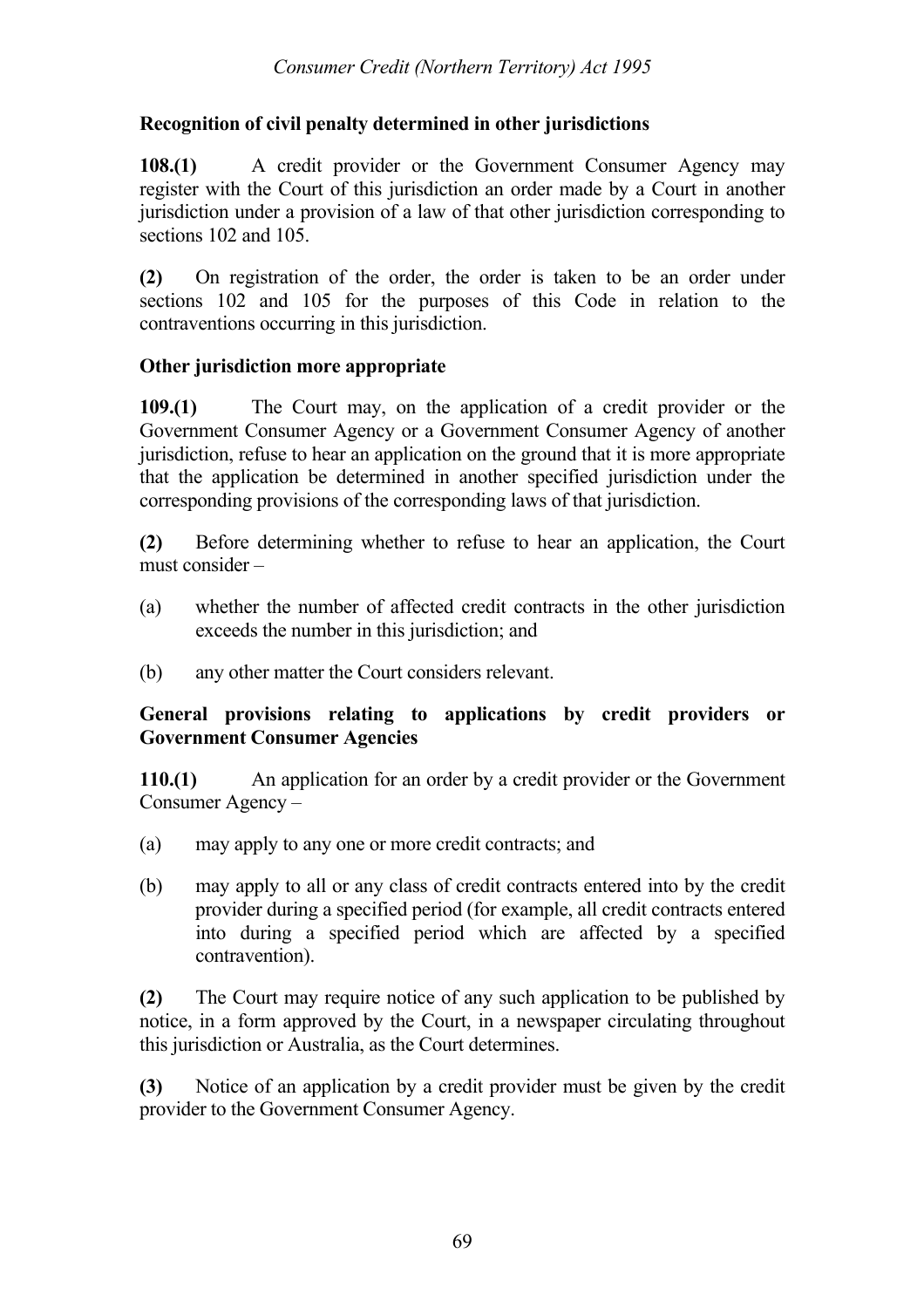**Recognition of civil penalty determined in other jurisdictions**

**108.(1)** A credit provider or the Government Consumer Agency may register with the Court of this jurisdiction an order made by a Court in another jurisdiction under a provision of a law of that other jurisdiction corresponding to sections 102 and 105.

**(2)** On registration of the order, the order is taken to be an order under sections 102 and 105 for the purposes of this Code in relation to the contraventions occurring in this jurisdiction.

**Other jurisdiction more appropriate**

**109.(1)** The Court may, on the application of a credit provider or the Government Consumer Agency or a Government Consumer Agency of another jurisdiction, refuse to hear an application on the ground that it is more appropriate that the application be determined in another specified jurisdiction under the corresponding provisions of the corresponding laws of that jurisdiction.

**(2)** Before determining whether to refuse to hear an application, the Court must consider –

(a) whether the number of affected credit contracts in the other jurisdiction exceeds the number in this jurisdiction; and

(b) any other matter the Court considers relevant.

**General provisions relating to applications by credit providers or Government Consumer Agencies**

**110.(1)** An application for an order by a credit provider or the Government Consumer Agency –

(a) may apply to any one or more credit contracts; and

(b) may apply to all or any class of credit contracts entered into by the credit provider during a specified period (for example, all credit contracts entered into during a specified period which are affected by a specified contravention).

**(2)** The Court may require notice of any such application to be published by notice, in a form approved by the Court, in a newspaper circulating throughout this jurisdiction or Australia, as the Court determines.

**(3)** Notice of an application by a credit provider must be given by the credit provider to the Government Consumer Agency.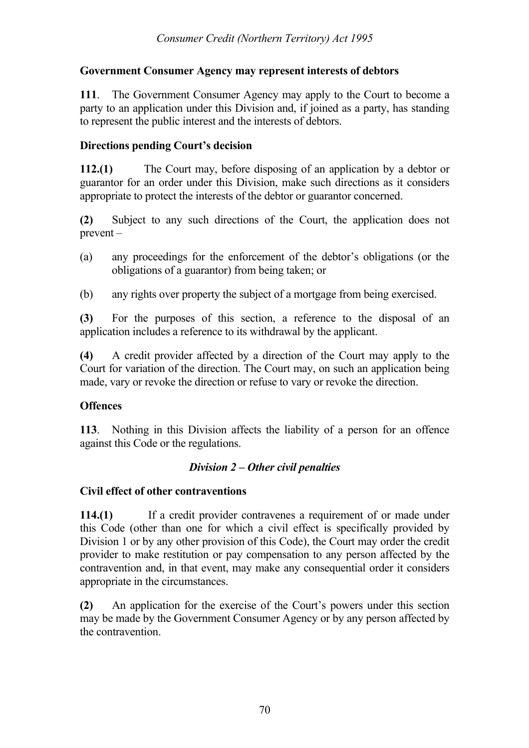**Government Consumer Agency may represent interests of debtors**

**111**. The Government Consumer Agency may apply to the Court to become a party to an application under this Division and, if joined as a party, has standing to represent the public interest and the interests of debtors.

**Directions pending Court's decision**

**112.(1)** The Court may, before disposing of an application by a debtor or guarantor for an order under this Division, make such directions as it considers appropriate to protect the interests of the debtor or guarantor concerned.

**(2)** Subject to any such directions of the Court, the application does not prevent –

(a) any proceedings for the enforcement of the debtor's obligations (or the obligations of a guarantor) from being taken; or

(b) any rights over property the subject of a mortgage from being exercised.

**(3)** For the purposes of this section, a reference to the disposal of an application includes a reference to its withdrawal by the applicant.

**(4)** A credit provider affected by a direction of the Court may apply to the Court for variation of the direction. The Court may, on such an application being made, vary or revoke the direction or refuse to vary or revoke the direction.

**Offences**

**113**. Nothing in this Division affects the liability of a person for an offence against this Code or the regulations.

***Division 2 – Other civil penalties***

**Civil effect of other contraventions**

**114.(1)** If a credit provider contravenes a requirement of or made under this Code (other than one for which a civil effect is specifically provided by Division 1 or by any other provision of this Code), the Court may order the credit provider to make restitution or pay compensation to any person affected by the contravention and, in that event, may make any consequential order it considers appropriate in the circumstances.

**(2)** An application for the exercise of the Court's powers under this section may be made by the Government Consumer Agency or by any person affected by the contravention.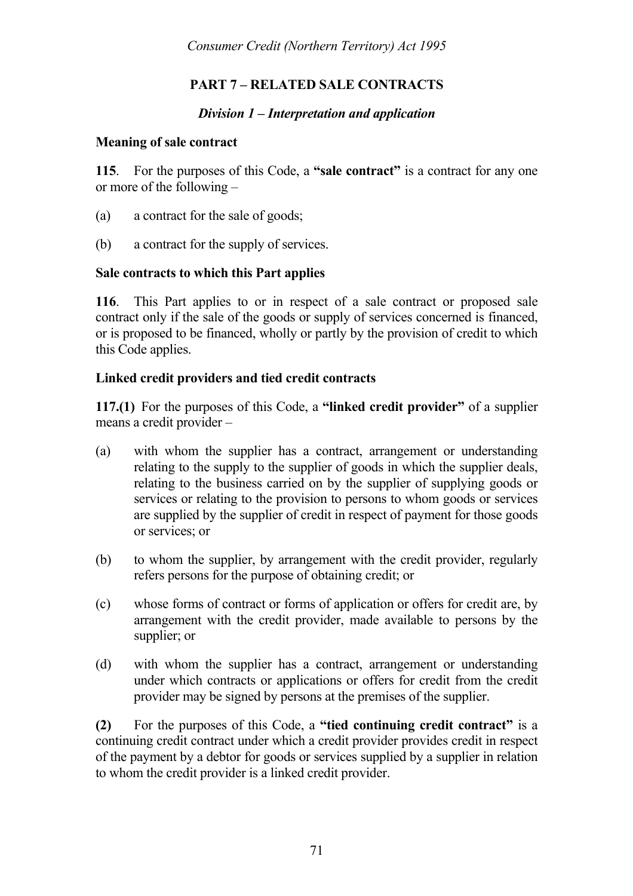## PART 7 – RELATED SALE CONTRACTS

### *Division 1 – Interpretation and application*

**Meaning of sale contract**

**115**. For the purposes of this Code, a **"sale contract"** is a contract for any one or more of the following –

(a) a contract for the sale of goods;

(b) a contract for the supply of services.

**Sale contracts to which this Part applies**

**116**. This Part applies to or in respect of a sale contract or proposed sale contract only if the sale of the goods or supply of services concerned is financed, or is proposed to be financed, wholly or partly by the provision of credit to which this Code applies.

**Linked credit providers and tied credit contracts**

**117.(1)** For the purposes of this Code, a **"linked credit provider"** of a supplier means a credit provider –

(a) with whom the supplier has a contract, arrangement or understanding relating to the supply to the supplier of goods in which the supplier deals, relating to the business carried on by the supplier of supplying goods or services or relating to the provision to persons to whom goods or services are supplied by the supplier of credit in respect of payment for those goods or services; or

(b) to whom the supplier, by arrangement with the credit provider, regularly refers persons for the purpose of obtaining credit; or

(c) whose forms of contract or forms of application or offers for credit are, by arrangement with the credit provider, made available to persons by the supplier; or

(d) with whom the supplier has a contract, arrangement or understanding under which contracts or applications or offers for credit from the credit provider may be signed by persons at the premises of the supplier.

**(2)** For the purposes of this Code, a **"tied continuing credit contract"** is a continuing credit contract under which a credit provider provides credit in respect of the payment by a debtor for goods or services supplied by a supplier in relation to whom the credit provider is a linked credit provider.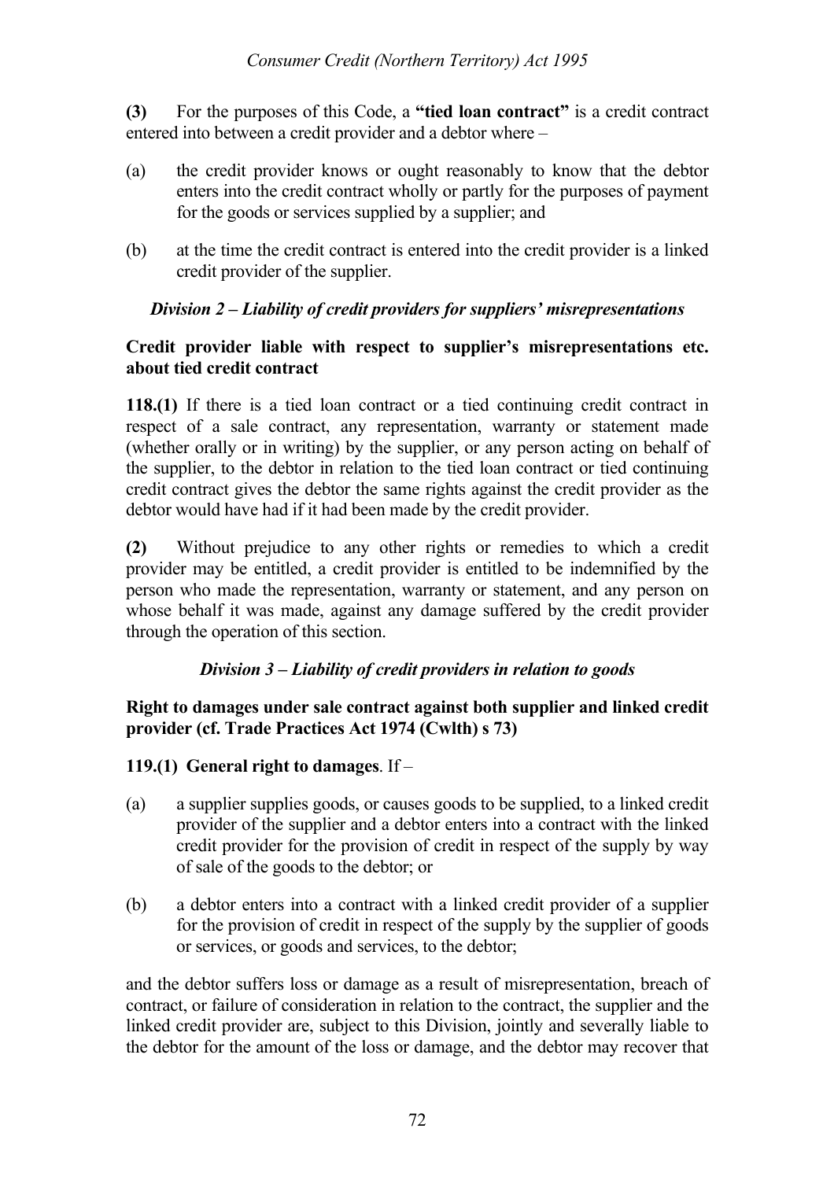**(3)** For the purposes of this Code, a **"tied loan contract"** is a credit contract entered into between a credit provider and a debtor where –

(a) the credit provider knows or ought reasonably to know that the debtor enters into the credit contract wholly or partly for the purposes of payment for the goods or services supplied by a supplier; and

(b) at the time the credit contract is entered into the credit provider is a linked credit provider of the supplier.

### *Division 2 – Liability of credit providers for suppliers' misrepresentations*

**Credit provider liable with respect to supplier's misrepresentations etc. about tied credit contract**

**118.(1)** If there is a tied loan contract or a tied continuing credit contract in respect of a sale contract, any representation, warranty or statement made (whether orally or in writing) by the supplier, or any person acting on behalf of the supplier, to the debtor in relation to the tied loan contract or tied continuing credit contract gives the debtor the same rights against the credit provider as the debtor would have had if it had been made by the credit provider.

**(2)** Without prejudice to any other rights or remedies to which a credit provider may be entitled, a credit provider is entitled to be indemnified by the person who made the representation, warranty or statement, and any person on whose behalf it was made, against any damage suffered by the credit provider through the operation of this section.

### *Division 3 – Liability of credit providers in relation to goods*

**Right to damages under sale contract against both supplier and linked credit provider (cf. Trade Practices Act 1974 (Cwlth) s 73)**

**119.(1) General right to damages**. If –

(a) a supplier supplies goods, or causes goods to be supplied, to a linked credit provider of the supplier and a debtor enters into a contract with the linked credit provider for the provision of credit in respect of the supply by way of sale of the goods to the debtor; or

(b) a debtor enters into a contract with a linked credit provider of a supplier for the provision of credit in respect of the supply by the supplier of goods or services, or goods and services, to the debtor;

and the debtor suffers loss or damage as a result of misrepresentation, breach of contract, or failure of consideration in relation to the contract, the supplier and the linked credit provider are, subject to this Division, jointly and severally liable to the debtor for the amount of the loss or damage, and the debtor may recover that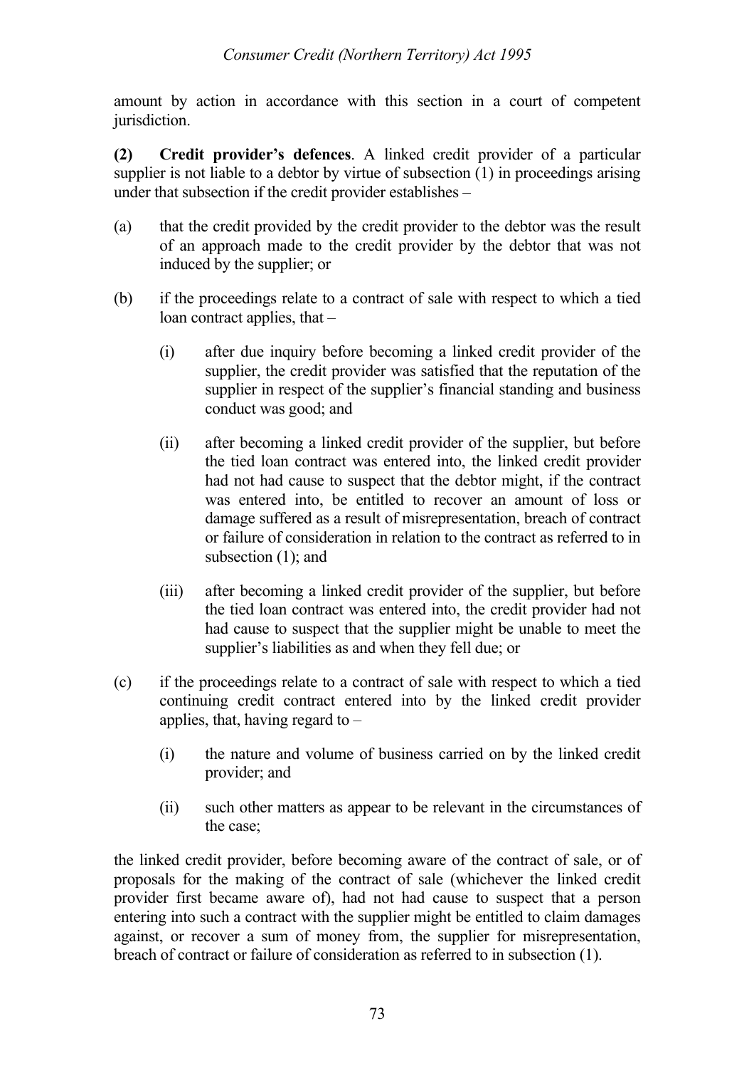amount by action in accordance with this section in a court of competent jurisdiction.

**(2) Credit provider's defences**. A linked credit provider of a particular supplier is not liable to a debtor by virtue of subsection (1) in proceedings arising under that subsection if the credit provider establishes –

(a) that the credit provided by the credit provider to the debtor was the result of an approach made to the credit provider by the debtor that was not induced by the supplier; or

(b) if the proceedings relate to a contract of sale with respect to which a tied loan contract applies, that –

   (i) after due inquiry before becoming a linked credit provider of the supplier, the credit provider was satisfied that the reputation of the supplier in respect of the supplier's financial standing and business conduct was good; and

   (ii) after becoming a linked credit provider of the supplier, but before the tied loan contract was entered into, the linked credit provider had not had cause to suspect that the debtor might, if the contract was entered into, be entitled to recover an amount of loss or damage suffered as a result of misrepresentation, breach of contract or failure of consideration in relation to the contract as referred to in subsection (1); and

   (iii) after becoming a linked credit provider of the supplier, but before the tied loan contract was entered into, the credit provider had not had cause to suspect that the supplier might be unable to meet the supplier's liabilities as and when they fell due; or

(c) if the proceedings relate to a contract of sale with respect to which a tied continuing credit contract entered into by the linked credit provider applies, that, having regard to –

   (i) the nature and volume of business carried on by the linked credit provider; and

   (ii) such other matters as appear to be relevant in the circumstances of the case;

the linked credit provider, before becoming aware of the contract of sale, or of proposals for the making of the contract of sale (whichever the linked credit provider first became aware of), had not had cause to suspect that a person entering into such a contract with the supplier might be entitled to claim damages against, or recover a sum of money from, the supplier for misrepresentation, breach of contract or failure of consideration as referred to in subsection (1).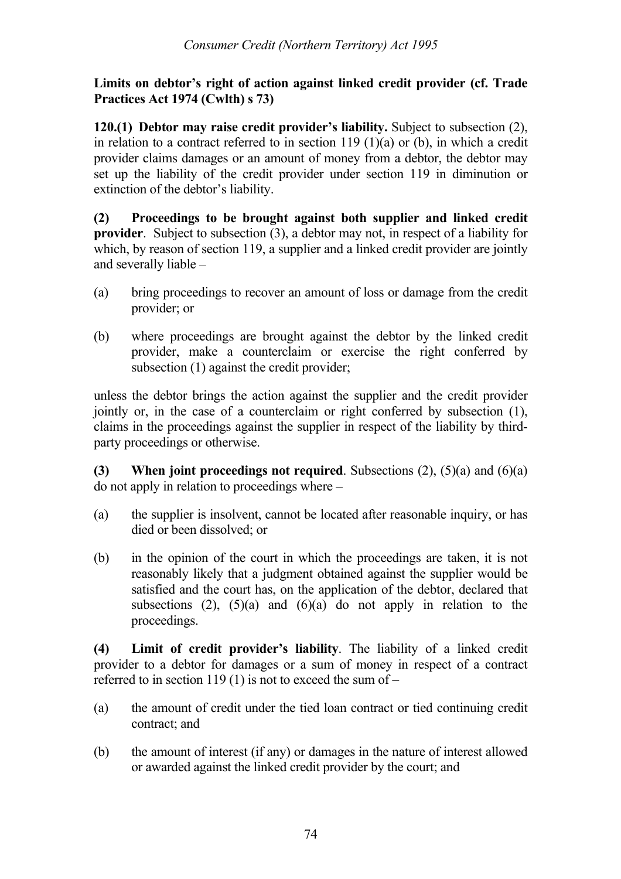**Limits on debtor's right of action against linked credit provider (cf. Trade Practices Act 1974 (Cwlth) s 73)**

**120.(1) Debtor may raise credit provider's liability.** Subject to subsection (2), in relation to a contract referred to in section 119 (1)(a) or (b), in which a credit provider claims damages or an amount of money from a debtor, the debtor may set up the liability of the credit provider under section 119 in diminution or extinction of the debtor's liability.

**(2) Proceedings to be brought against both supplier and linked credit provider**. Subject to subsection (3), a debtor may not, in respect of a liability for which, by reason of section 119, a supplier and a linked credit provider are jointly and severally liable –

(a) bring proceedings to recover an amount of loss or damage from the credit provider; or

(b) where proceedings are brought against the debtor by the linked credit provider, make a counterclaim or exercise the right conferred by subsection (1) against the credit provider;

unless the debtor brings the action against the supplier and the credit provider jointly or, in the case of a counterclaim or right conferred by subsection (1), claims in the proceedings against the supplier in respect of the liability by third-party proceedings or otherwise.

**(3) When joint proceedings not required**. Subsections (2), (5)(a) and (6)(a) do not apply in relation to proceedings where –

(a) the supplier is insolvent, cannot be located after reasonable inquiry, or has died or been dissolved; or

(b) in the opinion of the court in which the proceedings are taken, it is not reasonably likely that a judgment obtained against the supplier would be satisfied and the court has, on the application of the debtor, declared that subsections (2), (5)(a) and (6)(a) do not apply in relation to the proceedings.

**(4) Limit of credit provider's liability**. The liability of a linked credit provider to a debtor for damages or a sum of money in respect of a contract referred to in section 119 (1) is not to exceed the sum of –

(a) the amount of credit under the tied loan contract or tied continuing credit contract; and

(b) the amount of interest (if any) or damages in the nature of interest allowed or awarded against the linked credit provider by the court; and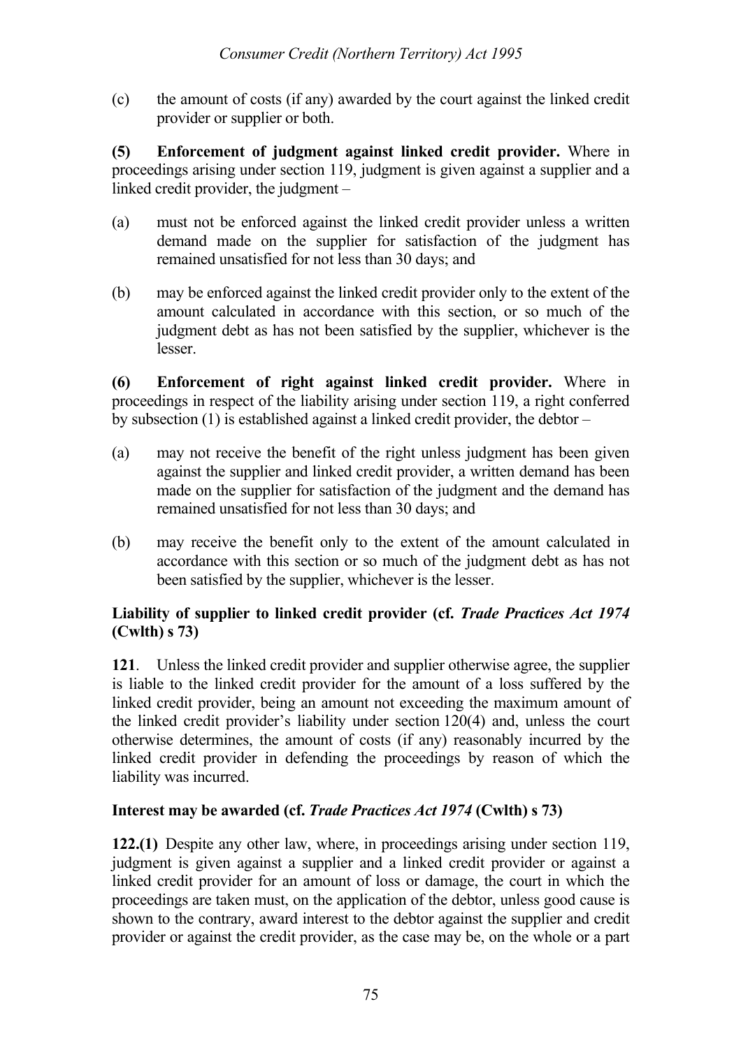(c) the amount of costs (if any) awarded by the court against the linked credit provider or supplier or both.

**(5) Enforcement of judgment against linked credit provider.** Where in proceedings arising under section 119, judgment is given against a supplier and a linked credit provider, the judgment –

(a) must not be enforced against the linked credit provider unless a written demand made on the supplier for satisfaction of the judgment has remained unsatisfied for not less than 30 days; and

(b) may be enforced against the linked credit provider only to the extent of the amount calculated in accordance with this section, or so much of the judgment debt as has not been satisfied by the supplier, whichever is the lesser.

**(6) Enforcement of right against linked credit provider.** Where in proceedings in respect of the liability arising under section 119, a right conferred by subsection (1) is established against a linked credit provider, the debtor –

(a) may not receive the benefit of the right unless judgment has been given against the supplier and linked credit provider, a written demand has been made on the supplier for satisfaction of the judgment and the demand has remained unsatisfied for not less than 30 days; and

(b) may receive the benefit only to the extent of the amount calculated in accordance with this section or so much of the judgment debt as has not been satisfied by the supplier, whichever is the lesser.

### Liability of supplier to linked credit provider (cf. *Trade Practices Act 1974* (Cwlth) s 73)

**121**. Unless the linked credit provider and supplier otherwise agree, the supplier is liable to the linked credit provider for the amount of a loss suffered by the linked credit provider, being an amount not exceeding the maximum amount of the linked credit provider's liability under section 120(4) and, unless the court otherwise determines, the amount of costs (if any) reasonably incurred by the linked credit provider in defending the proceedings by reason of which the liability was incurred.

### Interest may be awarded (cf. *Trade Practices Act 1974* (Cwlth) s 73)

**122.(1)** Despite any other law, where, in proceedings arising under section 119, judgment is given against a supplier and a linked credit provider or against a linked credit provider for an amount of loss or damage, the court in which the proceedings are taken must, on the application of the debtor, unless good cause is shown to the contrary, award interest to the debtor against the supplier and credit provider or against the credit provider, as the case may be, on the whole or a part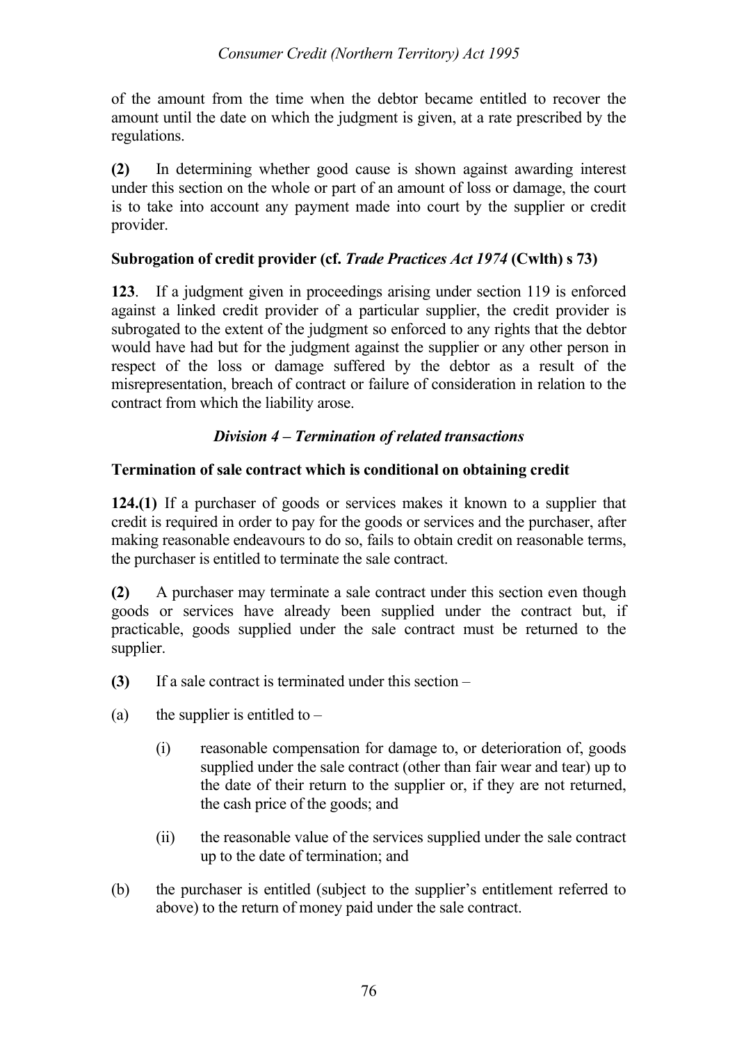of the amount from the time when the debtor became entitled to recover the amount until the date on which the judgment is given, at a rate prescribed by the regulations.

**(2)** In determining whether good cause is shown against awarding interest under this section on the whole or part of an amount of loss or damage, the court is to take into account any payment made into court by the supplier or credit provider.

**Subrogation of credit provider (cf. *Trade Practices Act 1974* (Cwlth) s 73)**

**123**. If a judgment given in proceedings arising under section 119 is enforced against a linked credit provider of a particular supplier, the credit provider is subrogated to the extent of the judgment so enforced to any rights that the debtor would have had but for the judgment against the supplier or any other person in respect of the loss or damage suffered by the debtor as a result of the misrepresentation, breach of contract or failure of consideration in relation to the contract from which the liability arose.

## *Division 4 – Termination of related transactions*

**Termination of sale contract which is conditional on obtaining credit**

**124.(1)** If a purchaser of goods or services makes it known to a supplier that credit is required in order to pay for the goods or services and the purchaser, after making reasonable endeavours to do so, fails to obtain credit on reasonable terms, the purchaser is entitled to terminate the sale contract.

**(2)** A purchaser may terminate a sale contract under this section even though goods or services have already been supplied under the contract but, if practicable, goods supplied under the sale contract must be returned to the supplier.

**(3)** If a sale contract is terminated under this section –

(a) the supplier is entitled to –

(i) reasonable compensation for damage to, or deterioration of, goods supplied under the sale contract (other than fair wear and tear) up to the date of their return to the supplier or, if they are not returned, the cash price of the goods; and

(ii) the reasonable value of the services supplied under the sale contract up to the date of termination; and

(b) the purchaser is entitled (subject to the supplier's entitlement referred to above) to the return of money paid under the sale contract.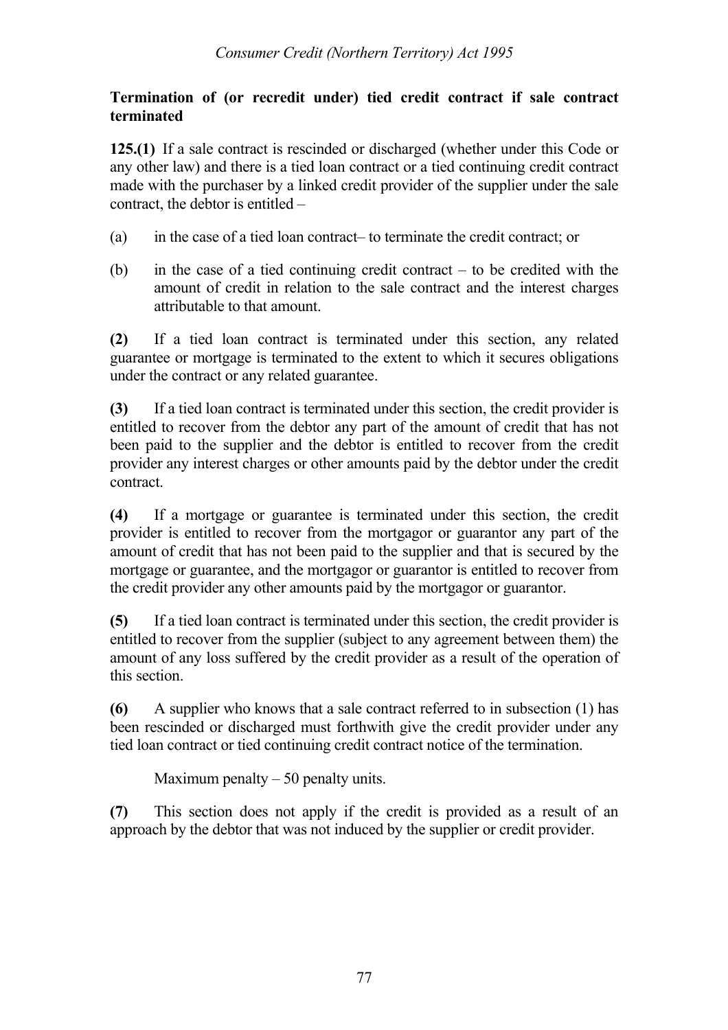**Termination of (or recredit under) tied credit contract if sale contract terminated**

**125.(1)** If a sale contract is rescinded or discharged (whether under this Code or any other law) and there is a tied loan contract or a tied continuing credit contract made with the purchaser by a linked credit provider of the supplier under the sale contract, the debtor is entitled –

(a) in the case of a tied loan contract– to terminate the credit contract; or

(b) in the case of a tied continuing credit contract – to be credited with the amount of credit in relation to the sale contract and the interest charges attributable to that amount.

**(2)** If a tied loan contract is terminated under this section, any related guarantee or mortgage is terminated to the extent to which it secures obligations under the contract or any related guarantee.

**(3)** If a tied loan contract is terminated under this section, the credit provider is entitled to recover from the debtor any part of the amount of credit that has not been paid to the supplier and the debtor is entitled to recover from the credit provider any interest charges or other amounts paid by the debtor under the credit contract.

**(4)** If a mortgage or guarantee is terminated under this section, the credit provider is entitled to recover from the mortgagor or guarantor any part of the amount of credit that has not been paid to the supplier and that is secured by the mortgage or guarantee, and the mortgagor or guarantor is entitled to recover from the credit provider any other amounts paid by the mortgagor or guarantor.

**(5)** If a tied loan contract is terminated under this section, the credit provider is entitled to recover from the supplier (subject to any agreement between them) the amount of any loss suffered by the credit provider as a result of the operation of this section.

**(6)** A supplier who knows that a sale contract referred to in subsection (1) has been rescinded or discharged must forthwith give the credit provider under any tied loan contract or tied continuing credit contract notice of the termination.

Maximum penalty – 50 penalty units.

**(7)** This section does not apply if the credit is provided as a result of an approach by the debtor that was not induced by the supplier or credit provider.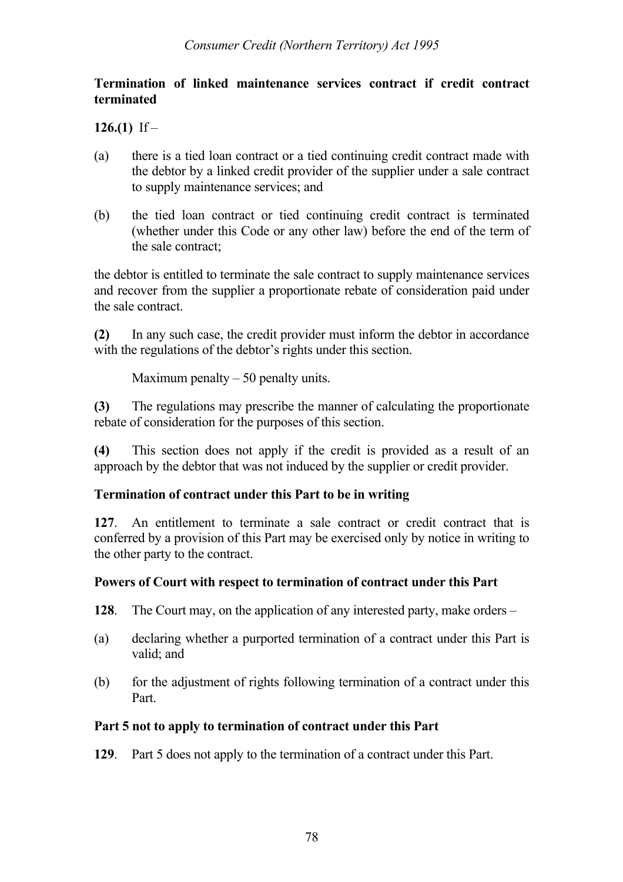**Termination of linked maintenance services contract if credit contract terminated**

**126.(1)** If –

(a) there is a tied loan contract or a tied continuing credit contract made with the debtor by a linked credit provider of the supplier under a sale contract to supply maintenance services; and

(b) the tied loan contract or tied continuing credit contract is terminated (whether under this Code or any other law) before the end of the term of the sale contract;

the debtor is entitled to terminate the sale contract to supply maintenance services and recover from the supplier a proportionate rebate of consideration paid under the sale contract.

**(2)** In any such case, the credit provider must inform the debtor in accordance with the regulations of the debtor's rights under this section.

Maximum penalty – 50 penalty units.

**(3)** The regulations may prescribe the manner of calculating the proportionate rebate of consideration for the purposes of this section.

**(4)** This section does not apply if the credit is provided as a result of an approach by the debtor that was not induced by the supplier or credit provider.

**Termination of contract under this Part to be in writing**

**127**. An entitlement to terminate a sale contract or credit contract that is conferred by a provision of this Part may be exercised only by notice in writing to the other party to the contract.

**Powers of Court with respect to termination of contract under this Part**

**128**. The Court may, on the application of any interested party, make orders –

(a) declaring whether a purported termination of a contract under this Part is valid; and

(b) for the adjustment of rights following termination of a contract under this Part.

**Part 5 not to apply to termination of contract under this Part**

**129**. Part 5 does not apply to the termination of a contract under this Part.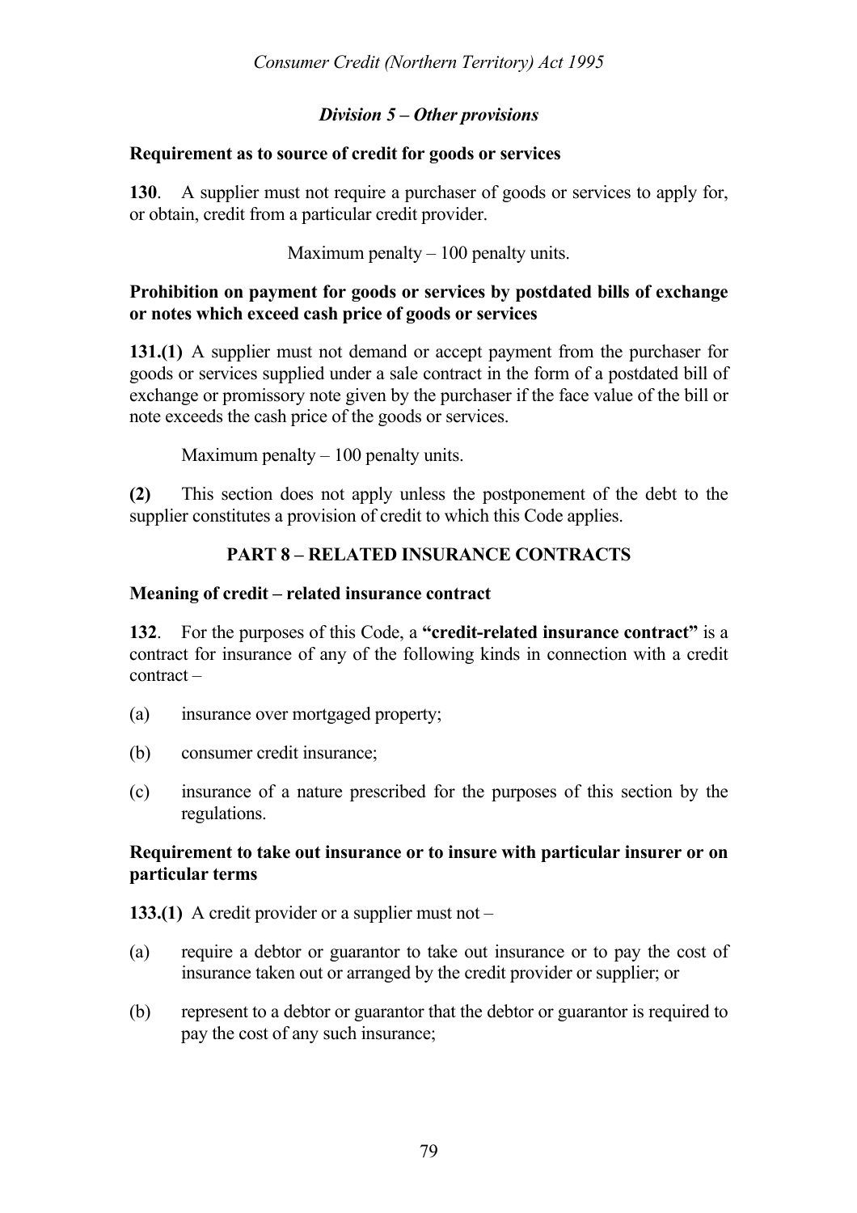### *Division 5 – Other provisions*

**Requirement as to source of credit for goods or services**

**130**. A supplier must not require a purchaser of goods or services to apply for, or obtain, credit from a particular credit provider.

Maximum penalty – 100 penalty units.

**Prohibition on payment for goods or services by postdated bills of exchange or notes which exceed cash price of goods or services**

**131.(1)** A supplier must not demand or accept payment from the purchaser for goods or services supplied under a sale contract in the form of a postdated bill of exchange or promissory note given by the purchaser if the face value of the bill or note exceeds the cash price of the goods or services.

Maximum penalty – 100 penalty units.

**(2)** This section does not apply unless the postponement of the debt to the supplier constitutes a provision of credit to which this Code applies.

## PART 8 – RELATED INSURANCE CONTRACTS

**Meaning of credit – related insurance contract**

**132**. For the purposes of this Code, a **"credit-related insurance contract"** is a contract for insurance of any of the following kinds in connection with a credit contract –

(a) insurance over mortgaged property;

(b) consumer credit insurance;

(c) insurance of a nature prescribed for the purposes of this section by the regulations.

**Requirement to take out insurance or to insure with particular insurer or on particular terms**

**133.(1)** A credit provider or a supplier must not –

(a) require a debtor or guarantor to take out insurance or to pay the cost of insurance taken out or arranged by the credit provider or supplier; or

(b) represent to a debtor or guarantor that the debtor or guarantor is required to pay the cost of any such insurance;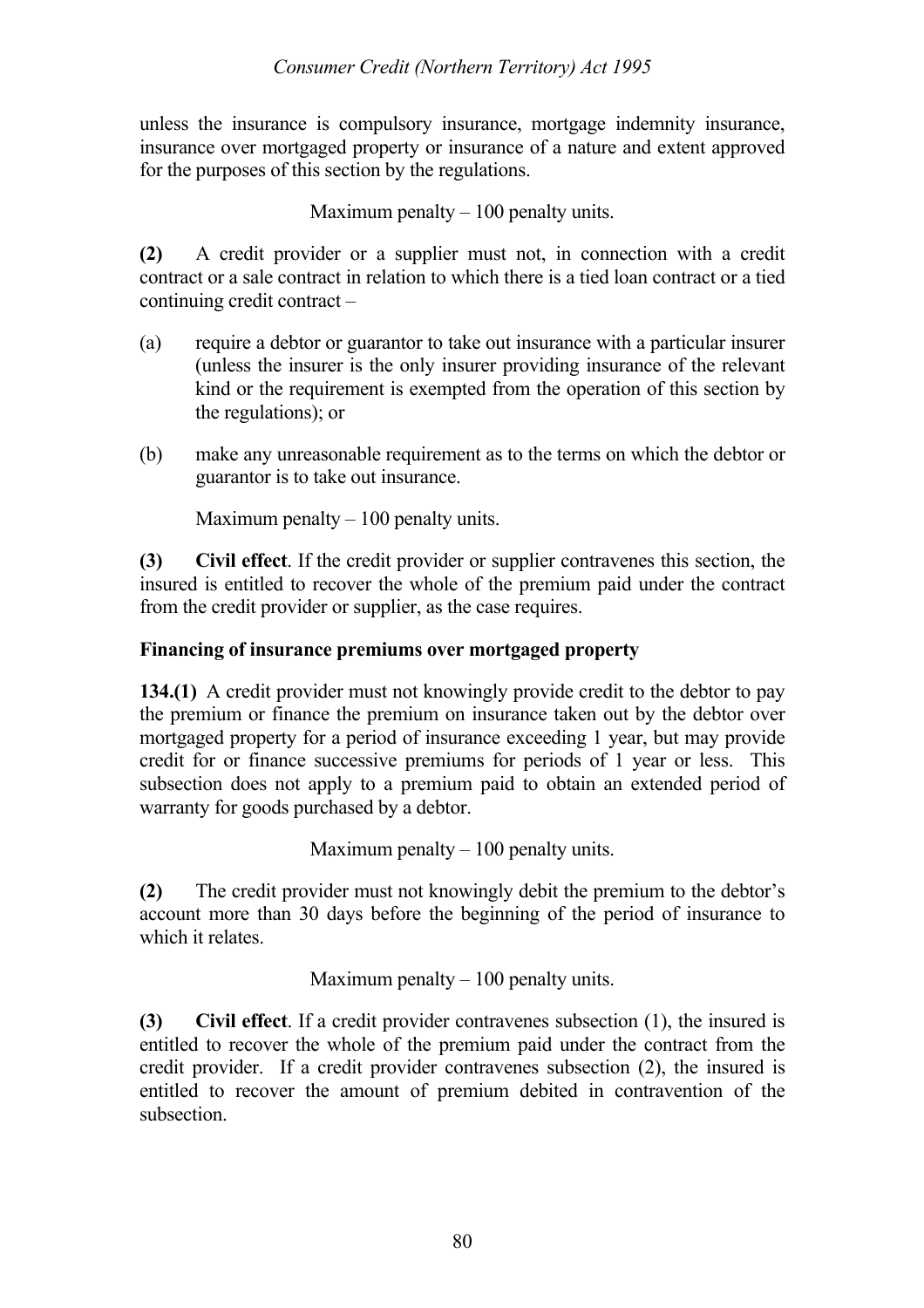unless the insurance is compulsory insurance, mortgage indemnity insurance, insurance over mortgaged property or insurance of a nature and extent approved for the purposes of this section by the regulations.

Maximum penalty – 100 penalty units.

**(2)** A credit provider or a supplier must not, in connection with a credit contract or a sale contract in relation to which there is a tied loan contract or a tied continuing credit contract –

(a) require a debtor or guarantor to take out insurance with a particular insurer (unless the insurer is the only insurer providing insurance of the relevant kind or the requirement is exempted from the operation of this section by the regulations); or

(b) make any unreasonable requirement as to the terms on which the debtor or guarantor is to take out insurance.

Maximum penalty – 100 penalty units.

**(3)** **Civil effect**. If the credit provider or supplier contravenes this section, the insured is entitled to recover the whole of the premium paid under the contract from the credit provider or supplier, as the case requires.

**Financing of insurance premiums over mortgaged property**

**134.(1)** A credit provider must not knowingly provide credit to the debtor to pay the premium or finance the premium on insurance taken out by the debtor over mortgaged property for a period of insurance exceeding 1 year, but may provide credit for or finance successive premiums for periods of 1 year or less. This subsection does not apply to a premium paid to obtain an extended period of warranty for goods purchased by a debtor.

Maximum penalty – 100 penalty units.

**(2)** The credit provider must not knowingly debit the premium to the debtor's account more than 30 days before the beginning of the period of insurance to which it relates.

Maximum penalty – 100 penalty units.

**(3)** **Civil effect**. If a credit provider contravenes subsection (1), the insured is entitled to recover the whole of the premium paid under the contract from the credit provider. If a credit provider contravenes subsection (2), the insured is entitled to recover the amount of premium debited in contravention of the subsection.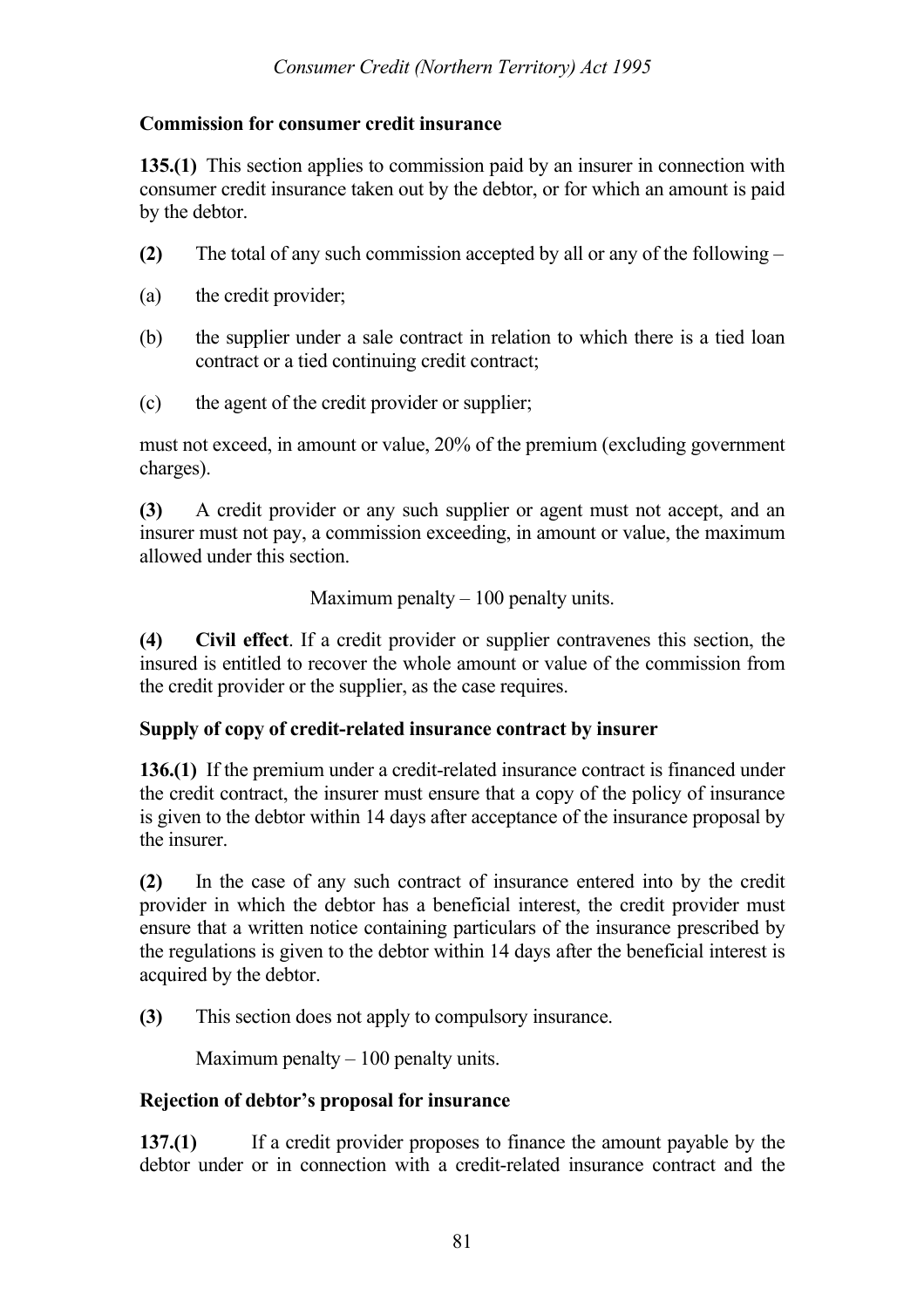### Commission for consumer credit insurance

**135.(1)** This section applies to commission paid by an insurer in connection with consumer credit insurance taken out by the debtor, or for which an amount is paid by the debtor.

**(2)** The total of any such commission accepted by all or any of the following –

(a) the credit provider;

(b) the supplier under a sale contract in relation to which there is a tied loan contract or a tied continuing credit contract;

(c) the agent of the credit provider or supplier;

must not exceed, in amount or value, 20% of the premium (excluding government charges).

**(3)** A credit provider or any such supplier or agent must not accept, and an insurer must not pay, a commission exceeding, in amount or value, the maximum allowed under this section.

Maximum penalty – 100 penalty units.

**(4)** **Civil effect**. If a credit provider or supplier contravenes this section, the insured is entitled to recover the whole amount or value of the commission from the credit provider or the supplier, as the case requires.

### Supply of copy of credit-related insurance contract by insurer

**136.(1)** If the premium under a credit-related insurance contract is financed under the credit contract, the insurer must ensure that a copy of the policy of insurance is given to the debtor within 14 days after acceptance of the insurance proposal by the insurer.

**(2)** In the case of any such contract of insurance entered into by the credit provider in which the debtor has a beneficial interest, the credit provider must ensure that a written notice containing particulars of the insurance prescribed by the regulations is given to the debtor within 14 days after the beneficial interest is acquired by the debtor.

**(3)** This section does not apply to compulsory insurance.

Maximum penalty – 100 penalty units.

### Rejection of debtor's proposal for insurance

**137.(1)** If a credit provider proposes to finance the amount payable by the debtor under or in connection with a credit-related insurance contract and the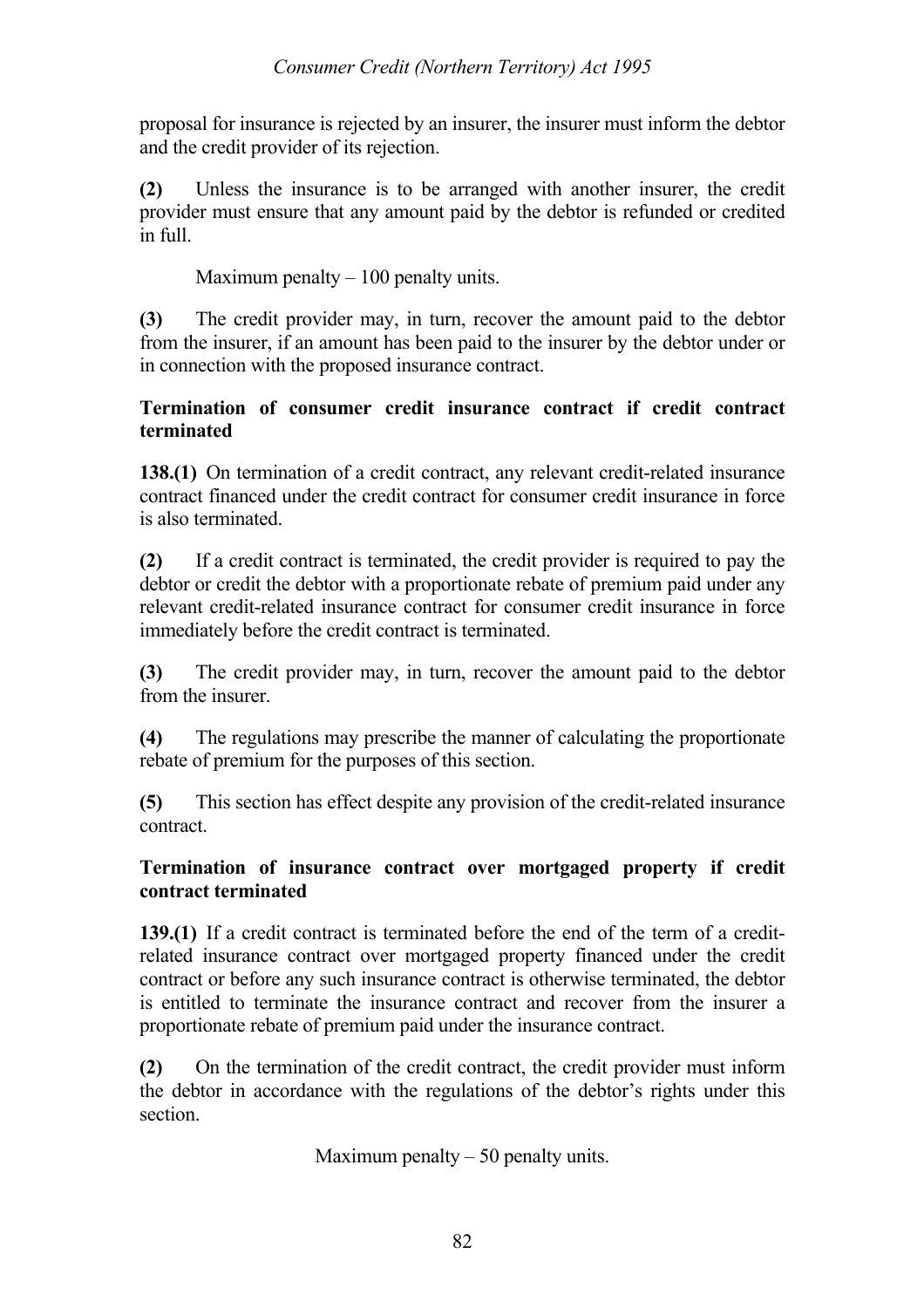proposal for insurance is rejected by an insurer, the insurer must inform the debtor and the credit provider of its rejection.

**(2)** Unless the insurance is to be arranged with another insurer, the credit provider must ensure that any amount paid by the debtor is refunded or credited in full.

Maximum penalty – 100 penalty units.

**(3)** The credit provider may, in turn, recover the amount paid to the debtor from the insurer, if an amount has been paid to the insurer by the debtor under or in connection with the proposed insurance contract.

**Termination of consumer credit insurance contract if credit contract terminated**

**138.(1)** On termination of a credit contract, any relevant credit-related insurance contract financed under the credit contract for consumer credit insurance in force is also terminated.

**(2)** If a credit contract is terminated, the credit provider is required to pay the debtor or credit the debtor with a proportionate rebate of premium paid under any relevant credit-related insurance contract for consumer credit insurance in force immediately before the credit contract is terminated.

**(3)** The credit provider may, in turn, recover the amount paid to the debtor from the insurer.

**(4)** The regulations may prescribe the manner of calculating the proportionate rebate of premium for the purposes of this section.

**(5)** This section has effect despite any provision of the credit-related insurance contract.

**Termination of insurance contract over mortgaged property if credit contract terminated**

**139.(1)** If a credit contract is terminated before the end of the term of a credit-related insurance contract over mortgaged property financed under the credit contract or before any such insurance contract is otherwise terminated, the debtor is entitled to terminate the insurance contract and recover from the insurer a proportionate rebate of premium paid under the insurance contract.

**(2)** On the termination of the credit contract, the credit provider must inform the debtor in accordance with the regulations of the debtor's rights under this section.

Maximum penalty – 50 penalty units.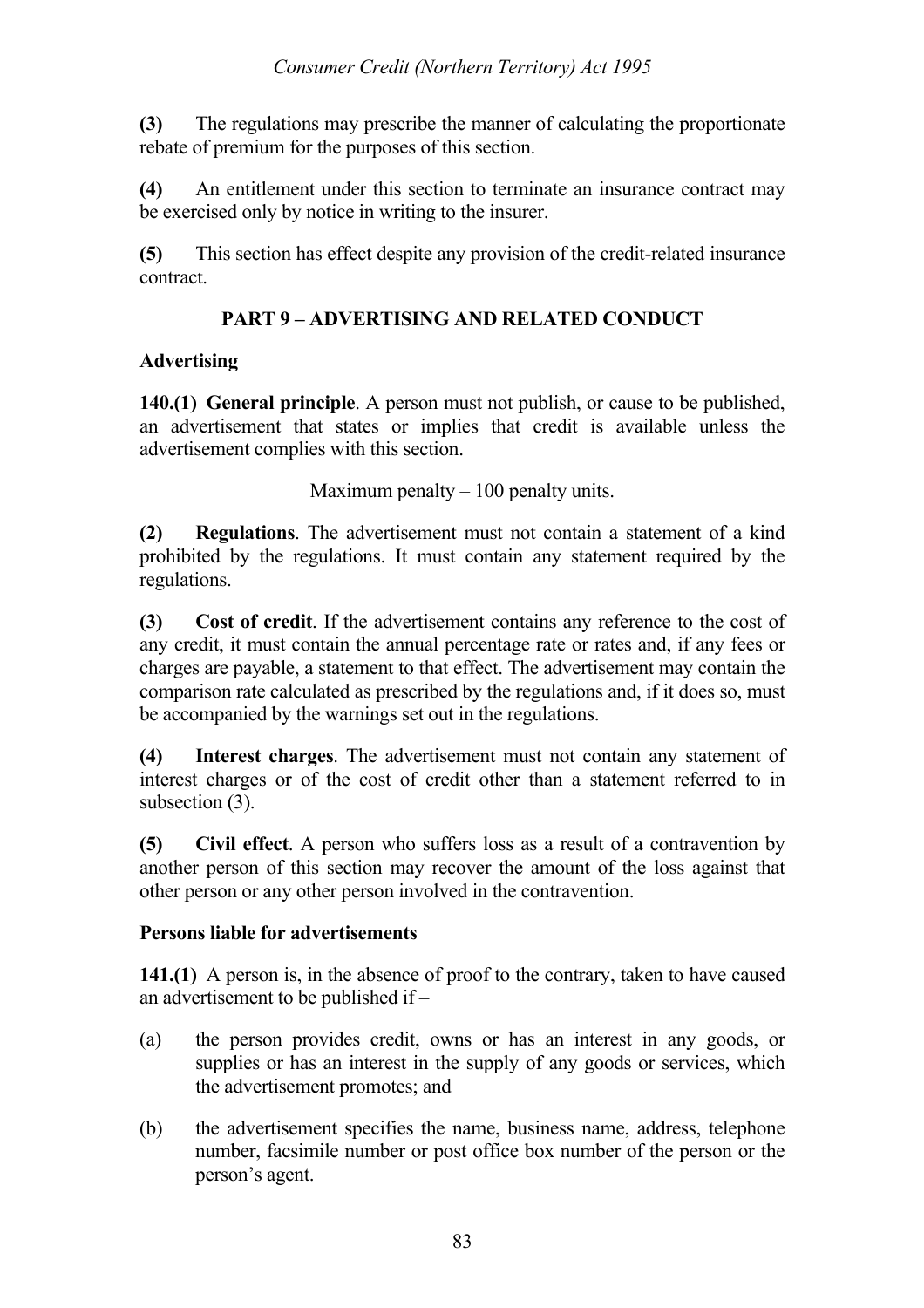**(3)** The regulations may prescribe the manner of calculating the proportionate rebate of premium for the purposes of this section.

**(4)** An entitlement under this section to terminate an insurance contract may be exercised only by notice in writing to the insurer.

**(5)** This section has effect despite any provision of the credit-related insurance contract.

## PART 9 – ADVERTISING AND RELATED CONDUCT

### Advertising

**140.(1) General principle**. A person must not publish, or cause to be published, an advertisement that states or implies that credit is available unless the advertisement complies with this section.

Maximum penalty – 100 penalty units.

**(2) Regulations**. The advertisement must not contain a statement of a kind prohibited by the regulations. It must contain any statement required by the regulations.

**(3) Cost of credit**. If the advertisement contains any reference to the cost of any credit, it must contain the annual percentage rate or rates and, if any fees or charges are payable, a statement to that effect. The advertisement may contain the comparison rate calculated as prescribed by the regulations and, if it does so, must be accompanied by the warnings set out in the regulations.

**(4) Interest charges**. The advertisement must not contain any statement of interest charges or of the cost of credit other than a statement referred to in subsection (3).

**(5) Civil effect**. A person who suffers loss as a result of a contravention by another person of this section may recover the amount of the loss against that other person or any other person involved in the contravention.

### Persons liable for advertisements

**141.(1)** A person is, in the absence of proof to the contrary, taken to have caused an advertisement to be published if –

(a) the person provides credit, owns or has an interest in any goods, or supplies or has an interest in the supply of any goods or services, which the advertisement promotes; and

(b) the advertisement specifies the name, business name, address, telephone number, facsimile number or post office box number of the person or the person's agent.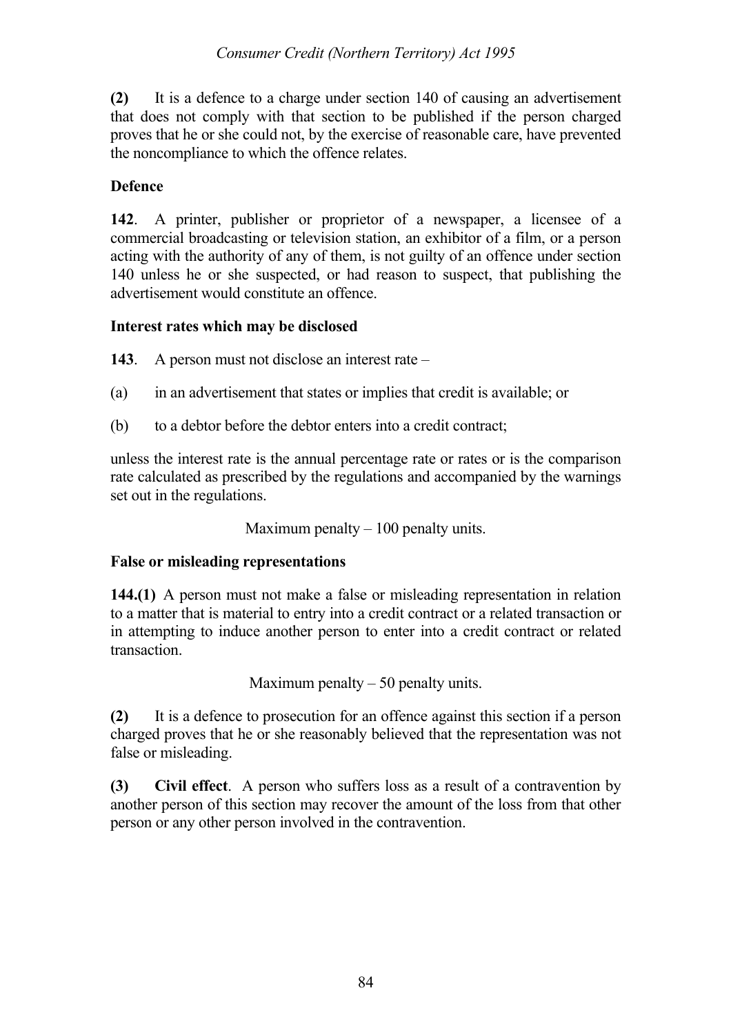**(2)** It is a defence to a charge under section 140 of causing an advertisement that does not comply with that section to be published if the person charged proves that he or she could not, by the exercise of reasonable care, have prevented the noncompliance to which the offence relates.

**Defence**

**142**. A printer, publisher or proprietor of a newspaper, a licensee of a commercial broadcasting or television station, an exhibitor of a film, or a person acting with the authority of any of them, is not guilty of an offence under section 140 unless he or she suspected, or had reason to suspect, that publishing the advertisement would constitute an offence.

**Interest rates which may be disclosed**

**143**. A person must not disclose an interest rate –

(a) in an advertisement that states or implies that credit is available; or

(b) to a debtor before the debtor enters into a credit contract;

unless the interest rate is the annual percentage rate or rates or is the comparison rate calculated as prescribed by the regulations and accompanied by the warnings set out in the regulations.

Maximum penalty – 100 penalty units.

**False or misleading representations**

**144.(1)** A person must not make a false or misleading representation in relation to a matter that is material to entry into a credit contract or a related transaction or in attempting to induce another person to enter into a credit contract or related transaction.

Maximum penalty – 50 penalty units.

**(2)** It is a defence to prosecution for an offence against this section if a person charged proves that he or she reasonably believed that the representation was not false or misleading.

**(3)** **Civil effect**. A person who suffers loss as a result of a contravention by another person of this section may recover the amount of the loss from that other person or any other person involved in the contravention.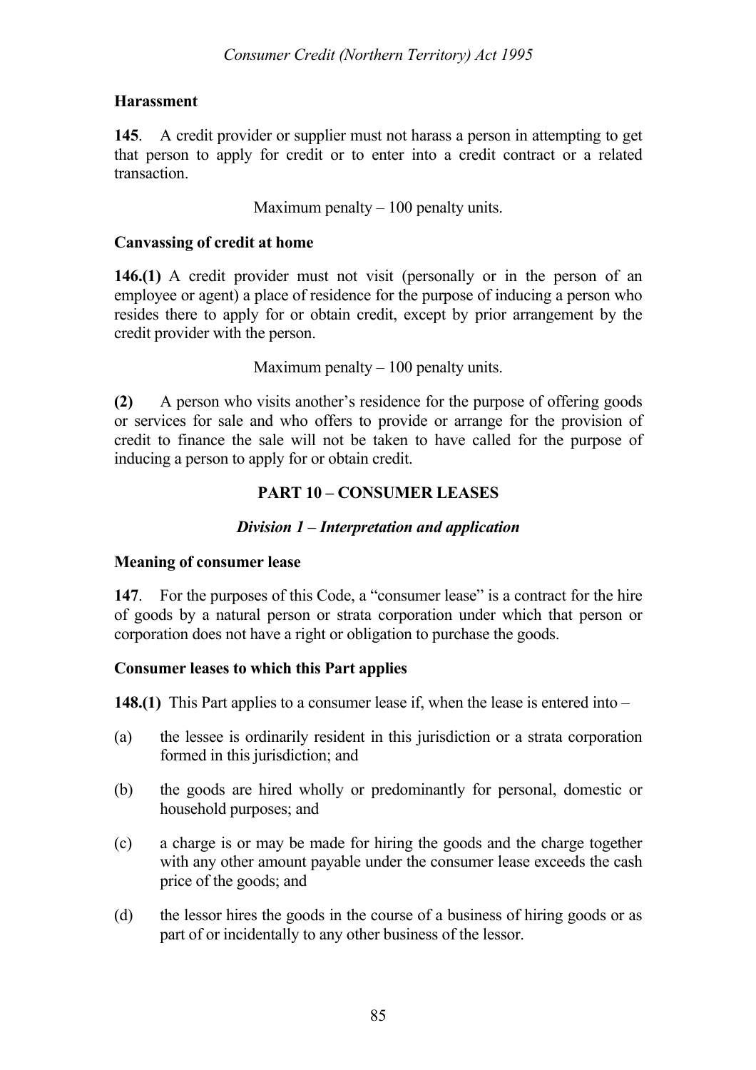**Harassment**

**145**. A credit provider or supplier must not harass a person in attempting to get that person to apply for credit or to enter into a credit contract or a related transaction.

Maximum penalty – 100 penalty units.

**Canvassing of credit at home**

**146.(1)** A credit provider must not visit (personally or in the person of an employee or agent) a place of residence for the purpose of inducing a person who resides there to apply for or obtain credit, except by prior arrangement by the credit provider with the person.

Maximum penalty – 100 penalty units.

**(2)** A person who visits another's residence for the purpose of offering goods or services for sale and who offers to provide or arrange for the provision of credit to finance the sale will not be taken to have called for the purpose of inducing a person to apply for or obtain credit.

## PART 10 – CONSUMER LEASES

### *Division 1 – Interpretation and application*

**Meaning of consumer lease**

**147**. For the purposes of this Code, a "consumer lease" is a contract for the hire of goods by a natural person or strata corporation under which that person or corporation does not have a right or obligation to purchase the goods.

**Consumer leases to which this Part applies**

**148.(1)** This Part applies to a consumer lease if, when the lease is entered into –

(a) the lessee is ordinarily resident in this jurisdiction or a strata corporation formed in this jurisdiction; and

(b) the goods are hired wholly or predominantly for personal, domestic or household purposes; and

(c) a charge is or may be made for hiring the goods and the charge together with any other amount payable under the consumer lease exceeds the cash price of the goods; and

(d) the lessor hires the goods in the course of a business of hiring goods or as part of or incidentally to any other business of the lessor.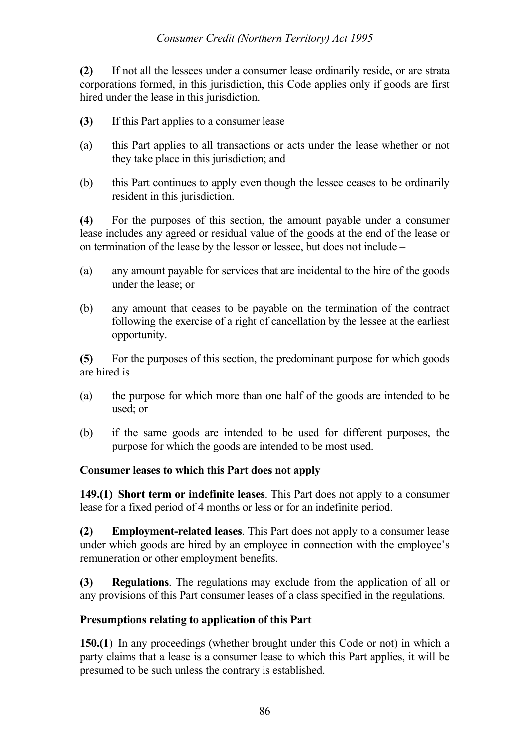**(2)** If not all the lessees under a consumer lease ordinarily reside, or are strata corporations formed, in this jurisdiction, this Code applies only if goods are first hired under the lease in this jurisdiction.

**(3)** If this Part applies to a consumer lease –

(a) this Part applies to all transactions or acts under the lease whether or not they take place in this jurisdiction; and

(b) this Part continues to apply even though the lessee ceases to be ordinarily resident in this jurisdiction.

**(4)** For the purposes of this section, the amount payable under a consumer lease includes any agreed or residual value of the goods at the end of the lease or on termination of the lease by the lessor or lessee, but does not include –

(a) any amount payable for services that are incidental to the hire of the goods under the lease; or

(b) any amount that ceases to be payable on the termination of the contract following the exercise of a right of cancellation by the lessee at the earliest opportunity.

**(5)** For the purposes of this section, the predominant purpose for which goods are hired is –

(a) the purpose for which more than one half of the goods are intended to be used; or

(b) if the same goods are intended to be used for different purposes, the purpose for which the goods are intended to be most used.

### Consumer leases to which this Part does not apply

**149.(1) Short term or indefinite leases**. This Part does not apply to a consumer lease for a fixed period of 4 months or less or for an indefinite period.

**(2) Employment-related leases**. This Part does not apply to a consumer lease under which goods are hired by an employee in connection with the employee's remuneration or other employment benefits.

**(3) Regulations**. The regulations may exclude from the application of all or any provisions of this Part consumer leases of a class specified in the regulations.

### Presumptions relating to application of this Part

**150.(1)** In any proceedings (whether brought under this Code or not) in which a party claims that a lease is a consumer lease to which this Part applies, it will be presumed to be such unless the contrary is established.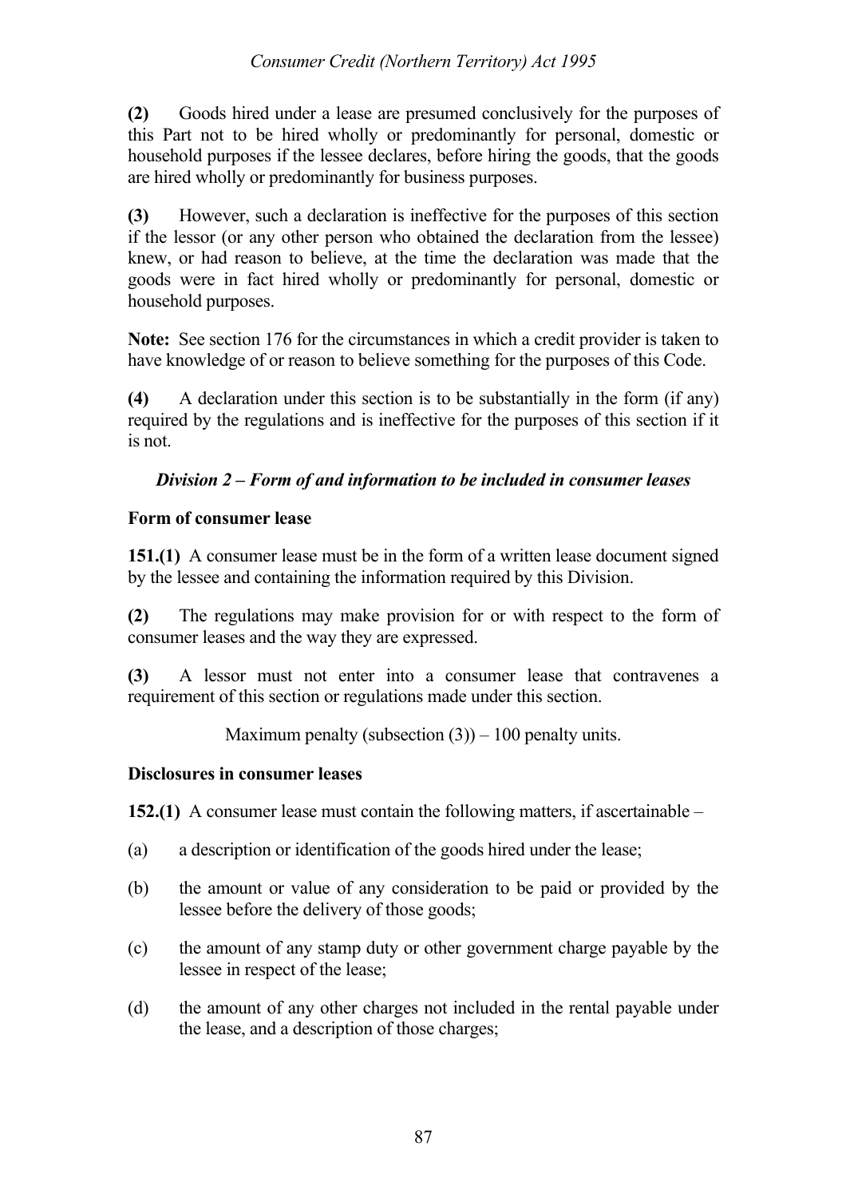**(2)** Goods hired under a lease are presumed conclusively for the purposes of this Part not to be hired wholly or predominantly for personal, domestic or household purposes if the lessee declares, before hiring the goods, that the goods are hired wholly or predominantly for business purposes.

**(3)** However, such a declaration is ineffective for the purposes of this section if the lessor (or any other person who obtained the declaration from the lessee) knew, or had reason to believe, at the time the declaration was made that the goods were in fact hired wholly or predominantly for personal, domestic or household purposes.

**Note:** See section 176 for the circumstances in which a credit provider is taken to have knowledge of or reason to believe something for the purposes of this Code.

**(4)** A declaration under this section is to be substantially in the form (if any) required by the regulations and is ineffective for the purposes of this section if it is not.

### *Division 2 – Form of and information to be included in consumer leases*

**Form of consumer lease**

**151.(1)** A consumer lease must be in the form of a written lease document signed by the lessee and containing the information required by this Division.

**(2)** The regulations may make provision for or with respect to the form of consumer leases and the way they are expressed.

**(3)** A lessor must not enter into a consumer lease that contravenes a requirement of this section or regulations made under this section.

Maximum penalty (subsection (3)) – 100 penalty units.

**Disclosures in consumer leases**

**152.(1)** A consumer lease must contain the following matters, if ascertainable –

(a) a description or identification of the goods hired under the lease;

(b) the amount or value of any consideration to be paid or provided by the lessee before the delivery of those goods;

(c) the amount of any stamp duty or other government charge payable by the lessee in respect of the lease;

(d) the amount of any other charges not included in the rental payable under the lease, and a description of those charges;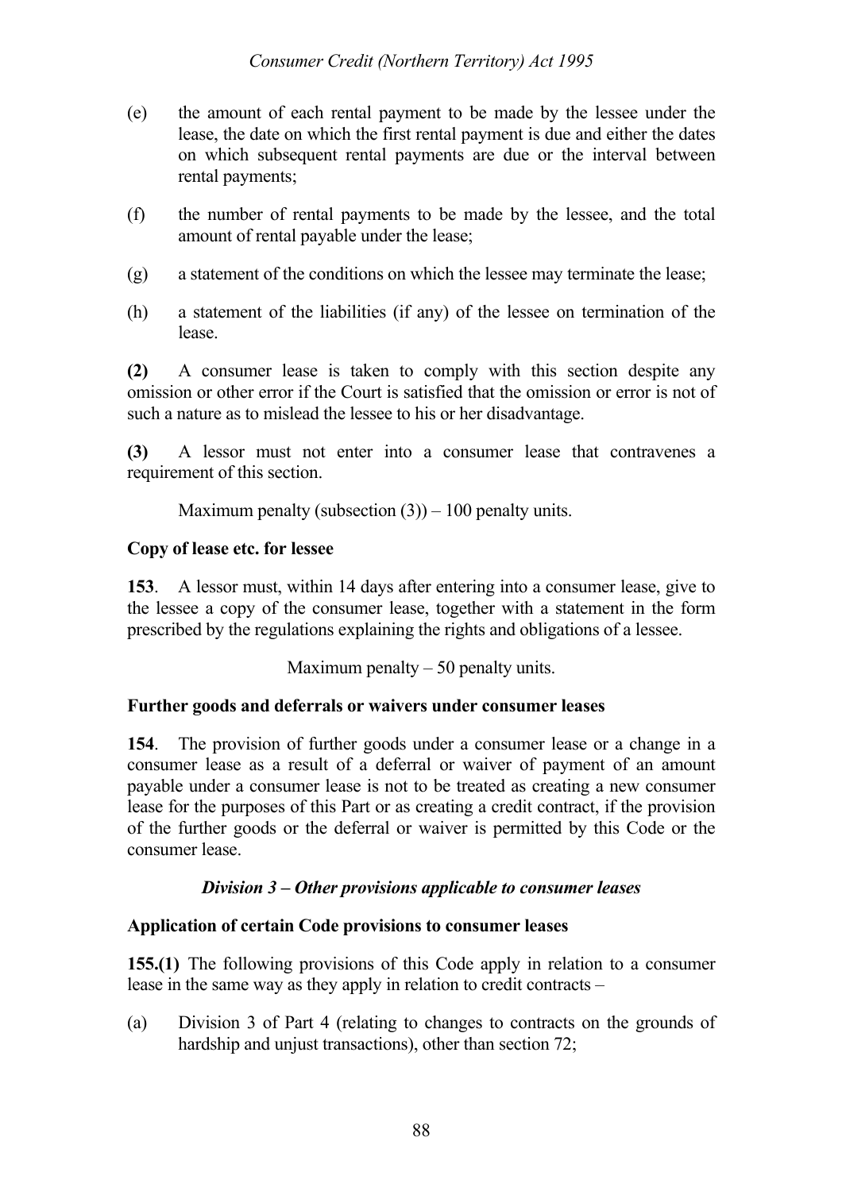(e) the amount of each rental payment to be made by the lessee under the lease, the date on which the first rental payment is due and either the dates on which subsequent rental payments are due or the interval between rental payments;

(f) the number of rental payments to be made by the lessee, and the total amount of rental payable under the lease;

(g) a statement of the conditions on which the lessee may terminate the lease;

(h) a statement of the liabilities (if any) of the lessee on termination of the lease.

**(2)** A consumer lease is taken to comply with this section despite any omission or other error if the Court is satisfied that the omission or error is not of such a nature as to mislead the lessee to his or her disadvantage.

**(3)** A lessor must not enter into a consumer lease that contravenes a requirement of this section.

Maximum penalty (subsection (3)) – 100 penalty units.

**Copy of lease etc. for lessee**

**153**. A lessor must, within 14 days after entering into a consumer lease, give to the lessee a copy of the consumer lease, together with a statement in the form prescribed by the regulations explaining the rights and obligations of a lessee.

Maximum penalty – 50 penalty units.

**Further goods and deferrals or waivers under consumer leases**

**154**. The provision of further goods under a consumer lease or a change in a consumer lease as a result of a deferral or waiver of payment of an amount payable under a consumer lease is not to be treated as creating a new consumer lease for the purposes of this Part or as creating a credit contract, if the provision of the further goods or the deferral or waiver is permitted by this Code or the consumer lease.

***Division 3 – Other provisions applicable to consumer leases***

**Application of certain Code provisions to consumer leases**

**155.(1)** The following provisions of this Code apply in relation to a consumer lease in the same way as they apply in relation to credit contracts –

(a) Division 3 of Part 4 (relating to changes to contracts on the grounds of hardship and unjust transactions), other than section 72;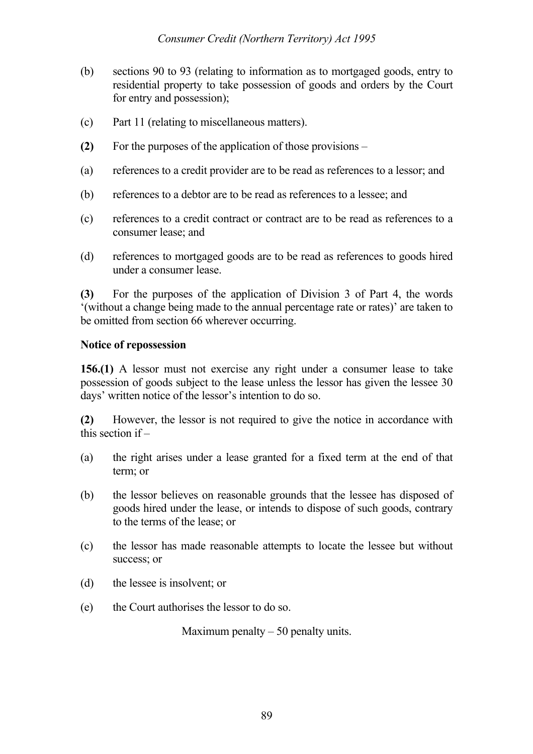(b) sections 90 to 93 (relating to information as to mortgaged goods, entry to residential property to take possession of goods and orders by the Court for entry and possession);

(c) Part 11 (relating to miscellaneous matters).

**(2)** For the purposes of the application of those provisions –

(a) references to a credit provider are to be read as references to a lessor; and

(b) references to a debtor are to be read as references to a lessee; and

(c) references to a credit contract or contract are to be read as references to a consumer lease; and

(d) references to mortgaged goods are to be read as references to goods hired under a consumer lease.

**(3)** For the purposes of the application of Division 3 of Part 4, the words '(without a change being made to the annual percentage rate or rates)' are taken to be omitted from section 66 wherever occurring.

**Notice of repossession**

**156.(1)** A lessor must not exercise any right under a consumer lease to take possession of goods subject to the lease unless the lessor has given the lessee 30 days' written notice of the lessor's intention to do so.

**(2)** However, the lessor is not required to give the notice in accordance with this section if –

(a) the right arises under a lease granted for a fixed term at the end of that term; or

(b) the lessor believes on reasonable grounds that the lessee has disposed of goods hired under the lease, or intends to dispose of such goods, contrary to the terms of the lease; or

(c) the lessor has made reasonable attempts to locate the lessee but without success; or

(d) the lessee is insolvent; or

(e) the Court authorises the lessor to do so.

Maximum penalty – 50 penalty units.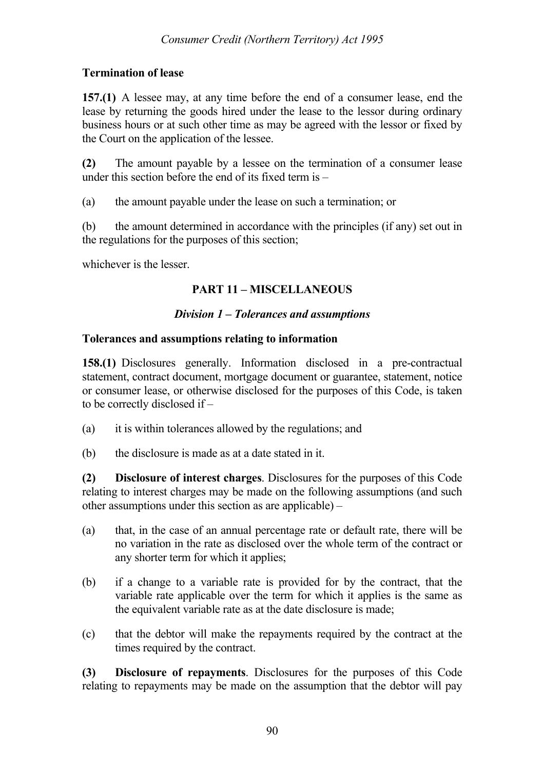**Termination of lease**

**157.(1)** A lessee may, at any time before the end of a consumer lease, end the lease by returning the goods hired under the lease to the lessor during ordinary business hours or at such other time as may be agreed with the lessor or fixed by the Court on the application of the lessee.

**(2)** The amount payable by a lessee on the termination of a consumer lease under this section before the end of its fixed term is –

(a) the amount payable under the lease on such a termination; or

(b) the amount determined in accordance with the principles (if any) set out in the regulations for the purposes of this section;

whichever is the lesser.

## PART 11 – MISCELLANEOUS

### *Division 1 – Tolerances and assumptions*

**Tolerances and assumptions relating to information**

**158.(1)** Disclosures generally. Information disclosed in a pre-contractual statement, contract document, mortgage document or guarantee, statement, notice or consumer lease, or otherwise disclosed for the purposes of this Code, is taken to be correctly disclosed if –

(a) it is within tolerances allowed by the regulations; and

(b) the disclosure is made as at a date stated in it.

**(2) Disclosure of interest charges**. Disclosures for the purposes of this Code relating to interest charges may be made on the following assumptions (and such other assumptions under this section as are applicable) –

(a) that, in the case of an annual percentage rate or default rate, there will be no variation in the rate as disclosed over the whole term of the contract or any shorter term for which it applies;

(b) if a change to a variable rate is provided for by the contract, that the variable rate applicable over the term for which it applies is the same as the equivalent variable rate as at the date disclosure is made;

(c) that the debtor will make the repayments required by the contract at the times required by the contract.

**(3) Disclosure of repayments**. Disclosures for the purposes of this Code relating to repayments may be made on the assumption that the debtor will pay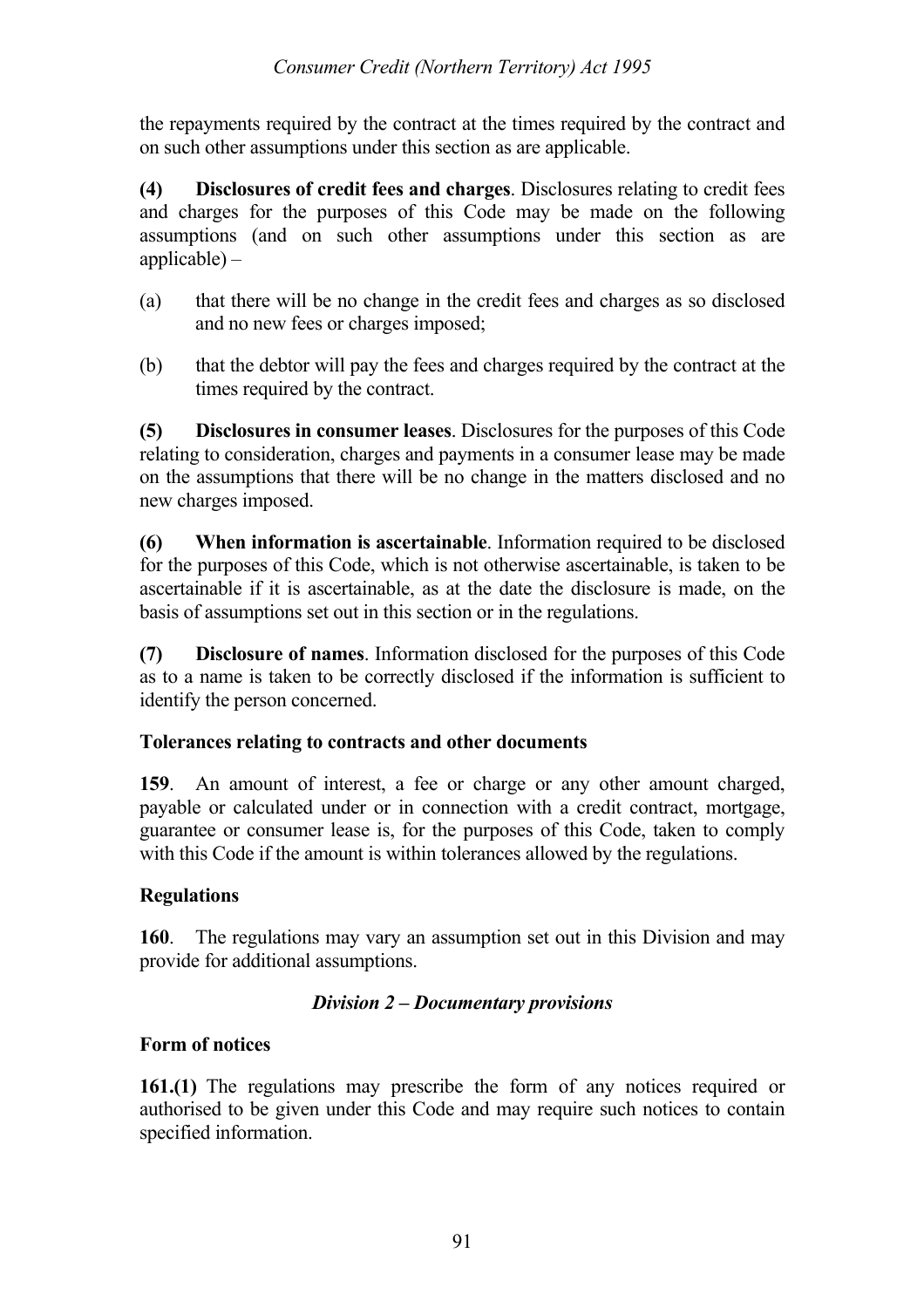the repayments required by the contract at the times required by the contract and on such other assumptions under this section as are applicable.

**(4) Disclosures of credit fees and charges**. Disclosures relating to credit fees and charges for the purposes of this Code may be made on the following assumptions (and on such other assumptions under this section as are applicable) –

(a) that there will be no change in the credit fees and charges as so disclosed and no new fees or charges imposed;

(b) that the debtor will pay the fees and charges required by the contract at the times required by the contract.

**(5) Disclosures in consumer leases**. Disclosures for the purposes of this Code relating to consideration, charges and payments in a consumer lease may be made on the assumptions that there will be no change in the matters disclosed and no new charges imposed.

**(6) When information is ascertainable**. Information required to be disclosed for the purposes of this Code, which is not otherwise ascertainable, is taken to be ascertainable if it is ascertainable, as at the date the disclosure is made, on the basis of assumptions set out in this section or in the regulations.

**(7) Disclosure of names**. Information disclosed for the purposes of this Code as to a name is taken to be correctly disclosed if the information is sufficient to identify the person concerned.

**Tolerances relating to contracts and other documents**

**159**. An amount of interest, a fee or charge or any other amount charged, payable or calculated under or in connection with a credit contract, mortgage, guarantee or consumer lease is, for the purposes of this Code, taken to comply with this Code if the amount is within tolerances allowed by the regulations.

**Regulations**

**160**. The regulations may vary an assumption set out in this Division and may provide for additional assumptions.

***Division 2 – Documentary provisions***

**Form of notices**

**161.(1)** The regulations may prescribe the form of any notices required or authorised to be given under this Code and may require such notices to contain specified information.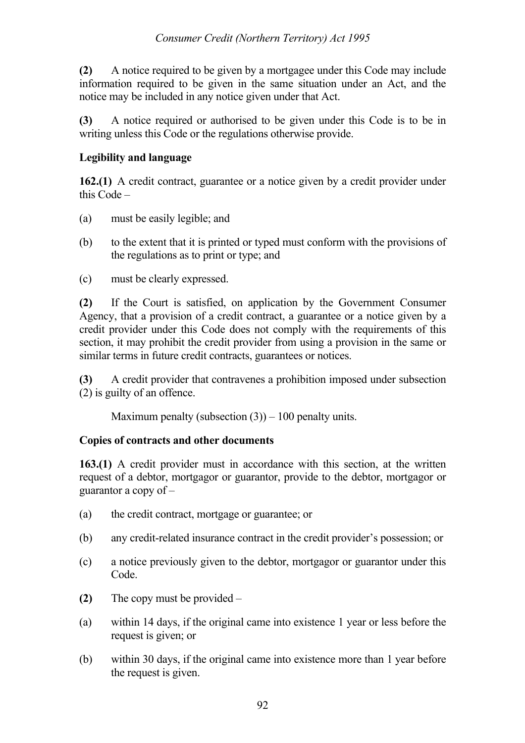**(2)** A notice required to be given by a mortgagee under this Code may include information required to be given in the same situation under an Act, and the notice may be included in any notice given under that Act.

**(3)** A notice required or authorised to be given under this Code is to be in writing unless this Code or the regulations otherwise provide.

### Legibility and language

**162.(1)** A credit contract, guarantee or a notice given by a credit provider under this Code –

(a) must be easily legible; and

(b) to the extent that it is printed or typed must conform with the provisions of the regulations as to print or type; and

(c) must be clearly expressed.

**(2)** If the Court is satisfied, on application by the Government Consumer Agency, that a provision of a credit contract, a guarantee or a notice given by a credit provider under this Code does not comply with the requirements of this section, it may prohibit the credit provider from using a provision in the same or similar terms in future credit contracts, guarantees or notices.

**(3)** A credit provider that contravenes a prohibition imposed under subsection (2) is guilty of an offence.

Maximum penalty (subsection (3)) – 100 penalty units.

### Copies of contracts and other documents

**163.(1)** A credit provider must in accordance with this section, at the written request of a debtor, mortgagor or guarantor, provide to the debtor, mortgagor or guarantor a copy of –

(a) the credit contract, mortgage or guarantee; or

(b) any credit-related insurance contract in the credit provider's possession; or

(c) a notice previously given to the debtor, mortgagor or guarantor under this Code.

**(2)** The copy must be provided –

(a) within 14 days, if the original came into existence 1 year or less before the request is given; or

(b) within 30 days, if the original came into existence more than 1 year before the request is given.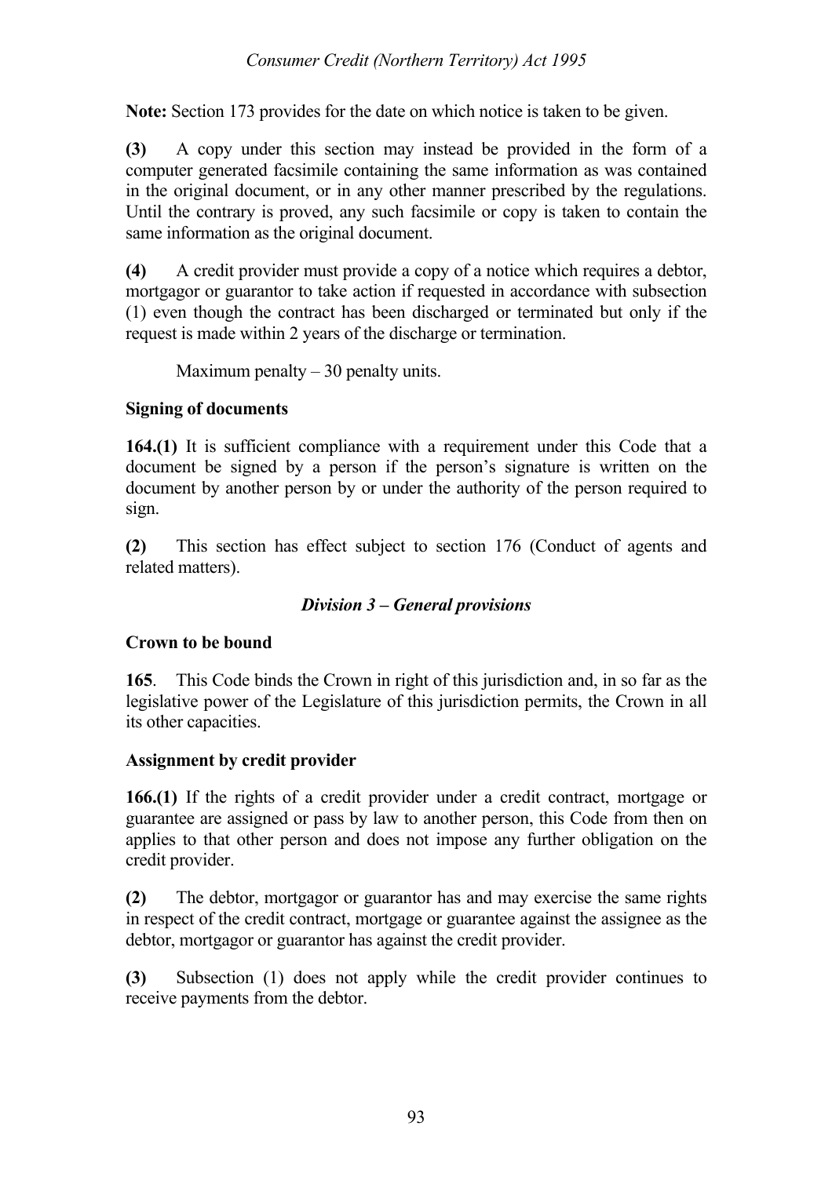**Note:** Section 173 provides for the date on which notice is taken to be given.

**(3)** A copy under this section may instead be provided in the form of a computer generated facsimile containing the same information as was contained in the original document, or in any other manner prescribed by the regulations. Until the contrary is proved, any such facsimile or copy is taken to contain the same information as the original document.

**(4)** A credit provider must provide a copy of a notice which requires a debtor, mortgagor or guarantor to take action if requested in accordance with subsection (1) even though the contract has been discharged or terminated but only if the request is made within 2 years of the discharge or termination.

Maximum penalty – 30 penalty units.

**Signing of documents**

**164.(1)** It is sufficient compliance with a requirement under this Code that a document be signed by a person if the person's signature is written on the document by another person by or under the authority of the person required to sign.

**(2)** This section has effect subject to section 176 (Conduct of agents and related matters).

### *Division 3 – General provisions*

**Crown to be bound**

**165**. This Code binds the Crown in right of this jurisdiction and, in so far as the legislative power of the Legislature of this jurisdiction permits, the Crown in all its other capacities.

**Assignment by credit provider**

**166.(1)** If the rights of a credit provider under a credit contract, mortgage or guarantee are assigned or pass by law to another person, this Code from then on applies to that other person and does not impose any further obligation on the credit provider.

**(2)** The debtor, mortgagor or guarantor has and may exercise the same rights in respect of the credit contract, mortgage or guarantee against the assignee as the debtor, mortgagor or guarantor has against the credit provider.

**(3)** Subsection (1) does not apply while the credit provider continues to receive payments from the debtor.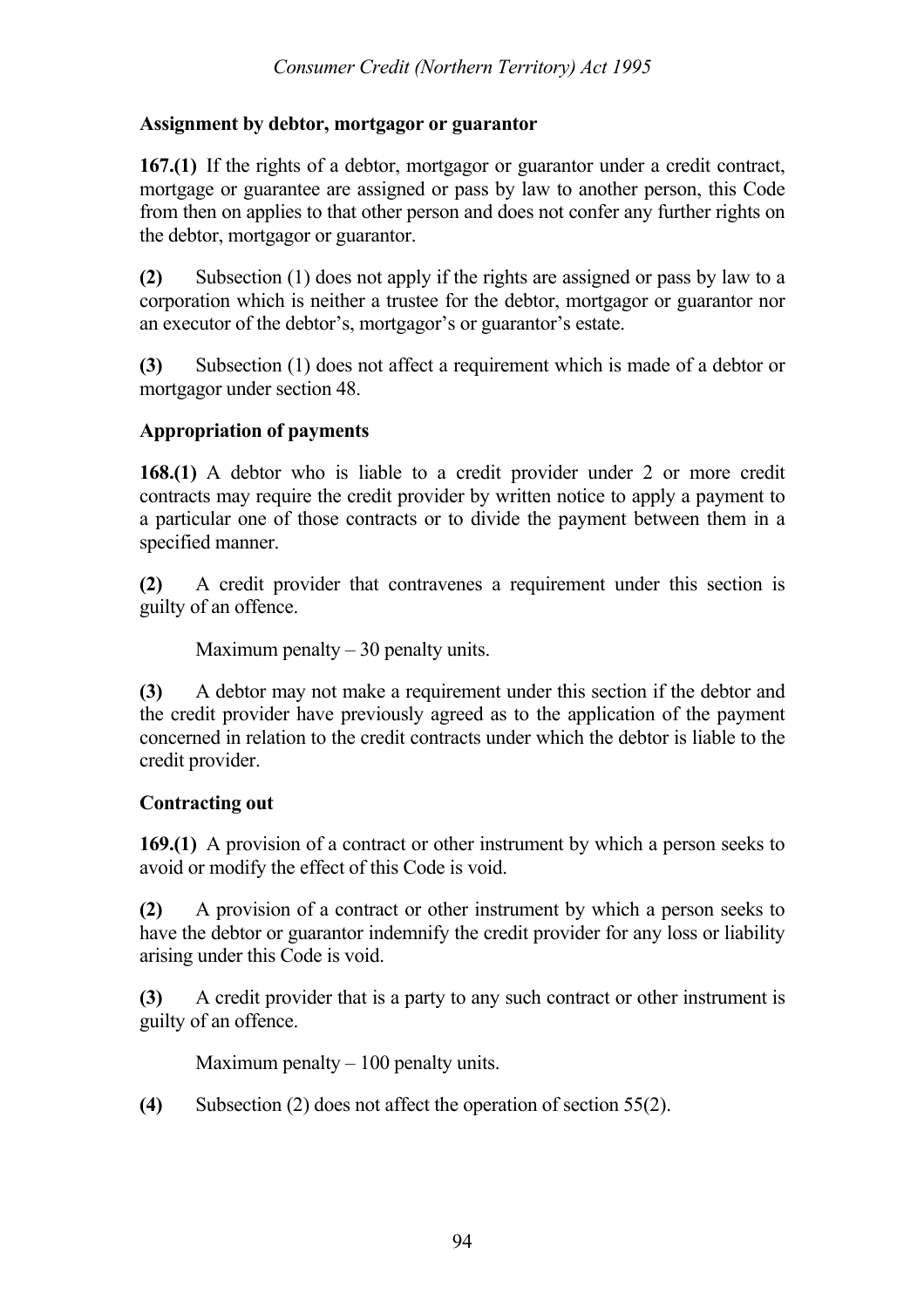**Assignment by debtor, mortgagor or guarantor**

**167.(1)** If the rights of a debtor, mortgagor or guarantor under a credit contract, mortgage or guarantee are assigned or pass by law to another person, this Code from then on applies to that other person and does not confer any further rights on the debtor, mortgagor or guarantor.

**(2)** Subsection (1) does not apply if the rights are assigned or pass by law to a corporation which is neither a trustee for the debtor, mortgagor or guarantor nor an executor of the debtor's, mortgagor's or guarantor's estate.

**(3)** Subsection (1) does not affect a requirement which is made of a debtor or mortgagor under section 48.

**Appropriation of payments**

**168.(1)** A debtor who is liable to a credit provider under 2 or more credit contracts may require the credit provider by written notice to apply a payment to a particular one of those contracts or to divide the payment between them in a specified manner.

**(2)** A credit provider that contravenes a requirement under this section is guilty of an offence.

Maximum penalty – 30 penalty units.

**(3)** A debtor may not make a requirement under this section if the debtor and the credit provider have previously agreed as to the application of the payment concerned in relation to the credit contracts under which the debtor is liable to the credit provider.

**Contracting out**

**169.(1)** A provision of a contract or other instrument by which a person seeks to avoid or modify the effect of this Code is void.

**(2)** A provision of a contract or other instrument by which a person seeks to have the debtor or guarantor indemnify the credit provider for any loss or liability arising under this Code is void.

**(3)** A credit provider that is a party to any such contract or other instrument is guilty of an offence.

Maximum penalty – 100 penalty units.

**(4)** Subsection (2) does not affect the operation of section 55(2).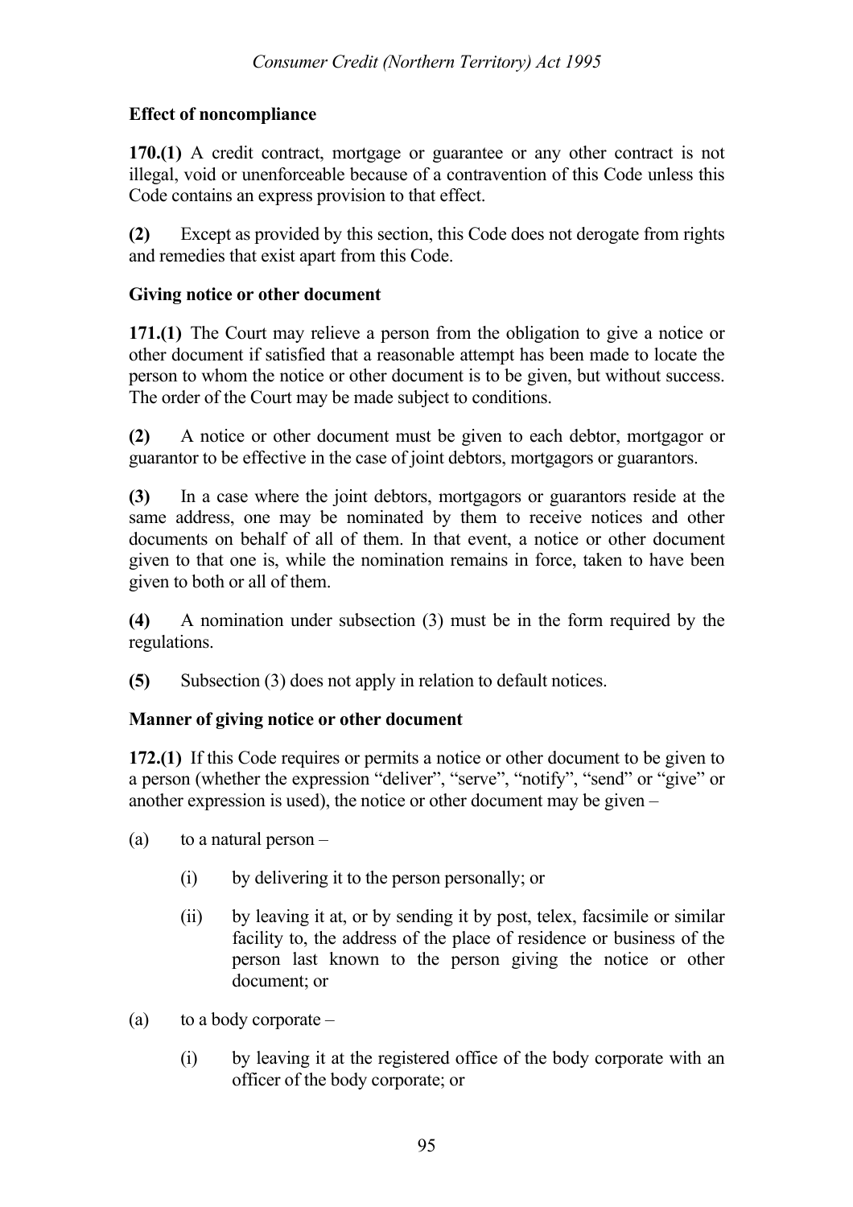**Effect of noncompliance**

**170.(1)** A credit contract, mortgage or guarantee or any other contract is not illegal, void or unenforceable because of a contravention of this Code unless this Code contains an express provision to that effect.

**(2)** Except as provided by this section, this Code does not derogate from rights and remedies that exist apart from this Code.

**Giving notice or other document**

**171.(1)** The Court may relieve a person from the obligation to give a notice or other document if satisfied that a reasonable attempt has been made to locate the person to whom the notice or other document is to be given, but without success. The order of the Court may be made subject to conditions.

**(2)** A notice or other document must be given to each debtor, mortgagor or guarantor to be effective in the case of joint debtors, mortgagors or guarantors.

**(3)** In a case where the joint debtors, mortgagors or guarantors reside at the same address, one may be nominated by them to receive notices and other documents on behalf of all of them. In that event, a notice or other document given to that one is, while the nomination remains in force, taken to have been given to both or all of them.

**(4)** A nomination under subsection (3) must be in the form required by the regulations.

**(5)** Subsection (3) does not apply in relation to default notices.

**Manner of giving notice or other document**

**172.(1)** If this Code requires or permits a notice or other document to be given to a person (whether the expression "deliver", "serve", "notify", "send" or "give" or another expression is used), the notice or other document may be given –

(a) to a natural person –

(i) by delivering it to the person personally; or

(ii) by leaving it at, or by sending it by post, telex, facsimile or similar facility to, the address of the place of residence or business of the person last known to the person giving the notice or other document; or

(a) to a body corporate –

(i) by leaving it at the registered office of the body corporate with an officer of the body corporate; or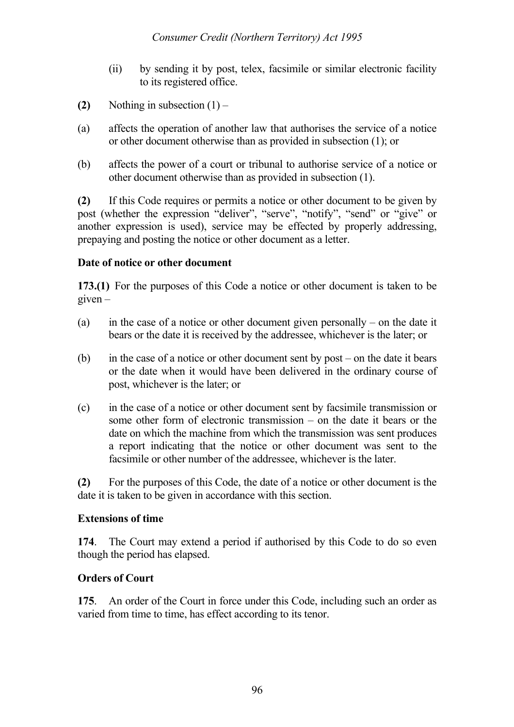(ii) by sending it by post, telex, facsimile or similar electronic facility to its registered office.

**(2)** Nothing in subsection (1) –

(a) affects the operation of another law that authorises the service of a notice or other document otherwise than as provided in subsection (1); or

(b) affects the power of a court or tribunal to authorise service of a notice or other document otherwise than as provided in subsection (1).

**(2)** If this Code requires or permits a notice or other document to be given by post (whether the expression "deliver", "serve", "notify", "send" or "give" or another expression is used), service may be effected by properly addressing, prepaying and posting the notice or other document as a letter.

**Date of notice or other document**

**173.(1)** For the purposes of this Code a notice or other document is taken to be given –

(a) in the case of a notice or other document given personally – on the date it bears or the date it is received by the addressee, whichever is the later; or

(b) in the case of a notice or other document sent by post – on the date it bears or the date when it would have been delivered in the ordinary course of post, whichever is the later; or

(c) in the case of a notice or other document sent by facsimile transmission or some other form of electronic transmission – on the date it bears or the date on which the machine from which the transmission was sent produces a report indicating that the notice or other document was sent to the facsimile or other number of the addressee, whichever is the later.

**(2)** For the purposes of this Code, the date of a notice or other document is the date it is taken to be given in accordance with this section.

**Extensions of time**

**174**. The Court may extend a period if authorised by this Code to do so even though the period has elapsed.

**Orders of Court**

**175**. An order of the Court in force under this Code, including such an order as varied from time to time, has effect according to its tenor.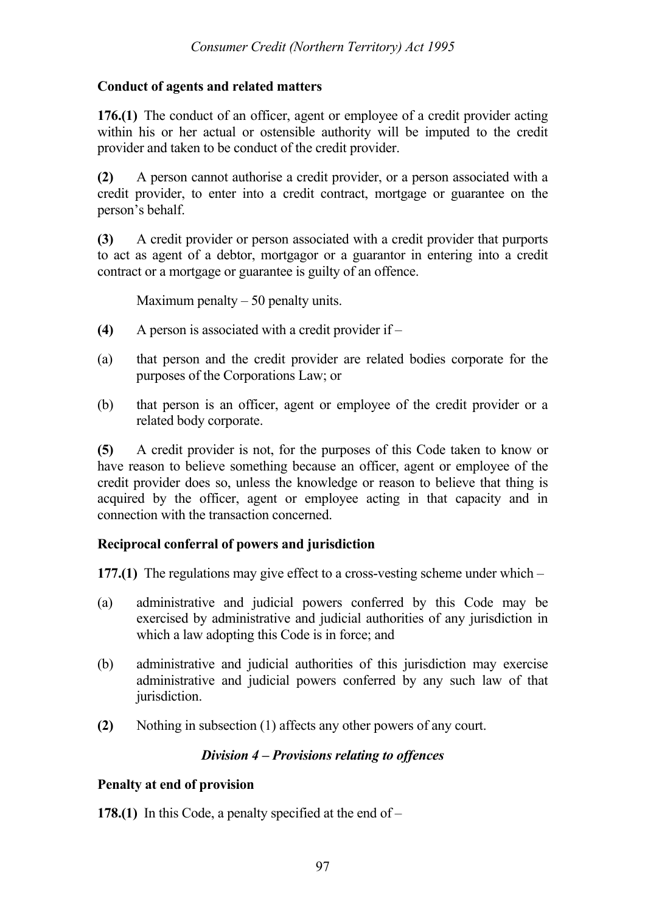**Conduct of agents and related matters**

**176.(1)** The conduct of an officer, agent or employee of a credit provider acting within his or her actual or ostensible authority will be imputed to the credit provider and taken to be conduct of the credit provider.

**(2)** A person cannot authorise a credit provider, or a person associated with a credit provider, to enter into a credit contract, mortgage or guarantee on the person's behalf.

**(3)** A credit provider or person associated with a credit provider that purports to act as agent of a debtor, mortgagor or a guarantor in entering into a credit contract or a mortgage or guarantee is guilty of an offence.

Maximum penalty – 50 penalty units.

**(4)** A person is associated with a credit provider if –

(a) that person and the credit provider are related bodies corporate for the purposes of the Corporations Law; or

(b) that person is an officer, agent or employee of the credit provider or a related body corporate.

**(5)** A credit provider is not, for the purposes of this Code taken to know or have reason to believe something because an officer, agent or employee of the credit provider does so, unless the knowledge or reason to believe that thing is acquired by the officer, agent or employee acting in that capacity and in connection with the transaction concerned.

**Reciprocal conferral of powers and jurisdiction**

**177.(1)** The regulations may give effect to a cross-vesting scheme under which –

(a) administrative and judicial powers conferred by this Code may be exercised by administrative and judicial authorities of any jurisdiction in which a law adopting this Code is in force; and

(b) administrative and judicial authorities of this jurisdiction may exercise administrative and judicial powers conferred by any such law of that jurisdiction.

**(2)** Nothing in subsection (1) affects any other powers of any court.

### *Division 4 – Provisions relating to offences*

**Penalty at end of provision**

**178.(1)** In this Code, a penalty specified at the end of –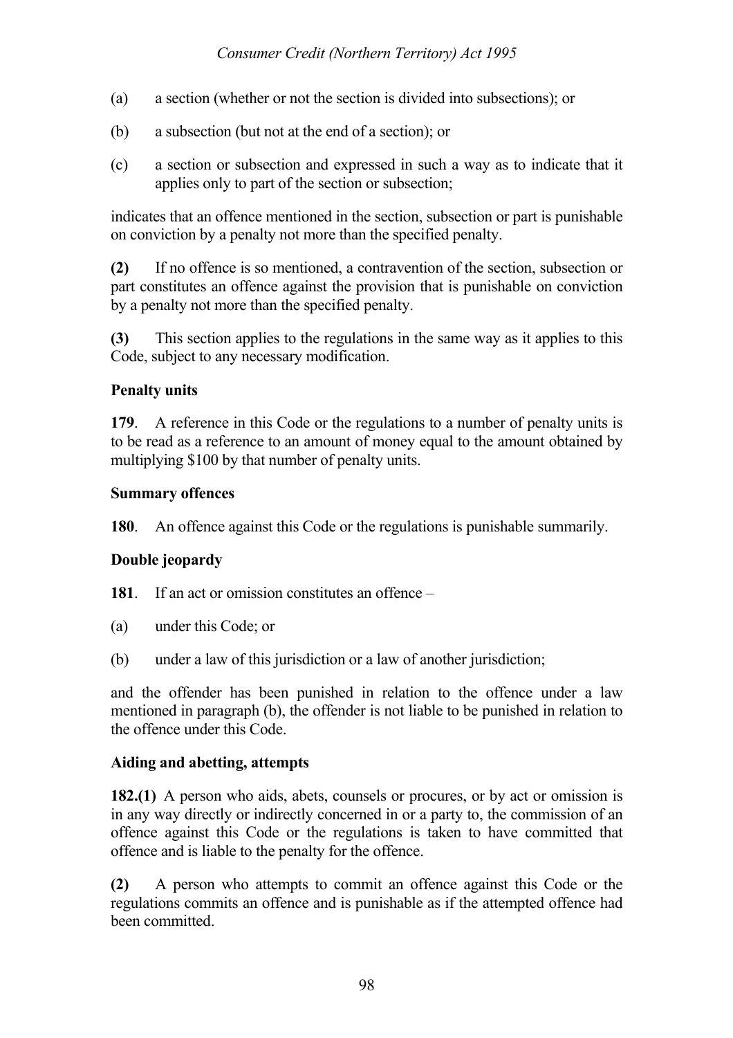(a) a section (whether or not the section is divided into subsections); or

(b) a subsection (but not at the end of a section); or

(c) a section or subsection and expressed in such a way as to indicate that it applies only to part of the section or subsection;

indicates that an offence mentioned in the section, subsection or part is punishable on conviction by a penalty not more than the specified penalty.

**(2)** If no offence is so mentioned, a contravention of the section, subsection or part constitutes an offence against the provision that is punishable on conviction by a penalty not more than the specified penalty.

**(3)** This section applies to the regulations in the same way as it applies to this Code, subject to any necessary modification.

**Penalty units**

**179**. A reference in this Code or the regulations to a number of penalty units is to be read as a reference to an amount of money equal to the amount obtained by multiplying $100 by that number of penalty units.

**Summary offences**

**180**. An offence against this Code or the regulations is punishable summarily.

**Double jeopardy**

**181**. If an act or omission constitutes an offence –

(a) under this Code; or

(b) under a law of this jurisdiction or a law of another jurisdiction;

and the offender has been punished in relation to the offence under a law mentioned in paragraph (b), the offender is not liable to be punished in relation to the offence under this Code.

**Aiding and abetting, attempts**

**182.(1)** A person who aids, abets, counsels or procures, or by act or omission is in any way directly or indirectly concerned in or a party to, the commission of an offence against this Code or the regulations is taken to have committed that offence and is liable to the penalty for the offence.

**(2)** A person who attempts to commit an offence against this Code or the regulations commits an offence and is punishable as if the attempted offence had been committed.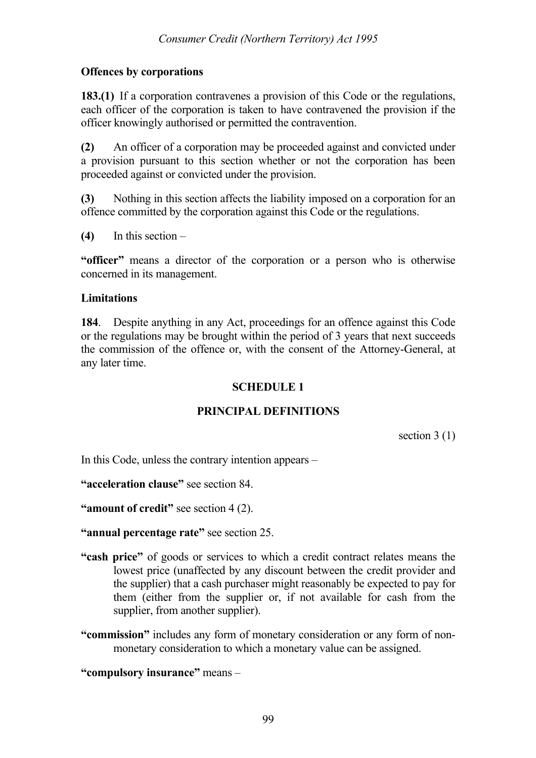**Offences by corporations**

**183.(1)** If a corporation contravenes a provision of this Code or the regulations, each officer of the corporation is taken to have contravened the provision if the officer knowingly authorised or permitted the contravention.

**(2)** An officer of a corporation may be proceeded against and convicted under a provision pursuant to this section whether or not the corporation has been proceeded against or convicted under the provision.

**(3)** Nothing in this section affects the liability imposed on a corporation for an offence committed by the corporation against this Code or the regulations.

**(4)** In this section –

**"officer"** means a director of the corporation or a person who is otherwise concerned in its management.

**Limitations**

**184**. Despite anything in any Act, proceedings for an offence against this Code or the regulations may be brought within the period of 3 years that next succeeds the commission of the offence or, with the consent of the Attorney-General, at any later time.

## SCHEDULE 1

## PRINCIPAL DEFINITIONS

section 3 (1)

In this Code, unless the contrary intention appears –

**"acceleration clause"** see section 84.

**"amount of credit"** see section 4 (2).

**"annual percentage rate"** see section 25.

**"cash price"** of goods or services to which a credit contract relates means the lowest price (unaffected by any discount between the credit provider and the supplier) that a cash purchaser might reasonably be expected to pay for them (either from the supplier or, if not available for cash from the supplier, from another supplier).

**"commission"** includes any form of monetary consideration or any form of non-monetary consideration to which a monetary value can be assigned.

**"compulsory insurance"** means –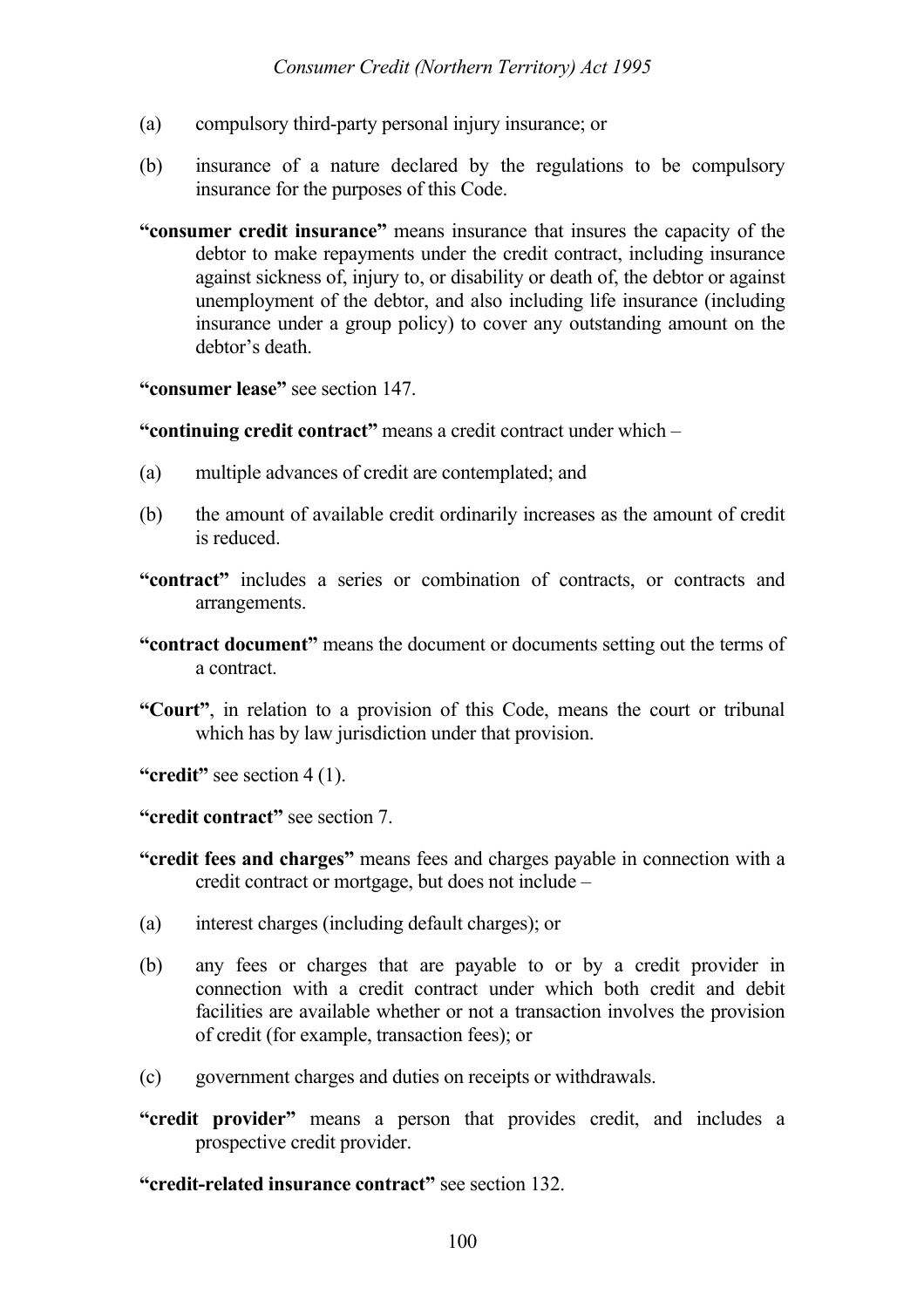(a) compulsory third-party personal injury insurance; or

(b) insurance of a nature declared by the regulations to be compulsory insurance for the purposes of this Code.

**"consumer credit insurance"** means insurance that insures the capacity of the debtor to make repayments under the credit contract, including insurance against sickness of, injury to, or disability or death of, the debtor or against unemployment of the debtor, and also including life insurance (including insurance under a group policy) to cover any outstanding amount on the debtor's death.

**"consumer lease"** see section 147.

**"continuing credit contract"** means a credit contract under which –

(a) multiple advances of credit are contemplated; and

(b) the amount of available credit ordinarily increases as the amount of credit is reduced.

**"contract"** includes a series or combination of contracts, or contracts and arrangements.

**"contract document"** means the document or documents setting out the terms of a contract.

**"Court"**, in relation to a provision of this Code, means the court or tribunal which has by law jurisdiction under that provision.

**"credit"** see section 4 (1).

**"credit contract"** see section 7.

**"credit fees and charges"** means fees and charges payable in connection with a credit contract or mortgage, but does not include –

(a) interest charges (including default charges); or

(b) any fees or charges that are payable to or by a credit provider in connection with a credit contract under which both credit and debit facilities are available whether or not a transaction involves the provision of credit (for example, transaction fees); or

(c) government charges and duties on receipts or withdrawals.

**"credit provider"** means a person that provides credit, and includes a prospective credit provider.

**"credit-related insurance contract"** see section 132.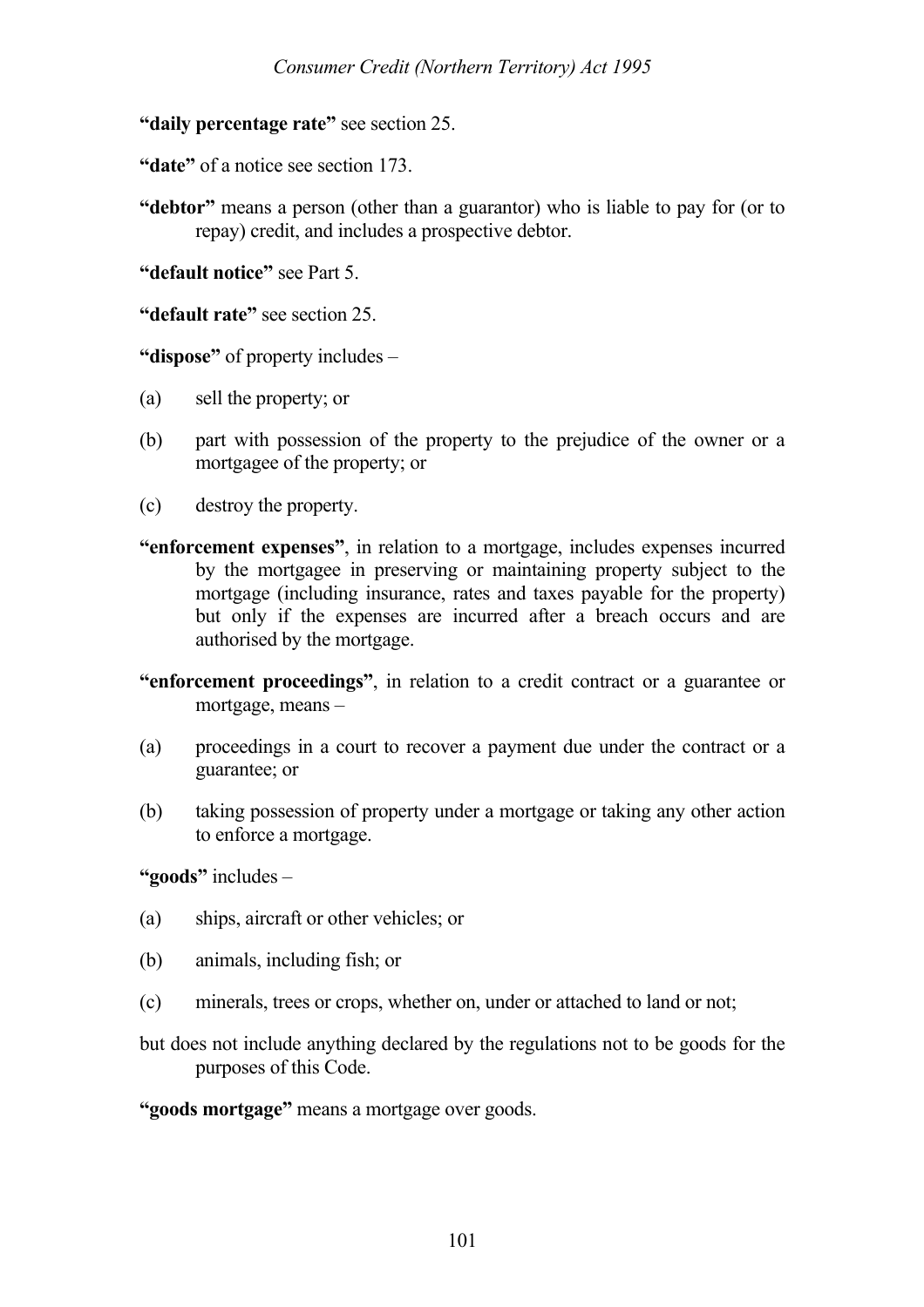**"daily percentage rate"** see section 25.

**"date"** of a notice see section 173.

**"debtor"** means a person (other than a guarantor) who is liable to pay for (or to repay) credit, and includes a prospective debtor.

**"default notice"** see Part 5.

**"default rate"** see section 25.

**"dispose"** of property includes –

(a) sell the property; or

(b) part with possession of the property to the prejudice of the owner or a mortgagee of the property; or

(c) destroy the property.

**"enforcement expenses"**, in relation to a mortgage, includes expenses incurred by the mortgagee in preserving or maintaining property subject to the mortgage (including insurance, rates and taxes payable for the property) but only if the expenses are incurred after a breach occurs and are authorised by the mortgage.

**"enforcement proceedings"**, in relation to a credit contract or a guarantee or mortgage, means –

(a) proceedings in a court to recover a payment due under the contract or a guarantee; or

(b) taking possession of property under a mortgage or taking any other action to enforce a mortgage.

**"goods"** includes –

(a) ships, aircraft or other vehicles; or

(b) animals, including fish; or

(c) minerals, trees or crops, whether on, under or attached to land or not;

but does not include anything declared by the regulations not to be goods for the purposes of this Code.

**"goods mortgage"** means a mortgage over goods.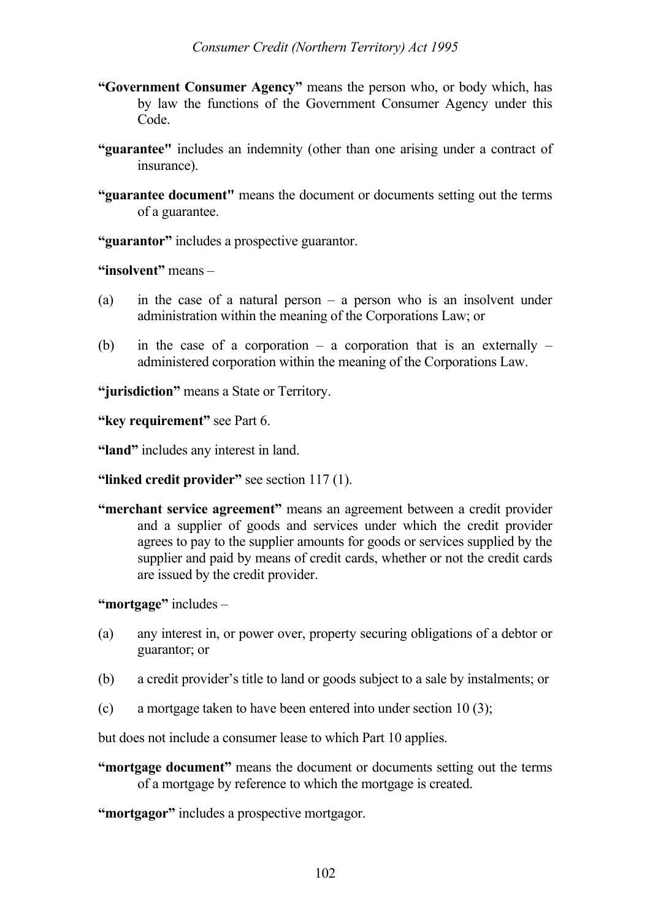**"Government Consumer Agency"** means the person who, or body which, has by law the functions of the Government Consumer Agency under this Code.

**"guarantee"** includes an indemnity (other than one arising under a contract of insurance).

**"guarantee document"** means the document or documents setting out the terms of a guarantee.

**"guarantor"** includes a prospective guarantor.

**"insolvent"** means –

(a) in the case of a natural person – a person who is an insolvent under administration within the meaning of the Corporations Law; or

(b) in the case of a corporation – a corporation that is an externally – administered corporation within the meaning of the Corporations Law.

**"jurisdiction"** means a State or Territory.

**"key requirement"** see Part 6.

**"land"** includes any interest in land.

**"linked credit provider"** see section 117 (1).

**"merchant service agreement"** means an agreement between a credit provider and a supplier of goods and services under which the credit provider agrees to pay to the supplier amounts for goods or services supplied by the supplier and paid by means of credit cards, whether or not the credit cards are issued by the credit provider.

**"mortgage"** includes –

(a) any interest in, or power over, property securing obligations of a debtor or guarantor; or

(b) a credit provider's title to land or goods subject to a sale by instalments; or

(c) a mortgage taken to have been entered into under section 10 (3);

but does not include a consumer lease to which Part 10 applies.

**"mortgage document"** means the document or documents setting out the terms of a mortgage by reference to which the mortgage is created.

**"mortgagor"** includes a prospective mortgagor.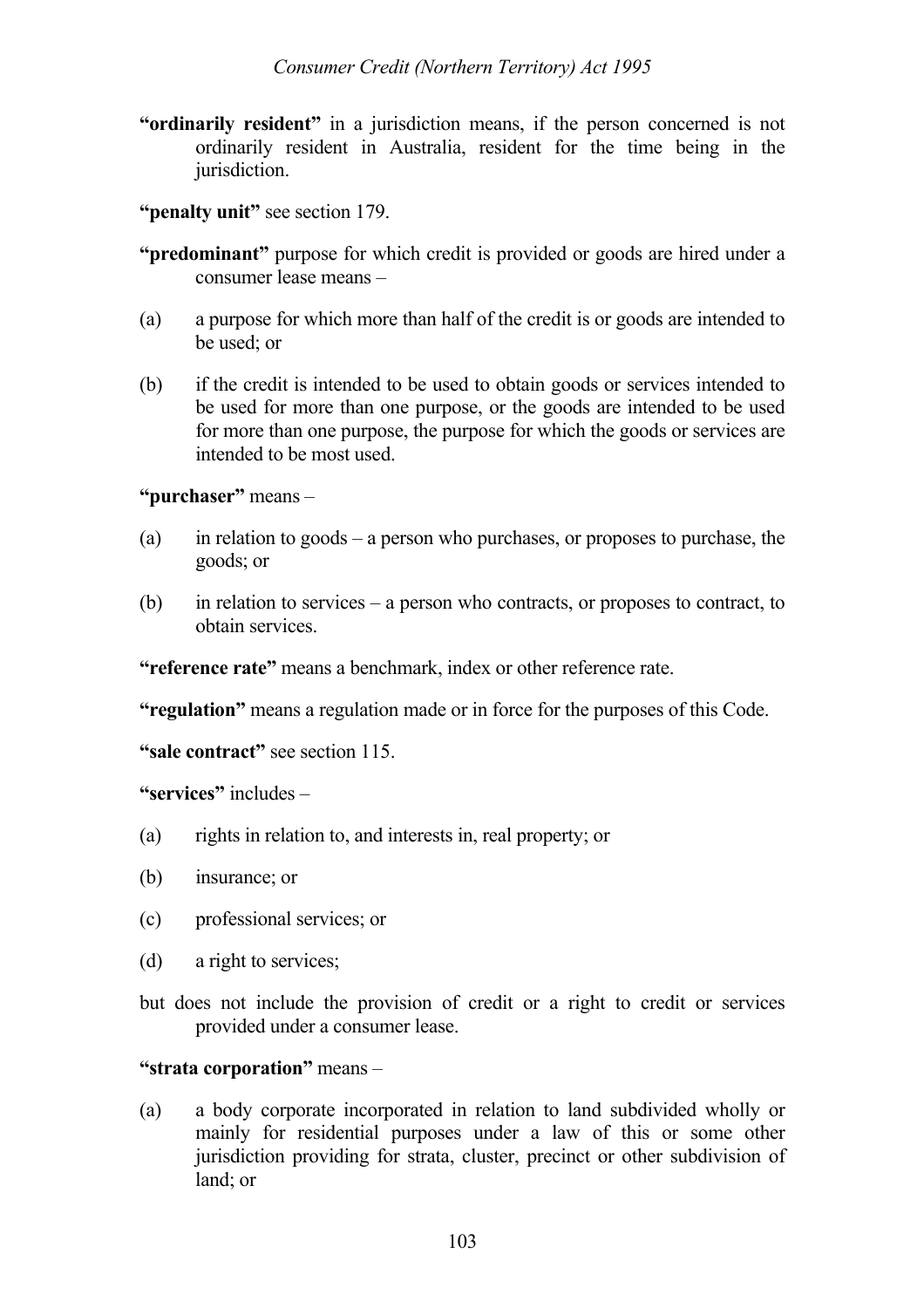**"ordinarily resident"** in a jurisdiction means, if the person concerned is not ordinarily resident in Australia, resident for the time being in the jurisdiction.

**"penalty unit"** see section 179.

**"predominant"** purpose for which credit is provided or goods are hired under a consumer lease means –

(a) a purpose for which more than half of the credit is or goods are intended to be used; or

(b) if the credit is intended to be used to obtain goods or services intended to be used for more than one purpose, or the goods are intended to be used for more than one purpose, the purpose for which the goods or services are intended to be most used.

**"purchaser"** means –

(a) in relation to goods – a person who purchases, or proposes to purchase, the goods; or

(b) in relation to services – a person who contracts, or proposes to contract, to obtain services.

**"reference rate"** means a benchmark, index or other reference rate.

**"regulation"** means a regulation made or in force for the purposes of this Code.

**"sale contract"** see section 115.

**"services"** includes –

(a) rights in relation to, and interests in, real property; or

(b) insurance; or

(c) professional services; or

(d) a right to services;

but does not include the provision of credit or a right to credit or services provided under a consumer lease.

**"strata corporation"** means –

(a) a body corporate incorporated in relation to land subdivided wholly or mainly for residential purposes under a law of this or some other jurisdiction providing for strata, cluster, precinct or other subdivision of land; or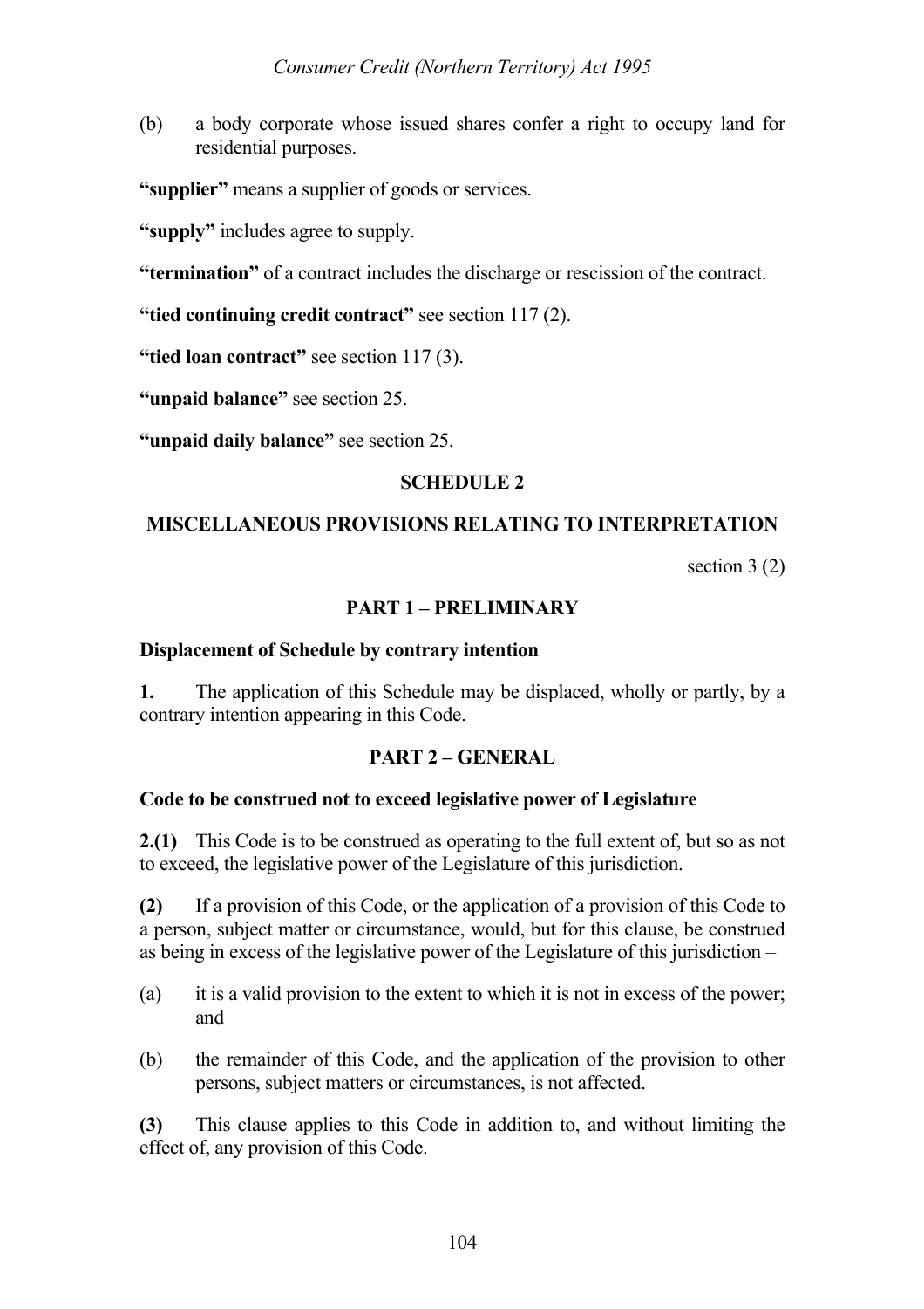(b) a body corporate whose issued shares confer a right to occupy land for residential purposes.

**"supplier"** means a supplier of goods or services.

**"supply"** includes agree to supply.

**"termination"** of a contract includes the discharge or rescission of the contract.

**"tied continuing credit contract"** see section 117 (2).

**"tied loan contract"** see section 117 (3).

**"unpaid balance"** see section 25.

**"unpaid daily balance"** see section 25.

## SCHEDULE 2

## MISCELLANEOUS PROVISIONS RELATING TO INTERPRETATION

section 3 (2)

### PART 1 – PRELIMINARY

**Displacement of Schedule by contrary intention**

**1.** The application of this Schedule may be displaced, wholly or partly, by a contrary intention appearing in this Code.

### PART 2 – GENERAL

**Code to be construed not to exceed legislative power of Legislature**

**2.(1)** This Code is to be construed as operating to the full extent of, but so as not to exceed, the legislative power of the Legislature of this jurisdiction.

**(2)** If a provision of this Code, or the application of a provision of this Code to a person, subject matter or circumstance, would, but for this clause, be construed as being in excess of the legislative power of the Legislature of this jurisdiction –

(a) it is a valid provision to the extent to which it is not in excess of the power; and

(b) the remainder of this Code, and the application of the provision to other persons, subject matters or circumstances, is not affected.

**(3)** This clause applies to this Code in addition to, and without limiting the effect of, any provision of this Code.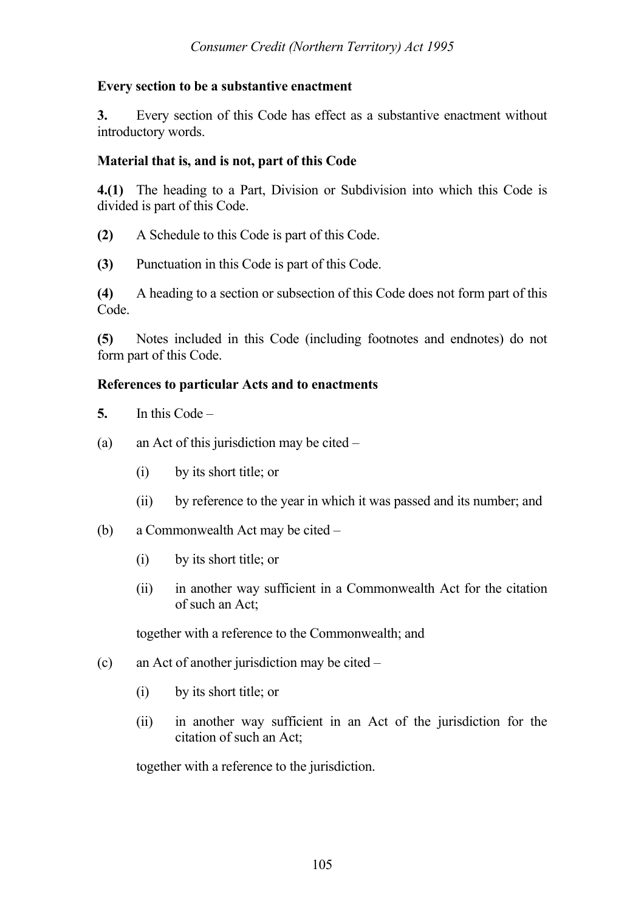**Every section to be a substantive enactment**

**3.** Every section of this Code has effect as a substantive enactment without introductory words.

**Material that is, and is not, part of this Code**

**4.(1)** The heading to a Part, Division or Subdivision into which this Code is divided is part of this Code.

**(2)** A Schedule to this Code is part of this Code.

**(3)** Punctuation in this Code is part of this Code.

**(4)** A heading to a section or subsection of this Code does not form part of this Code.

**(5)** Notes included in this Code (including footnotes and endnotes) do not form part of this Code.

**References to particular Acts and to enactments**

**5.** In this Code –

(a) an Act of this jurisdiction may be cited –

  (i) by its short title; or

  (ii) by reference to the year in which it was passed and its number; and

(b) a Commonwealth Act may be cited –

  (i) by its short title; or

  (ii) in another way sufficient in a Commonwealth Act for the citation of such an Act;

  together with a reference to the Commonwealth; and

(c) an Act of another jurisdiction may be cited –

  (i) by its short title; or

  (ii) in another way sufficient in an Act of the jurisdiction for the citation of such an Act;

  together with a reference to the jurisdiction.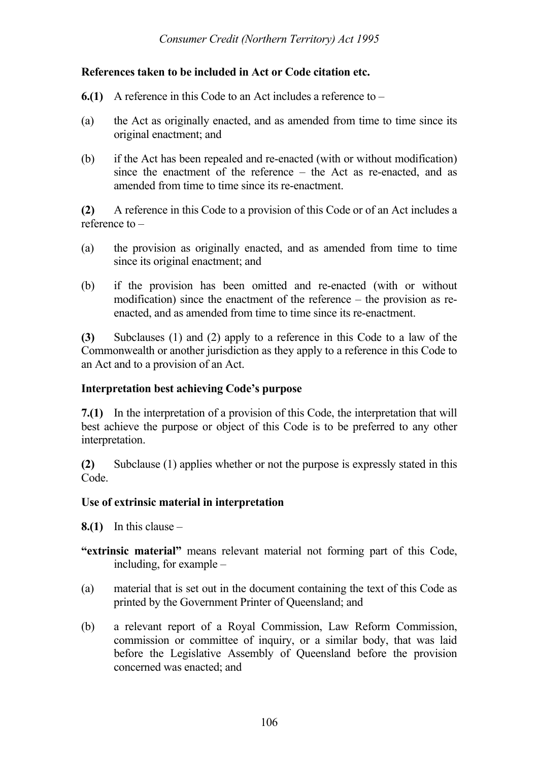**References taken to be included in Act or Code citation etc.**

**6.(1)** A reference in this Code to an Act includes a reference to –

(a) the Act as originally enacted, and as amended from time to time since its original enactment; and

(b) if the Act has been repealed and re-enacted (with or without modification) since the enactment of the reference – the Act as re-enacted, and as amended from time to time since its re-enactment.

**(2)** A reference in this Code to a provision of this Code or of an Act includes a reference to –

(a) the provision as originally enacted, and as amended from time to time since its original enactment; and

(b) if the provision has been omitted and re-enacted (with or without modification) since the enactment of the reference – the provision as re-enacted, and as amended from time to time since its re-enactment.

**(3)** Subclauses (1) and (2) apply to a reference in this Code to a law of the Commonwealth or another jurisdiction as they apply to a reference in this Code to an Act and to a provision of an Act.

**Interpretation best achieving Code's purpose**

**7.(1)** In the interpretation of a provision of this Code, the interpretation that will best achieve the purpose or object of this Code is to be preferred to any other interpretation.

**(2)** Subclause (1) applies whether or not the purpose is expressly stated in this Code.

**Use of extrinsic material in interpretation**

**8.(1)** In this clause –

**"extrinsic material"** means relevant material not forming part of this Code, including, for example –

(a) material that is set out in the document containing the text of this Code as printed by the Government Printer of Queensland; and

(b) a relevant report of a Royal Commission, Law Reform Commission, commission or committee of inquiry, or a similar body, that was laid before the Legislative Assembly of Queensland before the provision concerned was enacted; and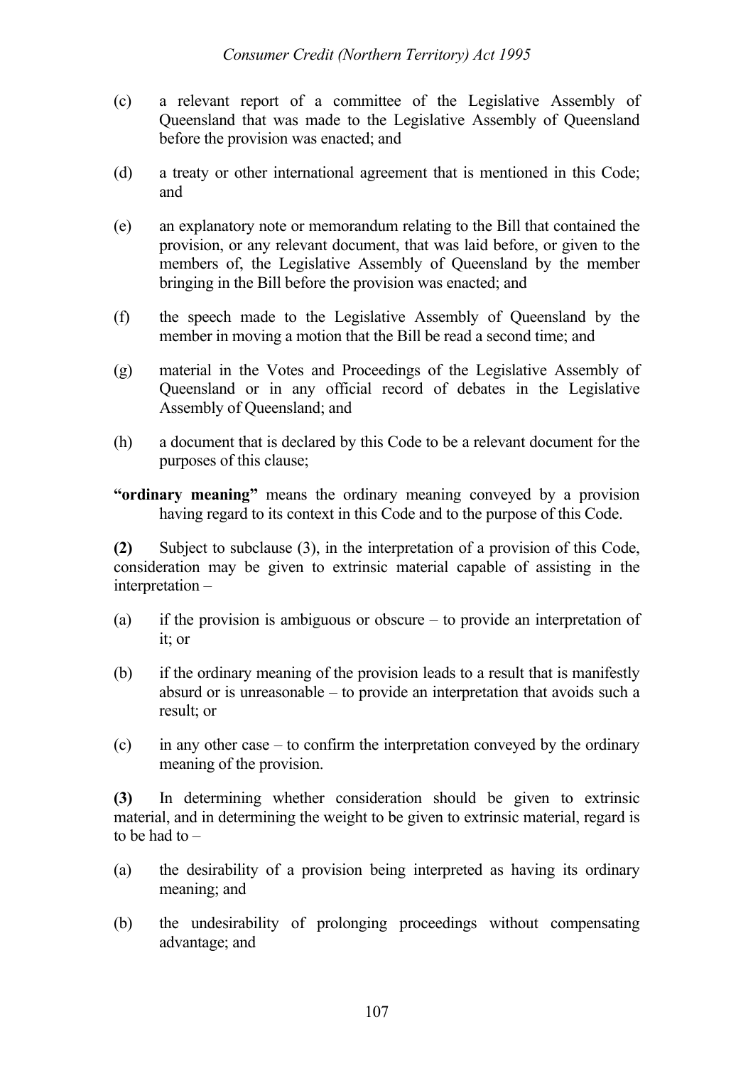(c) a relevant report of a committee of the Legislative Assembly of Queensland that was made to the Legislative Assembly of Queensland before the provision was enacted; and

(d) a treaty or other international agreement that is mentioned in this Code; and

(e) an explanatory note or memorandum relating to the Bill that contained the provision, or any relevant document, that was laid before, or given to the members of, the Legislative Assembly of Queensland by the member bringing in the Bill before the provision was enacted; and

(f) the speech made to the Legislative Assembly of Queensland by the member in moving a motion that the Bill be read a second time; and

(g) material in the Votes and Proceedings of the Legislative Assembly of Queensland or in any official record of debates in the Legislative Assembly of Queensland; and

(h) a document that is declared by this Code to be a relevant document for the purposes of this clause;

**"ordinary meaning"** means the ordinary meaning conveyed by a provision having regard to its context in this Code and to the purpose of this Code.

**(2)** Subject to subclause (3), in the interpretation of a provision of this Code, consideration may be given to extrinsic material capable of assisting in the interpretation –

(a) if the provision is ambiguous or obscure – to provide an interpretation of it; or

(b) if the ordinary meaning of the provision leads to a result that is manifestly absurd or is unreasonable – to provide an interpretation that avoids such a result; or

(c) in any other case – to confirm the interpretation conveyed by the ordinary meaning of the provision.

**(3)** In determining whether consideration should be given to extrinsic material, and in determining the weight to be given to extrinsic material, regard is to be had to –

(a) the desirability of a provision being interpreted as having its ordinary meaning; and

(b) the undesirability of prolonging proceedings without compensating advantage; and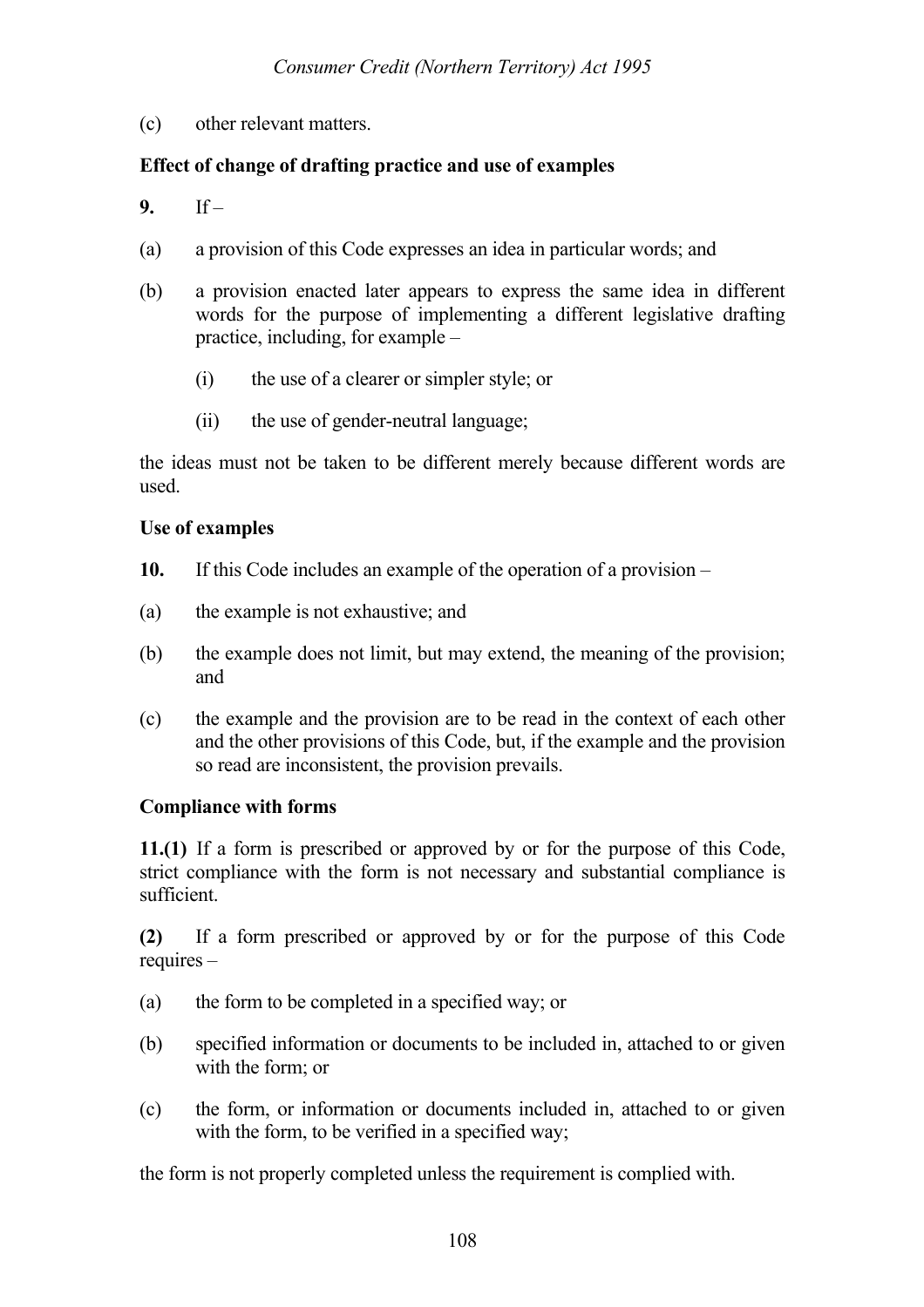(c) other relevant matters.

**Effect of change of drafting practice and use of examples**

**9.** If –

(a) a provision of this Code expresses an idea in particular words; and

(b) a provision enacted later appears to express the same idea in different words for the purpose of implementing a different legislative drafting practice, including, for example –

  (i) the use of a clearer or simpler style; or

  (ii) the use of gender-neutral language;

the ideas must not be taken to be different merely because different words are used.

**Use of examples**

**10.** If this Code includes an example of the operation of a provision –

(a) the example is not exhaustive; and

(b) the example does not limit, but may extend, the meaning of the provision; and

(c) the example and the provision are to be read in the context of each other and the other provisions of this Code, but, if the example and the provision so read are inconsistent, the provision prevails.

**Compliance with forms**

**11.(1)** If a form is prescribed or approved by or for the purpose of this Code, strict compliance with the form is not necessary and substantial compliance is sufficient.

**(2)** If a form prescribed or approved by or for the purpose of this Code requires –

(a) the form to be completed in a specified way; or

(b) specified information or documents to be included in, attached to or given with the form; or

(c) the form, or information or documents included in, attached to or given with the form, to be verified in a specified way;

the form is not properly completed unless the requirement is complied with.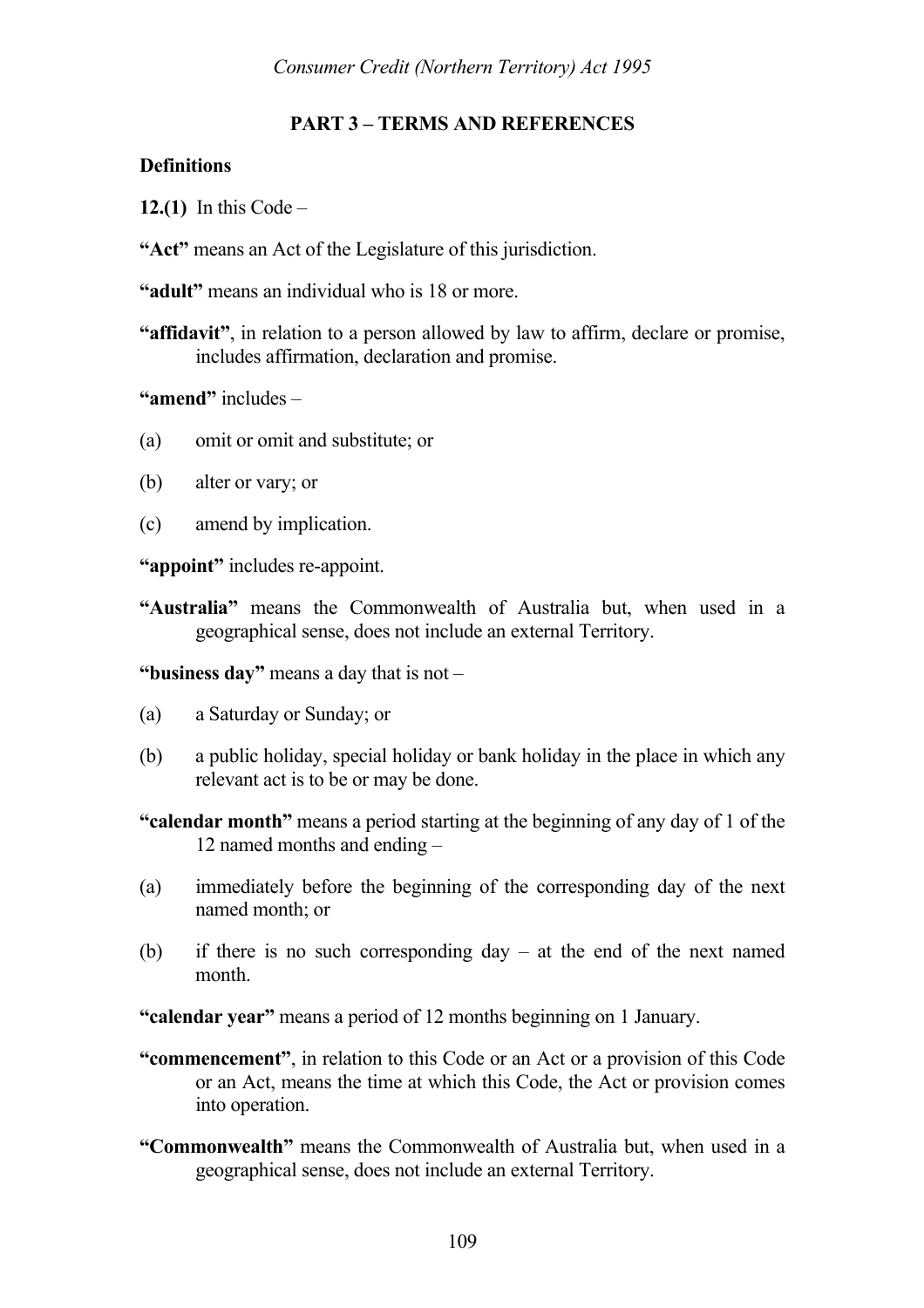## PART 3 – TERMS AND REFERENCES

### Definitions

**12.(1)** In this Code –

**"Act"** means an Act of the Legislature of this jurisdiction.

**"adult"** means an individual who is 18 or more.

**"affidavit"**, in relation to a person allowed by law to affirm, declare or promise, includes affirmation, declaration and promise.

**"amend"** includes –

(a) omit or omit and substitute; or

(b) alter or vary; or

(c) amend by implication.

**"appoint"** includes re-appoint.

**"Australia"** means the Commonwealth of Australia but, when used in a geographical sense, does not include an external Territory.

**"business day"** means a day that is not –

(a) a Saturday or Sunday; or

(b) a public holiday, special holiday or bank holiday in the place in which any relevant act is to be or may be done.

**"calendar month"** means a period starting at the beginning of any day of 1 of the 12 named months and ending –

(a) immediately before the beginning of the corresponding day of the next named month; or

(b) if there is no such corresponding day – at the end of the next named month.

**"calendar year"** means a period of 12 months beginning on 1 January.

**"commencement"**, in relation to this Code or an Act or a provision of this Code or an Act, means the time at which this Code, the Act or provision comes into operation.

**"Commonwealth"** means the Commonwealth of Australia but, when used in a geographical sense, does not include an external Territory.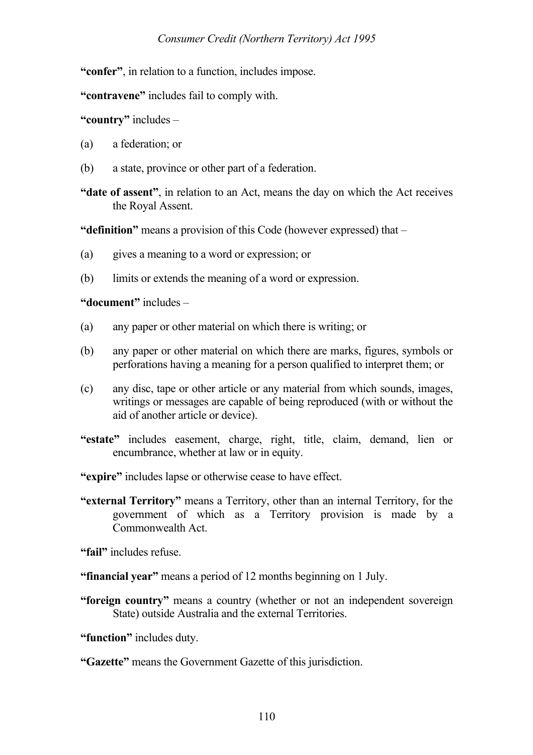**"confer"**, in relation to a function, includes impose.

**"contravene"** includes fail to comply with.

**"country"** includes –

(a) a federation; or

(b) a state, province or other part of a federation.

**"date of assent"**, in relation to an Act, means the day on which the Act receives the Royal Assent.

**"definition"** means a provision of this Code (however expressed) that –

(a) gives a meaning to a word or expression; or

(b) limits or extends the meaning of a word or expression.

**"document"** includes –

(a) any paper or other material on which there is writing; or

(b) any paper or other material on which there are marks, figures, symbols or perforations having a meaning for a person qualified to interpret them; or

(c) any disc, tape or other article or any material from which sounds, images, writings or messages are capable of being reproduced (with or without the aid of another article or device).

**"estate"** includes easement, charge, right, title, claim, demand, lien or encumbrance, whether at law or in equity.

**"expire"** includes lapse or otherwise cease to have effect.

**"external Territory"** means a Territory, other than an internal Territory, for the government of which as a Territory provision is made by a Commonwealth Act.

**"fail"** includes refuse.

**"financial year"** means a period of 12 months beginning on 1 July.

**"foreign country"** means a country (whether or not an independent sovereign State) outside Australia and the external Territories.

**"function"** includes duty.

**"Gazette"** means the Government Gazette of this jurisdiction.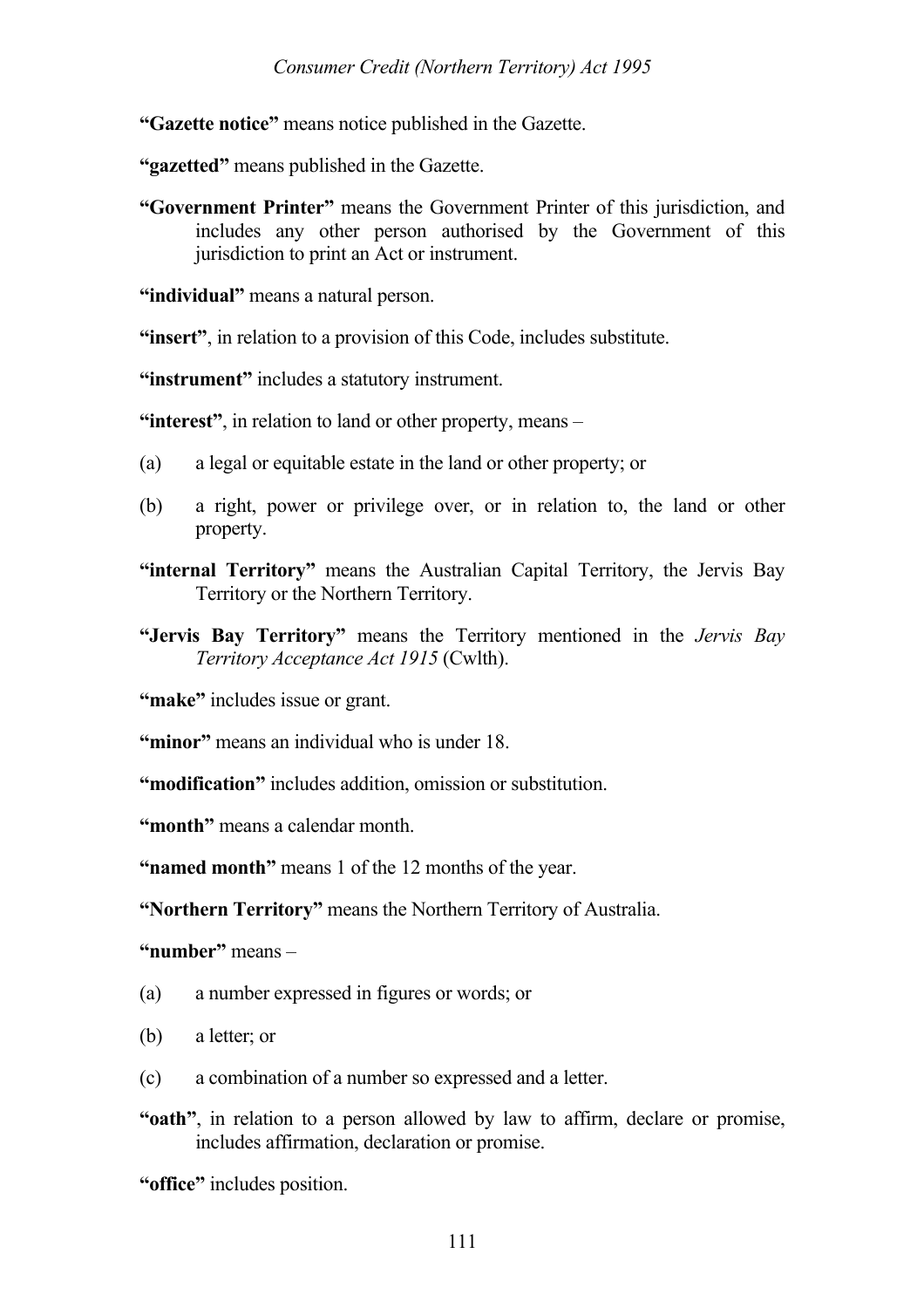**"Gazette notice"** means notice published in the Gazette.

**"gazetted"** means published in the Gazette.

**"Government Printer"** means the Government Printer of this jurisdiction, and includes any other person authorised by the Government of this jurisdiction to print an Act or instrument.

**"individual"** means a natural person.

**"insert"**, in relation to a provision of this Code, includes substitute.

**"instrument"** includes a statutory instrument.

**"interest"**, in relation to land or other property, means –

(a) a legal or equitable estate in the land or other property; or

(b) a right, power or privilege over, or in relation to, the land or other property.

**"internal Territory"** means the Australian Capital Territory, the Jervis Bay Territory or the Northern Territory.

**"Jervis Bay Territory"** means the Territory mentioned in the *Jervis Bay Territory Acceptance Act 1915* (Cwlth).

**"make"** includes issue or grant.

**"minor"** means an individual who is under 18.

**"modification"** includes addition, omission or substitution.

**"month"** means a calendar month.

**"named month"** means 1 of the 12 months of the year.

**"Northern Territory"** means the Northern Territory of Australia.

**"number"** means –

(a) a number expressed in figures or words; or

(b) a letter; or

(c) a combination of a number so expressed and a letter.

**"oath"**, in relation to a person allowed by law to affirm, declare or promise, includes affirmation, declaration or promise.

**"office"** includes position.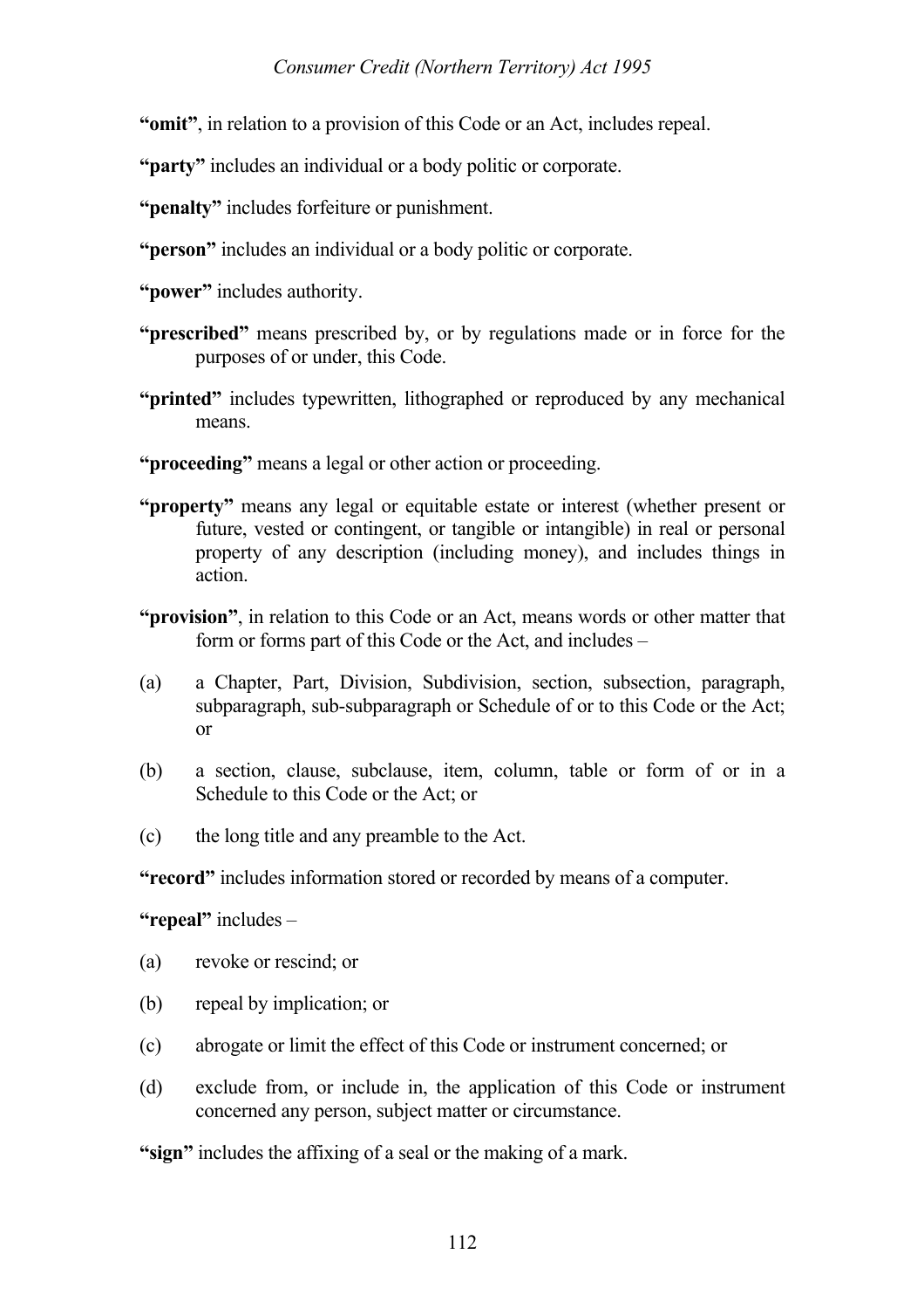**"omit"**, in relation to a provision of this Code or an Act, includes repeal.

**"party"** includes an individual or a body politic or corporate.

**"penalty"** includes forfeiture or punishment.

**"person"** includes an individual or a body politic or corporate.

**"power"** includes authority.

**"prescribed"** means prescribed by, or by regulations made or in force for the purposes of or under, this Code.

**"printed"** includes typewritten, lithographed or reproduced by any mechanical means.

**"proceeding"** means a legal or other action or proceeding.

**"property"** means any legal or equitable estate or interest (whether present or future, vested or contingent, or tangible or intangible) in real or personal property of any description (including money), and includes things in action.

**"provision"**, in relation to this Code or an Act, means words or other matter that form or forms part of this Code or the Act, and includes –

(a) a Chapter, Part, Division, Subdivision, section, subsection, paragraph, subparagraph, sub-subparagraph or Schedule of or to this Code or the Act; or

(b) a section, clause, subclause, item, column, table or form of or in a Schedule to this Code or the Act; or

(c) the long title and any preamble to the Act.

**"record"** includes information stored or recorded by means of a computer.

**"repeal"** includes –

(a) revoke or rescind; or

(b) repeal by implication; or

(c) abrogate or limit the effect of this Code or instrument concerned; or

(d) exclude from, or include in, the application of this Code or instrument concerned any person, subject matter or circumstance.

**"sign"** includes the affixing of a seal or the making of a mark.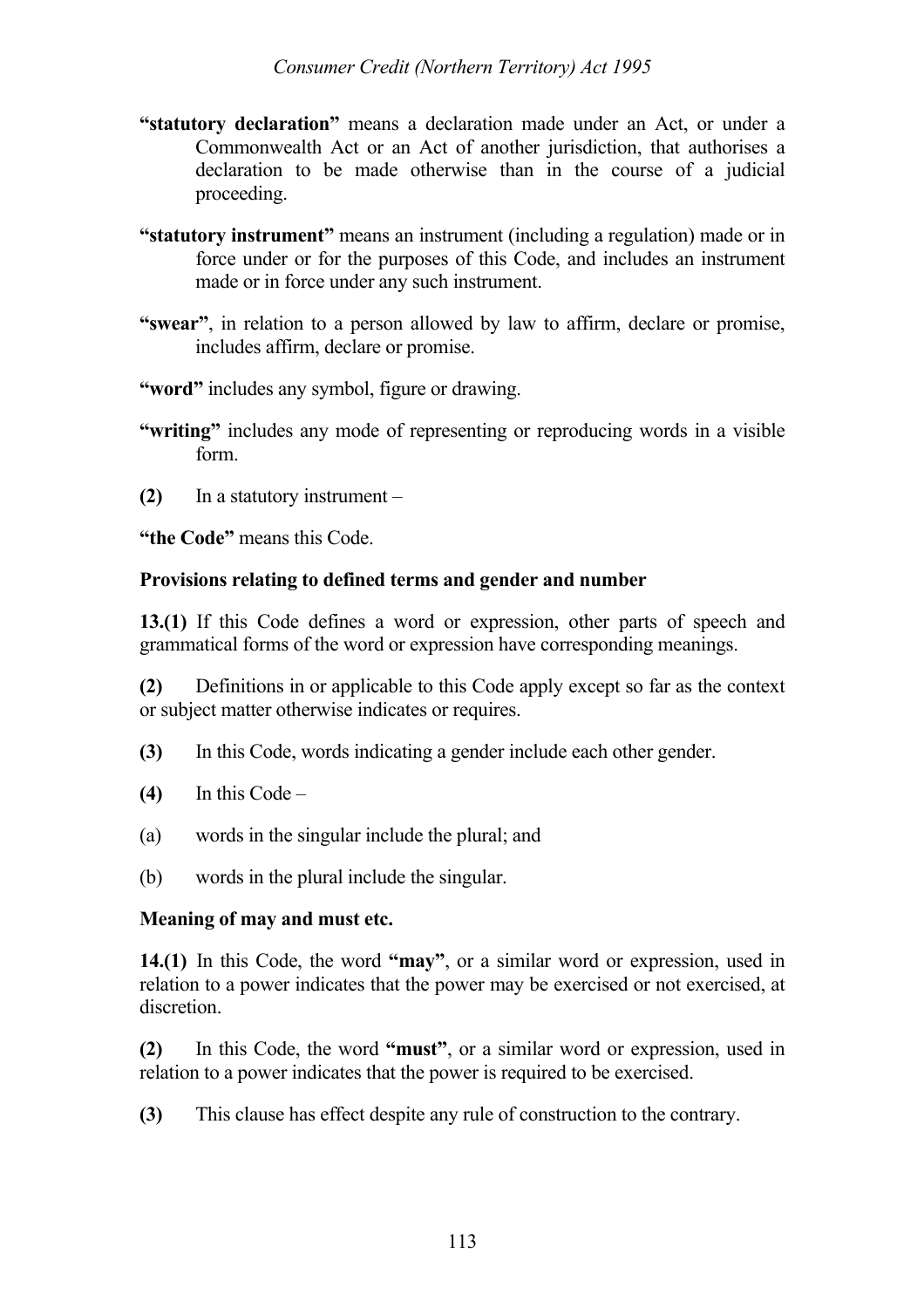**"statutory declaration"** means a declaration made under an Act, or under a Commonwealth Act or an Act of another jurisdiction, that authorises a declaration to be made otherwise than in the course of a judicial proceeding.

**"statutory instrument"** means an instrument (including a regulation) made or in force under or for the purposes of this Code, and includes an instrument made or in force under any such instrument.

**"swear"**, in relation to a person allowed by law to affirm, declare or promise, includes affirm, declare or promise.

**"word"** includes any symbol, figure or drawing.

**"writing"** includes any mode of representing or reproducing words in a visible form.

**(2)** In a statutory instrument –

**"the Code"** means this Code.

**Provisions relating to defined terms and gender and number**

**13.(1)** If this Code defines a word or expression, other parts of speech and grammatical forms of the word or expression have corresponding meanings.

**(2)** Definitions in or applicable to this Code apply except so far as the context or subject matter otherwise indicates or requires.

**(3)** In this Code, words indicating a gender include each other gender.

**(4)** In this Code –

(a) words in the singular include the plural; and

(b) words in the plural include the singular.

**Meaning of may and must etc.**

**14.(1)** In this Code, the word **"may"**, or a similar word or expression, used in relation to a power indicates that the power may be exercised or not exercised, at discretion.

**(2)** In this Code, the word **"must"**, or a similar word or expression, used in relation to a power indicates that the power is required to be exercised.

**(3)** This clause has effect despite any rule of construction to the contrary.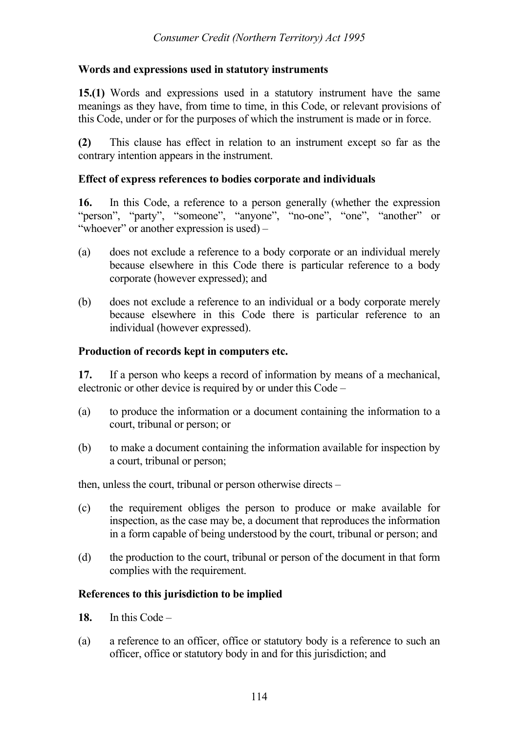**Words and expressions used in statutory instruments**

**15.(1)** Words and expressions used in a statutory instrument have the same meanings as they have, from time to time, in this Code, or relevant provisions of this Code, under or for the purposes of which the instrument is made or in force.

**(2)** This clause has effect in relation to an instrument except so far as the contrary intention appears in the instrument.

**Effect of express references to bodies corporate and individuals**

**16.** In this Code, a reference to a person generally (whether the expression "person", "party", "someone", "anyone", "no-one", "one", "another" or "whoever" or another expression is used) –

(a) does not exclude a reference to a body corporate or an individual merely because elsewhere in this Code there is particular reference to a body corporate (however expressed); and

(b) does not exclude a reference to an individual or a body corporate merely because elsewhere in this Code there is particular reference to an individual (however expressed).

**Production of records kept in computers etc.**

**17.** If a person who keeps a record of information by means of a mechanical, electronic or other device is required by or under this Code –

(a) to produce the information or a document containing the information to a court, tribunal or person; or

(b) to make a document containing the information available for inspection by a court, tribunal or person;

then, unless the court, tribunal or person otherwise directs –

(c) the requirement obliges the person to produce or make available for inspection, as the case may be, a document that reproduces the information in a form capable of being understood by the court, tribunal or person; and

(d) the production to the court, tribunal or person of the document in that form complies with the requirement.

**References to this jurisdiction to be implied**

**18.** In this Code –

(a) a reference to an officer, office or statutory body is a reference to such an officer, office or statutory body in and for this jurisdiction; and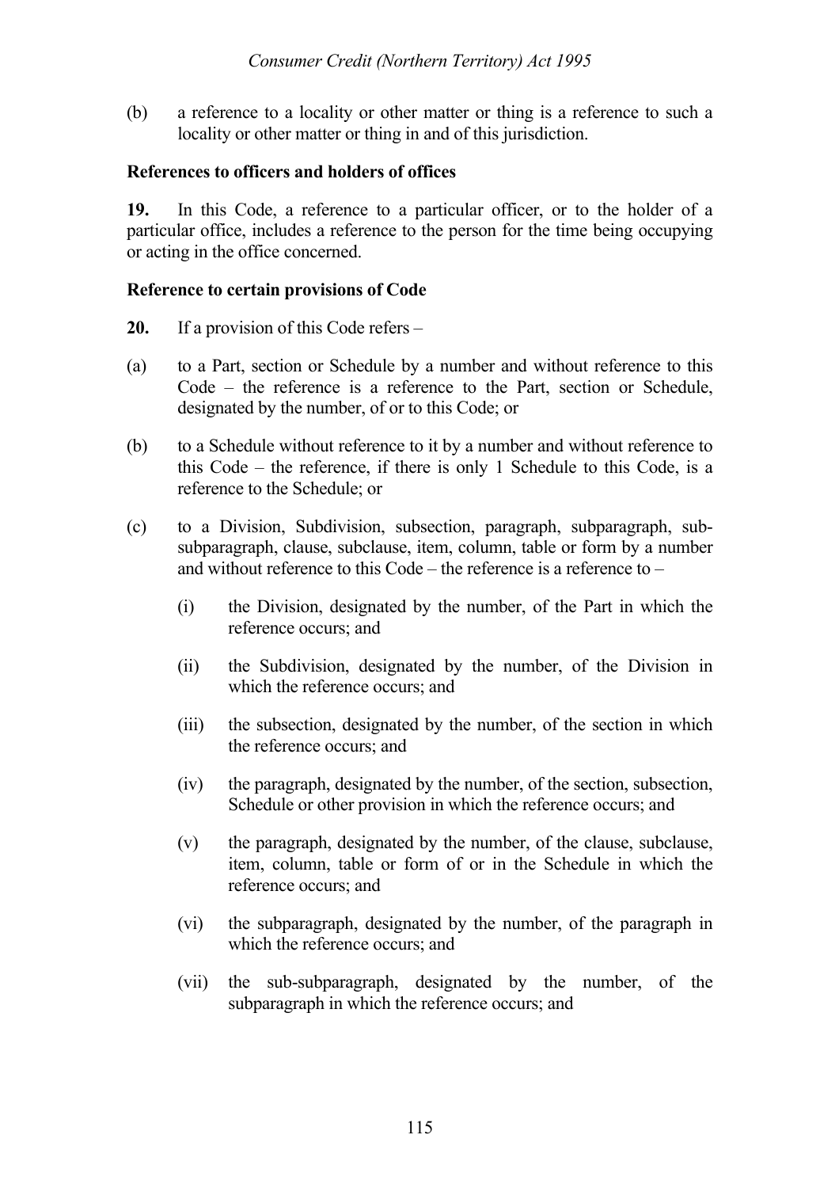(b) a reference to a locality or other matter or thing is a reference to such a locality or other matter or thing in and of this jurisdiction.

**References to officers and holders of offices**

**19.** In this Code, a reference to a particular officer, or to the holder of a particular office, includes a reference to the person for the time being occupying or acting in the office concerned.

**Reference to certain provisions of Code**

**20.** If a provision of this Code refers –

(a) to a Part, section or Schedule by a number and without reference to this Code – the reference is a reference to the Part, section or Schedule, designated by the number, of or to this Code; or

(b) to a Schedule without reference to it by a number and without reference to this Code – the reference, if there is only 1 Schedule to this Code, is a reference to the Schedule; or

(c) to a Division, Subdivision, subsection, paragraph, subparagraph, sub-subparagraph, clause, subclause, item, column, table or form by a number and without reference to this Code – the reference is a reference to –

  (i) the Division, designated by the number, of the Part in which the reference occurs; and

  (ii) the Subdivision, designated by the number, of the Division in which the reference occurs; and

  (iii) the subsection, designated by the number, of the section in which the reference occurs; and

  (iv) the paragraph, designated by the number, of the section, subsection, Schedule or other provision in which the reference occurs; and

  (v) the paragraph, designated by the number, of the clause, subclause, item, column, table or form of or in the Schedule in which the reference occurs; and

  (vi) the subparagraph, designated by the number, of the paragraph in which the reference occurs; and

  (vii) the sub-subparagraph, designated by the number, of the subparagraph in which the reference occurs; and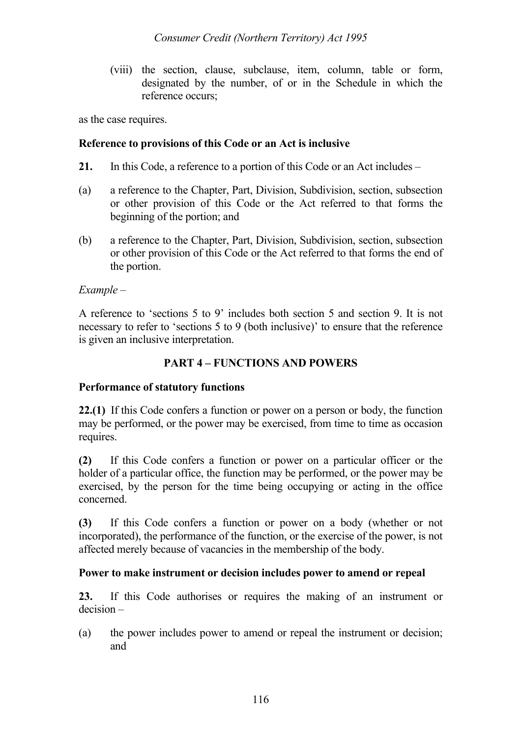(viii) the section, clause, subclause, item, column, table or form, designated by the number, of or in the Schedule in which the reference occurs;

as the case requires.

**Reference to provisions of this Code or an Act is inclusive**

**21.** In this Code, a reference to a portion of this Code or an Act includes –

(a) a reference to the Chapter, Part, Division, Subdivision, section, subsection or other provision of this Code or the Act referred to that forms the beginning of the portion; and

(b) a reference to the Chapter, Part, Division, Subdivision, section, subsection or other provision of this Code or the Act referred to that forms the end of the portion.

*Example –*

A reference to 'sections 5 to 9' includes both section 5 and section 9. It is not necessary to refer to 'sections 5 to 9 (both inclusive)' to ensure that the reference is given an inclusive interpretation.

## PART 4 – FUNCTIONS AND POWERS

**Performance of statutory functions**

**22.(1)** If this Code confers a function or power on a person or body, the function may be performed, or the power may be exercised, from time to time as occasion requires.

**(2)** If this Code confers a function or power on a particular officer or the holder of a particular office, the function may be performed, or the power may be exercised, by the person for the time being occupying or acting in the office concerned.

**(3)** If this Code confers a function or power on a body (whether or not incorporated), the performance of the function, or the exercise of the power, is not affected merely because of vacancies in the membership of the body.

**Power to make instrument or decision includes power to amend or repeal**

**23.** If this Code authorises or requires the making of an instrument or decision –

(a) the power includes power to amend or repeal the instrument or decision; and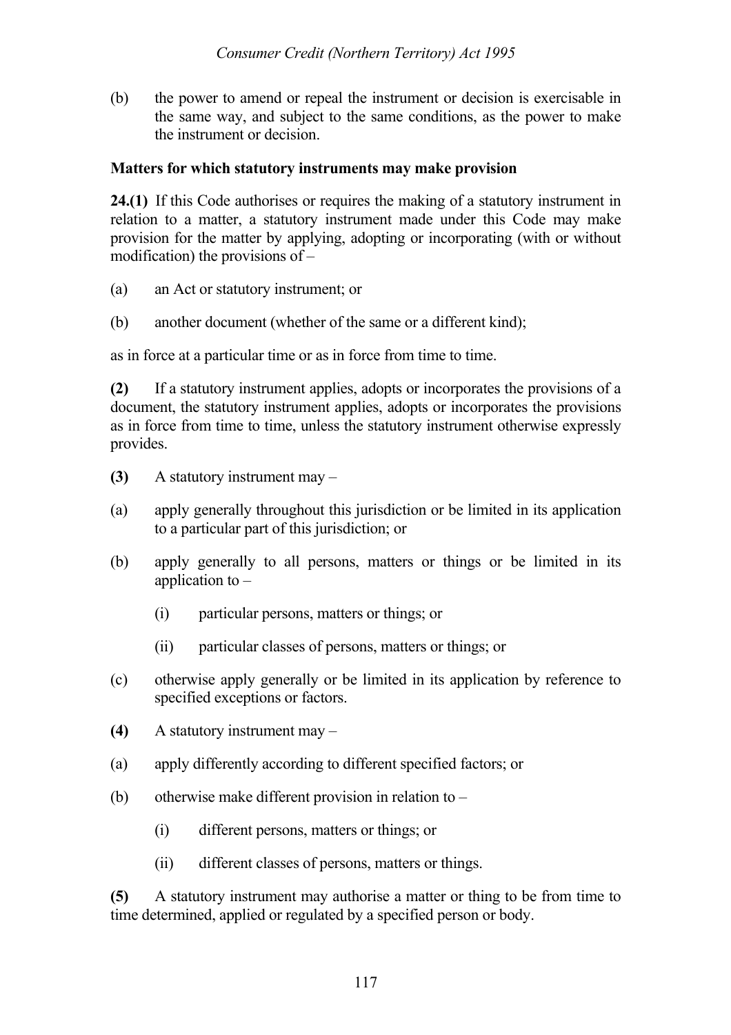(b) the power to amend or repeal the instrument or decision is exercisable in the same way, and subject to the same conditions, as the power to make the instrument or decision.

**Matters for which statutory instruments may make provision**

**24.(1)** If this Code authorises or requires the making of a statutory instrument in relation to a matter, a statutory instrument made under this Code may make provision for the matter by applying, adopting or incorporating (with or without modification) the provisions of –

(a) an Act or statutory instrument; or

(b) another document (whether of the same or a different kind);

as in force at a particular time or as in force from time to time.

**(2)** If a statutory instrument applies, adopts or incorporates the provisions of a document, the statutory instrument applies, adopts or incorporates the provisions as in force from time to time, unless the statutory instrument otherwise expressly provides.

**(3)** A statutory instrument may –

(a) apply generally throughout this jurisdiction or be limited in its application to a particular part of this jurisdiction; or

(b) apply generally to all persons, matters or things or be limited in its application to –

    (i) particular persons, matters or things; or

    (ii) particular classes of persons, matters or things; or

(c) otherwise apply generally or be limited in its application by reference to specified exceptions or factors.

**(4)** A statutory instrument may –

(a) apply differently according to different specified factors; or

(b) otherwise make different provision in relation to –

    (i) different persons, matters or things; or

    (ii) different classes of persons, matters or things.

**(5)** A statutory instrument may authorise a matter or thing to be from time to time determined, applied or regulated by a specified person or body.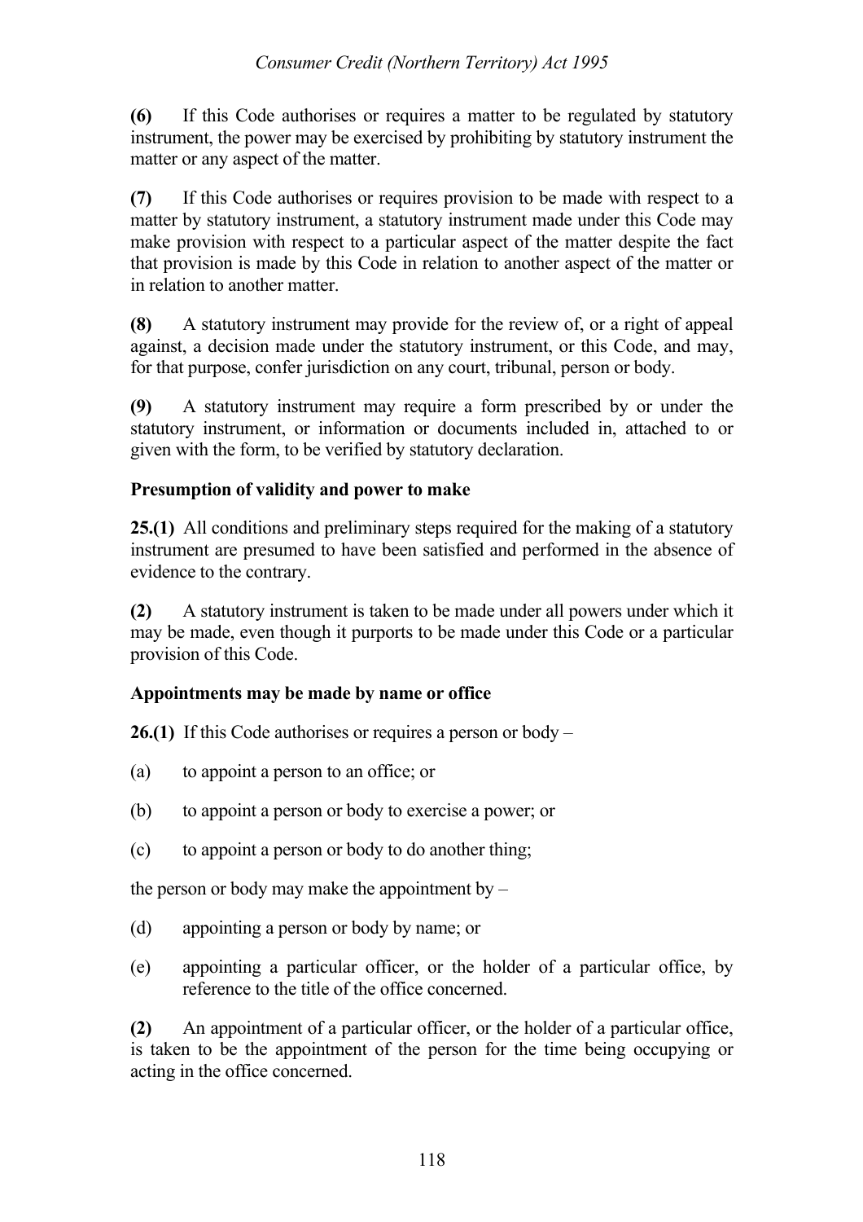**(6)** If this Code authorises or requires a matter to be regulated by statutory instrument, the power may be exercised by prohibiting by statutory instrument the matter or any aspect of the matter.

**(7)** If this Code authorises or requires provision to be made with respect to a matter by statutory instrument, a statutory instrument made under this Code may make provision with respect to a particular aspect of the matter despite the fact that provision is made by this Code in relation to another aspect of the matter or in relation to another matter.

**(8)** A statutory instrument may provide for the review of, or a right of appeal against, a decision made under the statutory instrument, or this Code, and may, for that purpose, confer jurisdiction on any court, tribunal, person or body.

**(9)** A statutory instrument may require a form prescribed by or under the statutory instrument, or information or documents included in, attached to or given with the form, to be verified by statutory declaration.

**Presumption of validity and power to make**

**25.(1)** All conditions and preliminary steps required for the making of a statutory instrument are presumed to have been satisfied and performed in the absence of evidence to the contrary.

**(2)** A statutory instrument is taken to be made under all powers under which it may be made, even though it purports to be made under this Code or a particular provision of this Code.

**Appointments may be made by name or office**

**26.(1)** If this Code authorises or requires a person or body –

(a) to appoint a person to an office; or

(b) to appoint a person or body to exercise a power; or

(c) to appoint a person or body to do another thing;

the person or body may make the appointment by –

(d) appointing a person or body by name; or

(e) appointing a particular officer, or the holder of a particular office, by reference to the title of the office concerned.

**(2)** An appointment of a particular officer, or the holder of a particular office, is taken to be the appointment of the person for the time being occupying or acting in the office concerned.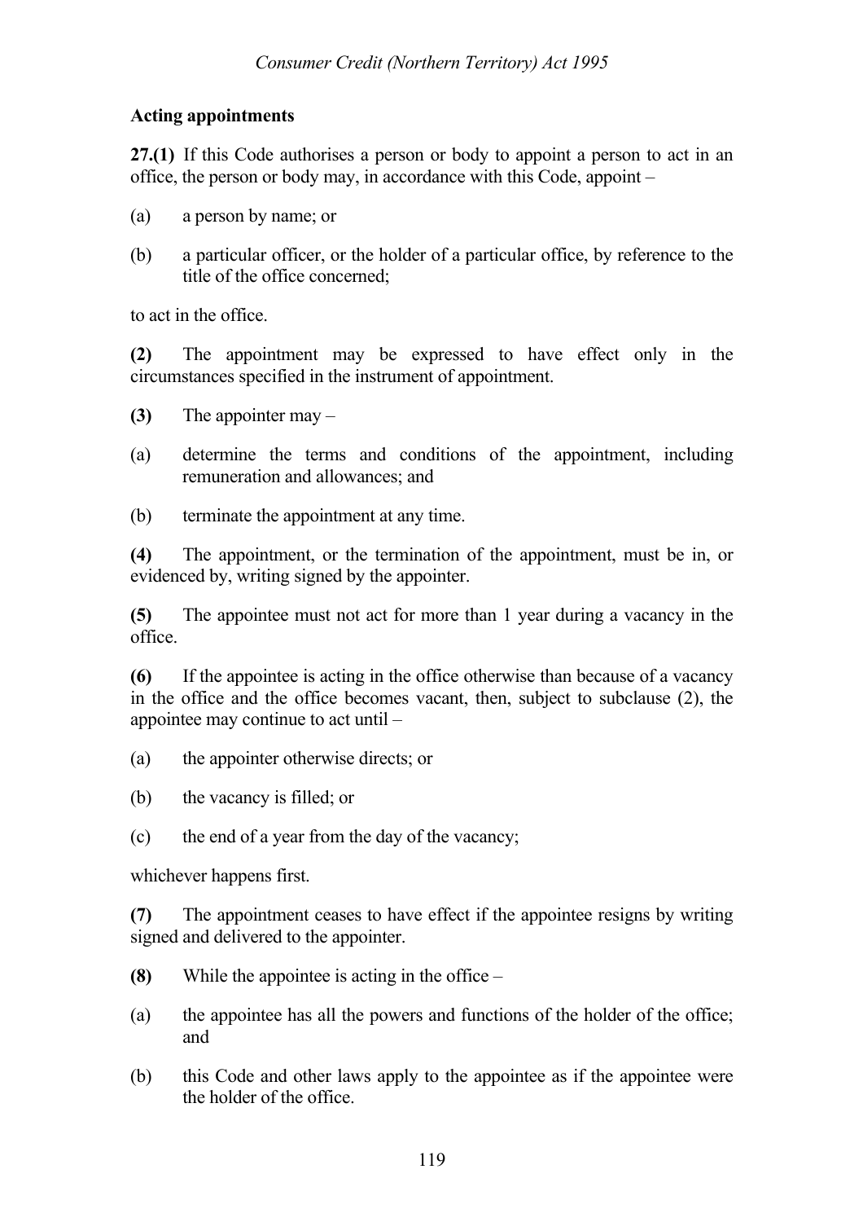**Acting appointments**

**27.(1)** If this Code authorises a person or body to appoint a person to act in an office, the person or body may, in accordance with this Code, appoint –

(a) a person by name; or

(b) a particular officer, or the holder of a particular office, by reference to the title of the office concerned;

to act in the office.

**(2)** The appointment may be expressed to have effect only in the circumstances specified in the instrument of appointment.

**(3)** The appointer may –

(a) determine the terms and conditions of the appointment, including remuneration and allowances; and

(b) terminate the appointment at any time.

**(4)** The appointment, or the termination of the appointment, must be in, or evidenced by, writing signed by the appointer.

**(5)** The appointee must not act for more than 1 year during a vacancy in the office.

**(6)** If the appointee is acting in the office otherwise than because of a vacancy in the office and the office becomes vacant, then, subject to subclause (2), the appointee may continue to act until –

(a) the appointer otherwise directs; or

(b) the vacancy is filled; or

(c) the end of a year from the day of the vacancy;

whichever happens first.

**(7)** The appointment ceases to have effect if the appointee resigns by writing signed and delivered to the appointer.

**(8)** While the appointee is acting in the office –

(a) the appointee has all the powers and functions of the holder of the office; and

(b) this Code and other laws apply to the appointee as if the appointee were the holder of the office.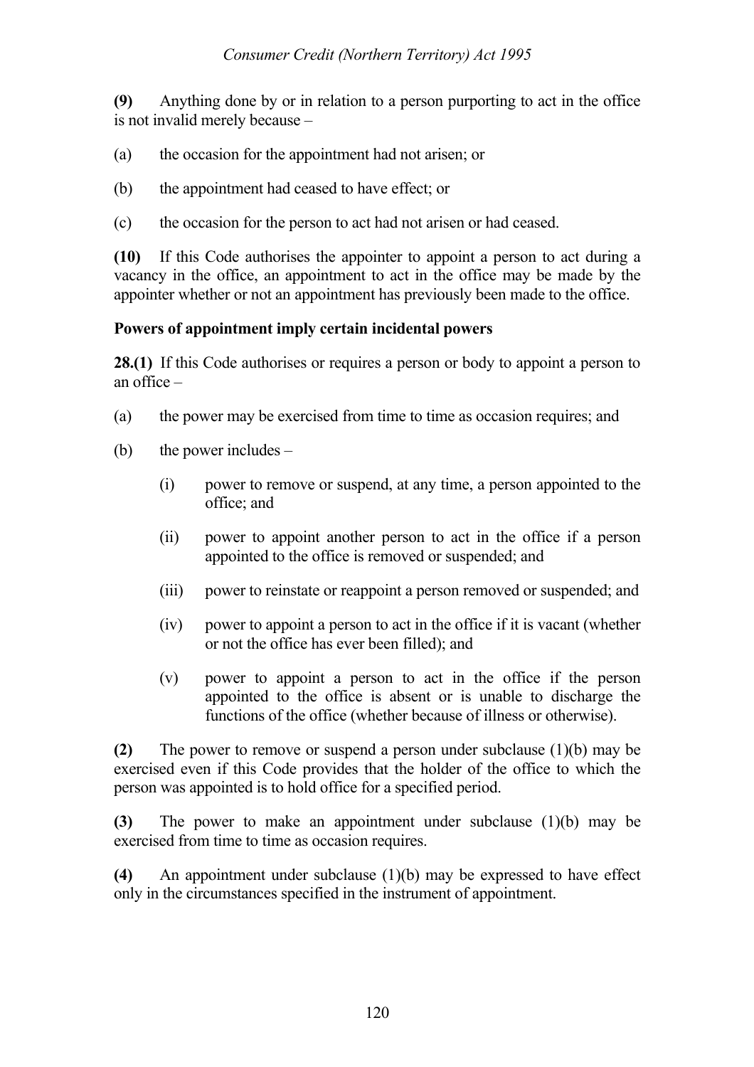**(9)** Anything done by or in relation to a person purporting to act in the office is not invalid merely because –

(a) the occasion for the appointment had not arisen; or

(b) the appointment had ceased to have effect; or

(c) the occasion for the person to act had not arisen or had ceased.

**(10)** If this Code authorises the appointer to appoint a person to act during a vacancy in the office, an appointment to act in the office may be made by the appointer whether or not an appointment has previously been made to the office.

**Powers of appointment imply certain incidental powers**

**28.(1)** If this Code authorises or requires a person or body to appoint a person to an office –

(a) the power may be exercised from time to time as occasion requires; and

(b) the power includes –

 (i) power to remove or suspend, at any time, a person appointed to the office; and

 (ii) power to appoint another person to act in the office if a person appointed to the office is removed or suspended; and

 (iii) power to reinstate or reappoint a person removed or suspended; and

 (iv) power to appoint a person to act in the office if it is vacant (whether or not the office has ever been filled); and

 (v) power to appoint a person to act in the office if the person appointed to the office is absent or is unable to discharge the functions of the office (whether because of illness or otherwise).

**(2)** The power to remove or suspend a person under subclause (1)(b) may be exercised even if this Code provides that the holder of the office to which the person was appointed is to hold office for a specified period.

**(3)** The power to make an appointment under subclause (1)(b) may be exercised from time to time as occasion requires.

**(4)** An appointment under subclause (1)(b) may be expressed to have effect only in the circumstances specified in the instrument of appointment.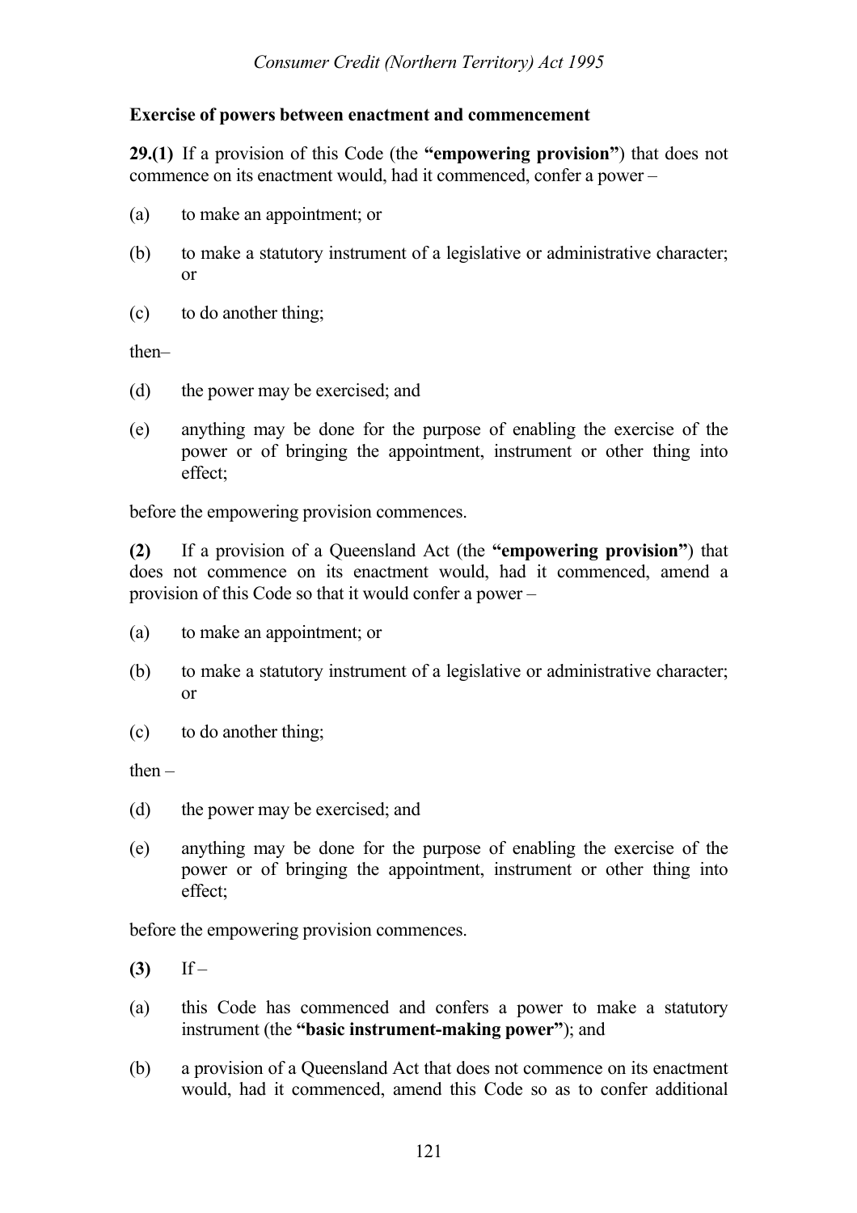**Exercise of powers between enactment and commencement**

**29.(1)** If a provision of this Code (the **"empowering provision"**) that does not commence on its enactment would, had it commenced, confer a power –

(a) to make an appointment; or

(b) to make a statutory instrument of a legislative or administrative character; or

(c) to do another thing;

then–

(d) the power may be exercised; and

(e) anything may be done for the purpose of enabling the exercise of the power or of bringing the appointment, instrument or other thing into effect;

before the empowering provision commences.

**(2)** If a provision of a Queensland Act (the **"empowering provision"**) that does not commence on its enactment would, had it commenced, amend a provision of this Code so that it would confer a power –

(a) to make an appointment; or

(b) to make a statutory instrument of a legislative or administrative character; or

(c) to do another thing;

then –

(d) the power may be exercised; and

(e) anything may be done for the purpose of enabling the exercise of the power or of bringing the appointment, instrument or other thing into effect;

before the empowering provision commences.

**(3)** If –

(a) this Code has commenced and confers a power to make a statutory instrument (the **"basic instrument-making power"**); and

(b) a provision of a Queensland Act that does not commence on its enactment would, had it commenced, amend this Code so as to confer additional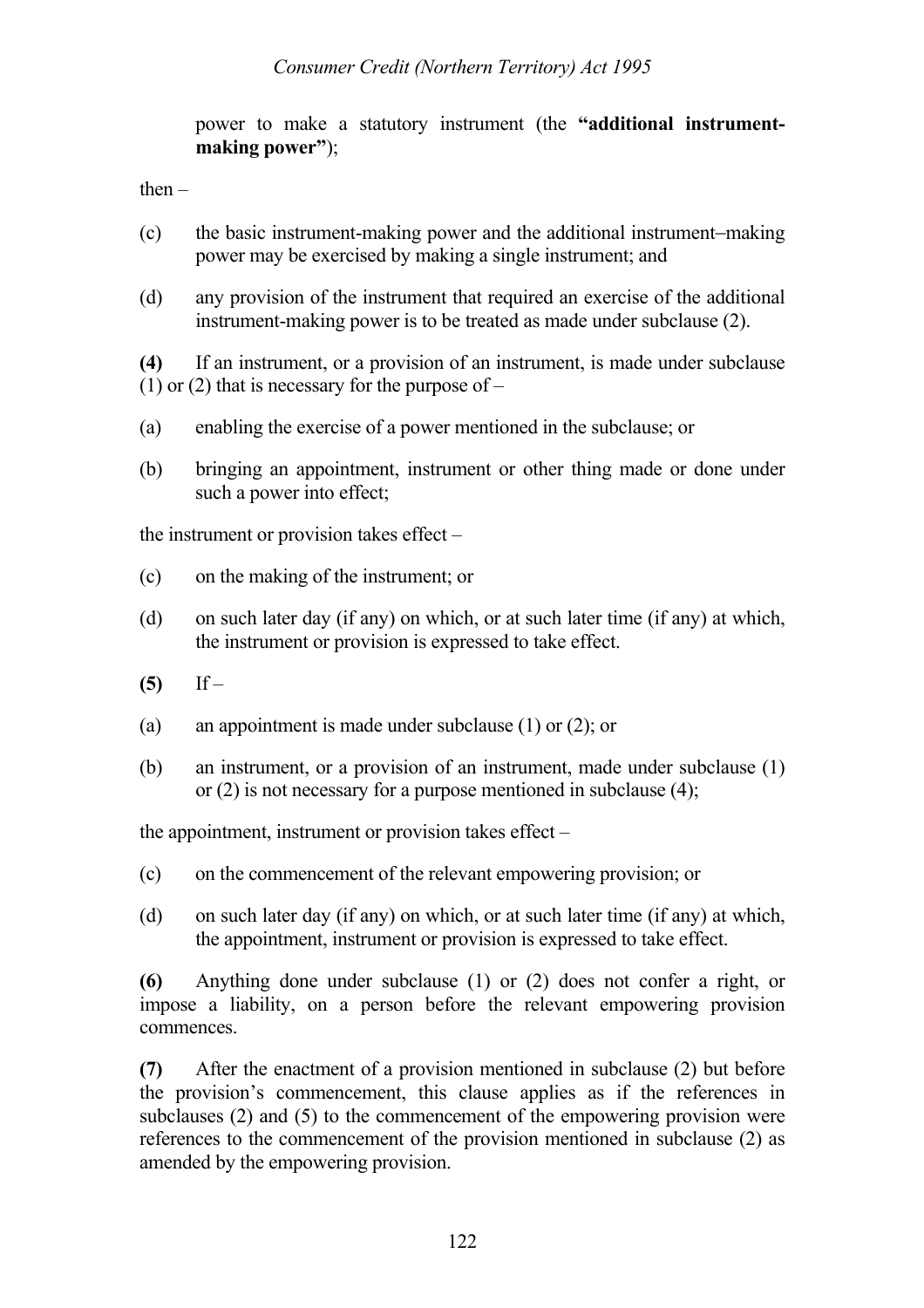power to make a statutory instrument (the **"additional instrument-making power"**);

then –

(c) the basic instrument-making power and the additional instrument–making power may be exercised by making a single instrument; and

(d) any provision of the instrument that required an exercise of the additional instrument-making power is to be treated as made under subclause (2).

**(4)** If an instrument, or a provision of an instrument, is made under subclause (1) or (2) that is necessary for the purpose of –

(a) enabling the exercise of a power mentioned in the subclause; or

(b) bringing an appointment, instrument or other thing made or done under such a power into effect;

the instrument or provision takes effect –

(c) on the making of the instrument; or

(d) on such later day (if any) on which, or at such later time (if any) at which, the instrument or provision is expressed to take effect.

**(5)** If –

(a) an appointment is made under subclause (1) or (2); or

(b) an instrument, or a provision of an instrument, made under subclause (1) or (2) is not necessary for a purpose mentioned in subclause (4);

the appointment, instrument or provision takes effect –

(c) on the commencement of the relevant empowering provision; or

(d) on such later day (if any) on which, or at such later time (if any) at which, the appointment, instrument or provision is expressed to take effect.

**(6)** Anything done under subclause (1) or (2) does not confer a right, or impose a liability, on a person before the relevant empowering provision commences.

**(7)** After the enactment of a provision mentioned in subclause (2) but before the provision's commencement, this clause applies as if the references in subclauses (2) and (5) to the commencement of the empowering provision were references to the commencement of the provision mentioned in subclause (2) as amended by the empowering provision.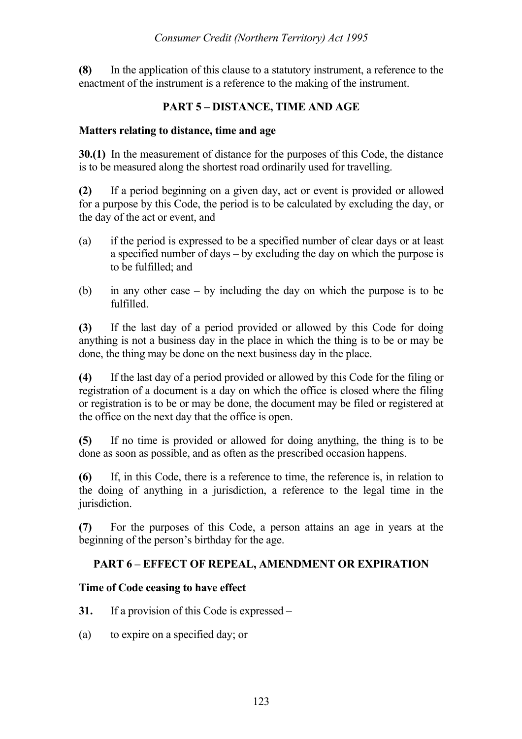**(8)** In the application of this clause to a statutory instrument, a reference to the enactment of the instrument is a reference to the making of the instrument.

## PART 5 – DISTANCE, TIME AND AGE

### Matters relating to distance, time and age

**30.(1)** In the measurement of distance for the purposes of this Code, the distance is to be measured along the shortest road ordinarily used for travelling.

**(2)** If a period beginning on a given day, act or event is provided or allowed for a purpose by this Code, the period is to be calculated by excluding the day, or the day of the act or event, and –

(a) if the period is expressed to be a specified number of clear days or at least a specified number of days – by excluding the day on which the purpose is to be fulfilled; and

(b) in any other case – by including the day on which the purpose is to be fulfilled.

**(3)** If the last day of a period provided or allowed by this Code for doing anything is not a business day in the place in which the thing is to be or may be done, the thing may be done on the next business day in the place.

**(4)** If the last day of a period provided or allowed by this Code for the filing or registration of a document is a day on which the office is closed where the filing or registration is to be or may be done, the document may be filed or registered at the office on the next day that the office is open.

**(5)** If no time is provided or allowed for doing anything, the thing is to be done as soon as possible, and as often as the prescribed occasion happens.

**(6)** If, in this Code, there is a reference to time, the reference is, in relation to the doing of anything in a jurisdiction, a reference to the legal time in the jurisdiction.

**(7)** For the purposes of this Code, a person attains an age in years at the beginning of the person's birthday for the age.

## PART 6 – EFFECT OF REPEAL, AMENDMENT OR EXPIRATION

### Time of Code ceasing to have effect

**31.** If a provision of this Code is expressed –

(a) to expire on a specified day; or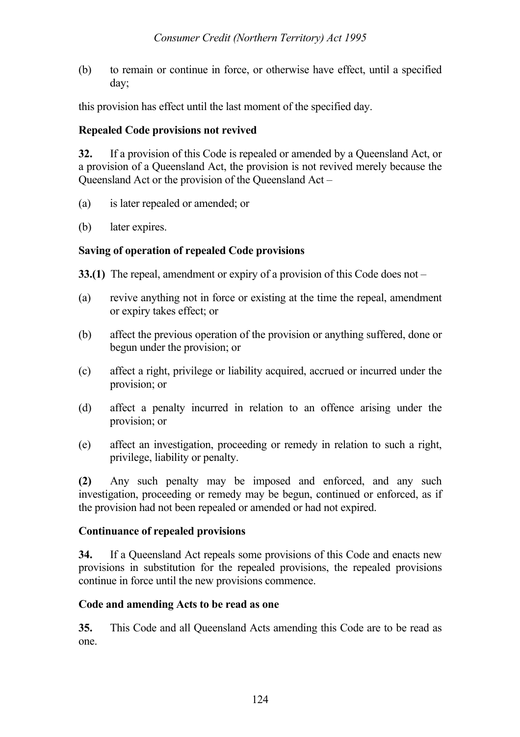(b) to remain or continue in force, or otherwise have effect, until a specified day;

this provision has effect until the last moment of the specified day.

**Repealed Code provisions not revived**

**32.** If a provision of this Code is repealed or amended by a Queensland Act, or a provision of a Queensland Act, the provision is not revived merely because the Queensland Act or the provision of the Queensland Act –

(a) is later repealed or amended; or

(b) later expires.

**Saving of operation of repealed Code provisions**

**33.(1)** The repeal, amendment or expiry of a provision of this Code does not –

(a) revive anything not in force or existing at the time the repeal, amendment or expiry takes effect; or

(b) affect the previous operation of the provision or anything suffered, done or begun under the provision; or

(c) affect a right, privilege or liability acquired, accrued or incurred under the provision; or

(d) affect a penalty incurred in relation to an offence arising under the provision; or

(e) affect an investigation, proceeding or remedy in relation to such a right, privilege, liability or penalty.

**(2)** Any such penalty may be imposed and enforced, and any such investigation, proceeding or remedy may be begun, continued or enforced, as if the provision had not been repealed or amended or had not expired.

**Continuance of repealed provisions**

**34.** If a Queensland Act repeals some provisions of this Code and enacts new provisions in substitution for the repealed provisions, the repealed provisions continue in force until the new provisions commence.

**Code and amending Acts to be read as one**

**35.** This Code and all Queensland Acts amending this Code are to be read as one.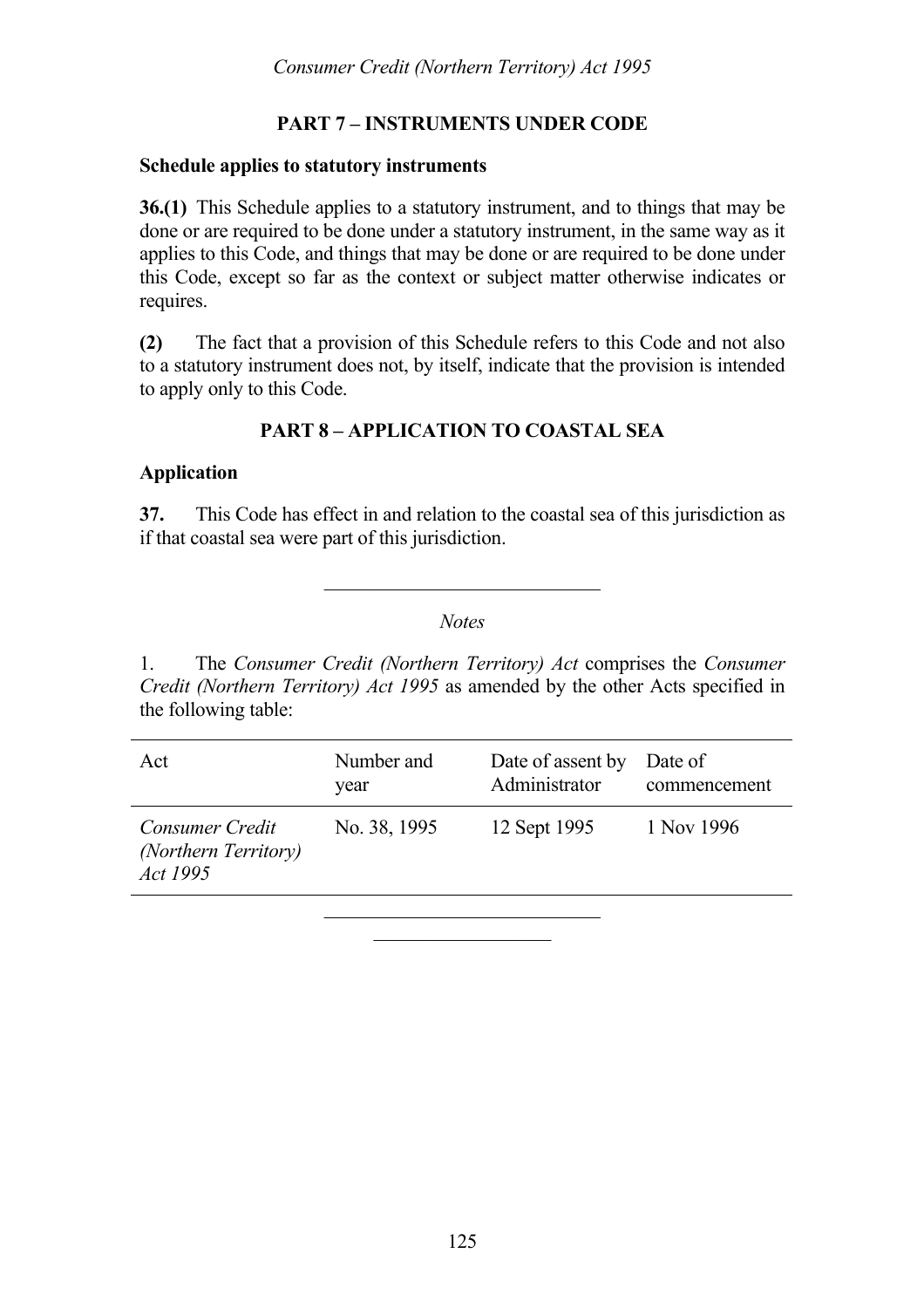## PART 7 – INSTRUMENTS UNDER CODE

**Schedule applies to statutory instruments**

**36.(1)** This Schedule applies to a statutory instrument, and to things that may be done or are required to be done under a statutory instrument, in the same way as it applies to this Code, and things that may be done or are required to be done under this Code, except so far as the context or subject matter otherwise indicates or requires.

**(2)** The fact that a provision of this Schedule refers to this Code and not also to a statutory instrument does not, by itself, indicate that the provision is intended to apply only to this Code.

## PART 8 – APPLICATION TO COASTAL SEA

**Application**

**37.** This Code has effect in and relation to the coastal sea of this jurisdiction as if that coastal sea were part of this jurisdiction.

---

*Notes*

1. The *Consumer Credit (Northern Territory) Act* comprises the *Consumer Credit (Northern Territory) Act 1995* as amended by the other Acts specified in the following table:

| Act | Number and year | Date of assent by Administrator | Date of commencement |
|---|---|---|---|
| *Consumer Credit (Northern Territory) Act 1995* | No. 38, 1995 | 12 Sept 1995 | 1 Nov 1996 |